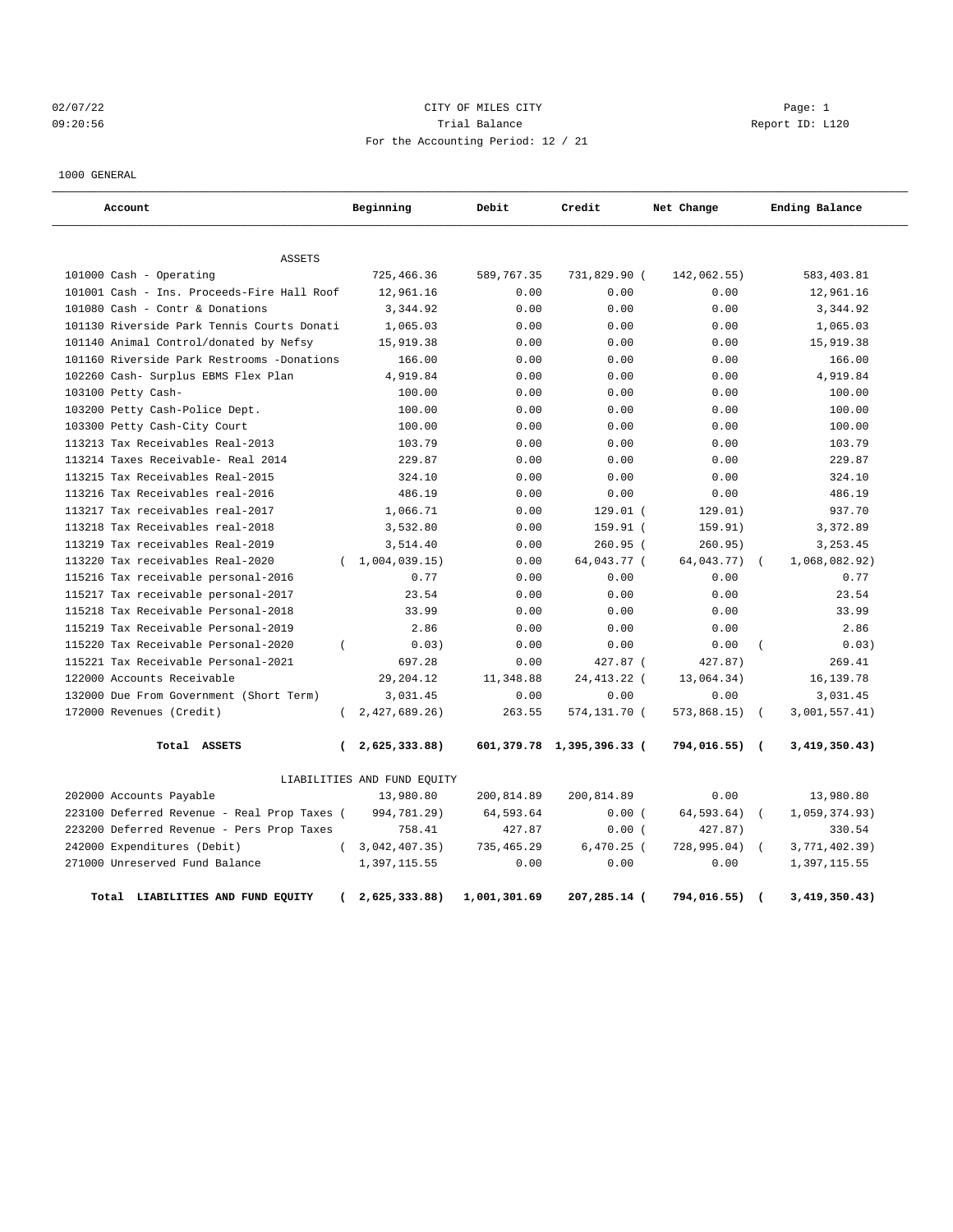02/07/22 CITY OF MILES CITY Page: 1
09:20:56 Trial Balance Report ID: L120
For the Accounting Period: 12 / 21

1000 GENERAL

| Account | Beginning | Debit | Credit | Net Change | Ending Balance |
|---|---|---|---|---|---|
| ASSETS | | | | | |
| 101000 Cash - Operating | 725,466.36 | 589,767.35 | 731,829.90 | ( 142,062.55) | 583,403.81 |
| 101001 Cash - Ins. Proceeds-Fire Hall Roof | 12,961.16 | 0.00 | 0.00 | 0.00 | 12,961.16 |
| 101080 Cash - Contr & Donations | 3,344.92 | 0.00 | 0.00 | 0.00 | 3,344.92 |
| 101130 Riverside Park Tennis Courts Donati | 1,065.03 | 0.00 | 0.00 | 0.00 | 1,065.03 |
| 101140 Animal Control/donated by Nefsy | 15,919.38 | 0.00 | 0.00 | 0.00 | 15,919.38 |
| 101160 Riverside Park Restrooms -Donations | 166.00 | 0.00 | 0.00 | 0.00 | 166.00 |
| 102260 Cash- Surplus EBMS Flex Plan | 4,919.84 | 0.00 | 0.00 | 0.00 | 4,919.84 |
| 103100 Petty Cash- | 100.00 | 0.00 | 0.00 | 0.00 | 100.00 |
| 103200 Petty Cash-Police Dept. | 100.00 | 0.00 | 0.00 | 0.00 | 100.00 |
| 103300 Petty Cash-City Court | 100.00 | 0.00 | 0.00 | 0.00 | 100.00 |
| 113213 Tax Receivables Real-2013 | 103.79 | 0.00 | 0.00 | 0.00 | 103.79 |
| 113214 Taxes Receivable- Real 2014 | 229.87 | 0.00 | 0.00 | 0.00 | 229.87 |
| 113215 Tax Receivables Real-2015 | 324.10 | 0.00 | 0.00 | 0.00 | 324.10 |
| 113216 Tax Receivables real-2016 | 486.19 | 0.00 | 0.00 | 0.00 | 486.19 |
| 113217 Tax receivables real-2017 | 1,066.71 | 0.00 | 129.01 | ( 129.01) | 937.70 |
| 113218 Tax Receivables real-2018 | 3,532.80 | 0.00 | 159.91 | ( 159.91) | 3,372.89 |
| 113219 Tax receivables Real-2019 | 3,514.40 | 0.00 | 260.95 | ( 260.95) | 3,253.45 |
| 113220 Tax receivables Real-2020 | ( 1,004,039.15) | 0.00 | 64,043.77 | ( 64,043.77) | ( 1,068,082.92) |
| 115216 Tax receivable personal-2016 | 0.77 | 0.00 | 0.00 | 0.00 | 0.77 |
| 115217 Tax receivable personal-2017 | 23.54 | 0.00 | 0.00 | 0.00 | 23.54 |
| 115218 Tax Receivable Personal-2018 | 33.99 | 0.00 | 0.00 | 0.00 | 33.99 |
| 115219 Tax Receivable Personal-2019 | 2.86 | 0.00 | 0.00 | 0.00 | 2.86 |
| 115220 Tax Receivable Personal-2020 | ( 0.03) | 0.00 | 0.00 | 0.00 | ( 0.03) |
| 115221 Tax Receivable Personal-2021 | 697.28 | 0.00 | 427.87 | ( 427.87) | 269.41 |
| 122000 Accounts Receivable | 29,204.12 | 11,348.88 | 24,413.22 | ( 13,064.34) | 16,139.78 |
| 132000 Due From Government (Short Term) | 3,031.45 | 0.00 | 0.00 | 0.00 | 3,031.45 |
| 172000 Revenues (Credit) | ( 2,427,689.26) | 263.55 | 574,131.70 | ( 573,868.15) | ( 3,001,557.41) |
| **Total ASSETS** | **( 2,625,333.88)** | **601,379.78** | **1,395,396.33** | **( 794,016.55)** | **( 3,419,350.43)** |
| LIABILITIES AND FUND EQUITY | | | | | |
| 202000 Accounts Payable | 13,980.80 | 200,814.89 | 200,814.89 | 0.00 | 13,980.80 |
| 223100 Deferred Revenue - Real Prop Taxes | ( 994,781.29) | 64,593.64 | 0.00 | ( 64,593.64) | ( 1,059,374.93) |
| 223200 Deferred Revenue - Pers Prop Taxes | 758.41 | 427.87 | 0.00 | ( 427.87) | 330.54 |
| 242000 Expenditures (Debit) | ( 3,042,407.35) | 735,465.29 | 6,470.25 | ( 728,995.04) | ( 3,771,402.39) |
| 271000 Unreserved Fund Balance | 1,397,115.55 | 0.00 | 0.00 | 0.00 | 1,397,115.55 |
| **Total LIABILITIES AND FUND EQUITY** | **( 2,625,333.88)** | **1,001,301.69** | **207,285.14** | **( 794,016.55)** | **( 3,419,350.43)** |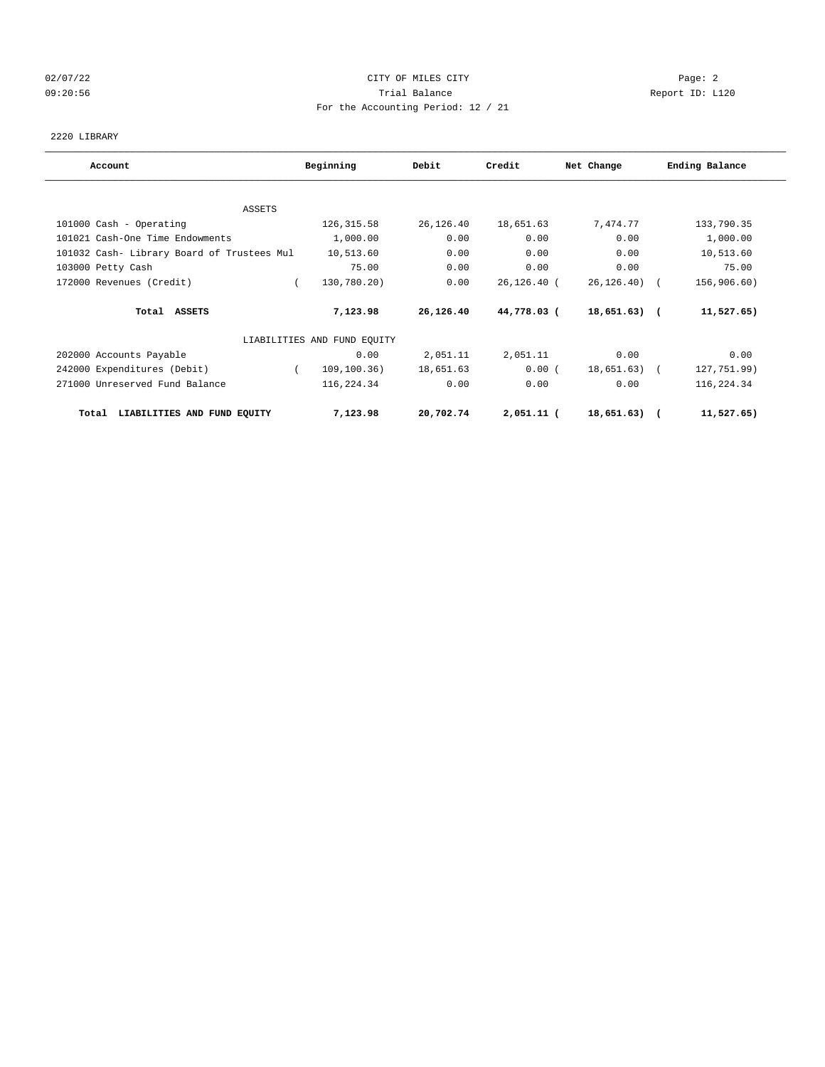CITY OF MILES CITY

Trial Balance

For the Accounting Period: 12 / 21

2220 LIBRARY

| Account | Beginning | Debit | Credit | Net Change | Ending Balance |
|---|---|---|---|---|---|
| ASSETS | | | | | |
| 101000 Cash - Operating | 126,315.58 | 26,126.40 | 18,651.63 | 7,474.77 | 133,790.35 |
| 101021 Cash-One Time Endowments | 1,000.00 | 0.00 | 0.00 | 0.00 | 1,000.00 |
| 101032 Cash- Library Board of Trustees Mul | 10,513.60 | 0.00 | 0.00 | 0.00 | 10,513.60 |
| 103000 Petty Cash | 75.00 | 0.00 | 0.00 | 0.00 | 75.00 |
| 172000 Revenues (Credit) | ( 130,780.20) | 0.00 | 26,126.40 | ( 26,126.40) | ( 156,906.60) |
| **Total ASSETS** | **7,123.98** | **26,126.40** | **44,778.03** | **( 18,651.63)** | **( 11,527.65)** |
| LIABILITIES AND FUND EQUITY | | | | | |
| 202000 Accounts Payable | 0.00 | 2,051.11 | 2,051.11 | 0.00 | 0.00 |
| 242000 Expenditures (Debit) | ( 109,100.36) | 18,651.63 | 0.00 | ( 18,651.63) | ( 127,751.99) |
| 271000 Unreserved Fund Balance | 116,224.34 | 0.00 | 0.00 | 0.00 | 116,224.34 |
| **Total LIABILITIES AND FUND EQUITY** | **7,123.98** | **20,702.74** | **2,051.11** | **( 18,651.63)** | **( 11,527.65)** |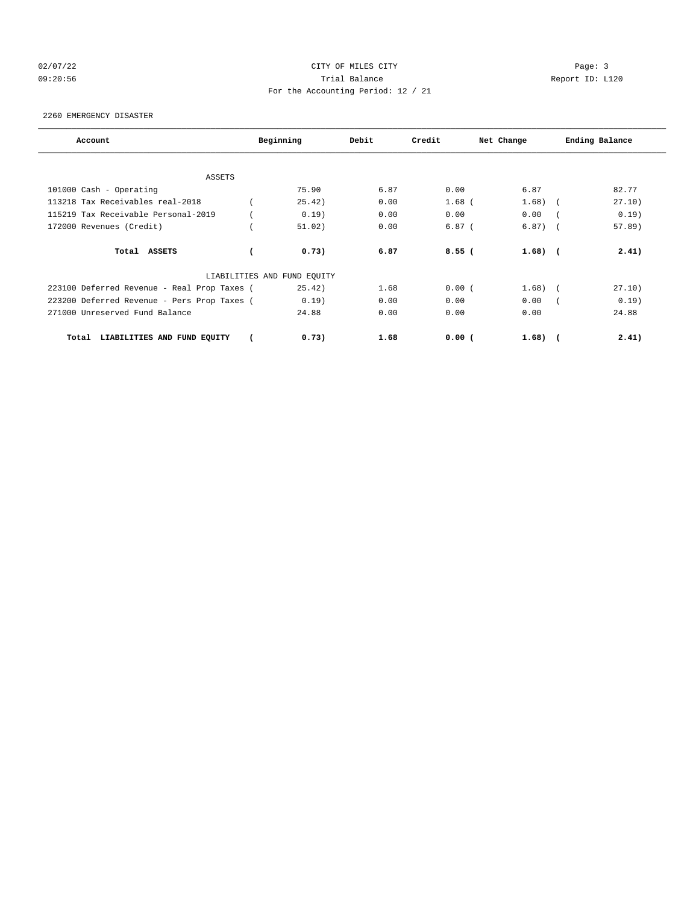CITY OF MILES CITY

Trial Balance

For the Accounting Period: 12 / 21

02/07/22 09:20:56 Report ID: L120

2260 EMERGENCY DISASTER

| Account | Beginning | Debit | Credit | Net Change | Ending Balance |
|---|---|---|---|---|---|
| ASSETS | | | | | |
| 101000 Cash - Operating | 75.90 | 6.87 | 0.00 | 6.87 | 82.77 |
| 113218 Tax Receivables real-2018 | ( 25.42) | 0.00 | 1.68 | ( 1.68) | ( 27.10) |
| 115219 Tax Receivable Personal-2019 | ( 0.19) | 0.00 | 0.00 | 0.00 | ( 0.19) |
| 172000 Revenues (Credit) | ( 51.02) | 0.00 | 6.87 | ( 6.87) | ( 57.89) |
| **Total ASSETS** | **( 0.73)** | **6.87** | **8.55** | **( 1.68)** | **( 2.41)** |
| LIABILITIES AND FUND EQUITY | | | | | |
| 223100 Deferred Revenue - Real Prop Taxes | ( 25.42) | 1.68 | 0.00 | ( 1.68) | ( 27.10) |
| 223200 Deferred Revenue - Pers Prop Taxes | ( 0.19) | 0.00 | 0.00 | 0.00 | ( 0.19) |
| 271000 Unreserved Fund Balance | 24.88 | 0.00 | 0.00 | 0.00 | 24.88 |
| **Total LIABILITIES AND FUND EQUITY** | **( 0.73)** | **1.68** | **0.00** | **( 1.68)** | **( 2.41)** |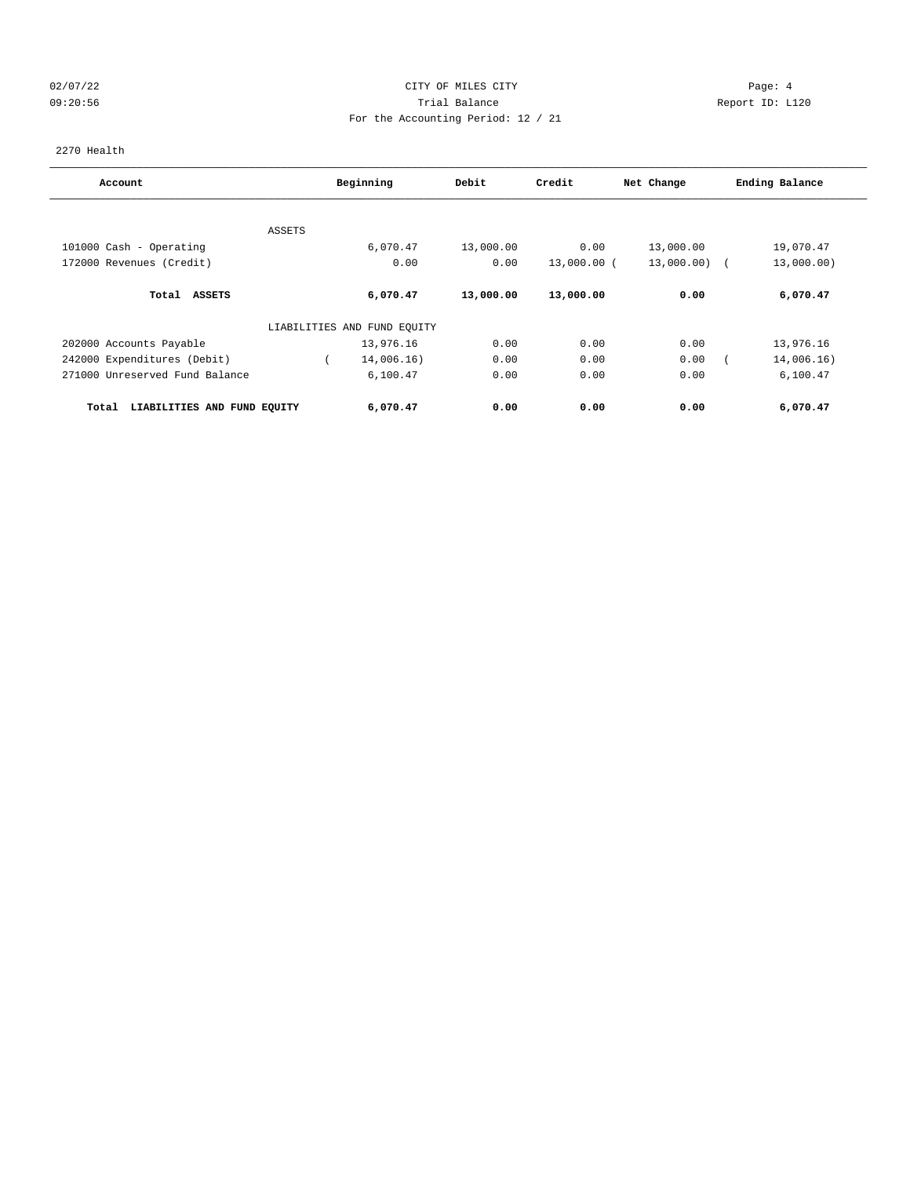CITY OF MILES CITY

Trial Balance

For the Accounting Period: 12 / 21

02/07/22 09:20:56 — Page: 4 — Report ID: L120

2270 Health

| Account | Beginning | Debit | Credit | Net Change | Ending Balance |
|---|---|---|---|---|---|
| ASSETS | | | | | |
| 101000 Cash - Operating | 6,070.47 | 13,000.00 | 0.00 | 13,000.00 | 19,070.47 |
| 172000 Revenues (Credit) | 0.00 | 0.00 | 13,000.00 | (13,000.00) | (13,000.00) |
| **Total ASSETS** | **6,070.47** | **13,000.00** | **13,000.00** | **0.00** | **6,070.47** |
| LIABILITIES AND FUND EQUITY | | | | | |
| 202000 Accounts Payable | 13,976.16 | 0.00 | 0.00 | 0.00 | 13,976.16 |
| 242000 Expenditures (Debit) | (14,006.16) | 0.00 | 0.00 | 0.00 | (14,006.16) |
| 271000 Unreserved Fund Balance | 6,100.47 | 0.00 | 0.00 | 0.00 | 6,100.47 |
| **Total LIABILITIES AND FUND EQUITY** | **6,070.47** | **0.00** | **0.00** | **0.00** | **6,070.47** |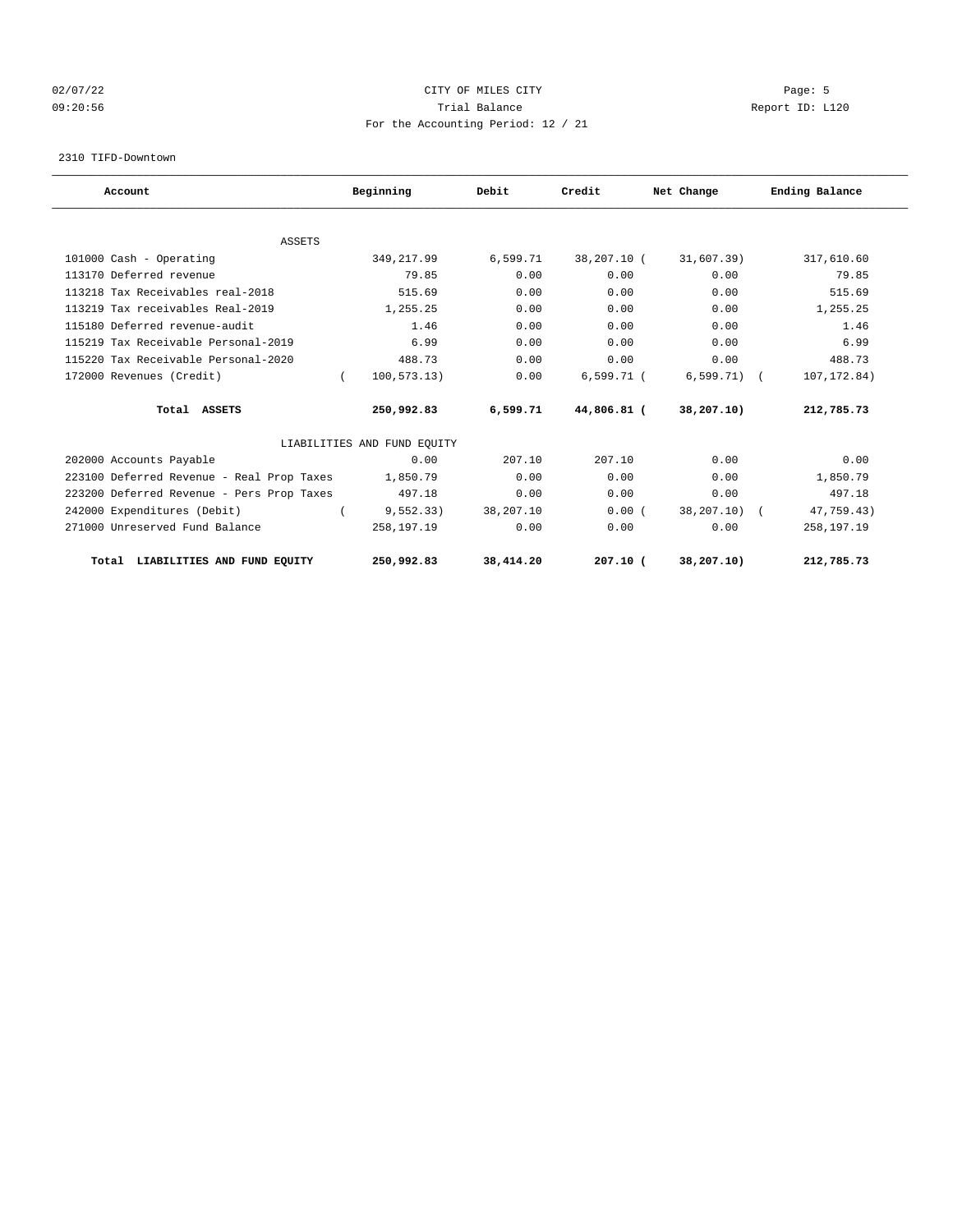CITY OF MILES CITY
Trial Balance
For the Accounting Period: 12 / 21

02/07/22
09:20:56

Page: 5
Report ID: L120

2310 TIFD-Downtown

| Account | Beginning | Debit | Credit | Net Change | Ending Balance |
|---|---|---|---|---|---|
| **ASSETS** | | | | | |
| 101000 Cash - Operating | 349,217.99 | 6,599.71 | 38,207.10 | (31,607.39) | 317,610.60 |
| 113170 Deferred revenue | 79.85 | 0.00 | 0.00 | 0.00 | 79.85 |
| 113218 Tax Receivables real-2018 | 515.69 | 0.00 | 0.00 | 0.00 | 515.69 |
| 113219 Tax receivables Real-2019 | 1,255.25 | 0.00 | 0.00 | 0.00 | 1,255.25 |
| 115180 Deferred revenue-audit | 1.46 | 0.00 | 0.00 | 0.00 | 1.46 |
| 115219 Tax Receivable Personal-2019 | 6.99 | 0.00 | 0.00 | 0.00 | 6.99 |
| 115220 Tax Receivable Personal-2020 | 488.73 | 0.00 | 0.00 | 0.00 | 488.73 |
| 172000 Revenues (Credit) | (100,573.13) | 0.00 | 6,599.71 | (6,599.71) | (107,172.84) |
| **Total ASSETS** | **250,992.83** | **6,599.71** | **44,806.81** | **(38,207.10)** | **212,785.73** |
| **LIABILITIES AND FUND EQUITY** | | | | | |
| 202000 Accounts Payable | 0.00 | 207.10 | 207.10 | 0.00 | 0.00 |
| 223100 Deferred Revenue - Real Prop Taxes | 1,850.79 | 0.00 | 0.00 | 0.00 | 1,850.79 |
| 223200 Deferred Revenue - Pers Prop Taxes | 497.18 | 0.00 | 0.00 | 0.00 | 497.18 |
| 242000 Expenditures (Debit) | (9,552.33) | 38,207.10 | 0.00 | (38,207.10) | (47,759.43) |
| 271000 Unreserved Fund Balance | 258,197.19 | 0.00 | 0.00 | 0.00 | 258,197.19 |
| **Total LIABILITIES AND FUND EQUITY** | **250,992.83** | **38,414.20** | **207.10** | **(38,207.10)** | **212,785.73** |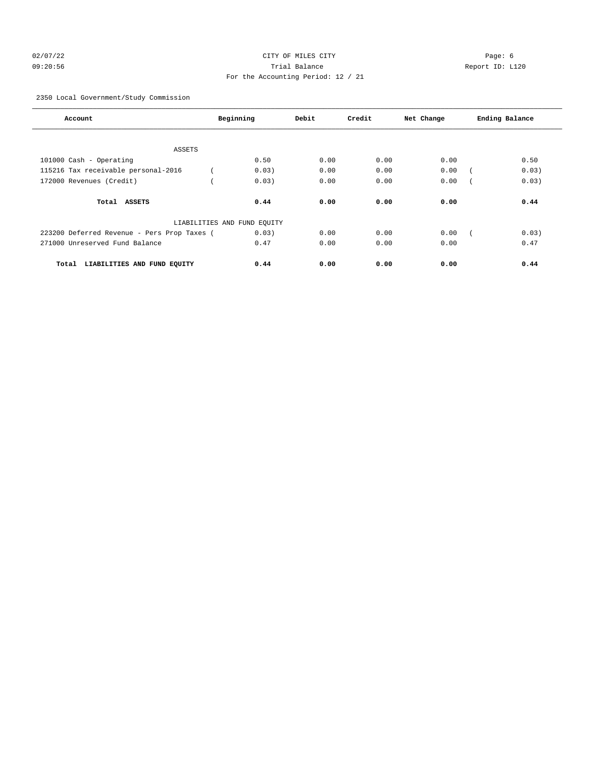CITY OF MILES CITY

Trial Balance

For the Accounting Period: 12 / 21

2350 Local Government/Study Commission

| Account | Beginning | Debit | Credit | Net Change | Ending Balance |
|---|---|---|---|---|---|
| ASSETS | | | | | |
| 101000 Cash - Operating | 0.50 | 0.00 | 0.00 | 0.00 | 0.50 |
| 115216 Tax receivable personal-2016 | ( 0.03) | 0.00 | 0.00 | 0.00 | ( 0.03) |
| 172000 Revenues (Credit) | ( 0.03) | 0.00 | 0.00 | 0.00 | ( 0.03) |
| **Total ASSETS** | **0.44** | **0.00** | **0.00** | **0.00** | **0.44** |
| LIABILITIES AND FUND EQUITY | | | | | |
| 223200 Deferred Revenue - Pers Prop Taxes | ( 0.03) | 0.00 | 0.00 | 0.00 | ( 0.03) |
| 271000 Unreserved Fund Balance | 0.47 | 0.00 | 0.00 | 0.00 | 0.47 |
| **Total LIABILITIES AND FUND EQUITY** | **0.44** | **0.00** | **0.00** | **0.00** | **0.44** |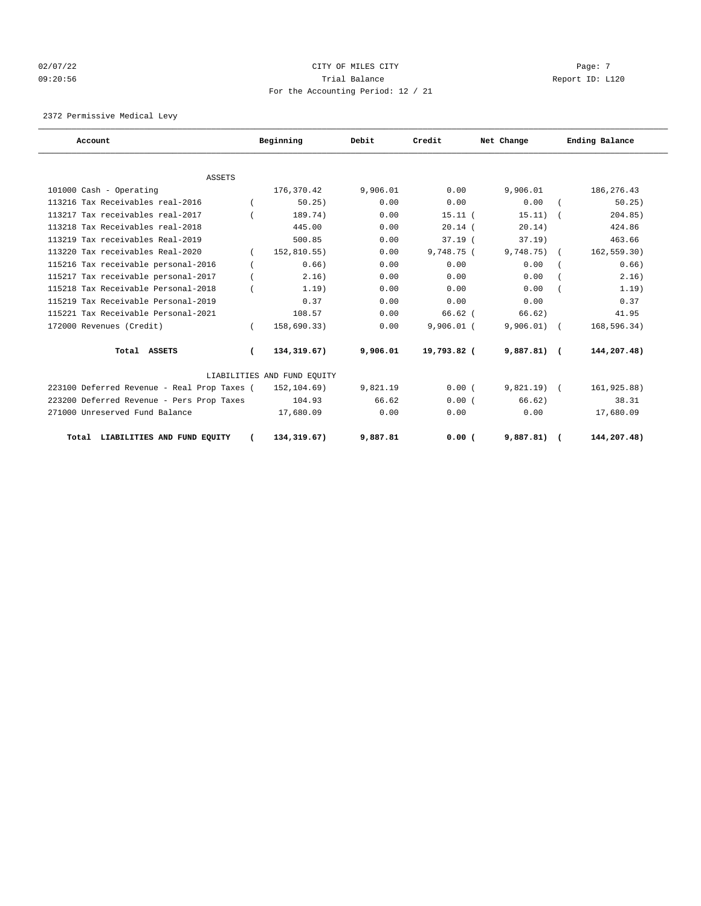02/07/22 CITY OF MILES CITY
09:20:56 Trial Balance Report ID: L120
For the Accounting Period: 12 / 21

2372 Permissive Medical Levy

| Account | Beginning | Debit | Credit | Net Change | Ending Balance |
|---|---|---|---|---|---|
| ASSETS | | | | | |
| 101000 Cash - Operating | 176,370.42 | 9,906.01 | 0.00 | 9,906.01 | 186,276.43 |
| 113216 Tax Receivables real-2016 | ( 50.25) | 0.00 | 0.00 | 0.00 | ( 50.25) |
| 113217 Tax receivables real-2017 | ( 189.74) | 0.00 | 15.11 | ( 15.11) | ( 204.85) |
| 113218 Tax Receivables real-2018 | 445.00 | 0.00 | 20.14 | ( 20.14) | 424.86 |
| 113219 Tax receivables Real-2019 | 500.85 | 0.00 | 37.19 | ( 37.19) | 463.66 |
| 113220 Tax receivables Real-2020 | ( 152,810.55) | 0.00 | 9,748.75 | ( 9,748.75) | ( 162,559.30) |
| 115216 Tax receivable personal-2016 | ( 0.66) | 0.00 | 0.00 | 0.00 | ( 0.66) |
| 115217 Tax receivable personal-2017 | ( 2.16) | 0.00 | 0.00 | 0.00 | ( 2.16) |
| 115218 Tax Receivable Personal-2018 | ( 1.19) | 0.00 | 0.00 | 0.00 | ( 1.19) |
| 115219 Tax Receivable Personal-2019 | 0.37 | 0.00 | 0.00 | 0.00 | 0.37 |
| 115221 Tax Receivable Personal-2021 | 108.57 | 0.00 | 66.62 | ( 66.62) | 41.95 |
| 172000 Revenues (Credit) | ( 158,690.33) | 0.00 | 9,906.01 | ( 9,906.01) | ( 168,596.34) |
| **Total ASSETS** | **( 134,319.67)** | **9,906.01** | **19,793.82** | **( 9,887.81)** | **( 144,207.48)** |
| LIABILITIES AND FUND EQUITY | | | | | |
| 223100 Deferred Revenue - Real Prop Taxes | ( 152,104.69) | 9,821.19 | 0.00 | ( 9,821.19) | ( 161,925.88) |
| 223200 Deferred Revenue - Pers Prop Taxes | 104.93 | 66.62 | 0.00 | ( 66.62) | 38.31 |
| 271000 Unreserved Fund Balance | 17,680.09 | 0.00 | 0.00 | 0.00 | 17,680.09 |
| **Total LIABILITIES AND FUND EQUITY** | **( 134,319.67)** | **9,887.81** | **0.00** | **( 9,887.81)** | **( 144,207.48)** |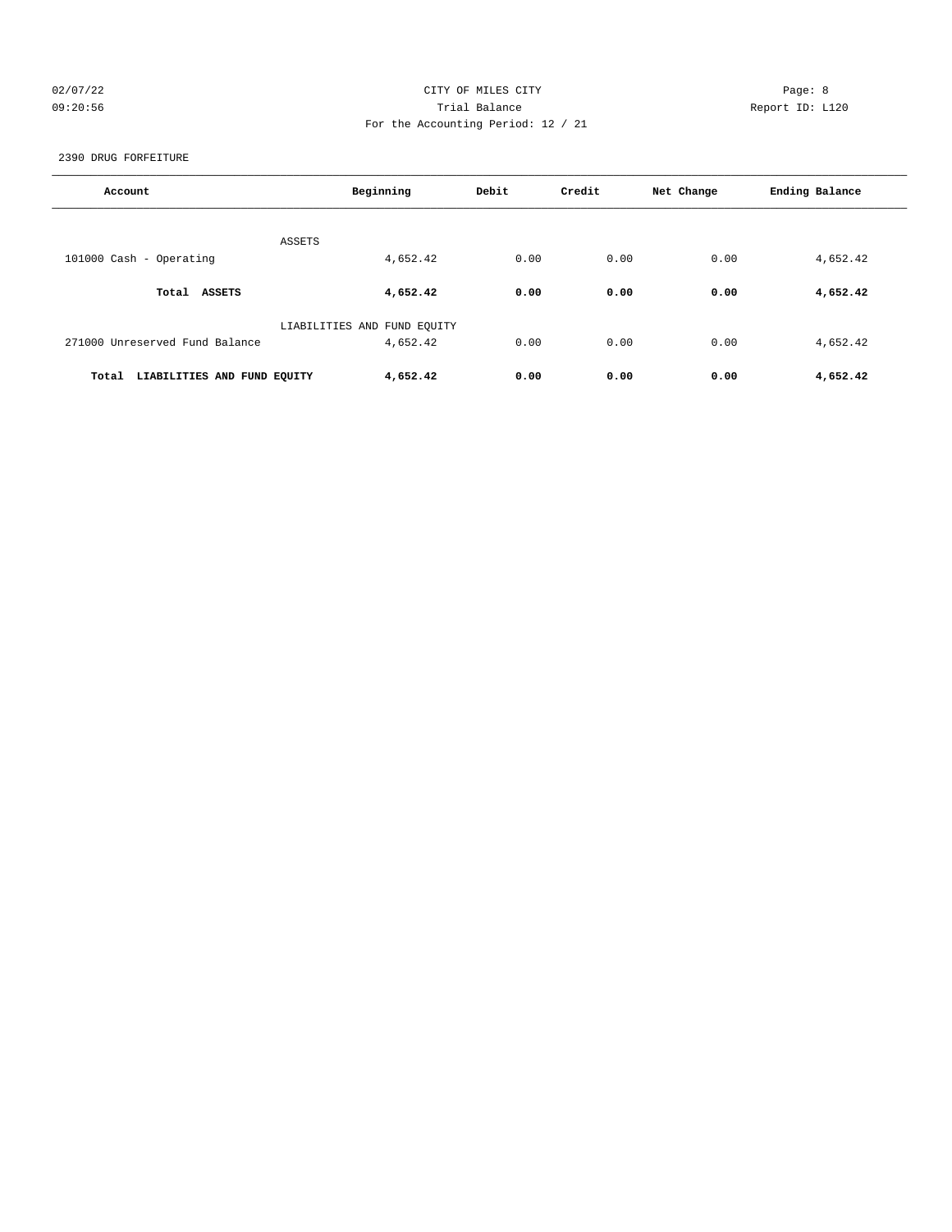CITY OF MILES CITY

Trial Balance

For the Accounting Period: 12 / 21

2390 DRUG FORFEITURE

| Account | Beginning | Debit | Credit | Net Change | Ending Balance |
|---|---|---|---|---|---|
| ASSETS | | | | | |
| 101000 Cash - Operating | 4,652.42 | 0.00 | 0.00 | 0.00 | 4,652.42 |
| **Total ASSETS** | **4,652.42** | **0.00** | **0.00** | **0.00** | **4,652.42** |
| LIABILITIES AND FUND EQUITY | | | | | |
| 271000 Unreserved Fund Balance | 4,652.42 | 0.00 | 0.00 | 0.00 | 4,652.42 |
| **Total LIABILITIES AND FUND EQUITY** | **4,652.42** | **0.00** | **0.00** | **0.00** | **4,652.42** |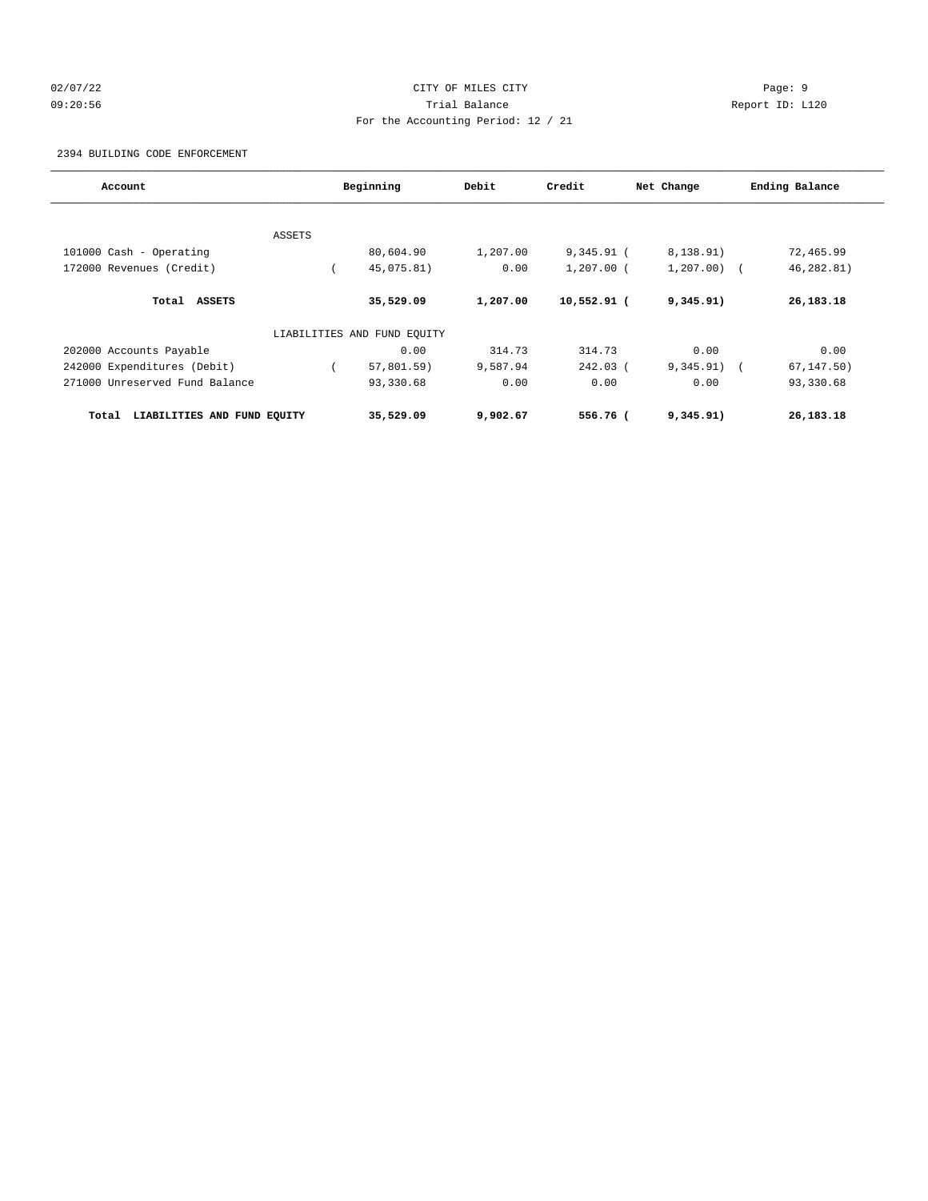02/07/22 CITY OF MILES CITY Page: 9
09:20:56 Trial Balance Report ID: L120
For the Accounting Period: 12 / 21

2394 BUILDING CODE ENFORCEMENT

| Account | Beginning | Debit | Credit | Net Change | Ending Balance |
|---|---|---|---|---|---|
| ASSETS | | | | | |
| 101000 Cash - Operating | 80,604.90 | 1,207.00 | 9,345.91 | ( 8,138.91) | 72,465.99 |
| 172000 Revenues (Credit) | ( 45,075.81) | 0.00 | 1,207.00 | ( 1,207.00) | ( 46,282.81) |
| **Total ASSETS** | **35,529.09** | **1,207.00** | **10,552.91** | **( 9,345.91)** | **26,183.18** |
| LIABILITIES AND FUND EQUITY | | | | | |
| 202000 Accounts Payable | 0.00 | 314.73 | 314.73 | 0.00 | 0.00 |
| 242000 Expenditures (Debit) | ( 57,801.59) | 9,587.94 | 242.03 | ( 9,345.91) | ( 67,147.50) |
| 271000 Unreserved Fund Balance | 93,330.68 | 0.00 | 0.00 | 0.00 | 93,330.68 |
| **Total LIABILITIES AND FUND EQUITY** | **35,529.09** | **9,902.67** | **556.76** | **( 9,345.91)** | **26,183.18** |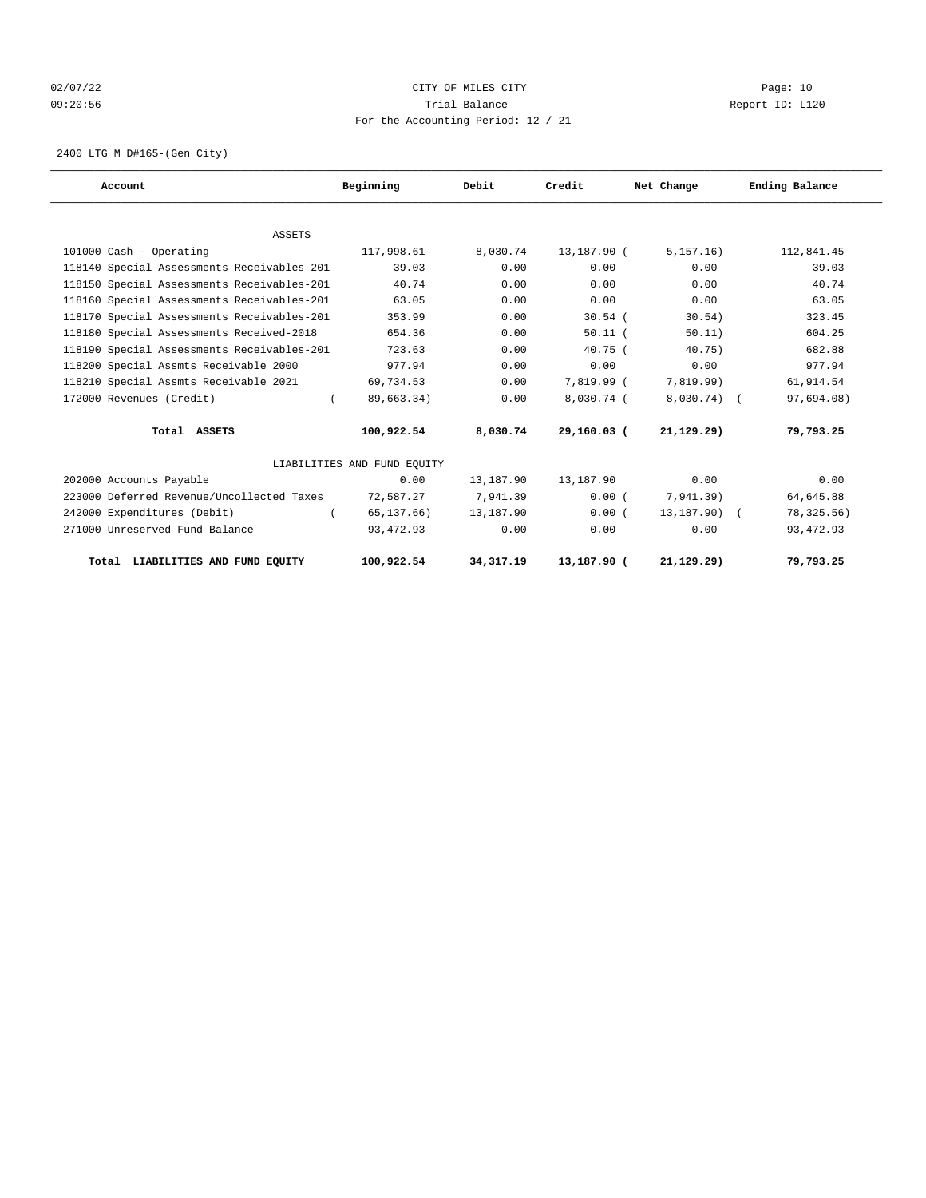02/07/22 CITY OF MILES CITY Page: 10
09:20:56 Trial Balance Report ID: L120
For the Accounting Period: 12 / 21

2400 LTG M D#165-(Gen City)

| Account | Beginning | Debit | Credit | Net Change | Ending Balance |
|---|---|---|---|---|---|
| ASSETS | | | | | |
| 101000 Cash - Operating | 117,998.61 | 8,030.74 | 13,187.90 | ( 5,157.16) | 112,841.45 |
| 118140 Special Assessments Receivables-201 | 39.03 | 0.00 | 0.00 | 0.00 | 39.03 |
| 118150 Special Assessments Receivables-201 | 40.74 | 0.00 | 0.00 | 0.00 | 40.74 |
| 118160 Special Assessments Receivables-201 | 63.05 | 0.00 | 0.00 | 0.00 | 63.05 |
| 118170 Special Assessments Receivables-201 | 353.99 | 0.00 | 30.54 | ( 30.54) | 323.45 |
| 118180 Special Assessments Received-2018 | 654.36 | 0.00 | 50.11 | ( 50.11) | 604.25 |
| 118190 Special Assessments Receivables-201 | 723.63 | 0.00 | 40.75 | ( 40.75) | 682.88 |
| 118200 Special Assmts Receivable 2000 | 977.94 | 0.00 | 0.00 | 0.00 | 977.94 |
| 118210 Special Assmts Receivable 2021 | 69,734.53 | 0.00 | 7,819.99 | ( 7,819.99) | 61,914.54 |
| 172000 Revenues (Credit) | ( 89,663.34) | 0.00 | 8,030.74 | ( 8,030.74) | ( 97,694.08) |
| **Total ASSETS** | **100,922.54** | **8,030.74** | **29,160.03** | **( 21,129.29)** | **79,793.25** |
| LIABILITIES AND FUND EQUITY | | | | | |
| 202000 Accounts Payable | 0.00 | 13,187.90 | 13,187.90 | 0.00 | 0.00 |
| 223000 Deferred Revenue/Uncollected Taxes | 72,587.27 | 7,941.39 | 0.00 | ( 7,941.39) | 64,645.88 |
| 242000 Expenditures (Debit) | ( 65,137.66) | 13,187.90 | 0.00 | ( 13,187.90) | ( 78,325.56) |
| 271000 Unreserved Fund Balance | 93,472.93 | 0.00 | 0.00 | 0.00 | 93,472.93 |
| **Total LIABILITIES AND FUND EQUITY** | **100,922.54** | **34,317.19** | **13,187.90** | **( 21,129.29)** | **79,793.25** |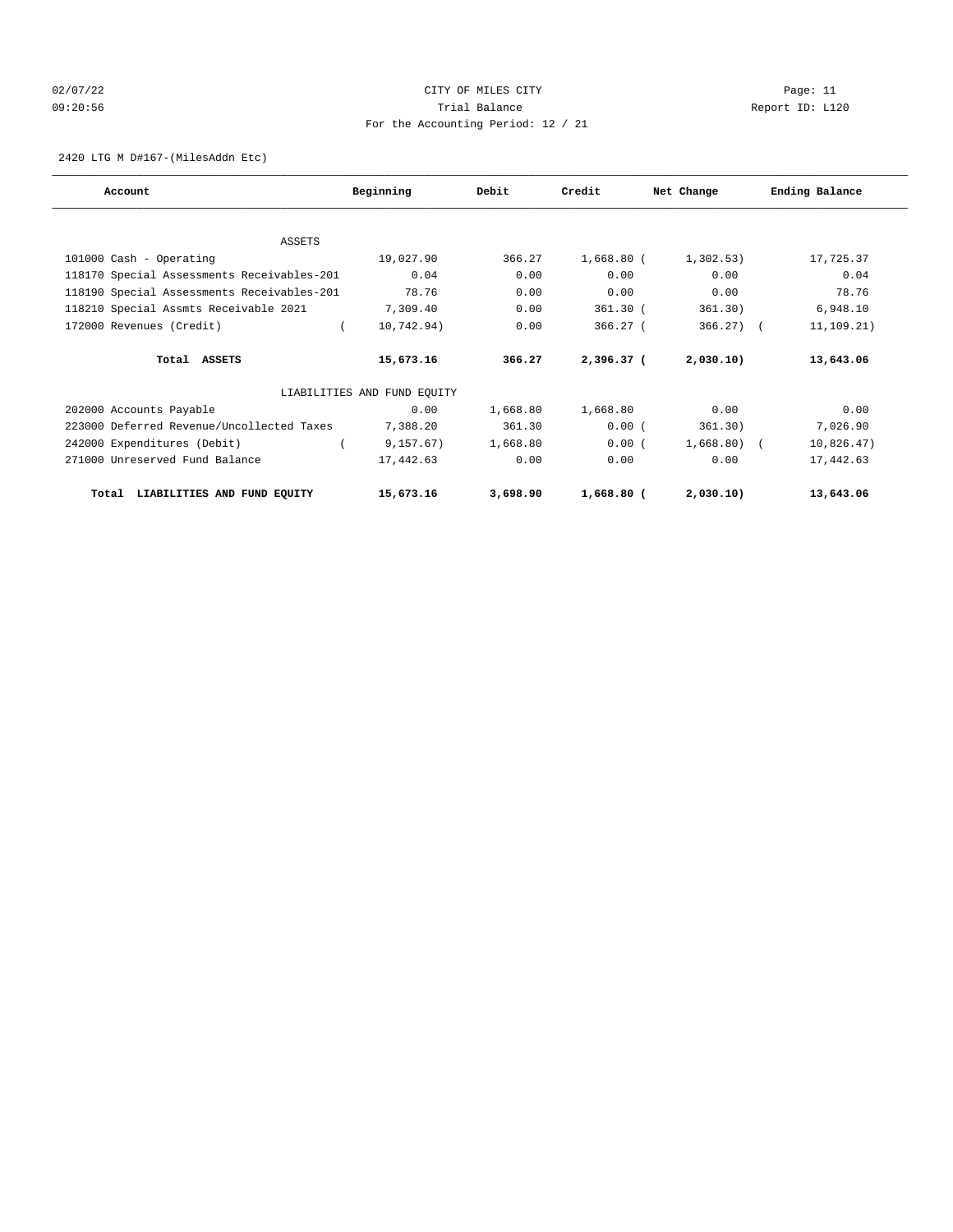CITY OF MILES CITY

Trial Balance

For the Accounting Period: 12 / 21

02/07/22 09:20:56 Report ID: L120

2420 LTG M D#167-(MilesAddn Etc)

| Account | Beginning | Debit | Credit | Net Change | Ending Balance |
|---|---|---|---|---|---|
| ASSETS | | | | | |
| 101000 Cash - Operating | 19,027.90 | 366.27 | 1,668.80 | (1,302.53) | 17,725.37 |
| 118170 Special Assessments Receivables-201 | 0.04 | 0.00 | 0.00 | 0.00 | 0.04 |
| 118190 Special Assessments Receivables-201 | 78.76 | 0.00 | 0.00 | 0.00 | 78.76 |
| 118210 Special Assmts Receivable 2021 | 7,309.40 | 0.00 | 361.30 | (361.30) | 6,948.10 |
| 172000 Revenues (Credit) | (10,742.94) | 0.00 | 366.27 | (366.27) | (11,109.21) |
| **Total ASSETS** | **15,673.16** | **366.27** | **2,396.37** | **(2,030.10)** | **13,643.06** |
| LIABILITIES AND FUND EQUITY | | | | | |
| 202000 Accounts Payable | 0.00 | 1,668.80 | 1,668.80 | 0.00 | 0.00 |
| 223000 Deferred Revenue/Uncollected Taxes | 7,388.20 | 361.30 | 0.00 | (361.30) | 7,026.90 |
| 242000 Expenditures (Debit) | (9,157.67) | 1,668.80 | 0.00 | (1,668.80) | (10,826.47) |
| 271000 Unreserved Fund Balance | 17,442.63 | 0.00 | 0.00 | 0.00 | 17,442.63 |
| **Total LIABILITIES AND FUND EQUITY** | **15,673.16** | **3,698.90** | **1,668.80** | **(2,030.10)** | **13,643.06** |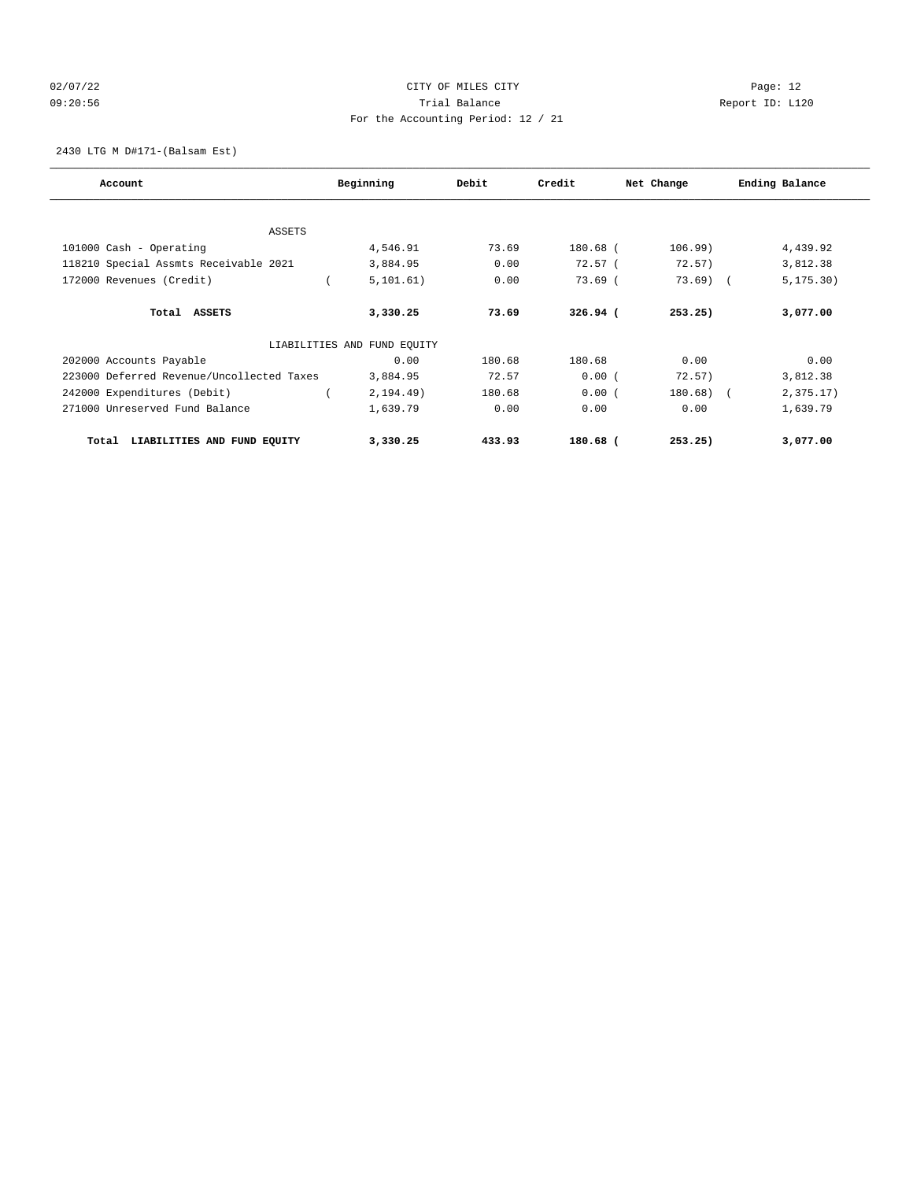02/07/22 CITY OF MILES CITY Page: 12
09:20:56 Trial Balance Report ID: L120
For the Accounting Period: 12 / 21

2430 LTG M D#171-(Balsam Est)

| Account | Beginning | Debit | Credit | Net Change | Ending Balance |
|---|---|---|---|---|---|
| ASSETS | | | | | |
| 101000 Cash - Operating | 4,546.91 | 73.69 | 180.68 | ( 106.99) | 4,439.92 |
| 118210 Special Assmts Receivable 2021 | 3,884.95 | 0.00 | 72.57 | ( 72.57) | 3,812.38 |
| 172000 Revenues (Credit) | ( 5,101.61) | 0.00 | 73.69 | ( 73.69) | ( 5,175.30) |
| **Total ASSETS** | **3,330.25** | **73.69** | **326.94** | **( 253.25)** | **3,077.00** |
| LIABILITIES AND FUND EQUITY | | | | | |
| 202000 Accounts Payable | 0.00 | 180.68 | 180.68 | 0.00 | 0.00 |
| 223000 Deferred Revenue/Uncollected Taxes | 3,884.95 | 72.57 | 0.00 | ( 72.57) | 3,812.38 |
| 242000 Expenditures (Debit) | ( 2,194.49) | 180.68 | 0.00 | ( 180.68) | ( 2,375.17) |
| 271000 Unreserved Fund Balance | 1,639.79 | 0.00 | 0.00 | 0.00 | 1,639.79 |
| **Total LIABILITIES AND FUND EQUITY** | **3,330.25** | **433.93** | **180.68** | **( 253.25)** | **3,077.00** |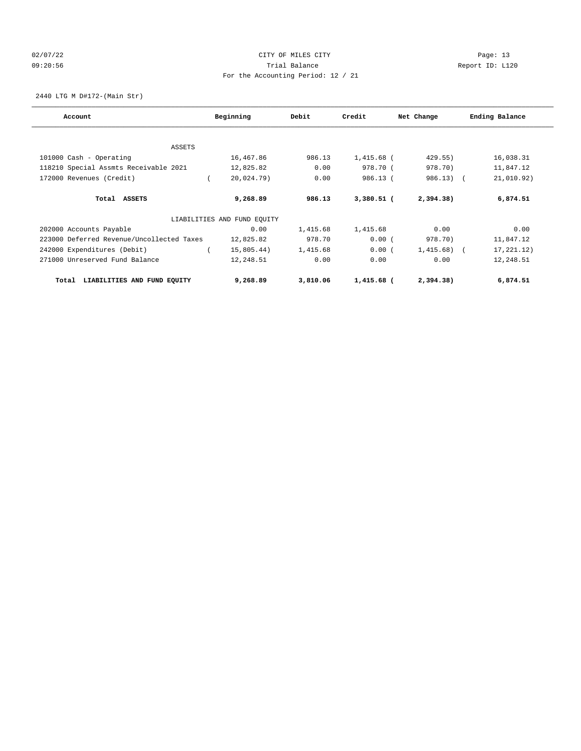02/07/22 CITY OF MILES CITY
09:20:56 Trial Balance Report ID: L120
For the Accounting Period: 12 / 21

2440 LTG M D#172-(Main Str)

| Account | Beginning | Debit | Credit | Net Change | Ending Balance |
|---|---|---|---|---|---|
| ASSETS | | | | | |
| 101000 Cash - Operating | 16,467.86 | 986.13 | 1,415.68 | ( 429.55) | 16,038.31 |
| 118210 Special Assmts Receivable 2021 | 12,825.82 | 0.00 | 978.70 | ( 978.70) | 11,847.12 |
| 172000 Revenues (Credit) | ( 20,024.79) | 0.00 | 986.13 | ( 986.13) | ( 21,010.92) |
| **Total ASSETS** | **9,268.89** | **986.13** | **3,380.51** | **( 2,394.38)** | **6,874.51** |
| LIABILITIES AND FUND EQUITY | | | | | |
| 202000 Accounts Payable | 0.00 | 1,415.68 | 1,415.68 | 0.00 | 0.00 |
| 223000 Deferred Revenue/Uncollected Taxes | 12,825.82 | 978.70 | 0.00 | ( 978.70) | 11,847.12 |
| 242000 Expenditures (Debit) | ( 15,805.44) | 1,415.68 | 0.00 | ( 1,415.68) | ( 17,221.12) |
| 271000 Unreserved Fund Balance | 12,248.51 | 0.00 | 0.00 | 0.00 | 12,248.51 |
| **Total LIABILITIES AND FUND EQUITY** | **9,268.89** | **3,810.06** | **1,415.68** | **( 2,394.38)** | **6,874.51** |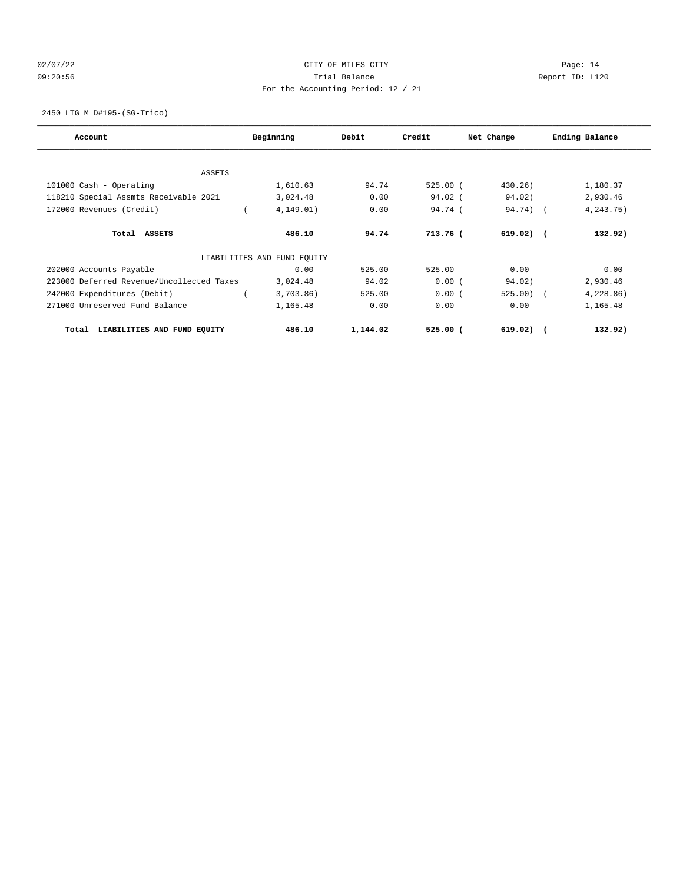CITY OF MILES CITY
Trial Balance
For the Accounting Period: 12 / 21

02/07/22
09:20:56

Page: 14
Report ID: L120

2450 LTG M D#195-(SG-Trico)

| Account | Beginning | Debit | Credit | Net Change | Ending Balance |
|---|---|---|---|---|---|
| ASSETS | | | | | |
| 101000 Cash - Operating | 1,610.63 | 94.74 | 525.00 | ( 430.26) | 1,180.37 |
| 118210 Special Assmts Receivable 2021 | 3,024.48 | 0.00 | 94.02 | ( 94.02) | 2,930.46 |
| 172000 Revenues (Credit) | ( 4,149.01) | 0.00 | 94.74 | ( 94.74) | ( 4,243.75) |
| **Total ASSETS** | **486.10** | **94.74** | **713.76** | **( 619.02)** | **( 132.92)** |
| LIABILITIES AND FUND EQUITY | | | | | |
| 202000 Accounts Payable | 0.00 | 525.00 | 525.00 | 0.00 | 0.00 |
| 223000 Deferred Revenue/Uncollected Taxes | 3,024.48 | 94.02 | 0.00 | ( 94.02) | 2,930.46 |
| 242000 Expenditures (Debit) | ( 3,703.86) | 525.00 | 0.00 | ( 525.00) | ( 4,228.86) |
| 271000 Unreserved Fund Balance | 1,165.48 | 0.00 | 0.00 | 0.00 | 1,165.48 |
| **Total LIABILITIES AND FUND EQUITY** | **486.10** | **1,144.02** | **525.00** | **( 619.02)** | **( 132.92)** |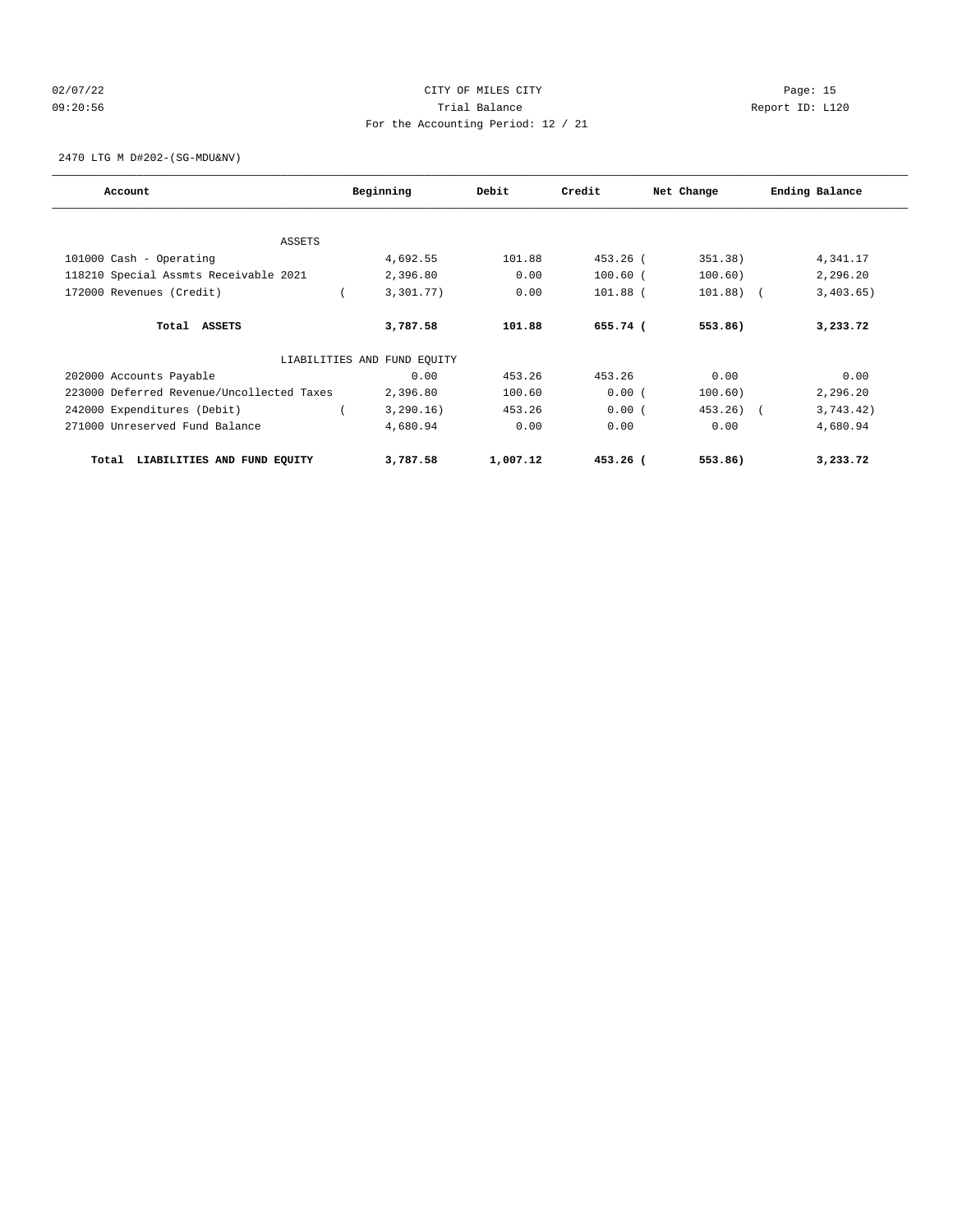CITY OF MILES CITY

Trial Balance

For the Accounting Period: 12 / 21

2470 LTG M D#202-(SG-MDU&NV)

| Account | Beginning | Debit | Credit | Net Change | Ending Balance |
|---|---|---|---|---|---|
| ASSETS | | | | | |
| 101000 Cash - Operating | 4,692.55 | 101.88 | 453.26 | ( 351.38) | 4,341.17 |
| 118210 Special Assmts Receivable 2021 | 2,396.80 | 0.00 | 100.60 | ( 100.60) | 2,296.20 |
| 172000 Revenues (Credit) | ( 3,301.77) | 0.00 | 101.88 | ( 101.88) | ( 3,403.65) |
| **Total ASSETS** | **3,787.58** | **101.88** | **655.74** | **( 553.86)** | **3,233.72** |
| LIABILITIES AND FUND EQUITY | | | | | |
| 202000 Accounts Payable | 0.00 | 453.26 | 453.26 | 0.00 | 0.00 |
| 223000 Deferred Revenue/Uncollected Taxes | 2,396.80 | 100.60 | 0.00 | ( 100.60) | 2,296.20 |
| 242000 Expenditures (Debit) | ( 3,290.16) | 453.26 | 0.00 | ( 453.26) | ( 3,743.42) |
| 271000 Unreserved Fund Balance | 4,680.94 | 0.00 | 0.00 | 0.00 | 4,680.94 |
| **Total LIABILITIES AND FUND EQUITY** | **3,787.58** | **1,007.12** | **453.26** | **( 553.86)** | **3,233.72** |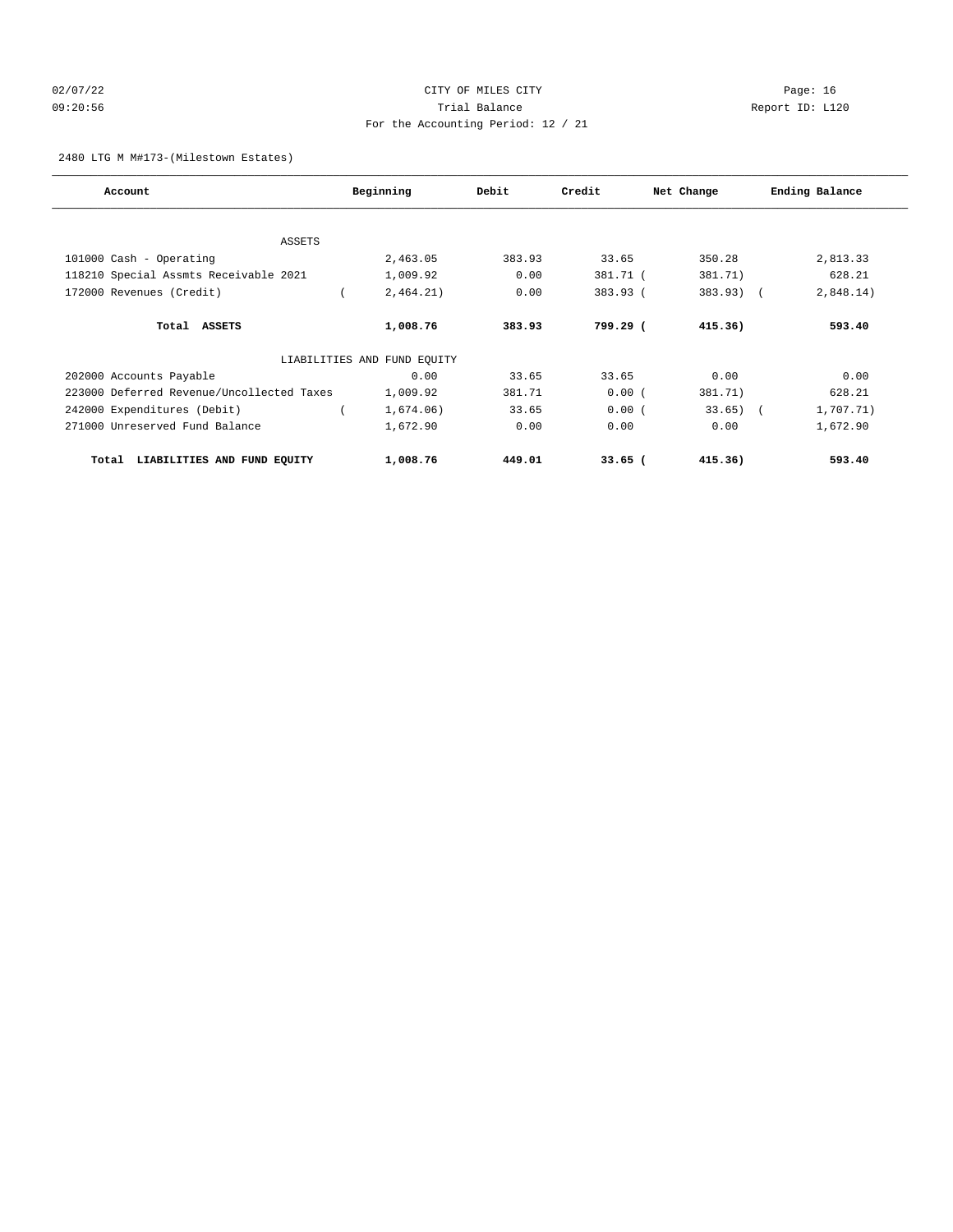CITY OF MILES CITY

Trial Balance

For the Accounting Period: 12 / 21

02/07/22 09:20:56 Report ID: L120

2480 LTG M M#173-(Milestown Estates)

| Account | Beginning | Debit | Credit | Net Change | Ending Balance |
|---|---|---|---|---|---|
| ASSETS | | | | | |
| 101000 Cash - Operating | 2,463.05 | 383.93 | 33.65 | 350.28 | 2,813.33 |
| 118210 Special Assmts Receivable 2021 | 1,009.92 | 0.00 | 381.71 | (381.71) | 628.21 |
| 172000 Revenues (Credit) | (2,464.21) | 0.00 | 383.93 | (383.93) | (2,848.14) |
| **Total ASSETS** | **1,008.76** | **383.93** | **799.29** | **(415.36)** | **593.40** |
| LIABILITIES AND FUND EQUITY | | | | | |
| 202000 Accounts Payable | 0.00 | 33.65 | 33.65 | 0.00 | 0.00 |
| 223000 Deferred Revenue/Uncollected Taxes | 1,009.92 | 381.71 | 0.00 | (381.71) | 628.21 |
| 242000 Expenditures (Debit) | (1,674.06) | 33.65 | 0.00 | (33.65) | (1,707.71) |
| 271000 Unreserved Fund Balance | 1,672.90 | 0.00 | 0.00 | 0.00 | 1,672.90 |
| **Total LIABILITIES AND FUND EQUITY** | **1,008.76** | **449.01** | **33.65** | **(415.36)** | **593.40** |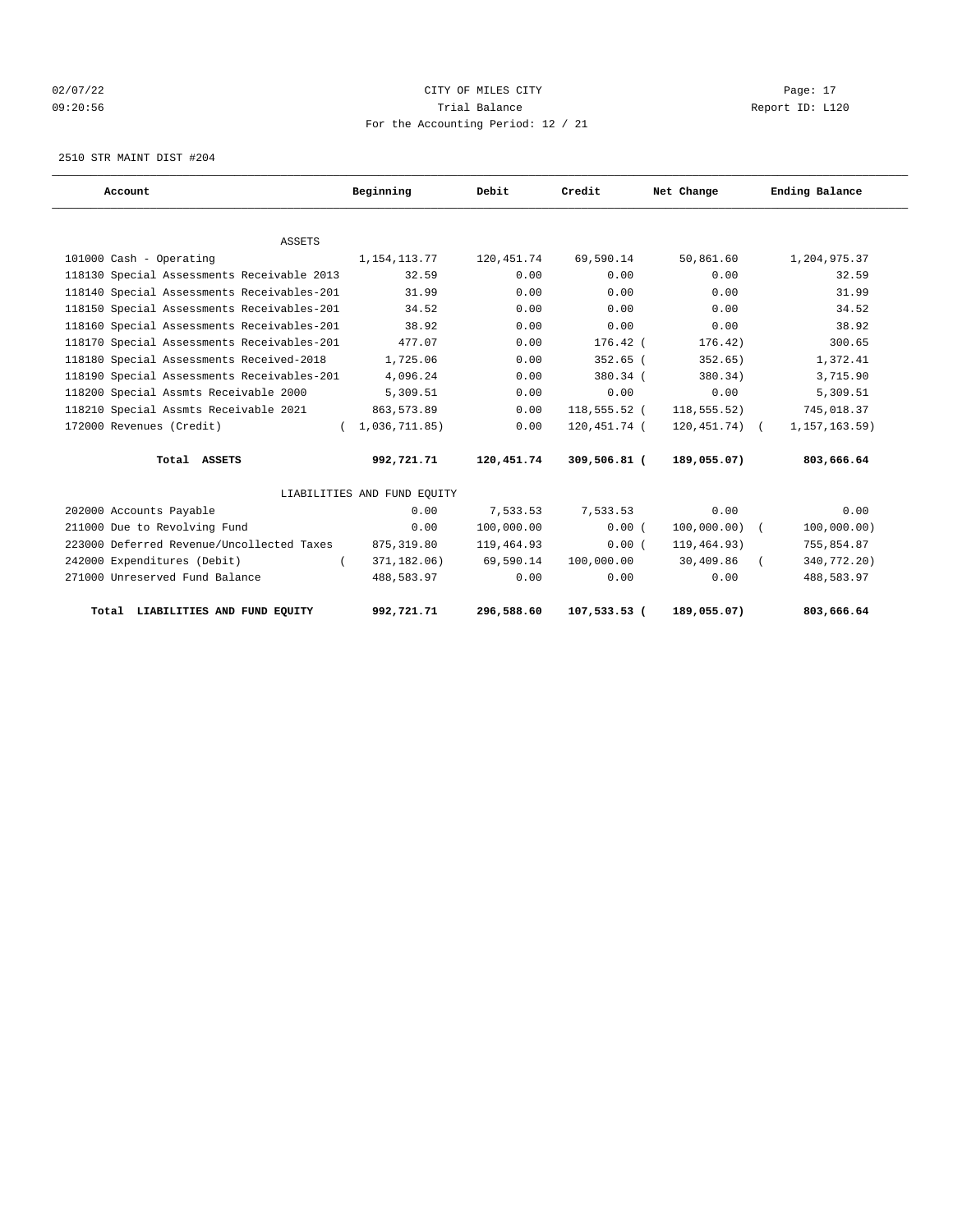CITY OF MILES CITY

Trial Balance

For the Accounting Period: 12 / 21

02/07/22 09:20:56 Page: 17 Report ID: L120

2510 STR MAINT DIST #204

| Account | Beginning | Debit | Credit | Net Change | Ending Balance |
|---|---|---|---|---|---|
| ASSETS | | | | | |
| 101000 Cash - Operating | 1,154,113.77 | 120,451.74 | 69,590.14 | 50,861.60 | 1,204,975.37 |
| 118130 Special Assessments Receivable 2013 | 32.59 | 0.00 | 0.00 | 0.00 | 32.59 |
| 118140 Special Assessments Receivables-201 | 31.99 | 0.00 | 0.00 | 0.00 | 31.99 |
| 118150 Special Assessments Receivables-201 | 34.52 | 0.00 | 0.00 | 0.00 | 34.52 |
| 118160 Special Assessments Receivables-201 | 38.92 | 0.00 | 0.00 | 0.00 | 38.92 |
| 118170 Special Assessments Receivables-201 | 477.07 | 0.00 | 176.42 | (176.42) | 300.65 |
| 118180 Special Assessments Received-2018 | 1,725.06 | 0.00 | 352.65 | (352.65) | 1,372.41 |
| 118190 Special Assessments Receivables-201 | 4,096.24 | 0.00 | 380.34 | (380.34) | 3,715.90 |
| 118200 Special Assmts Receivable 2000 | 5,309.51 | 0.00 | 0.00 | 0.00 | 5,309.51 |
| 118210 Special Assmts Receivable 2021 | 863,573.89 | 0.00 | 118,555.52 | (118,555.52) | 745,018.37 |
| 172000 Revenues (Credit) | (1,036,711.85) | 0.00 | 120,451.74 | (120,451.74) | (1,157,163.59) |
| **Total ASSETS** | **992,721.71** | **120,451.74** | **309,506.81** | **(189,055.07)** | **803,666.64** |
| LIABILITIES AND FUND EQUITY | | | | | |
| 202000 Accounts Payable | 0.00 | 7,533.53 | 7,533.53 | 0.00 | 0.00 |
| 211000 Due to Revolving Fund | 0.00 | 100,000.00 | 0.00 | (100,000.00) | (100,000.00) |
| 223000 Deferred Revenue/Uncollected Taxes | 875,319.80 | 119,464.93 | 0.00 | (119,464.93) | 755,854.87 |
| 242000 Expenditures (Debit) | (371,182.06) | 69,590.14 | 100,000.00 | 30,409.86 | (340,772.20) |
| 271000 Unreserved Fund Balance | 488,583.97 | 0.00 | 0.00 | 0.00 | 488,583.97 |
| **Total LIABILITIES AND FUND EQUITY** | **992,721.71** | **296,588.60** | **107,533.53** | **(189,055.07)** | **803,666.64** |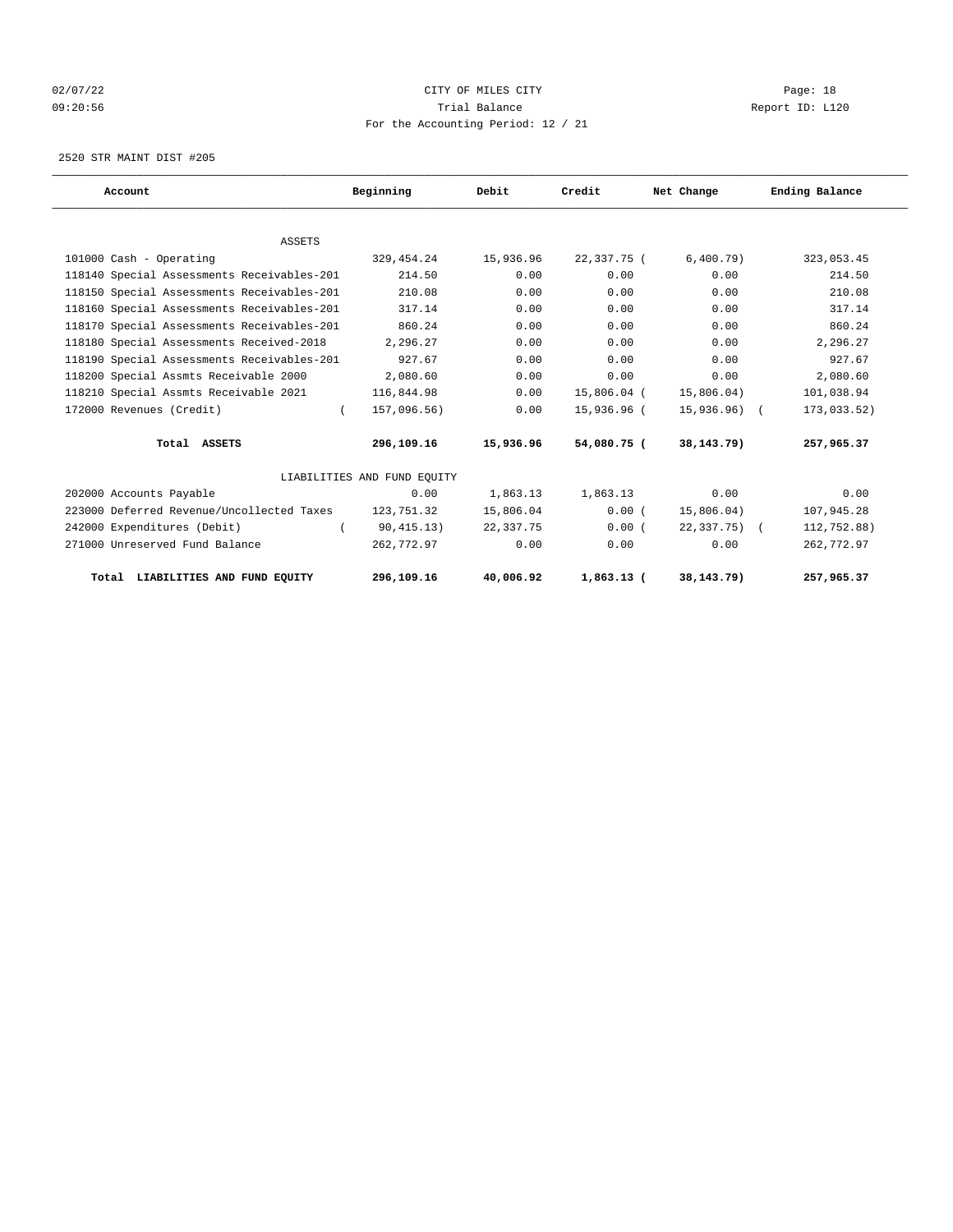CITY OF MILES CITY

Trial Balance

For the Accounting Period: 12 / 21

02/07/22 09:20:56 Page: 18 Report ID: L120

2520 STR MAINT DIST #205

| Account | Beginning | Debit | Credit | Net Change | Ending Balance |
|---|---|---|---|---|---|
| ASSETS | | | | | |
| 101000 Cash - Operating | 329,454.24 | 15,936.96 | 22,337.75 | ( 6,400.79) | 323,053.45 |
| 118140 Special Assessments Receivables-201 | 214.50 | 0.00 | 0.00 | 0.00 | 214.50 |
| 118150 Special Assessments Receivables-201 | 210.08 | 0.00 | 0.00 | 0.00 | 210.08 |
| 118160 Special Assessments Receivables-201 | 317.14 | 0.00 | 0.00 | 0.00 | 317.14 |
| 118170 Special Assessments Receivables-201 | 860.24 | 0.00 | 0.00 | 0.00 | 860.24 |
| 118180 Special Assessments Received-2018 | 2,296.27 | 0.00 | 0.00 | 0.00 | 2,296.27 |
| 118190 Special Assessments Receivables-201 | 927.67 | 0.00 | 0.00 | 0.00 | 927.67 |
| 118200 Special Assmts Receivable 2000 | 2,080.60 | 0.00 | 0.00 | 0.00 | 2,080.60 |
| 118210 Special Assmts Receivable 2021 | 116,844.98 | 0.00 | 15,806.04 | ( 15,806.04) | 101,038.94 |
| 172000 Revenues (Credit) | ( 157,096.56) | 0.00 | 15,936.96 | ( 15,936.96) | ( 173,033.52) |
| **Total ASSETS** | **296,109.16** | **15,936.96** | **54,080.75** | **( 38,143.79)** | **257,965.37** |
| LIABILITIES AND FUND EQUITY | | | | | |
| 202000 Accounts Payable | 0.00 | 1,863.13 | 1,863.13 | 0.00 | 0.00 |
| 223000 Deferred Revenue/Uncollected Taxes | 123,751.32 | 15,806.04 | 0.00 | ( 15,806.04) | 107,945.28 |
| 242000 Expenditures (Debit) | ( 90,415.13) | 22,337.75 | 0.00 | ( 22,337.75) | ( 112,752.88) |
| 271000 Unreserved Fund Balance | 262,772.97 | 0.00 | 0.00 | 0.00 | 262,772.97 |
| **Total LIABILITIES AND FUND EQUITY** | **296,109.16** | **40,006.92** | **1,863.13** | **( 38,143.79)** | **257,965.37** |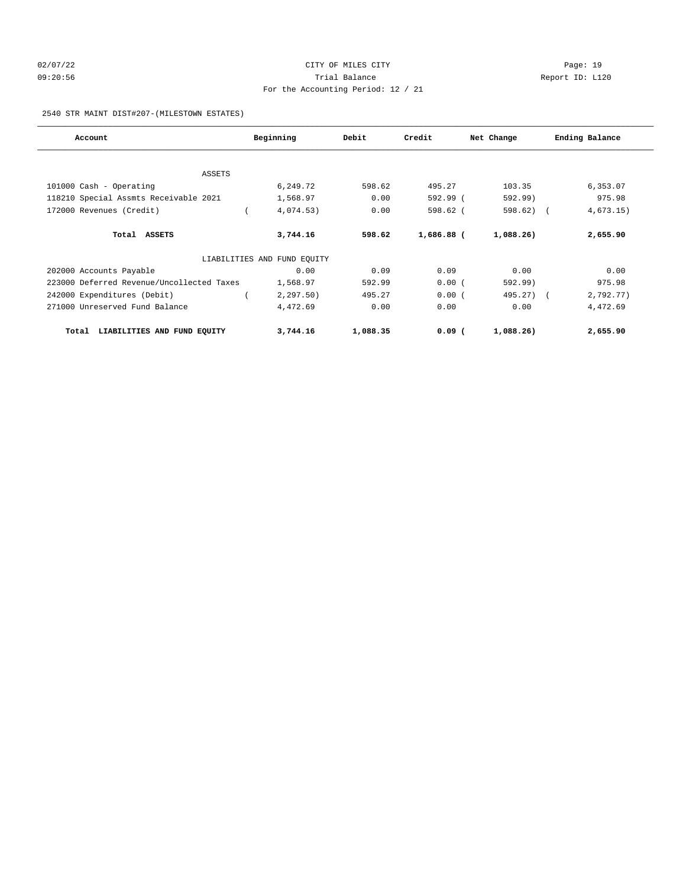02/07/22 CITY OF MILES CITY Page: 19
09:20:56 Trial Balance Report ID: L120
For the Accounting Period: 12 / 21

2540 STR MAINT DIST#207-(MILESTOWN ESTATES)

| Account | Beginning | Debit | Credit | Net Change | Ending Balance |
|---|---|---|---|---|---|
| ASSETS | | | | | |
| 101000 Cash - Operating | 6,249.72 | 598.62 | 495.27 | 103.35 | 6,353.07 |
| 118210 Special Assmts Receivable 2021 | 1,568.97 | 0.00 | 592.99 | ( 592.99) | 975.98 |
| 172000 Revenues (Credit) | ( 4,074.53) | 0.00 | 598.62 | ( 598.62) | ( 4,673.15) |
| **Total ASSETS** | **3,744.16** | **598.62** | **1,686.88** | **( 1,088.26)** | **2,655.90** |
| LIABILITIES AND FUND EQUITY | | | | | |
| 202000 Accounts Payable | 0.00 | 0.09 | 0.09 | 0.00 | 0.00 |
| 223000 Deferred Revenue/Uncollected Taxes | 1,568.97 | 592.99 | 0.00 | ( 592.99) | 975.98 |
| 242000 Expenditures (Debit) | ( 2,297.50) | 495.27 | 0.00 | ( 495.27) | ( 2,792.77) |
| 271000 Unreserved Fund Balance | 4,472.69 | 0.00 | 0.00 | 0.00 | 4,472.69 |
| **Total LIABILITIES AND FUND EQUITY** | **3,744.16** | **1,088.35** | **0.09** | **( 1,088.26)** | **2,655.90** |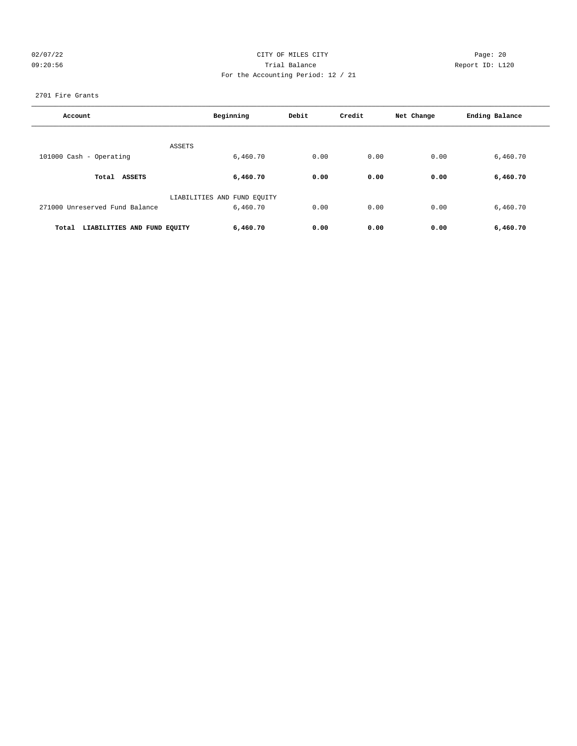CITY OF MILES CITY

Trial Balance

For the Accounting Period: 12 / 21

2701 Fire Grants

| Account | Beginning | Debit | Credit | Net Change | Ending Balance |
|---|---|---|---|---|---|
| ASSETS | | | | | |
| 101000 Cash - Operating | 6,460.70 | 0.00 | 0.00 | 0.00 | 6,460.70 |
| **Total ASSETS** | **6,460.70** | **0.00** | **0.00** | **0.00** | **6,460.70** |
| LIABILITIES AND FUND EQUITY | | | | | |
| 271000 Unreserved Fund Balance | 6,460.70 | 0.00 | 0.00 | 0.00 | 6,460.70 |
| **Total LIABILITIES AND FUND EQUITY** | **6,460.70** | **0.00** | **0.00** | **0.00** | **6,460.70** |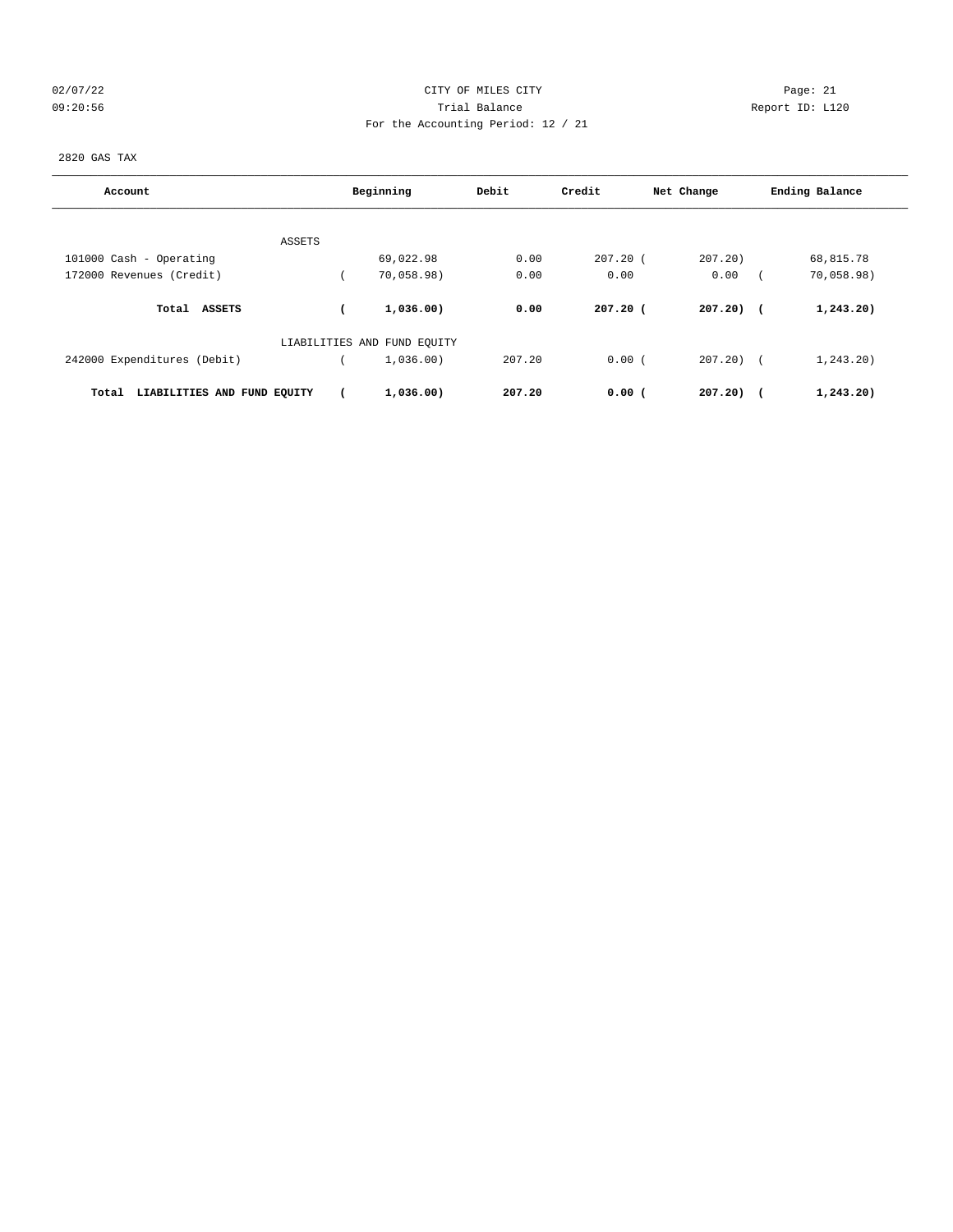CITY OF MILES CITY

Trial Balance

For the Accounting Period: 12 / 21

02/07/22 09:20:56

Page: 21

Report ID: L120

2820 GAS TAX

| Account | Beginning | Debit | Credit | Net Change | Ending Balance |
|---|---|---|---|---|---|
| ASSETS | | | | | |
| 101000 Cash - Operating | 69,022.98 | 0.00 | 207.20 | ( 207.20) | 68,815.78 |
| 172000 Revenues (Credit) | ( 70,058.98) | 0.00 | 0.00 | 0.00 | ( 70,058.98) |
| **Total ASSETS** | **( 1,036.00)** | **0.00** | **207.20** | **( 207.20)** | **( 1,243.20)** |
| LIABILITIES AND FUND EQUITY | | | | | |
| 242000 Expenditures (Debit) | ( 1,036.00) | 207.20 | 0.00 | ( 207.20) | ( 1,243.20) |
| **Total LIABILITIES AND FUND EQUITY** | **( 1,036.00)** | **207.20** | **0.00** | **( 207.20)** | **( 1,243.20)** |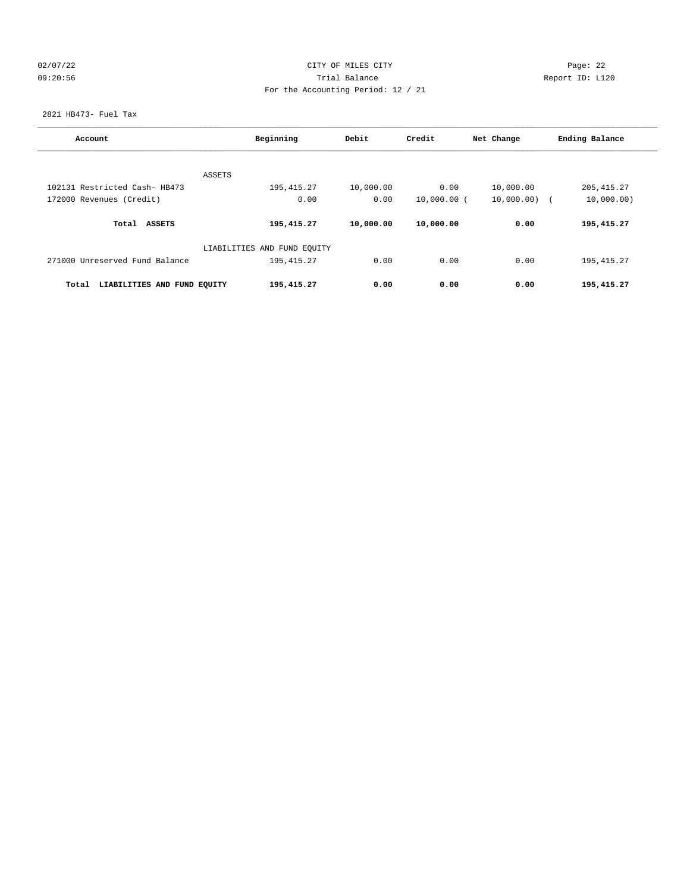02/07/22 CITY OF MILES CITY Page: 22
09:20:56 Trial Balance Report ID: L120
For the Accounting Period: 12 / 21

2821 HB473- Fuel Tax

| Account | Beginning | Debit | Credit | Net Change | Ending Balance |
|---|---|---|---|---|---|
| ASSETS | | | | | |
| 102131 Restricted Cash- HB473 | 195,415.27 | 10,000.00 | 0.00 | 10,000.00 | 205,415.27 |
| 172000 Revenues (Credit) | 0.00 | 0.00 | 10,000.00 ( | 10,000.00) ( | 10,000.00) |
| **Total ASSETS** | **195,415.27** | **10,000.00** | **10,000.00** | **0.00** | **195,415.27** |
| LIABILITIES AND FUND EQUITY | | | | | |
| 271000 Unreserved Fund Balance | 195,415.27 | 0.00 | 0.00 | 0.00 | 195,415.27 |
| **Total LIABILITIES AND FUND EQUITY** | **195,415.27** | **0.00** | **0.00** | **0.00** | **195,415.27** |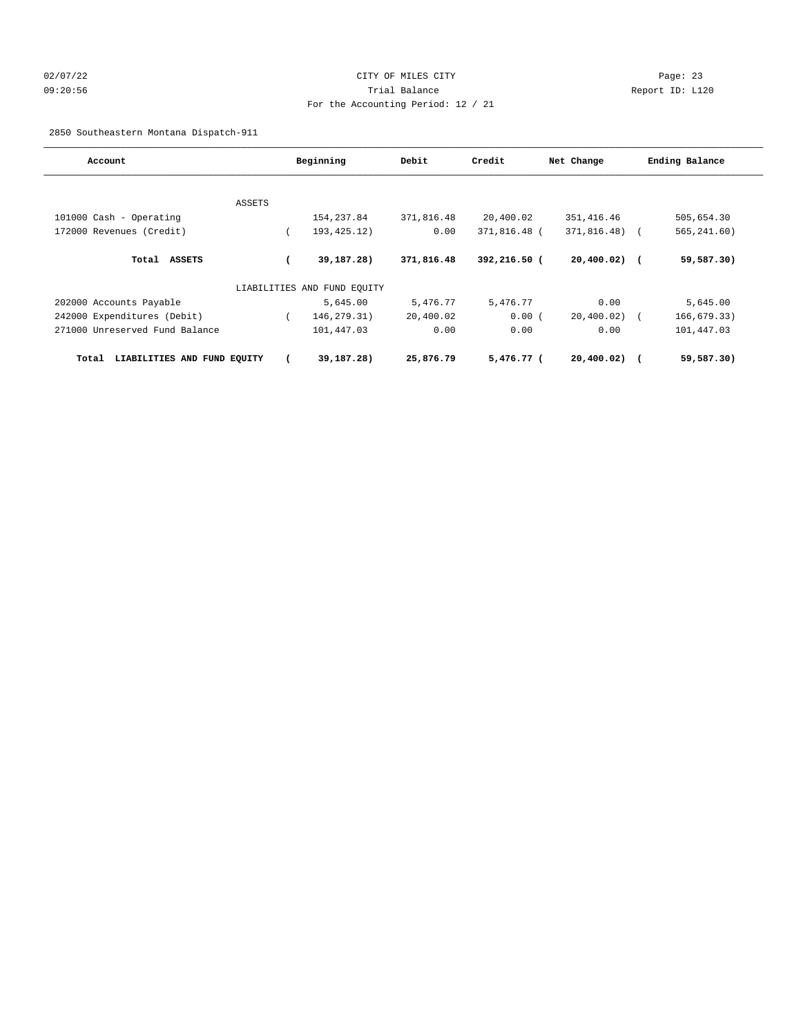CITY OF MILES CITY
Trial Balance
For the Accounting Period: 12 / 21

02/07/22 09:20:56

Page: 23
Report ID: L120

2850 Southeastern Montana Dispatch-911

| Account | Beginning | Debit | Credit | Net Change | Ending Balance |
|---|---|---|---|---|---|
| ASSETS | | | | | |
| 101000 Cash - Operating | 154,237.84 | 371,816.48 | 20,400.02 | 351,416.46 | 505,654.30 |
| 172000 Revenues (Credit) | ( 193,425.12) | 0.00 | 371,816.48 | ( 371,816.48) | ( 565,241.60) |
| **Total ASSETS** | **( 39,187.28)** | **371,816.48** | **392,216.50** | **( 20,400.02)** | **( 59,587.30)** |
| LIABILITIES AND FUND EQUITY | | | | | |
| 202000 Accounts Payable | 5,645.00 | 5,476.77 | 5,476.77 | 0.00 | 5,645.00 |
| 242000 Expenditures (Debit) | ( 146,279.31) | 20,400.02 | 0.00 | ( 20,400.02) | ( 166,679.33) |
| 271000 Unreserved Fund Balance | 101,447.03 | 0.00 | 0.00 | 0.00 | 101,447.03 |
| **Total LIABILITIES AND FUND EQUITY** | **( 39,187.28)** | **25,876.79** | **5,476.77** | **( 20,400.02)** | **( 59,587.30)** |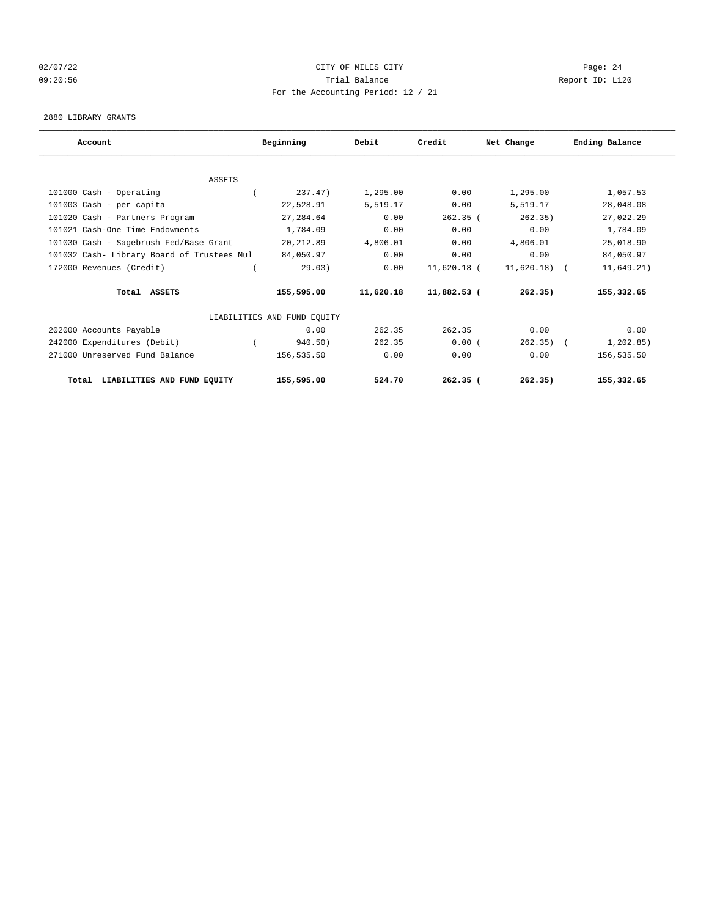CITY OF MILES CITY

Trial Balance

For the Accounting Period: 12 / 21

02/07/22 09:20:56 Page: 24 Report ID: L120

2880 LIBRARY GRANTS

| Account | Beginning | Debit | Credit | Net Change | Ending Balance |
|---|---|---|---|---|---|
| ASSETS | | | | | |
| 101000 Cash - Operating | ( 237.47) | 1,295.00 | 0.00 | 1,295.00 | 1,057.53 |
| 101003 Cash - per capita | 22,528.91 | 5,519.17 | 0.00 | 5,519.17 | 28,048.08 |
| 101020 Cash - Partners Program | 27,284.64 | 0.00 | 262.35 | ( 262.35) | 27,022.29 |
| 101021 Cash-One Time Endowments | 1,784.09 | 0.00 | 0.00 | 0.00 | 1,784.09 |
| 101030 Cash - Sagebrush Fed/Base Grant | 20,212.89 | 4,806.01 | 0.00 | 4,806.01 | 25,018.90 |
| 101032 Cash- Library Board of Trustees Mul | 84,050.97 | 0.00 | 0.00 | 0.00 | 84,050.97 |
| 172000 Revenues (Credit) | ( 29.03) | 0.00 | 11,620.18 | ( 11,620.18) | ( 11,649.21) |
| **Total ASSETS** | **155,595.00** | **11,620.18** | **11,882.53** | **( 262.35)** | **155,332.65** |
| LIABILITIES AND FUND EQUITY | | | | | |
| 202000 Accounts Payable | 0.00 | 262.35 | 262.35 | 0.00 | 0.00 |
| 242000 Expenditures (Debit) | ( 940.50) | 262.35 | 0.00 | ( 262.35) | ( 1,202.85) |
| 271000 Unreserved Fund Balance | 156,535.50 | 0.00 | 0.00 | 0.00 | 156,535.50 |
| **Total LIABILITIES AND FUND EQUITY** | **155,595.00** | **524.70** | **262.35** | **( 262.35)** | **155,332.65** |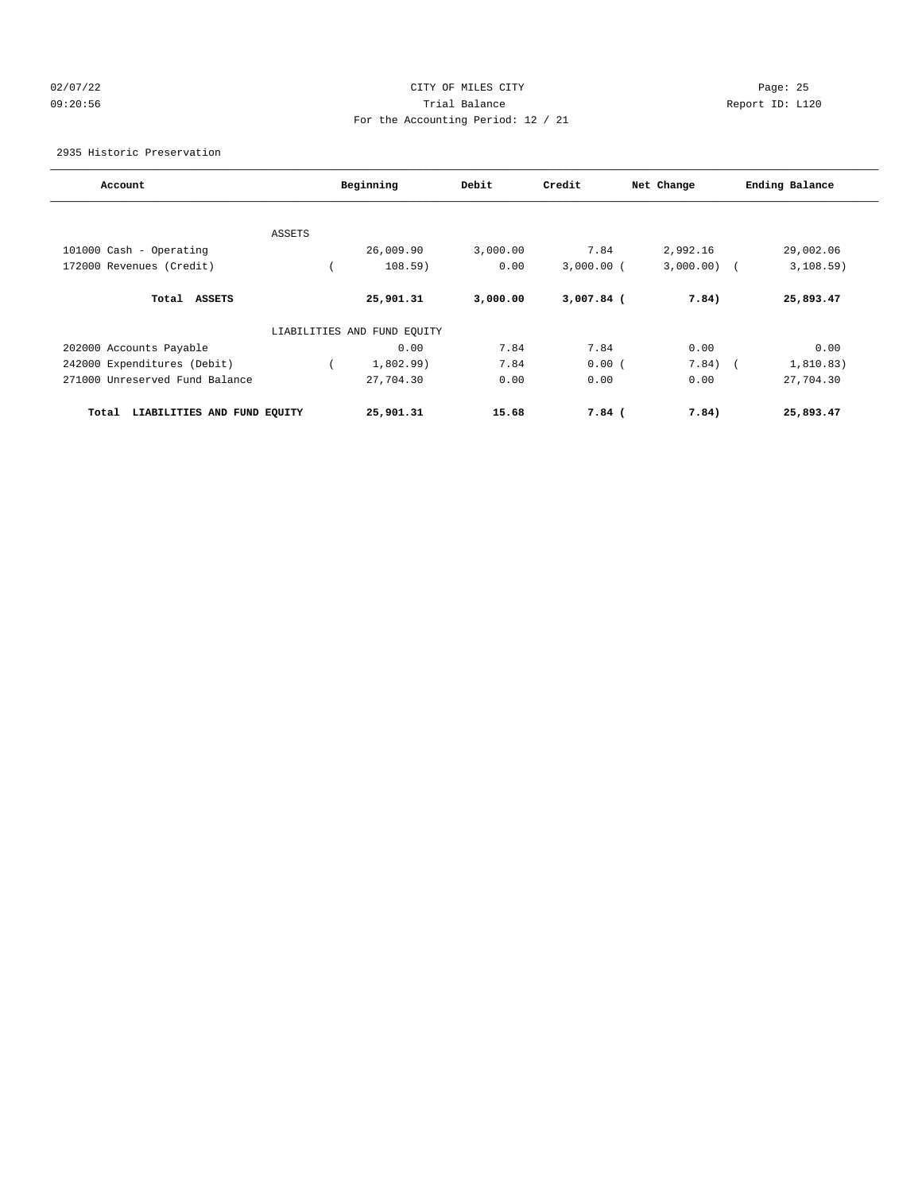CITY OF MILES CITY
Trial Balance
For the Accounting Period: 12 / 21

02/07/22
09:20:56

Report ID: L120

2935 Historic Preservation

| Account | Beginning | Debit | Credit | Net Change | Ending Balance |
|---|---|---|---|---|---|
| ASSETS | | | | | |
| 101000 Cash - Operating | 26,009.90 | 3,000.00 | 7.84 | 2,992.16 | 29,002.06 |
| 172000 Revenues (Credit) | ( 108.59) | 0.00 | 3,000.00 | ( 3,000.00) | ( 3,108.59) |
| **Total ASSETS** | **25,901.31** | **3,000.00** | **3,007.84** | **( 7.84)** | **25,893.47** |
| LIABILITIES AND FUND EQUITY | | | | | |
| 202000 Accounts Payable | 0.00 | 7.84 | 7.84 | 0.00 | 0.00 |
| 242000 Expenditures (Debit) | ( 1,802.99) | 7.84 | 0.00 | ( 7.84) | ( 1,810.83) |
| 271000 Unreserved Fund Balance | 27,704.30 | 0.00 | 0.00 | 0.00 | 27,704.30 |
| **Total LIABILITIES AND FUND EQUITY** | **25,901.31** | **15.68** | **7.84** | **( 7.84)** | **25,893.47** |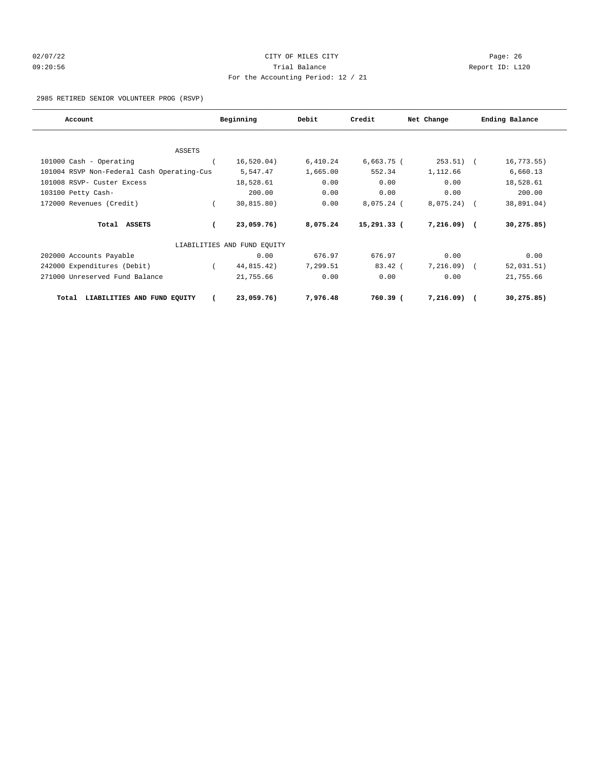CITY OF MILES CITY
Trial Balance
For the Accounting Period: 12 / 21

02/07/22
09:20:56

Report ID: L120

2985 RETIRED SENIOR VOLUNTEER PROG (RSVP)

| Account | Beginning | Debit | Credit | Net Change | Ending Balance |
|---|---|---|---|---|---|
| ASSETS | | | | | |
| 101000 Cash - Operating | ( 16,520.04) | 6,410.24 | 6,663.75 | ( 253.51) | ( 16,773.55) |
| 101004 RSVP Non-Federal Cash Operating-Cus | 5,547.47 | 1,665.00 | 552.34 | 1,112.66 | 6,660.13 |
| 101008 RSVP- Custer Excess | 18,528.61 | 0.00 | 0.00 | 0.00 | 18,528.61 |
| 103100 Petty Cash- | 200.00 | 0.00 | 0.00 | 0.00 | 200.00 |
| 172000 Revenues (Credit) | ( 30,815.80) | 0.00 | 8,075.24 | ( 8,075.24) | ( 38,891.04) |
| **Total ASSETS** | **( 23,059.76)** | **8,075.24** | **15,291.33** | **( 7,216.09)** | **( 30,275.85)** |
| LIABILITIES AND FUND EQUITY | | | | | |
| 202000 Accounts Payable | 0.00 | 676.97 | 676.97 | 0.00 | 0.00 |
| 242000 Expenditures (Debit) | ( 44,815.42) | 7,299.51 | 83.42 | ( 7,216.09) | ( 52,031.51) |
| 271000 Unreserved Fund Balance | 21,755.66 | 0.00 | 0.00 | 0.00 | 21,755.66 |
| **Total LIABILITIES AND FUND EQUITY** | **( 23,059.76)** | **7,976.48** | **760.39** | **( 7,216.09)** | **( 30,275.85)** |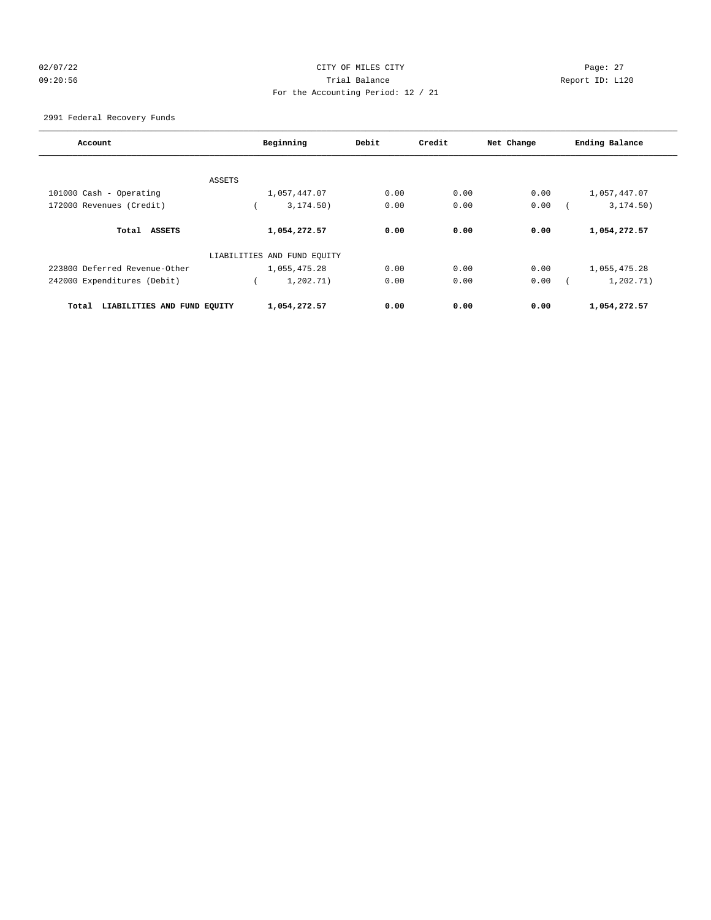CITY OF MILES CITY

Trial Balance

For the Accounting Period: 12 / 21

02/07/22 09:20:56 — Report ID: L120

2991 Federal Recovery Funds

| Account | Beginning | Debit | Credit | Net Change | Ending Balance |
|---|---|---|---|---|---|
| ASSETS | | | | | |
| 101000 Cash - Operating | 1,057,447.07 | 0.00 | 0.00 | 0.00 | 1,057,447.07 |
| 172000 Revenues (Credit) | ( 3,174.50) | 0.00 | 0.00 | 0.00 | ( 3,174.50) |
| **Total ASSETS** | **1,054,272.57** | **0.00** | **0.00** | **0.00** | **1,054,272.57** |
| LIABILITIES AND FUND EQUITY | | | | | |
| 223800 Deferred Revenue-Other | 1,055,475.28 | 0.00 | 0.00 | 0.00 | 1,055,475.28 |
| 242000 Expenditures (Debit) | ( 1,202.71) | 0.00 | 0.00 | 0.00 | ( 1,202.71) |
| **Total LIABILITIES AND FUND EQUITY** | **1,054,272.57** | **0.00** | **0.00** | **0.00** | **1,054,272.57** |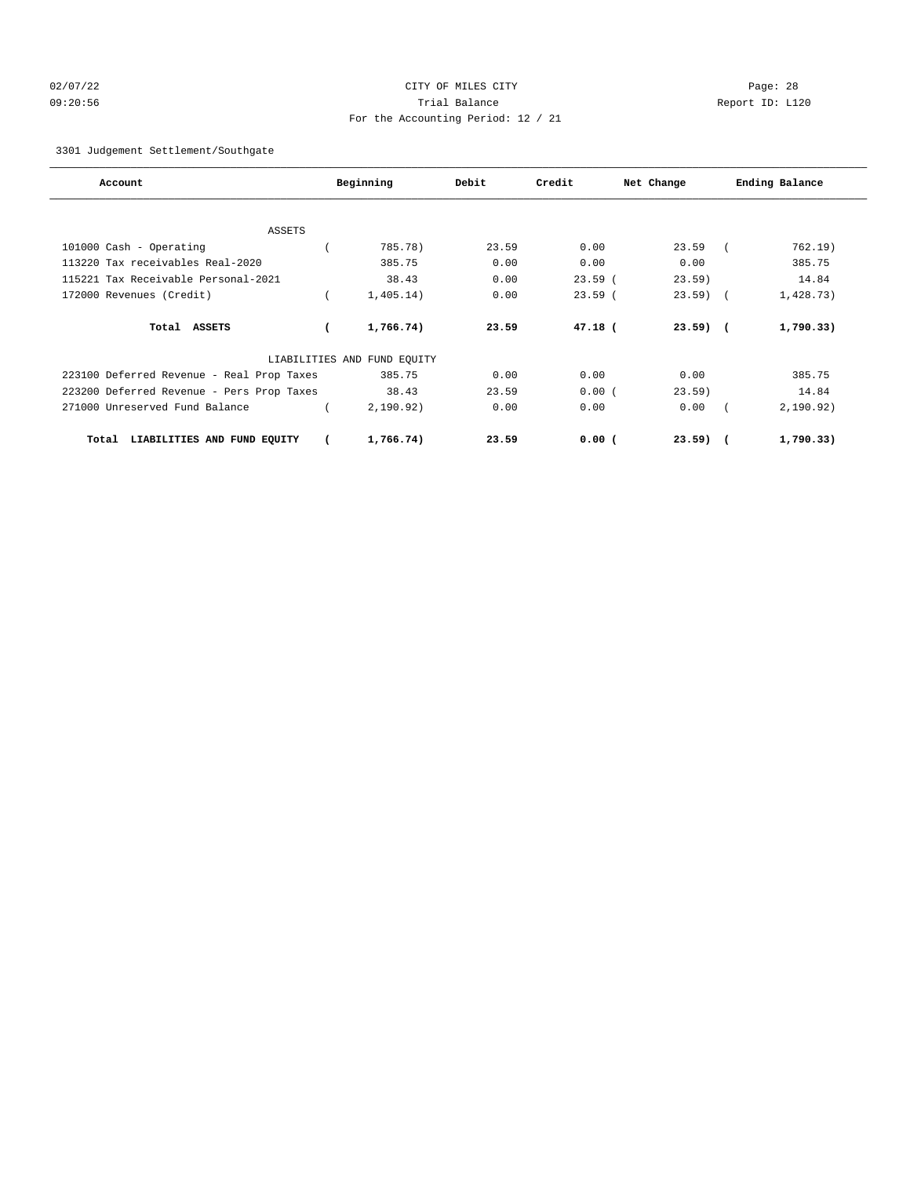CITY OF MILES CITY
Trial Balance
For the Accounting Period: 12 / 21

02/07/22
09:20:56

Report ID: L120

3301 Judgement Settlement/Southgate

| Account | Beginning | Debit | Credit | Net Change | Ending Balance |
|---|---|---|---|---|---|
| ASSETS | | | | | |
| 101000 Cash - Operating | ( 785.78) | 23.59 | 0.00 | 23.59 | ( 762.19) |
| 113220 Tax receivables Real-2020 | 385.75 | 0.00 | 0.00 | 0.00 | 385.75 |
| 115221 Tax Receivable Personal-2021 | 38.43 | 0.00 | 23.59 | ( 23.59) | 14.84 |
| 172000 Revenues (Credit) | ( 1,405.14) | 0.00 | 23.59 | ( 23.59) | ( 1,428.73) |
| **Total ASSETS** | **( 1,766.74)** | **23.59** | **47.18** | **( 23.59)** | **( 1,790.33)** |
| LIABILITIES AND FUND EQUITY | | | | | |
| 223100 Deferred Revenue - Real Prop Taxes | 385.75 | 0.00 | 0.00 | 0.00 | 385.75 |
| 223200 Deferred Revenue - Pers Prop Taxes | 38.43 | 23.59 | 0.00 | ( 23.59) | 14.84 |
| 271000 Unreserved Fund Balance | ( 2,190.92) | 0.00 | 0.00 | 0.00 | ( 2,190.92) |
| **Total LIABILITIES AND FUND EQUITY** | **( 1,766.74)** | **23.59** | **0.00** | **( 23.59)** | **( 1,790.33)** |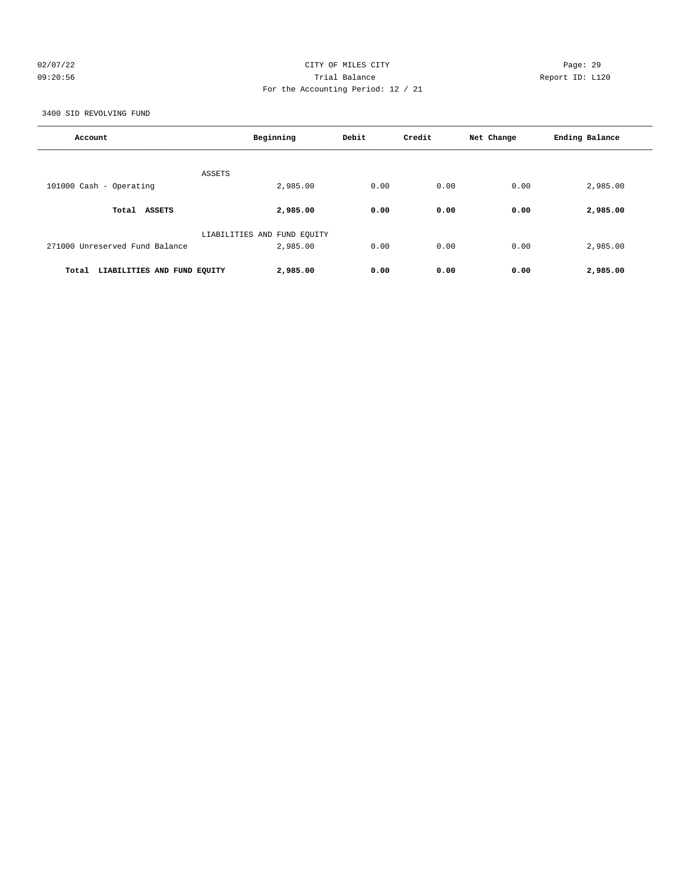CITY OF MILES CITY
Trial Balance
For the Accounting Period: 12 / 21

02/07/22
09:20:56

Report ID: L120

3400 SID REVOLVING FUND

| Account | Beginning | Debit | Credit | Net Change | Ending Balance |
|---|---|---|---|---|---|
| ASSETS | | | | | |
| 101000 Cash - Operating | 2,985.00 | 0.00 | 0.00 | 0.00 | 2,985.00 |
| **Total ASSETS** | **2,985.00** | **0.00** | **0.00** | **0.00** | **2,985.00** |
| LIABILITIES AND FUND EQUITY | | | | | |
| 271000 Unreserved Fund Balance | 2,985.00 | 0.00 | 0.00 | 0.00 | 2,985.00 |
| **Total LIABILITIES AND FUND EQUITY** | **2,985.00** | **0.00** | **0.00** | **0.00** | **2,985.00** |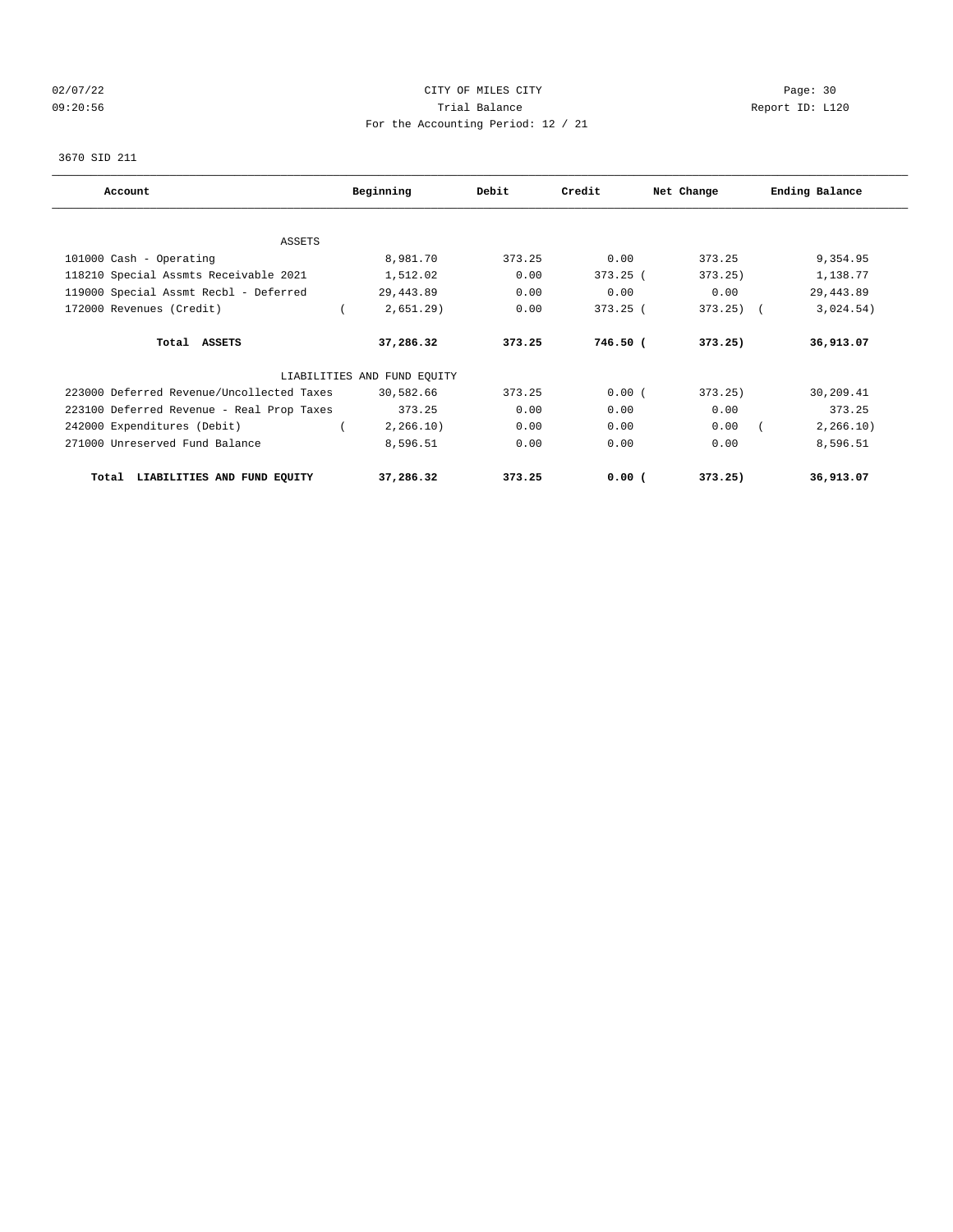02/07/22 CITY OF MILES CITY Page: 30
09:20:56 Trial Balance Report ID: L120
For the Accounting Period: 12 / 21

3670 SID 211

| Account | Beginning | Debit | Credit | Net Change | Ending Balance |
|---|---|---|---|---|---|
| ASSETS | | | | | |
| 101000 Cash - Operating | 8,981.70 | 373.25 | 0.00 | 373.25 | 9,354.95 |
| 118210 Special Assmts Receivable 2021 | 1,512.02 | 0.00 | 373.25 | ( 373.25) | 1,138.77 |
| 119000 Special Assmt Recbl - Deferred | 29,443.89 | 0.00 | 0.00 | 0.00 | 29,443.89 |
| 172000 Revenues (Credit) | ( 2,651.29) | 0.00 | 373.25 | ( 373.25) | ( 3,024.54) |
| **Total ASSETS** | **37,286.32** | **373.25** | **746.50** | **( 373.25)** | **36,913.07** |
| LIABILITIES AND FUND EQUITY | | | | | |
| 223000 Deferred Revenue/Uncollected Taxes | 30,582.66 | 373.25 | 0.00 | ( 373.25) | 30,209.41 |
| 223100 Deferred Revenue - Real Prop Taxes | 373.25 | 0.00 | 0.00 | 0.00 | 373.25 |
| 242000 Expenditures (Debit) | ( 2,266.10) | 0.00 | 0.00 | 0.00 | ( 2,266.10) |
| 271000 Unreserved Fund Balance | 8,596.51 | 0.00 | 0.00 | 0.00 | 8,596.51 |
| **Total LIABILITIES AND FUND EQUITY** | **37,286.32** | **373.25** | **0.00** | **( 373.25)** | **36,913.07** |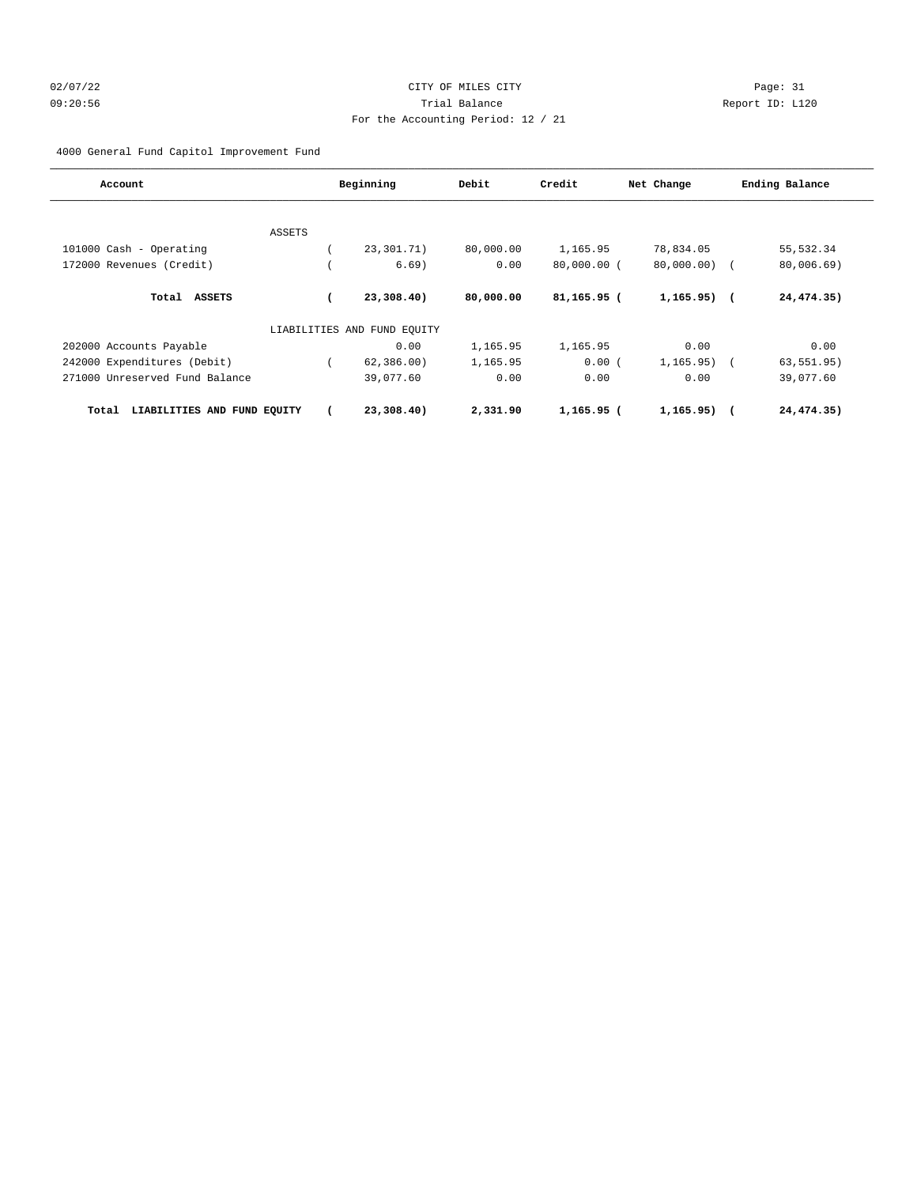CITY OF MILES CITY
Trial Balance
For the Accounting Period: 12 / 21

4000 General Fund Capitol Improvement Fund

| Account | Beginning | Debit | Credit | Net Change | Ending Balance |
|---|---|---|---|---|---|
| ASSETS | | | | | |
| 101000 Cash - Operating | ( 23,301.71) | 80,000.00 | 1,165.95 | 78,834.05 | 55,532.34 |
| 172000 Revenues (Credit) | ( 6.69) | 0.00 | 80,000.00 | ( 80,000.00) | ( 80,006.69) |
| **Total ASSETS** | **( 23,308.40)** | **80,000.00** | **81,165.95** | **( 1,165.95)** | **( 24,474.35)** |
| LIABILITIES AND FUND EQUITY | | | | | |
| 202000 Accounts Payable | 0.00 | 1,165.95 | 1,165.95 | 0.00 | 0.00 |
| 242000 Expenditures (Debit) | ( 62,386.00) | 1,165.95 | 0.00 | ( 1,165.95) | ( 63,551.95) |
| 271000 Unreserved Fund Balance | 39,077.60 | 0.00 | 0.00 | 0.00 | 39,077.60 |
| **Total LIABILITIES AND FUND EQUITY** | **( 23,308.40)** | **2,331.90** | **1,165.95** | **( 1,165.95)** | **( 24,474.35)** |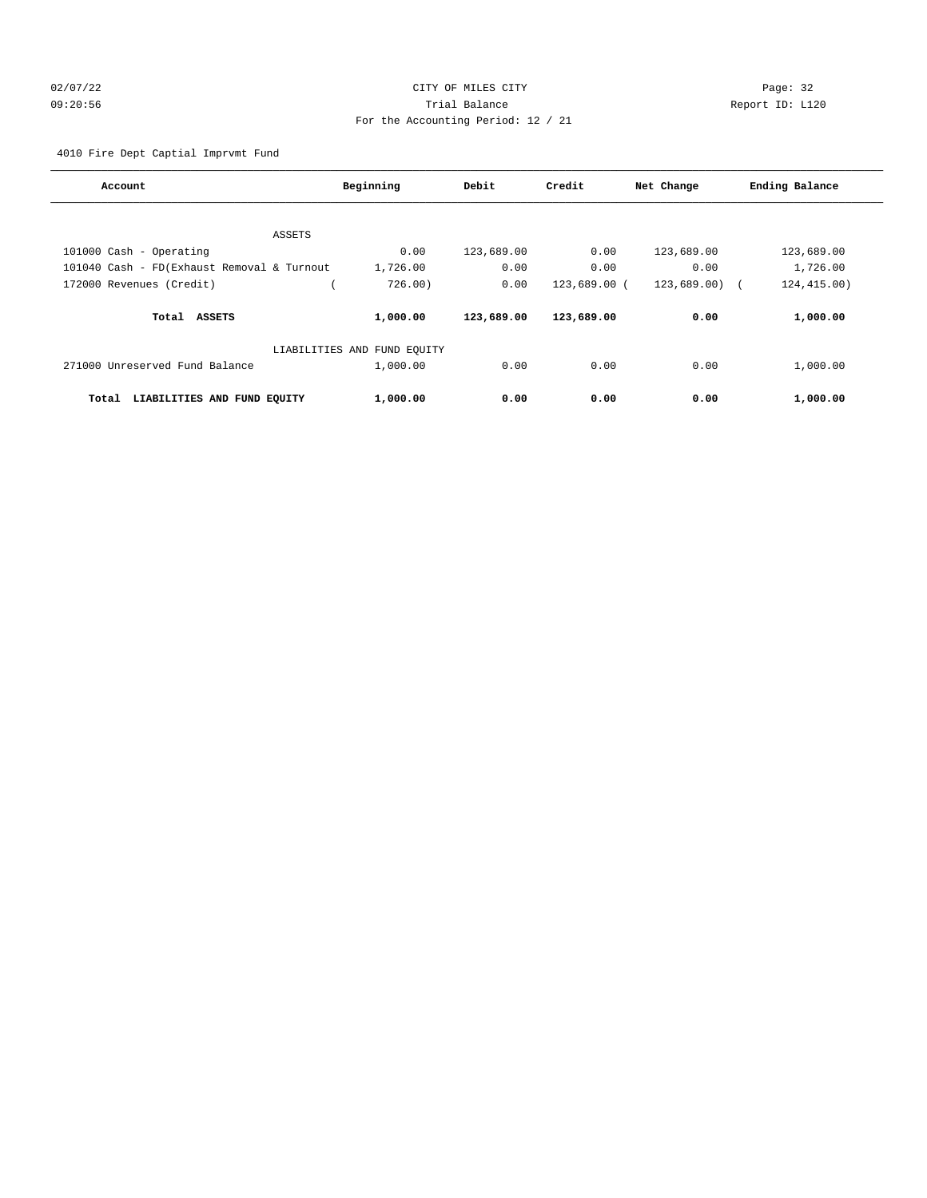CITY OF MILES CITY
Trial Balance
For the Accounting Period: 12 / 21

4010 Fire Dept Captial Imprvmt Fund

| Account | Beginning | Debit | Credit | Net Change | Ending Balance |
|---|---|---|---|---|---|
| ASSETS | | | | | |
| 101000 Cash - Operating | 0.00 | 123,689.00 | 0.00 | 123,689.00 | 123,689.00 |
| 101040 Cash - FD(Exhaust Removal & Turnout | 1,726.00 | 0.00 | 0.00 | 0.00 | 1,726.00 |
| 172000 Revenues (Credit) | ( 726.00) | 0.00 | 123,689.00 | ( 123,689.00) | ( 124,415.00) |
| **Total ASSETS** | **1,000.00** | **123,689.00** | **123,689.00** | **0.00** | **1,000.00** |
| LIABILITIES AND FUND EQUITY | | | | | |
| 271000 Unreserved Fund Balance | 1,000.00 | 0.00 | 0.00 | 0.00 | 1,000.00 |
| **Total LIABILITIES AND FUND EQUITY** | **1,000.00** | **0.00** | **0.00** | **0.00** | **1,000.00** |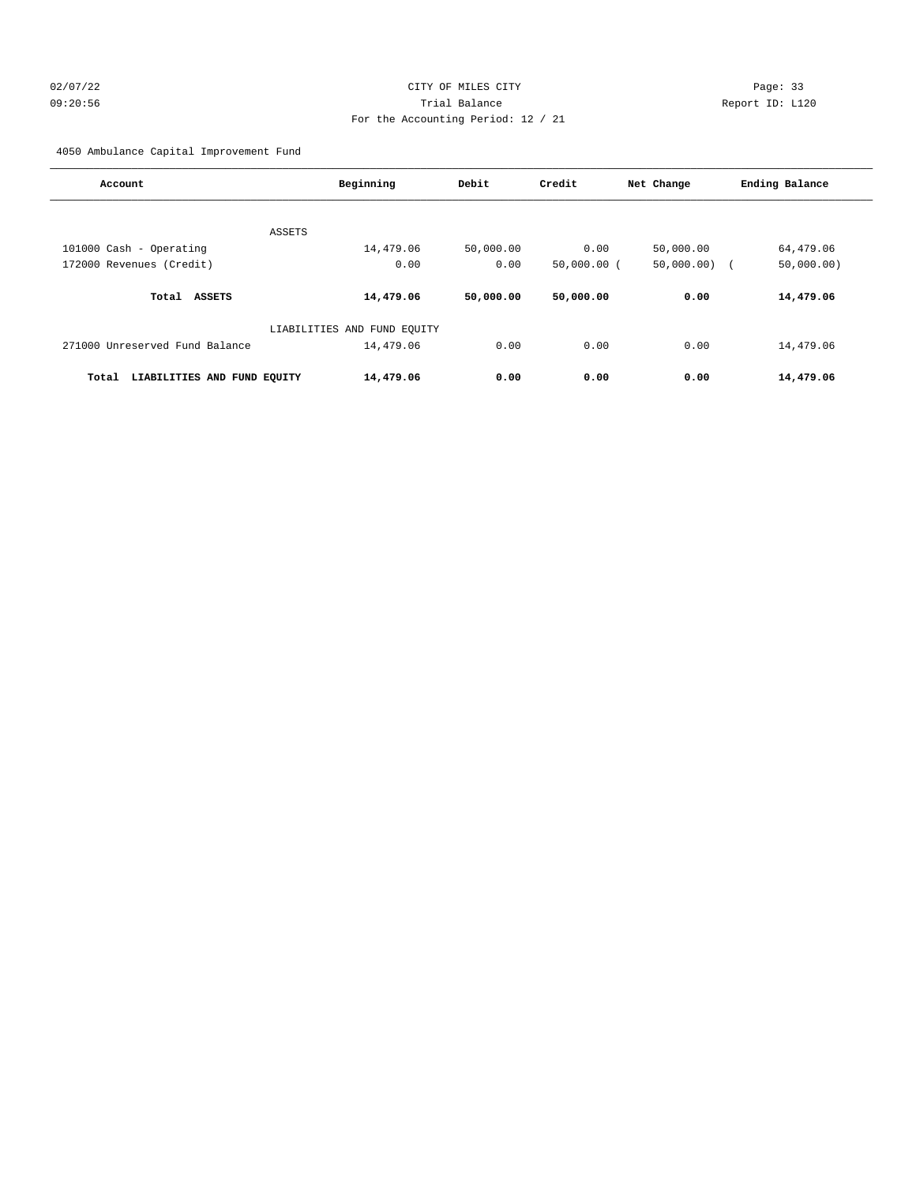CITY OF MILES CITY

Trial Balance

For the Accounting Period: 12 / 21

4050 Ambulance Capital Improvement Fund

| Account | Beginning | Debit | Credit | Net Change | Ending Balance |
|---|---|---|---|---|---|
| ASSETS | | | | | |
| 101000 Cash - Operating | 14,479.06 | 50,000.00 | 0.00 | 50,000.00 | 64,479.06 |
| 172000 Revenues (Credit) | 0.00 | 0.00 | 50,000.00 | ( 50,000.00) | ( 50,000.00) |
| **Total ASSETS** | **14,479.06** | **50,000.00** | **50,000.00** | **0.00** | **14,479.06** |
| LIABILITIES AND FUND EQUITY | | | | | |
| 271000 Unreserved Fund Balance | 14,479.06 | 0.00 | 0.00 | 0.00 | 14,479.06 |
| **Total LIABILITIES AND FUND EQUITY** | **14,479.06** | **0.00** | **0.00** | **0.00** | **14,479.06** |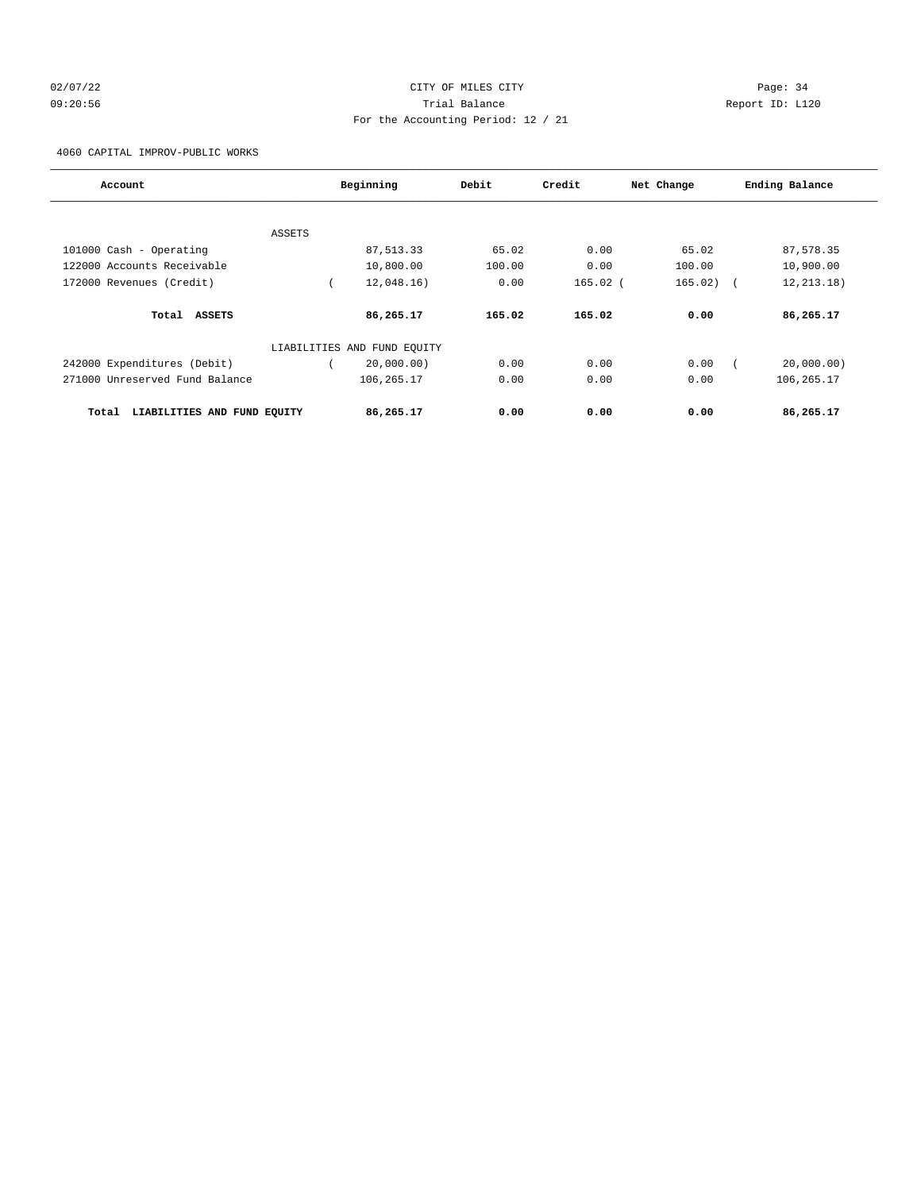02/07/22 CITY OF MILES CITY
09:20:56 Trial Balance Report ID: L120
For the Accounting Period: 12 / 21

4060 CAPITAL IMPROV-PUBLIC WORKS

| Account | Beginning | Debit | Credit | Net Change | Ending Balance |
|---|---|---|---|---|---|
| ASSETS | | | | | |
| 101000 Cash - Operating | 87,513.33 | 65.02 | 0.00 | 65.02 | 87,578.35 |
| 122000 Accounts Receivable | 10,800.00 | 100.00 | 0.00 | 100.00 | 10,900.00 |
| 172000 Revenues (Credit) | ( 12,048.16) | 0.00 | 165.02 | ( 165.02) | ( 12,213.18) |
| **Total ASSETS** | **86,265.17** | **165.02** | **165.02** | **0.00** | **86,265.17** |
| LIABILITIES AND FUND EQUITY | | | | | |
| 242000 Expenditures (Debit) | ( 20,000.00) | 0.00 | 0.00 | 0.00 | ( 20,000.00) |
| 271000 Unreserved Fund Balance | 106,265.17 | 0.00 | 0.00 | 0.00 | 106,265.17 |
| **Total LIABILITIES AND FUND EQUITY** | **86,265.17** | **0.00** | **0.00** | **0.00** | **86,265.17** |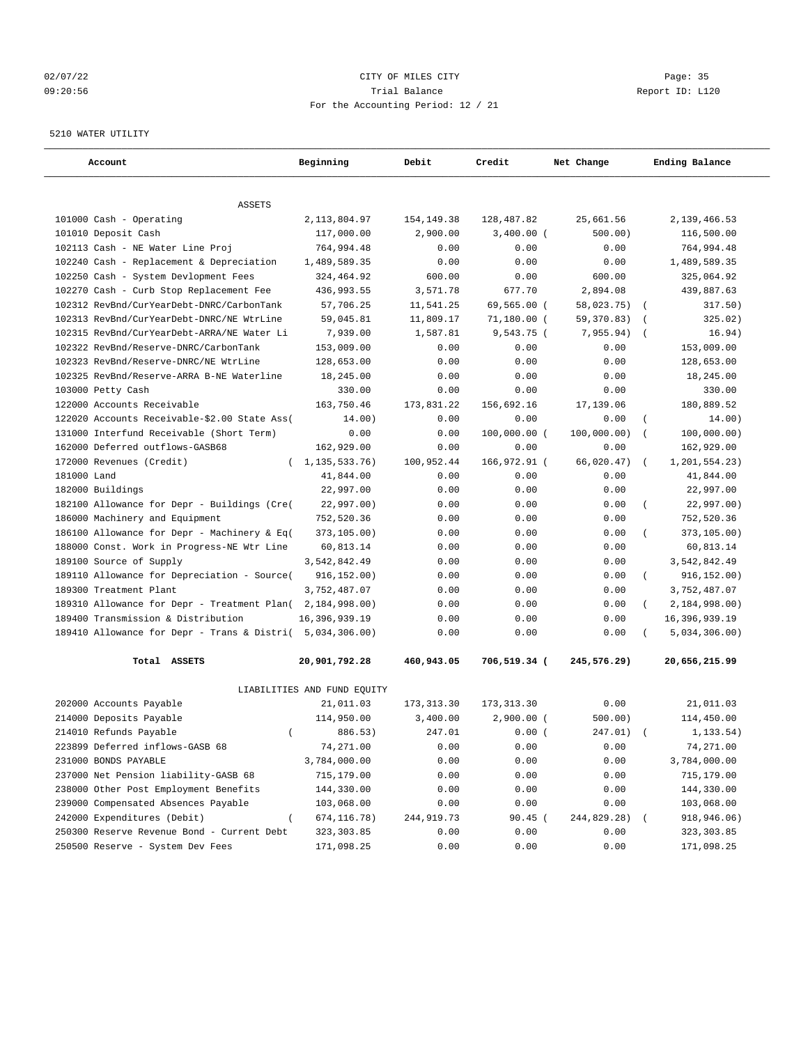02/07/22 CITY OF MILES CITY
09:20:56 Trial Balance Report ID: L120
For the Accounting Period: 12 / 21

5210 WATER UTILITY

| Account | Beginning | Debit | Credit | Net Change | Ending Balance |
|---|---|---|---|---|---|
| ASSETS | | | | | |
| 101000 Cash - Operating | 2,113,804.97 | 154,149.38 | 128,487.82 | 25,661.56 | 2,139,466.53 |
| 101010 Deposit Cash | 117,000.00 | 2,900.00 | 3,400.00 | (500.00) | 116,500.00 |
| 102113 Cash - NE Water Line Proj | 764,994.48 | 0.00 | 0.00 | 0.00 | 764,994.48 |
| 102240 Cash - Replacement & Depreciation | 1,489,589.35 | 0.00 | 0.00 | 0.00 | 1,489,589.35 |
| 102250 Cash - System Devlopment Fees | 324,464.92 | 600.00 | 0.00 | 600.00 | 325,064.92 |
| 102270 Cash - Curb Stop Replacement Fee | 436,993.55 | 3,571.78 | 677.70 | 2,894.08 | 439,887.63 |
| 102312 RevBnd/CurYearDebt-DNRC/CarbonTank | 57,706.25 | 11,541.25 | 69,565.00 | (58,023.75) | (317.50) |
| 102313 RevBnd/CurYearDebt-DNRC/NE WtrLine | 59,045.81 | 11,809.17 | 71,180.00 | (59,370.83) | (325.02) |
| 102315 RevBnd/CurYearDebt-ARRA/NE Water Li | 7,939.00 | 1,587.81 | 9,543.75 | (7,955.94) | (16.94) |
| 102322 RevBnd/Reserve-DNRC/CarbonTank | 153,009.00 | 0.00 | 0.00 | 0.00 | 153,009.00 |
| 102323 RevBnd/Reserve-DNRC/NE WtrLine | 128,653.00 | 0.00 | 0.00 | 0.00 | 128,653.00 |
| 102325 RevBnd/Reserve-ARRA B-NE Waterline | 18,245.00 | 0.00 | 0.00 | 0.00 | 18,245.00 |
| 103000 Petty Cash | 330.00 | 0.00 | 0.00 | 0.00 | 330.00 |
| 122000 Accounts Receivable | 163,750.46 | 173,831.22 | 156,692.16 | 17,139.06 | 180,889.52 |
| 122020 Accounts Receivable-$2.00 State Ass( | 14.00) | 0.00 | 0.00 | 0.00 | (14.00) |
| 131000 Interfund Receivable (Short Term) | 0.00 | 0.00 | 100,000.00 | (100,000.00) | (100,000.00) |
| 162000 Deferred outflows-GASB68 | 162,929.00 | 0.00 | 0.00 | 0.00 | 162,929.00 |
| 172000 Revenues (Credit) | (1,135,533.76) | 100,952.44 | 166,972.91 | (66,020.47) | (1,201,554.23) |
| 181000 Land | 41,844.00 | 0.00 | 0.00 | 0.00 | 41,844.00 |
| 182000 Buildings | 22,997.00 | 0.00 | 0.00 | 0.00 | 22,997.00 |
| 182100 Allowance for Depr - Buildings (Cre( | 22,997.00) | 0.00 | 0.00 | 0.00 | (22,997.00) |
| 186000 Machinery and Equipment | 752,520.36 | 0.00 | 0.00 | 0.00 | 752,520.36 |
| 186100 Allowance for Depr - Machinery & Eq( | 373,105.00) | 0.00 | 0.00 | 0.00 | (373,105.00) |
| 188000 Const. Work in Progress-NE Wtr Line | 60,813.14 | 0.00 | 0.00 | 0.00 | 60,813.14 |
| 189100 Source of Supply | 3,542,842.49 | 0.00 | 0.00 | 0.00 | 3,542,842.49 |
| 189110 Allowance for Depreciation - Source( | 916,152.00) | 0.00 | 0.00 | 0.00 | (916,152.00) |
| 189300 Treatment Plant | 3,752,487.07 | 0.00 | 0.00 | 0.00 | 3,752,487.07 |
| 189310 Allowance for Depr - Treatment Plan( | 2,184,998.00) | 0.00 | 0.00 | 0.00 | (2,184,998.00) |
| 189400 Transmission & Distribution | 16,396,939.19 | 0.00 | 0.00 | 0.00 | 16,396,939.19 |
| 189410 Allowance for Depr - Trans & Distri( | 5,034,306.00) | 0.00 | 0.00 | 0.00 | (5,034,306.00) |
| **Total ASSETS** | **20,901,792.28** | **460,943.05** | **706,519.34** | **(245,576.29)** | **20,656,215.99** |
| LIABILITIES AND FUND EQUITY | | | | | |
| 202000 Accounts Payable | 21,011.03 | 173,313.30 | 173,313.30 | 0.00 | 21,011.03 |
| 214000 Deposits Payable | 114,950.00 | 3,400.00 | 2,900.00 | (500.00) | 114,450.00 |
| 214010 Refunds Payable | (886.53) | 247.01 | 0.00 | (247.01) | (1,133.54) |
| 223899 Deferred inflows-GASB 68 | 74,271.00 | 0.00 | 0.00 | 0.00 | 74,271.00 |
| 231000 BONDS PAYABLE | 3,784,000.00 | 0.00 | 0.00 | 0.00 | 3,784,000.00 |
| 237000 Net Pension liability-GASB 68 | 715,179.00 | 0.00 | 0.00 | 0.00 | 715,179.00 |
| 238000 Other Post Employment Benefits | 144,330.00 | 0.00 | 0.00 | 0.00 | 144,330.00 |
| 239000 Compensated Absences Payable | 103,068.00 | 0.00 | 0.00 | 0.00 | 103,068.00 |
| 242000 Expenditures (Debit) | (674,116.78) | 244,919.73 | 90.45 | (244,829.28) | (918,946.06) |
| 250300 Reserve Revenue Bond - Current Debt | 323,303.85 | 0.00 | 0.00 | 0.00 | 323,303.85 |
| 250500 Reserve - System Dev Fees | 171,098.25 | 0.00 | 0.00 | 0.00 | 171,098.25 |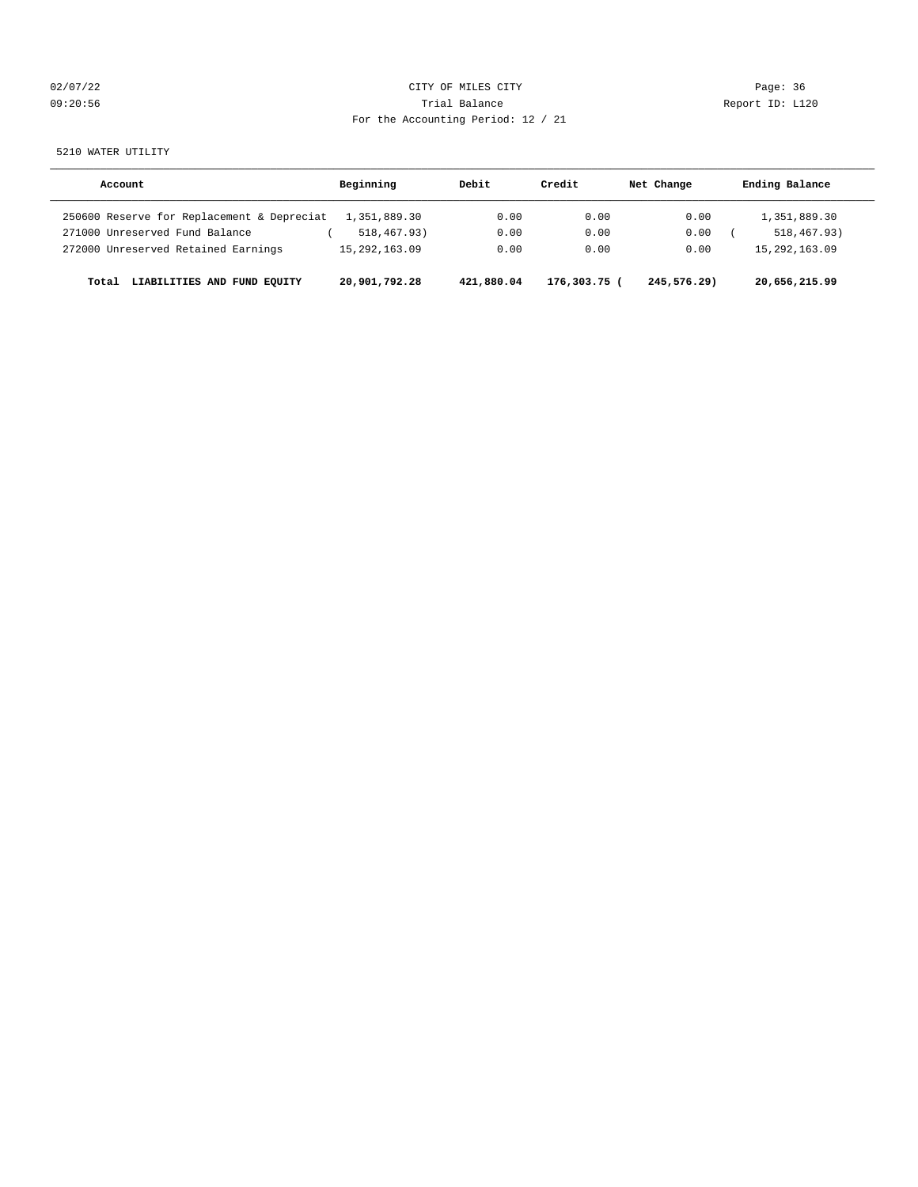CITY OF MILES CITY

Trial Balance

For the Accounting Period: 12 / 21

5210 WATER UTILITY

| Account | Beginning | Debit | Credit | Net Change | Ending Balance |
|---|---|---|---|---|---|
| 250600 Reserve for Replacement & Depreciat | 1,351,889.30 | 0.00 | 0.00 | 0.00 | 1,351,889.30 |
| 271000 Unreserved Fund Balance | ( 518,467.93) | 0.00 | 0.00 | 0.00 | ( 518,467.93) |
| 272000 Unreserved Retained Earnings | 15,292,163.09 | 0.00 | 0.00 | 0.00 | 15,292,163.09 |
| **Total LIABILITIES AND FUND EQUITY** | **20,901,792.28** | **421,880.04** | **176,303.75** | **( 245,576.29)** | **20,656,215.99** |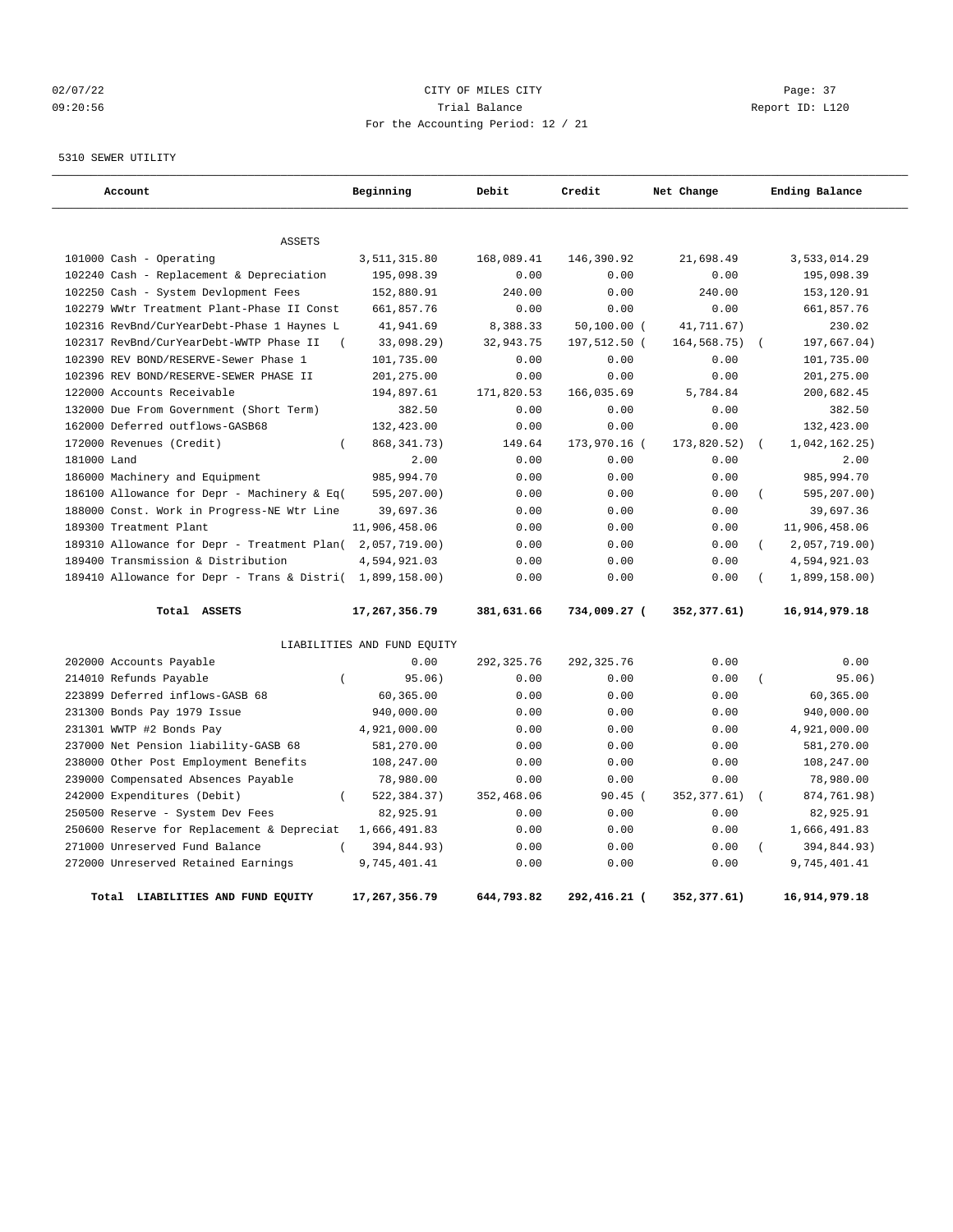02/07/22 CITY OF MILES CITY

09:20:56 Trial Balance Report ID: L120

For the Accounting Period: 12 / 21

5310 SEWER UTILITY

| Account | Beginning | Debit | Credit | Net Change | Ending Balance |
|---|---|---|---|---|---|
| ASSETS | | | | | |
| 101000 Cash - Operating | 3,511,315.80 | 168,089.41 | 146,390.92 | 21,698.49 | 3,533,014.29 |
| 102240 Cash - Replacement & Depreciation | 195,098.39 | 0.00 | 0.00 | 0.00 | 195,098.39 |
| 102250 Cash - System Devlopment Fees | 152,880.91 | 240.00 | 0.00 | 240.00 | 153,120.91 |
| 102279 WWtr Treatment Plant-Phase II Const | 661,857.76 | 0.00 | 0.00 | 0.00 | 661,857.76 |
| 102316 RevBnd/CurYearDebt-Phase 1 Haynes L | 41,941.69 | 8,388.33 | 50,100.00 | ( 41,711.67) | 230.02 |
| 102317 RevBnd/CurYearDebt-WWTP Phase II | ( 33,098.29) | 32,943.75 | 197,512.50 | ( 164,568.75) | ( 197,667.04) |
| 102390 REV BOND/RESERVE-Sewer Phase 1 | 101,735.00 | 0.00 | 0.00 | 0.00 | 101,735.00 |
| 102396 REV BOND/RESERVE-SEWER PHASE II | 201,275.00 | 0.00 | 0.00 | 0.00 | 201,275.00 |
| 122000 Accounts Receivable | 194,897.61 | 171,820.53 | 166,035.69 | 5,784.84 | 200,682.45 |
| 132000 Due From Government (Short Term) | 382.50 | 0.00 | 0.00 | 0.00 | 382.50 |
| 162000 Deferred outflows-GASB68 | 132,423.00 | 0.00 | 0.00 | 0.00 | 132,423.00 |
| 172000 Revenues (Credit) | ( 868,341.73) | 149.64 | 173,970.16 | ( 173,820.52) | ( 1,042,162.25) |
| 181000 Land | 2.00 | 0.00 | 0.00 | 0.00 | 2.00 |
| 186000 Machinery and Equipment | 985,994.70 | 0.00 | 0.00 | 0.00 | 985,994.70 |
| 186100 Allowance for Depr - Machinery & Eq | ( 595,207.00) | 0.00 | 0.00 | 0.00 | ( 595,207.00) |
| 188000 Const. Work in Progress-NE Wtr Line | 39,697.36 | 0.00 | 0.00 | 0.00 | 39,697.36 |
| 189300 Treatment Plant | 11,906,458.06 | 0.00 | 0.00 | 0.00 | 11,906,458.06 |
| 189310 Allowance for Depr - Treatment Plan | ( 2,057,719.00) | 0.00 | 0.00 | 0.00 | ( 2,057,719.00) |
| 189400 Transmission & Distribution | 4,594,921.03 | 0.00 | 0.00 | 0.00 | 4,594,921.03 |
| 189410 Allowance for Depr - Trans & Distri | ( 1,899,158.00) | 0.00 | 0.00 | 0.00 | ( 1,899,158.00) |
| **Total ASSETS** | **17,267,356.79** | **381,631.66** | **734,009.27** | **( 352,377.61)** | **16,914,979.18** |
| LIABILITIES AND FUND EQUITY | | | | | |
| 202000 Accounts Payable | 0.00 | 292,325.76 | 292,325.76 | 0.00 | 0.00 |
| 214010 Refunds Payable | ( 95.06) | 0.00 | 0.00 | 0.00 | ( 95.06) |
| 223899 Deferred inflows-GASB 68 | 60,365.00 | 0.00 | 0.00 | 0.00 | 60,365.00 |
| 231300 Bonds Pay 1979 Issue | 940,000.00 | 0.00 | 0.00 | 0.00 | 940,000.00 |
| 231301 WWTP #2 Bonds Pay | 4,921,000.00 | 0.00 | 0.00 | 0.00 | 4,921,000.00 |
| 237000 Net Pension liability-GASB 68 | 581,270.00 | 0.00 | 0.00 | 0.00 | 581,270.00 |
| 238000 Other Post Employment Benefits | 108,247.00 | 0.00 | 0.00 | 0.00 | 108,247.00 |
| 239000 Compensated Absences Payable | 78,980.00 | 0.00 | 0.00 | 0.00 | 78,980.00 |
| 242000 Expenditures (Debit) | ( 522,384.37) | 352,468.06 | 90.45 | ( 352,377.61) | ( 874,761.98) |
| 250500 Reserve - System Dev Fees | 82,925.91 | 0.00 | 0.00 | 0.00 | 82,925.91 |
| 250600 Reserve for Replacement & Depreciat | 1,666,491.83 | 0.00 | 0.00 | 0.00 | 1,666,491.83 |
| 271000 Unreserved Fund Balance | ( 394,844.93) | 0.00 | 0.00 | 0.00 | ( 394,844.93) |
| 272000 Unreserved Retained Earnings | 9,745,401.41 | 0.00 | 0.00 | 0.00 | 9,745,401.41 |
| **Total LIABILITIES AND FUND EQUITY** | **17,267,356.79** | **644,793.82** | **292,416.21** | **( 352,377.61)** | **16,914,979.18** |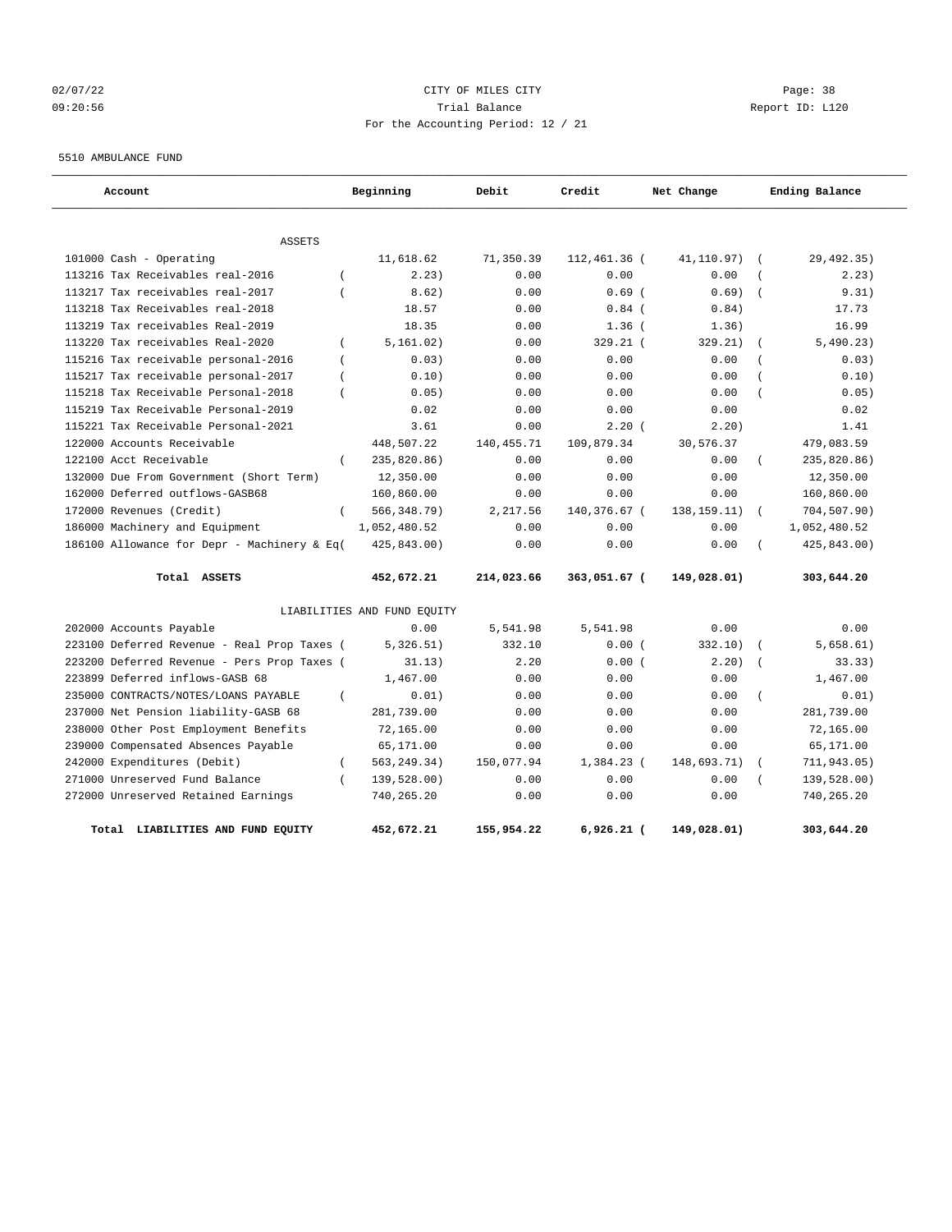CITY OF MILES CITY

Trial Balance

For the Accounting Period: 12 / 21

02/07/22 09:20:56 | Page: 38 | Report ID: L120

5510 AMBULANCE FUND

| Account | Beginning | Debit | Credit | Net Change | Ending Balance |
|---|---|---|---|---|---|
| **ASSETS** | | | | | |
| 101000 Cash - Operating | 11,618.62 | 71,350.39 | 112,461.36 | ( 41,110.97) | ( 29,492.35) |
| 113216 Tax Receivables real-2016 | ( 2.23) | 0.00 | 0.00 | 0.00 | ( 2.23) |
| 113217 Tax receivables real-2017 | ( 8.62) | 0.00 | 0.69 | ( 0.69) | ( 9.31) |
| 113218 Tax Receivables real-2018 | 18.57 | 0.00 | 0.84 | ( 0.84) | 17.73 |
| 113219 Tax receivables Real-2019 | 18.35 | 0.00 | 1.36 | ( 1.36) | 16.99 |
| 113220 Tax receivables Real-2020 | ( 5,161.02) | 0.00 | 329.21 | ( 329.21) | ( 5,490.23) |
| 115216 Tax receivable personal-2016 | ( 0.03) | 0.00 | 0.00 | 0.00 | ( 0.03) |
| 115217 Tax receivable personal-2017 | ( 0.10) | 0.00 | 0.00 | 0.00 | ( 0.10) |
| 115218 Tax Receivable Personal-2018 | ( 0.05) | 0.00 | 0.00 | 0.00 | ( 0.05) |
| 115219 Tax Receivable Personal-2019 | 0.02 | 0.00 | 0.00 | 0.00 | 0.02 |
| 115221 Tax Receivable Personal-2021 | 3.61 | 0.00 | 2.20 | ( 2.20) | 1.41 |
| 122000 Accounts Receivable | 448,507.22 | 140,455.71 | 109,879.34 | 30,576.37 | 479,083.59 |
| 122100 Acct Receivable | ( 235,820.86) | 0.00 | 0.00 | 0.00 | ( 235,820.86) |
| 132000 Due From Government (Short Term) | 12,350.00 | 0.00 | 0.00 | 0.00 | 12,350.00 |
| 162000 Deferred outflows-GASB68 | 160,860.00 | 0.00 | 0.00 | 0.00 | 160,860.00 |
| 172000 Revenues (Credit) | ( 566,348.79) | 2,217.56 | 140,376.67 | ( 138,159.11) | ( 704,507.90) |
| 186000 Machinery and Equipment | 1,052,480.52 | 0.00 | 0.00 | 0.00 | 1,052,480.52 |
| 186100 Allowance for Depr - Machinery & Eq | ( 425,843.00) | 0.00 | 0.00 | 0.00 | ( 425,843.00) |
| **Total ASSETS** | **452,672.21** | **214,023.66** | **363,051.67** | **( 149,028.01)** | **303,644.20** |
| **LIABILITIES AND FUND EQUITY** | | | | | |
| 202000 Accounts Payable | 0.00 | 5,541.98 | 5,541.98 | 0.00 | 0.00 |
| 223100 Deferred Revenue - Real Prop Taxes | ( 5,326.51) | 332.10 | 0.00 | ( 332.10) | ( 5,658.61) |
| 223200 Deferred Revenue - Pers Prop Taxes | ( 31.13) | 2.20 | 0.00 | ( 2.20) | ( 33.33) |
| 223899 Deferred inflows-GASB 68 | 1,467.00 | 0.00 | 0.00 | 0.00 | 1,467.00 |
| 235000 CONTRACTS/NOTES/LOANS PAYABLE | ( 0.01) | 0.00 | 0.00 | 0.00 | ( 0.01) |
| 237000 Net Pension liability-GASB 68 | 281,739.00 | 0.00 | 0.00 | 0.00 | 281,739.00 |
| 238000 Other Post Employment Benefits | 72,165.00 | 0.00 | 0.00 | 0.00 | 72,165.00 |
| 239000 Compensated Absences Payable | 65,171.00 | 0.00 | 0.00 | 0.00 | 65,171.00 |
| 242000 Expenditures (Debit) | ( 563,249.34) | 150,077.94 | 1,384.23 | ( 148,693.71) | ( 711,943.05) |
| 271000 Unreserved Fund Balance | ( 139,528.00) | 0.00 | 0.00 | 0.00 | ( 139,528.00) |
| 272000 Unreserved Retained Earnings | 740,265.20 | 0.00 | 0.00 | 0.00 | 740,265.20 |
| **Total LIABILITIES AND FUND EQUITY** | **452,672.21** | **155,954.22** | **6,926.21** | **( 149,028.01)** | **303,644.20** |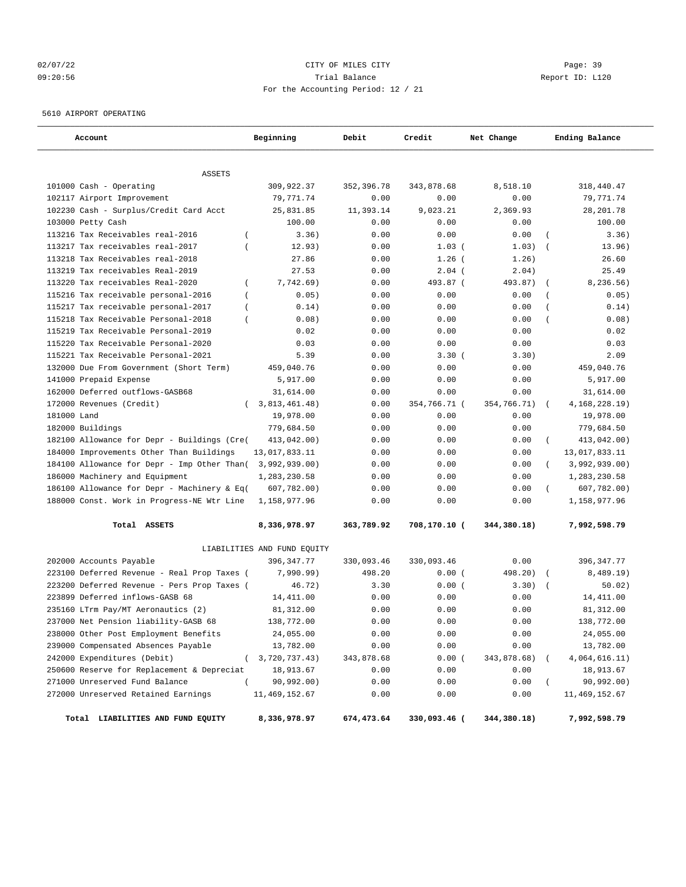CITY OF MILES CITY

Trial Balance

For the Accounting Period: 12 / 21

02/07/22 09:20:56 Report ID: L120

5610 AIRPORT OPERATING

| Account | Beginning | Debit | Credit | Net Change | Ending Balance |
|---|---|---|---|---|---|
| **ASSETS** | | | | | |
| 101000 Cash - Operating | 309,922.37 | 352,396.78 | 343,878.68 | 8,518.10 | 318,440.47 |
| 102117 Airport Improvement | 79,771.74 | 0.00 | 0.00 | 0.00 | 79,771.74 |
| 102230 Cash - Surplus/Credit Card Acct | 25,831.85 | 11,393.14 | 9,023.21 | 2,369.93 | 28,201.78 |
| 103000 Petty Cash | 100.00 | 0.00 | 0.00 | 0.00 | 100.00 |
| 113216 Tax Receivables real-2016 | ( 3.36) | 0.00 | 0.00 | 0.00 | ( 3.36) |
| 113217 Tax receivables real-2017 | ( 12.93) | 0.00 | 1.03 | ( 1.03) | ( 13.96) |
| 113218 Tax Receivables real-2018 | 27.86 | 0.00 | 1.26 | ( 1.26) | 26.60 |
| 113219 Tax receivables Real-2019 | 27.53 | 0.00 | 2.04 | ( 2.04) | 25.49 |
| 113220 Tax receivables Real-2020 | ( 7,742.69) | 0.00 | 493.87 | ( 493.87) | ( 8,236.56) |
| 115216 Tax receivable personal-2016 | ( 0.05) | 0.00 | 0.00 | 0.00 | ( 0.05) |
| 115217 Tax receivable personal-2017 | ( 0.14) | 0.00 | 0.00 | 0.00 | ( 0.14) |
| 115218 Tax Receivable Personal-2018 | ( 0.08) | 0.00 | 0.00 | 0.00 | ( 0.08) |
| 115219 Tax Receivable Personal-2019 | 0.02 | 0.00 | 0.00 | 0.00 | 0.02 |
| 115220 Tax Receivable Personal-2020 | 0.03 | 0.00 | 0.00 | 0.00 | 0.03 |
| 115221 Tax Receivable Personal-2021 | 5.39 | 0.00 | 3.30 | ( 3.30) | 2.09 |
| 132000 Due From Government (Short Term) | 459,040.76 | 0.00 | 0.00 | 0.00 | 459,040.76 |
| 141000 Prepaid Expense | 5,917.00 | 0.00 | 0.00 | 0.00 | 5,917.00 |
| 162000 Deferred outflows-GASB68 | 31,614.00 | 0.00 | 0.00 | 0.00 | 31,614.00 |
| 172000 Revenues (Credit) | ( 3,813,461.48) | 0.00 | 354,766.71 | ( 354,766.71) | ( 4,168,228.19) |
| 181000 Land | 19,978.00 | 0.00 | 0.00 | 0.00 | 19,978.00 |
| 182000 Buildings | 779,684.50 | 0.00 | 0.00 | 0.00 | 779,684.50 |
| 182100 Allowance for Depr - Buildings (Cre( | 413,042.00) | 0.00 | 0.00 | 0.00 | ( 413,042.00) |
| 184000 Improvements Other Than Buildings | 13,017,833.11 | 0.00 | 0.00 | 0.00 | 13,017,833.11 |
| 184100 Allowance for Depr - Imp Other Than( | 3,992,939.00) | 0.00 | 0.00 | 0.00 | ( 3,992,939.00) |
| 186000 Machinery and Equipment | 1,283,230.58 | 0.00 | 0.00 | 0.00 | 1,283,230.58 |
| 186100 Allowance for Depr - Machinery & Eq( | 607,782.00) | 0.00 | 0.00 | 0.00 | ( 607,782.00) |
| 188000 Const. Work in Progress-NE Wtr Line | 1,158,977.96 | 0.00 | 0.00 | 0.00 | 1,158,977.96 |
| **Total ASSETS** | **8,336,978.97** | **363,789.92** | **708,170.10** | **( 344,380.18)** | **7,992,598.79** |
| **LIABILITIES AND FUND EQUITY** | | | | | |
| 202000 Accounts Payable | 396,347.77 | 330,093.46 | 330,093.46 | 0.00 | 396,347.77 |
| 223100 Deferred Revenue - Real Prop Taxes ( | 7,990.99) | 498.20 | 0.00 | ( 498.20) | ( 8,489.19) |
| 223200 Deferred Revenue - Pers Prop Taxes ( | 46.72) | 3.30 | 0.00 | ( 3.30) | ( 50.02) |
| 223899 Deferred inflows-GASB 68 | 14,411.00 | 0.00 | 0.00 | 0.00 | 14,411.00 |
| 235160 LTrm Pay/MT Aeronautics (2) | 81,312.00 | 0.00 | 0.00 | 0.00 | 81,312.00 |
| 237000 Net Pension liability-GASB 68 | 138,772.00 | 0.00 | 0.00 | 0.00 | 138,772.00 |
| 238000 Other Post Employment Benefits | 24,055.00 | 0.00 | 0.00 | 0.00 | 24,055.00 |
| 239000 Compensated Absences Payable | 13,782.00 | 0.00 | 0.00 | 0.00 | 13,782.00 |
| 242000 Expenditures (Debit) | ( 3,720,737.43) | 343,878.68 | 0.00 | ( 343,878.68) | ( 4,064,616.11) |
| 250600 Reserve for Replacement & Depreciat | 18,913.67 | 0.00 | 0.00 | 0.00 | 18,913.67 |
| 271000 Unreserved Fund Balance | ( 90,992.00) | 0.00 | 0.00 | 0.00 | ( 90,992.00) |
| 272000 Unreserved Retained Earnings | 11,469,152.67 | 0.00 | 0.00 | 0.00 | 11,469,152.67 |
| **Total LIABILITIES AND FUND EQUITY** | **8,336,978.97** | **674,473.64** | **330,093.46** | **( 344,380.18)** | **7,992,598.79** |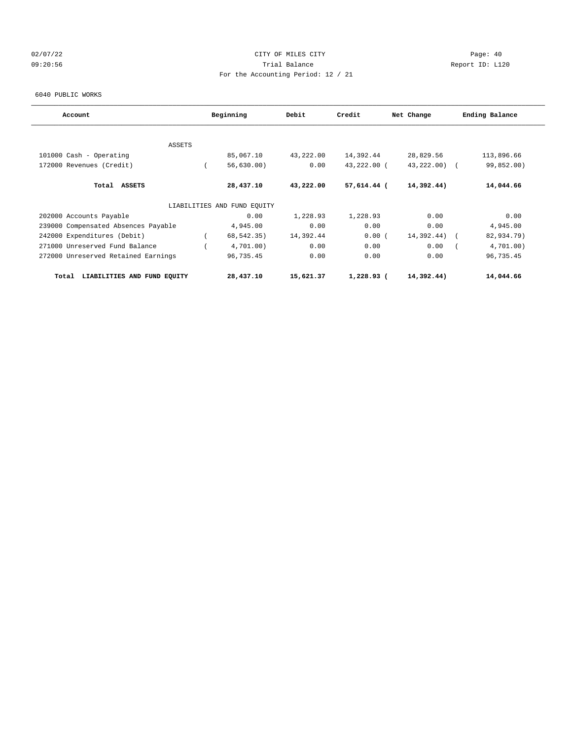02/07/22 CITY OF MILES CITY

09:20:56 Trial Balance Report ID: L120

For the Accounting Period: 12 / 21

6040 PUBLIC WORKS

| Account | Beginning | Debit | Credit | Net Change | Ending Balance |
|---|---|---|---|---|---|
| ASSETS | | | | | |
| 101000 Cash - Operating | 85,067.10 | 43,222.00 | 14,392.44 | 28,829.56 | 113,896.66 |
| 172000 Revenues (Credit) | ( 56,630.00) | 0.00 | 43,222.00 | ( 43,222.00) | ( 99,852.00) |
| **Total ASSETS** | **28,437.10** | **43,222.00** | **57,614.44** | **( 14,392.44)** | **14,044.66** |
| LIABILITIES AND FUND EQUITY | | | | | |
| 202000 Accounts Payable | 0.00 | 1,228.93 | 1,228.93 | 0.00 | 0.00 |
| 239000 Compensated Absences Payable | 4,945.00 | 0.00 | 0.00 | 0.00 | 4,945.00 |
| 242000 Expenditures (Debit) | ( 68,542.35) | 14,392.44 | 0.00 | ( 14,392.44) | ( 82,934.79) |
| 271000 Unreserved Fund Balance | ( 4,701.00) | 0.00 | 0.00 | 0.00 | ( 4,701.00) |
| 272000 Unreserved Retained Earnings | 96,735.45 | 0.00 | 0.00 | 0.00 | 96,735.45 |
| **Total LIABILITIES AND FUND EQUITY** | **28,437.10** | **15,621.37** | **1,228.93** | **( 14,392.44)** | **14,044.66** |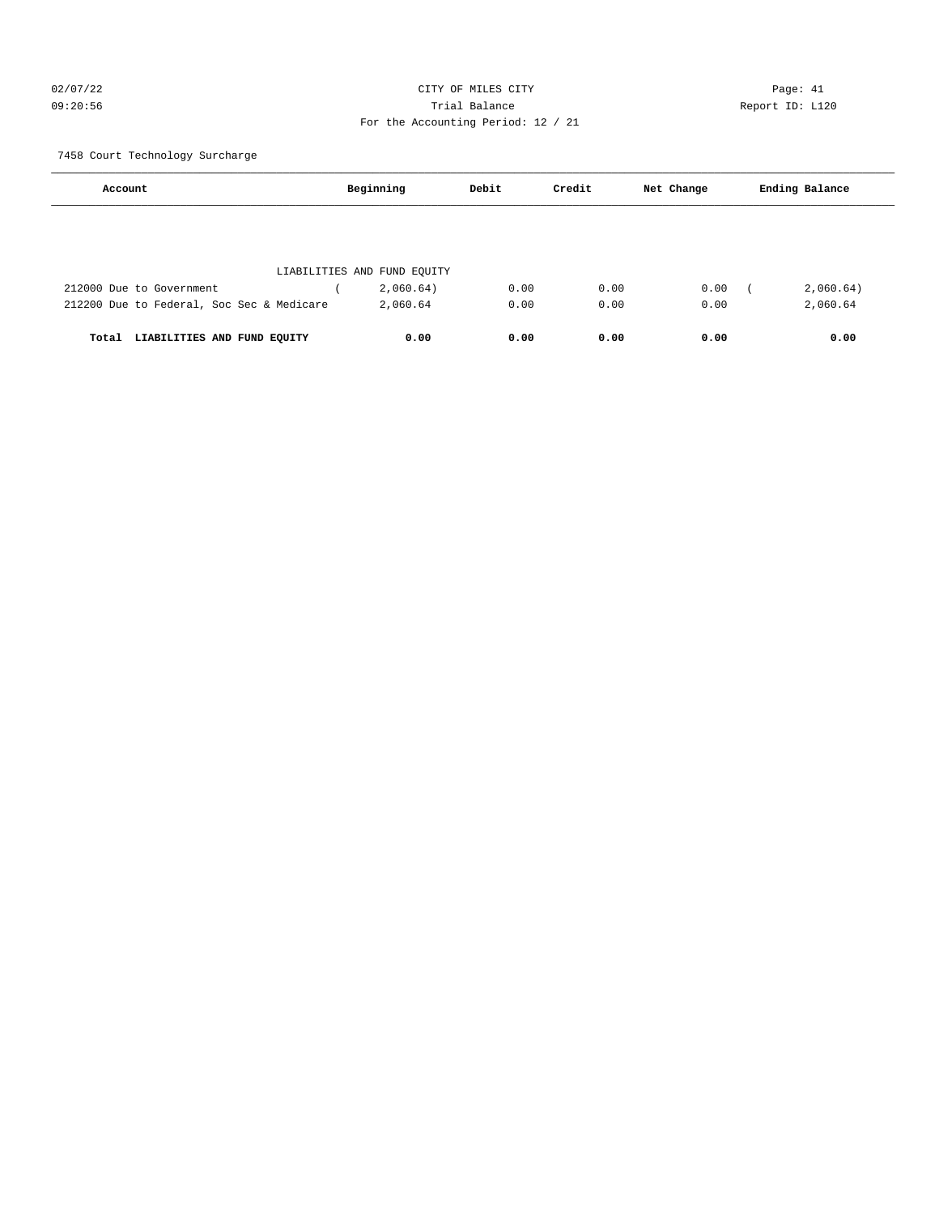02/07/22 CITY OF MILES CITY

09:20:56 Trial Balance Report ID: L120

For the Accounting Period: 12 / 21

7458 Court Technology Surcharge

| Account | Beginning | Debit | Credit | Net Change | Ending Balance |
|---|---|---|---|---|---|
| LIABILITIES AND FUND EQUITY | | | | | |
| 212000 Due to Government | (2,060.64) | 0.00 | 0.00 | 0.00 | (2,060.64) |
| 212200 Due to Federal, Soc Sec & Medicare | 2,060.64 | 0.00 | 0.00 | 0.00 | 2,060.64 |
| **Total LIABILITIES AND FUND EQUITY** | **0.00** | **0.00** | **0.00** | **0.00** | **0.00** |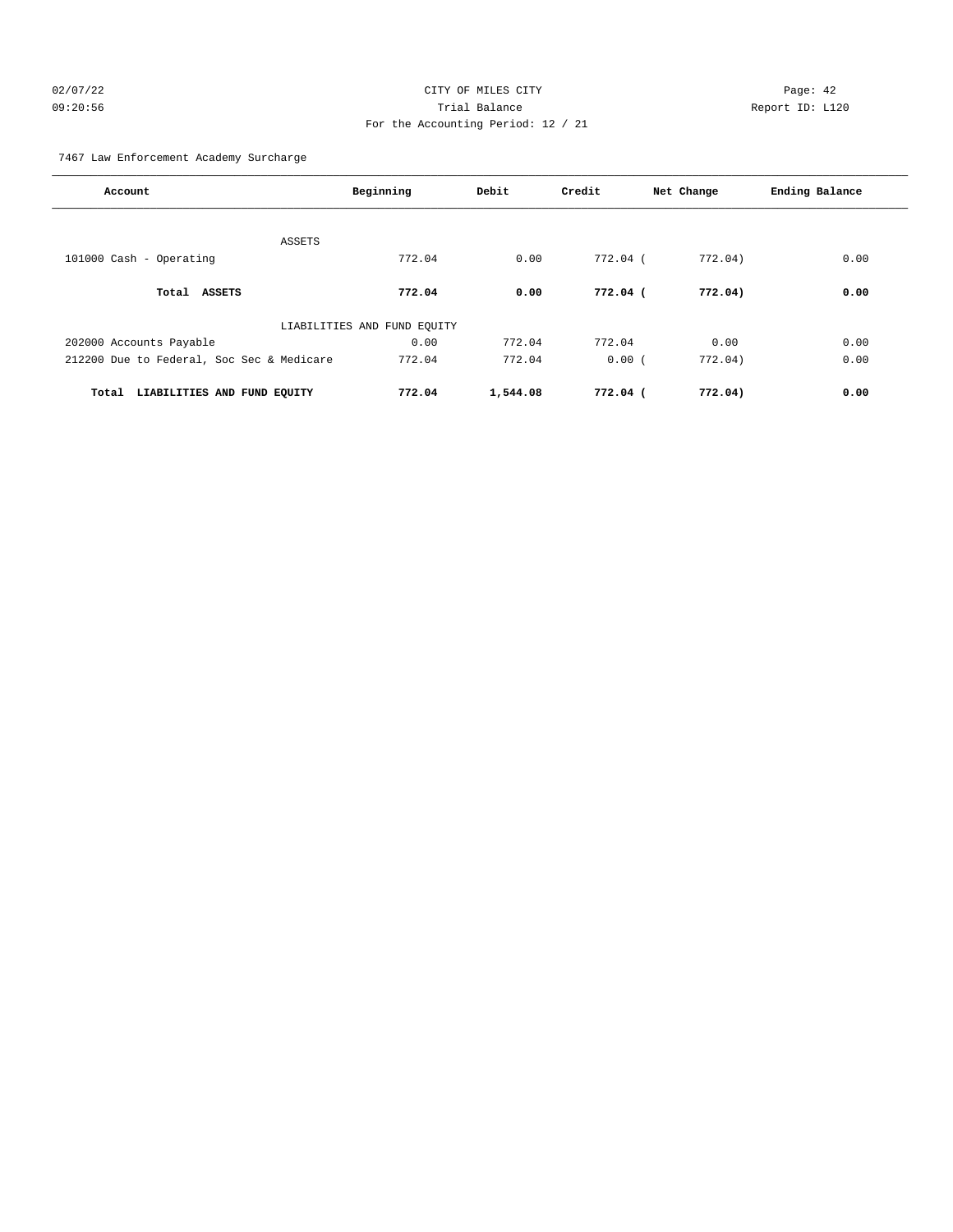CITY OF MILES CITY

Trial Balance

For the Accounting Period: 12 / 21

7467 Law Enforcement Academy Surcharge

| Account | Beginning | Debit | Credit | Net Change | Ending Balance |
|---|---|---|---|---|---|
| ASSETS | | | | | |
| 101000 Cash - Operating | 772.04 | 0.00 | 772.04 | ( 772.04) | 0.00 |
| **Total ASSETS** | **772.04** | **0.00** | **772.04** | **( 772.04)** | **0.00** |
| LIABILITIES AND FUND EQUITY | | | | | |
| 202000 Accounts Payable | 0.00 | 772.04 | 772.04 | 0.00 | 0.00 |
| 212200 Due to Federal, Soc Sec & Medicare | 772.04 | 772.04 | 0.00 | ( 772.04) | 0.00 |
| **Total LIABILITIES AND FUND EQUITY** | **772.04** | **1,544.08** | **772.04** | **( 772.04)** | **0.00** |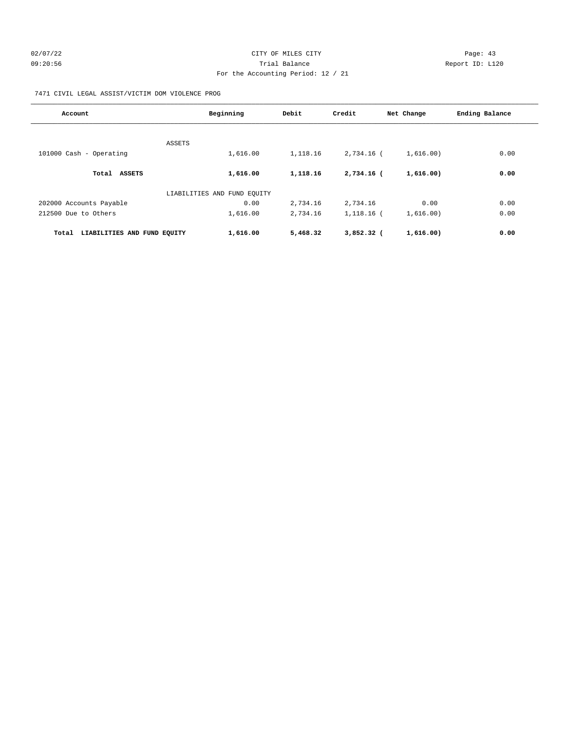CITY OF MILES CITY
Trial Balance
For the Accounting Period: 12 / 21

02/07/22
09:20:56

Page: 43
Report ID: L120

7471 CIVIL LEGAL ASSIST/VICTIM DOM VIOLENCE PROG

| Account | Beginning | Debit | Credit | Net Change | Ending Balance |
|---|---|---|---|---|---|
| ASSETS | | | | | |
| 101000 Cash - Operating | 1,616.00 | 1,118.16 | 2,734.16 | (1,616.00) | 0.00 |
| **Total ASSETS** | **1,616.00** | **1,118.16** | **2,734.16** | **(1,616.00)** | **0.00** |
| LIABILITIES AND FUND EQUITY | | | | | |
| 202000 Accounts Payable | 0.00 | 2,734.16 | 2,734.16 | 0.00 | 0.00 |
| 212500 Due to Others | 1,616.00 | 2,734.16 | 1,118.16 | (1,616.00) | 0.00 |
| **Total LIABILITIES AND FUND EQUITY** | **1,616.00** | **5,468.32** | **3,852.32** | **(1,616.00)** | **0.00** |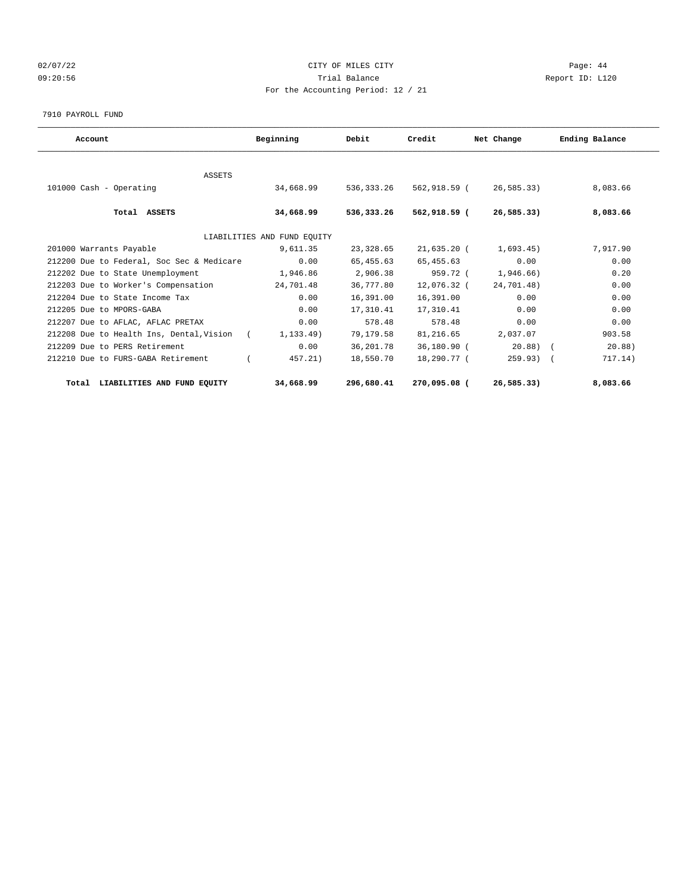CITY OF MILES CITY

Trial Balance

For the Accounting Period: 12 / 21

02/07/22 09:20:56 — Report ID: L120

7910 PAYROLL FUND

| Account | Beginning | Debit | Credit | Net Change | Ending Balance |
|---|---|---|---|---|---|
| ASSETS | | | | | |
| 101000 Cash - Operating | 34,668.99 | 536,333.26 | 562,918.59 | ( 26,585.33) | 8,083.66 |
| **Total ASSETS** | **34,668.99** | **536,333.26** | **562,918.59** | **( 26,585.33)** | **8,083.66** |
| LIABILITIES AND FUND EQUITY | | | | | |
| 201000 Warrants Payable | 9,611.35 | 23,328.65 | 21,635.20 | ( 1,693.45) | 7,917.90 |
| 212200 Due to Federal, Soc Sec & Medicare | 0.00 | 65,455.63 | 65,455.63 | 0.00 | 0.00 |
| 212202 Due to State Unemployment | 1,946.86 | 2,906.38 | 959.72 | ( 1,946.66) | 0.20 |
| 212203 Due to Worker's Compensation | 24,701.48 | 36,777.80 | 12,076.32 | ( 24,701.48) | 0.00 |
| 212204 Due to State Income Tax | 0.00 | 16,391.00 | 16,391.00 | 0.00 | 0.00 |
| 212205 Due to MPORS-GABA | 0.00 | 17,310.41 | 17,310.41 | 0.00 | 0.00 |
| 212207 Due to AFLAC, AFLAC PRETAX | 0.00 | 578.48 | 578.48 | 0.00 | 0.00 |
| 212208 Due to Health Ins, Dental,Vision | ( 1,133.49) | 79,179.58 | 81,216.65 | 2,037.07 | 903.58 |
| 212209 Due to PERS Retirement | 0.00 | 36,201.78 | 36,180.90 | ( 20.88) | ( 20.88) |
| 212210 Due to FURS-GABA Retirement | ( 457.21) | 18,550.70 | 18,290.77 | ( 259.93) | ( 717.14) |
| **Total LIABILITIES AND FUND EQUITY** | **34,668.99** | **296,680.41** | **270,095.08** | **( 26,585.33)** | **8,083.66** |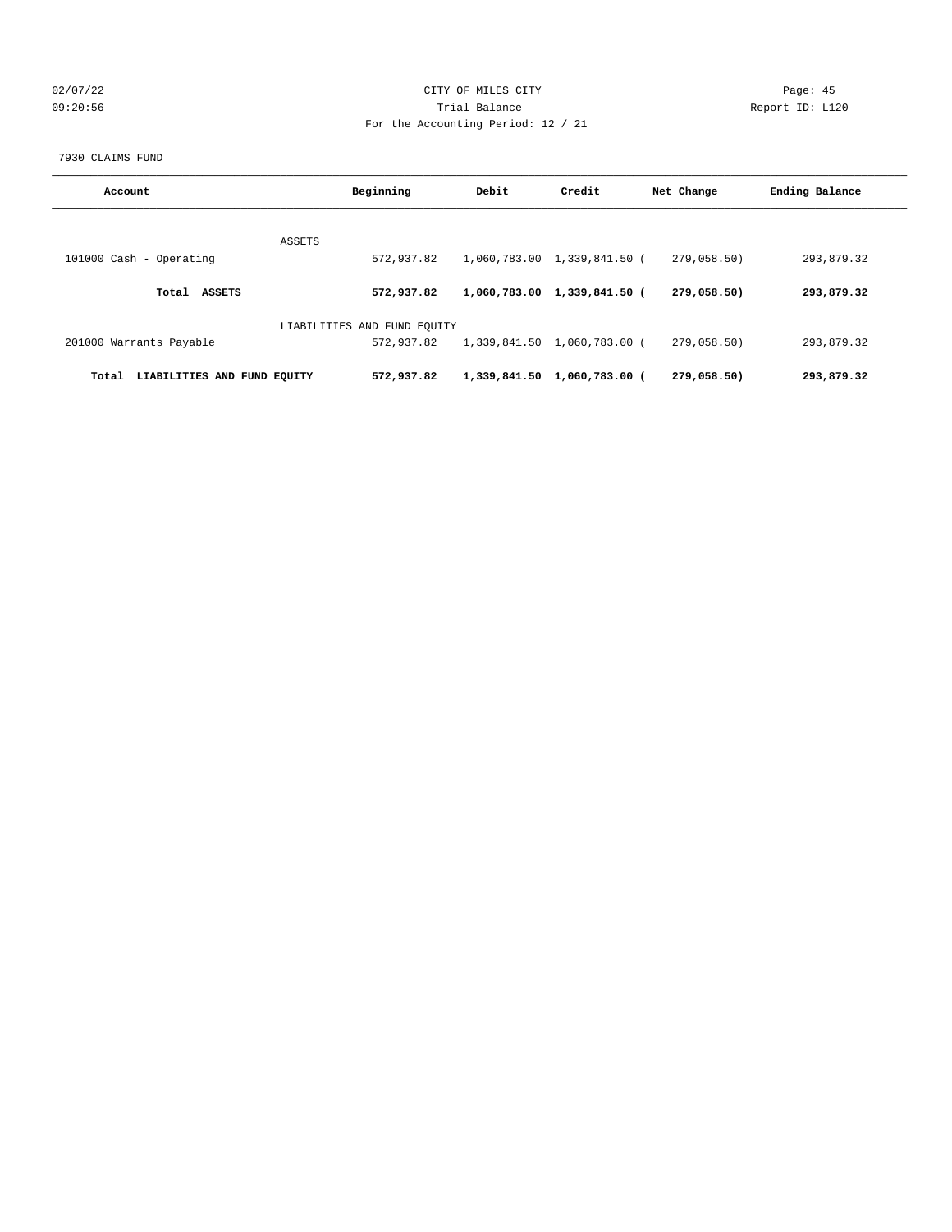CITY OF MILES CITY
Trial Balance
For the Accounting Period: 12 / 21

02/07/22
09:20:56

Report ID: L120

7930 CLAIMS FUND

| Account | Beginning | Debit | Credit | Net Change | Ending Balance |
|---|---|---|---|---|---|
| ASSETS | | | | | |
| 101000 Cash - Operating | 572,937.82 | 1,060,783.00 | 1,339,841.50 | (279,058.50) | 293,879.32 |
| **Total ASSETS** | **572,937.82** | **1,060,783.00** | **1,339,841.50** | **(279,058.50)** | **293,879.32** |
| LIABILITIES AND FUND EQUITY | | | | | |
| 201000 Warrants Payable | 572,937.82 | 1,339,841.50 | 1,060,783.00 | (279,058.50) | 293,879.32 |
| **Total LIABILITIES AND FUND EQUITY** | **572,937.82** | **1,339,841.50** | **1,060,783.00** | **(279,058.50)** | **293,879.32** |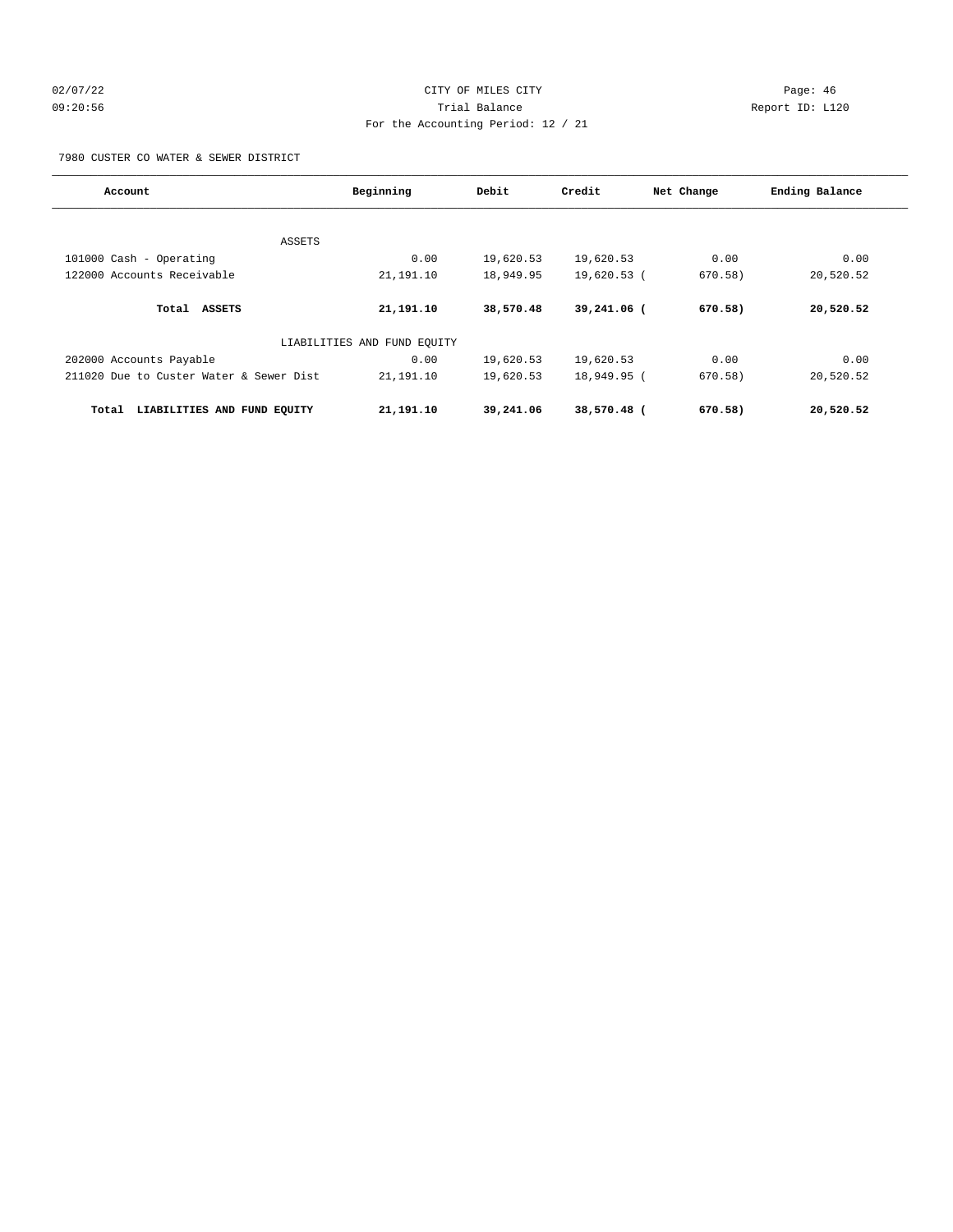# CITY OF MILES CITY

Trial Balance

For the Accounting Period: 12 / 21

02/07/22 09:20:56 — Report ID: L120

7980 CUSTER CO WATER & SEWER DISTRICT

| Account | Beginning | Debit | Credit | Net Change | Ending Balance |
|---|---|---|---|---|---|
| ASSETS | | | | | |
| 101000 Cash - Operating | 0.00 | 19,620.53 | 19,620.53 | 0.00 | 0.00 |
| 122000 Accounts Receivable | 21,191.10 | 18,949.95 | 19,620.53 | ( 670.58) | 20,520.52 |
| **Total ASSETS** | **21,191.10** | **38,570.48** | **39,241.06** | **( 670.58)** | **20,520.52** |
| LIABILITIES AND FUND EQUITY | | | | | |
| 202000 Accounts Payable | 0.00 | 19,620.53 | 19,620.53 | 0.00 | 0.00 |
| 211020 Due to Custer Water & Sewer Dist | 21,191.10 | 19,620.53 | 18,949.95 | ( 670.58) | 20,520.52 |
| **Total LIABILITIES AND FUND EQUITY** | **21,191.10** | **39,241.06** | **38,570.48** | **( 670.58)** | **20,520.52** |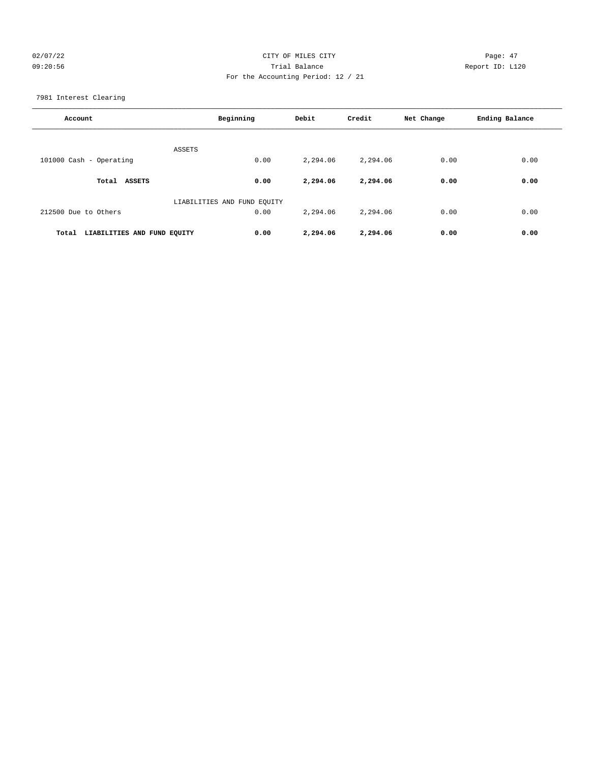CITY OF MILES CITY

Trial Balance

For the Accounting Period: 12 / 21

02/07/22 09:20:56 Report ID: L120

7981 Interest Clearing

| Account | Beginning | Debit | Credit | Net Change | Ending Balance |
|---|---|---|---|---|---|
| ASSETS | | | | | |
| 101000 Cash - Operating | 0.00 | 2,294.06 | 2,294.06 | 0.00 | 0.00 |
| **Total ASSETS** | **0.00** | **2,294.06** | **2,294.06** | **0.00** | **0.00** |
| LIABILITIES AND FUND EQUITY | | | | | |
| 212500 Due to Others | 0.00 | 2,294.06 | 2,294.06 | 0.00 | 0.00 |
| **Total LIABILITIES AND FUND EQUITY** | **0.00** | **2,294.06** | **2,294.06** | **0.00** | **0.00** |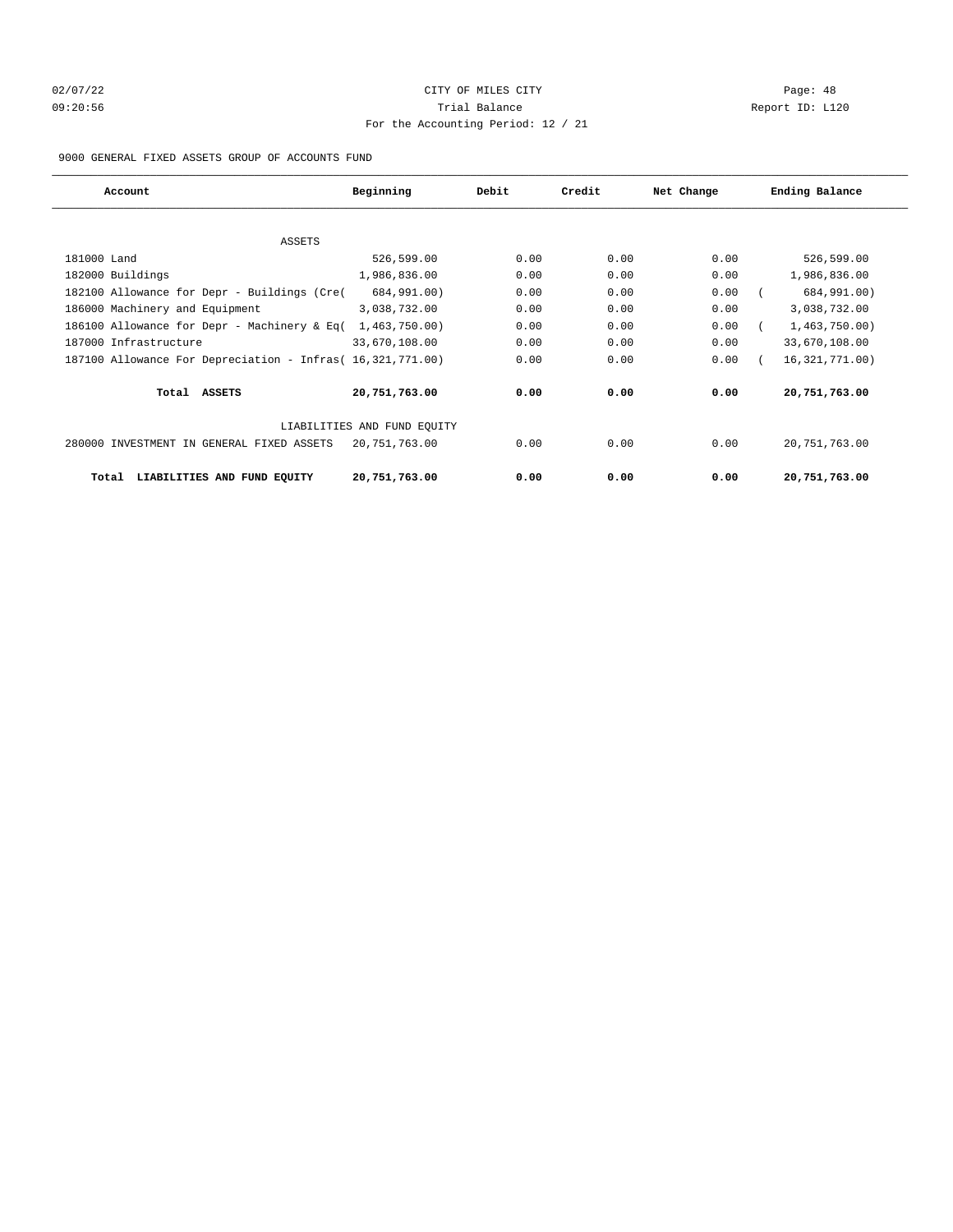CITY OF MILES CITY

Trial Balance

For the Accounting Period: 12 / 21

9000 GENERAL FIXED ASSETS GROUP OF ACCOUNTS FUND

| Account | Beginning | Debit | Credit | Net Change | Ending Balance |
|---|---|---|---|---|---|
| ASSETS | | | | | |
| 181000 Land | 526,599.00 | 0.00 | 0.00 | 0.00 | 526,599.00 |
| 182000 Buildings | 1,986,836.00 | 0.00 | 0.00 | 0.00 | 1,986,836.00 |
| 182100 Allowance for Depr - Buildings (Cre( | 684,991.00) | 0.00 | 0.00 | 0.00 | ( 684,991.00) |
| 186000 Machinery and Equipment | 3,038,732.00 | 0.00 | 0.00 | 0.00 | 3,038,732.00 |
| 186100 Allowance for Depr - Machinery & Eq( | 1,463,750.00) | 0.00 | 0.00 | 0.00 | ( 1,463,750.00) |
| 187000 Infrastructure | 33,670,108.00 | 0.00 | 0.00 | 0.00 | 33,670,108.00 |
| 187100 Allowance For Depreciation - Infras( | 16,321,771.00) | 0.00 | 0.00 | 0.00 | ( 16,321,771.00) |
| **Total ASSETS** | **20,751,763.00** | **0.00** | **0.00** | **0.00** | **20,751,763.00** |
| LIABILITIES AND FUND EQUITY | | | | | |
| 280000 INVESTMENT IN GENERAL FIXED ASSETS | 20,751,763.00 | 0.00 | 0.00 | 0.00 | 20,751,763.00 |
| **Total LIABILITIES AND FUND EQUITY** | **20,751,763.00** | **0.00** | **0.00** | **0.00** | **20,751,763.00** |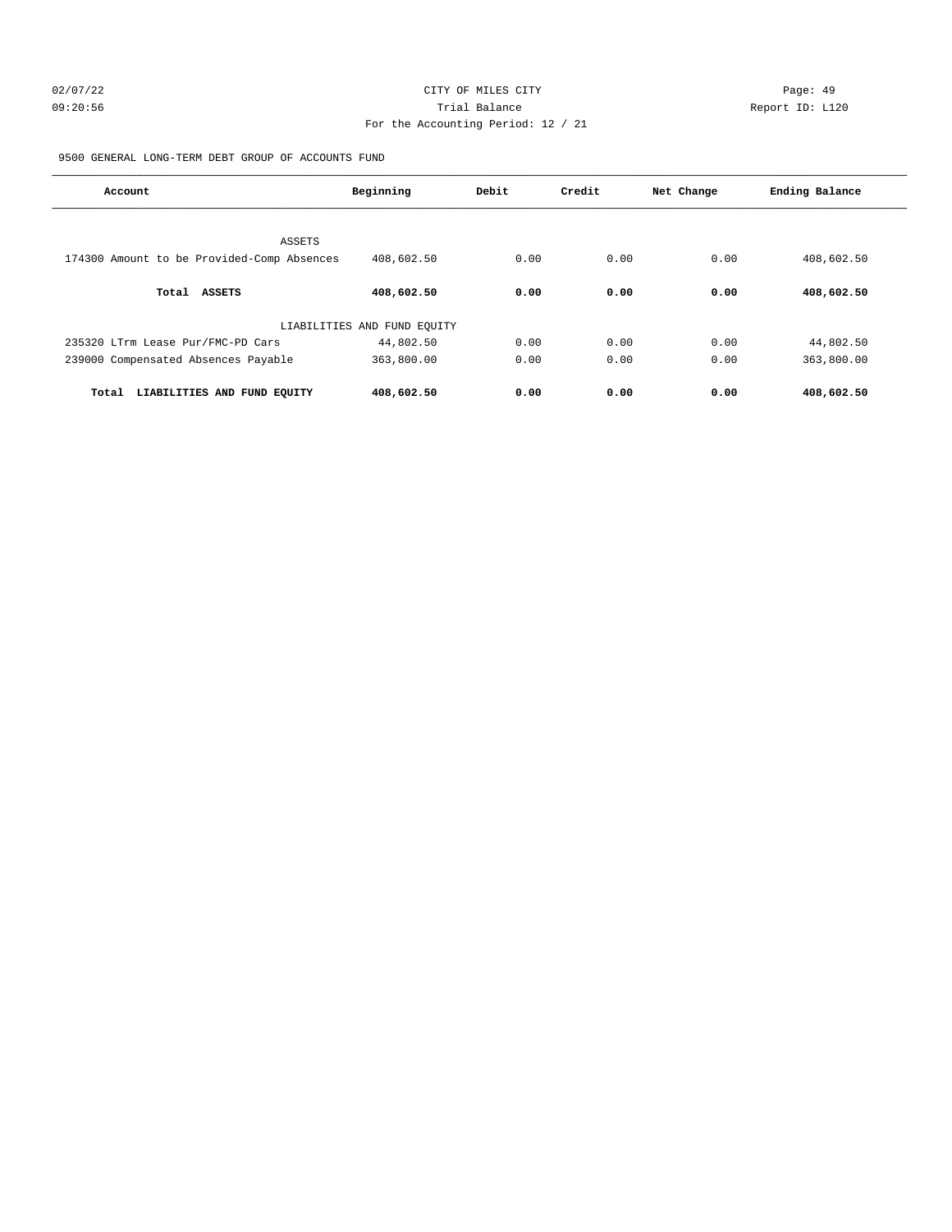CITY OF MILES CITY

Trial Balance

For the Accounting Period: 12 / 21

02/07/22 09:20:56 Report ID: L120

9500 GENERAL LONG-TERM DEBT GROUP OF ACCOUNTS FUND

| Account | Beginning | Debit | Credit | Net Change | Ending Balance |
|---|---|---|---|---|---|
| ASSETS | | | | | |
| 174300 Amount to be Provided-Comp Absences | 408,602.50 | 0.00 | 0.00 | 0.00 | 408,602.50 |
| **Total ASSETS** | **408,602.50** | **0.00** | **0.00** | **0.00** | **408,602.50** |
| LIABILITIES AND FUND EQUITY | | | | | |
| 235320 LTrm Lease Pur/FMC-PD Cars | 44,802.50 | 0.00 | 0.00 | 0.00 | 44,802.50 |
| 239000 Compensated Absences Payable | 363,800.00 | 0.00 | 0.00 | 0.00 | 363,800.00 |
| **Total LIABILITIES AND FUND EQUITY** | **408,602.50** | **0.00** | **0.00** | **0.00** | **408,602.50** |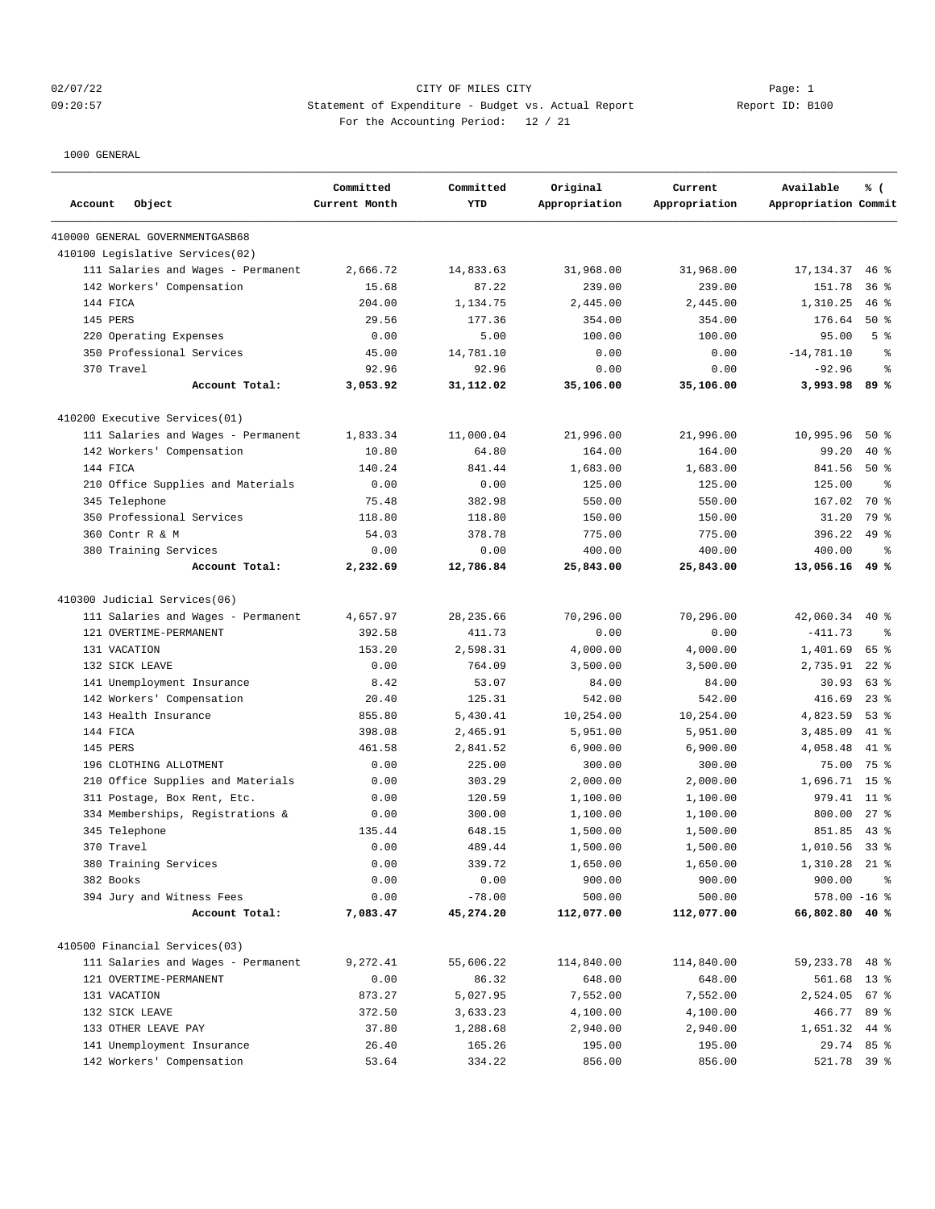CITY OF MILES CITY

Statement of Expenditure - Budget vs. Actual Report

For the Accounting Period: 12 / 21

1000 GENERAL

| Account Object | Committed Current Month | Committed YTD | Original Appropriation | Current Appropriation | Available Appropriation | % ( Commit |
|---|---|---|---|---|---|---|
| 410000 GENERAL GOVERNMENTGASB68 | | | | | | |
| 410100 Legislative Services(02) | | | | | | |
| 111 Salaries and Wages - Permanent | 2,666.72 | 14,833.63 | 31,968.00 | 31,968.00 | 17,134.37 | 46 % |
| 142 Workers' Compensation | 15.68 | 87.22 | 239.00 | 239.00 | 151.78 | 36 % |
| 144 FICA | 204.00 | 1,134.75 | 2,445.00 | 2,445.00 | 1,310.25 | 46 % |
| 145 PERS | 29.56 | 177.36 | 354.00 | 354.00 | 176.64 | 50 % |
| 220 Operating Expenses | 0.00 | 5.00 | 100.00 | 100.00 | 95.00 | 5 % |
| 350 Professional Services | 45.00 | 14,781.10 | 0.00 | 0.00 | -14,781.10 | % |
| 370 Travel | 92.96 | 92.96 | 0.00 | 0.00 | -92.96 | % |
| **Account Total:** | **3,053.92** | **31,112.02** | **35,106.00** | **35,106.00** | **3,993.98** | **89 %** |
| 410200 Executive Services(01) | | | | | | |
| 111 Salaries and Wages - Permanent | 1,833.34 | 11,000.04 | 21,996.00 | 21,996.00 | 10,995.96 | 50 % |
| 142 Workers' Compensation | 10.80 | 64.80 | 164.00 | 164.00 | 99.20 | 40 % |
| 144 FICA | 140.24 | 841.44 | 1,683.00 | 1,683.00 | 841.56 | 50 % |
| 210 Office Supplies and Materials | 0.00 | 0.00 | 125.00 | 125.00 | 125.00 | % |
| 345 Telephone | 75.48 | 382.98 | 550.00 | 550.00 | 167.02 | 70 % |
| 350 Professional Services | 118.80 | 118.80 | 150.00 | 150.00 | 31.20 | 79 % |
| 360 Contr R & M | 54.03 | 378.78 | 775.00 | 775.00 | 396.22 | 49 % |
| 380 Training Services | 0.00 | 0.00 | 400.00 | 400.00 | 400.00 | % |
| **Account Total:** | **2,232.69** | **12,786.84** | **25,843.00** | **25,843.00** | **13,056.16** | **49 %** |
| 410300 Judicial Services(06) | | | | | | |
| 111 Salaries and Wages - Permanent | 4,657.97 | 28,235.66 | 70,296.00 | 70,296.00 | 42,060.34 | 40 % |
| 121 OVERTIME-PERMANENT | 392.58 | 411.73 | 0.00 | 0.00 | -411.73 | % |
| 131 VACATION | 153.20 | 2,598.31 | 4,000.00 | 4,000.00 | 1,401.69 | 65 % |
| 132 SICK LEAVE | 0.00 | 764.09 | 3,500.00 | 3,500.00 | 2,735.91 | 22 % |
| 141 Unemployment Insurance | 8.42 | 53.07 | 84.00 | 84.00 | 30.93 | 63 % |
| 142 Workers' Compensation | 20.40 | 125.31 | 542.00 | 542.00 | 416.69 | 23 % |
| 143 Health Insurance | 855.80 | 5,430.41 | 10,254.00 | 10,254.00 | 4,823.59 | 53 % |
| 144 FICA | 398.08 | 2,465.91 | 5,951.00 | 5,951.00 | 3,485.09 | 41 % |
| 145 PERS | 461.58 | 2,841.52 | 6,900.00 | 6,900.00 | 4,058.48 | 41 % |
| 196 CLOTHING ALLOTMENT | 0.00 | 225.00 | 300.00 | 300.00 | 75.00 | 75 % |
| 210 Office Supplies and Materials | 0.00 | 303.29 | 2,000.00 | 2,000.00 | 1,696.71 | 15 % |
| 311 Postage, Box Rent, Etc. | 0.00 | 120.59 | 1,100.00 | 1,100.00 | 979.41 | 11 % |
| 334 Memberships, Registrations & | 0.00 | 300.00 | 1,100.00 | 1,100.00 | 800.00 | 27 % |
| 345 Telephone | 135.44 | 648.15 | 1,500.00 | 1,500.00 | 851.85 | 43 % |
| 370 Travel | 0.00 | 489.44 | 1,500.00 | 1,500.00 | 1,010.56 | 33 % |
| 380 Training Services | 0.00 | 339.72 | 1,650.00 | 1,650.00 | 1,310.28 | 21 % |
| 382 Books | 0.00 | 0.00 | 900.00 | 900.00 | 900.00 | % |
| 394 Jury and Witness Fees | 0.00 | -78.00 | 500.00 | 500.00 | 578.00 | -16 % |
| **Account Total:** | **7,083.47** | **45,274.20** | **112,077.00** | **112,077.00** | **66,802.80** | **40 %** |
| 410500 Financial Services(03) | | | | | | |
| 111 Salaries and Wages - Permanent | 9,272.41 | 55,606.22 | 114,840.00 | 114,840.00 | 59,233.78 | 48 % |
| 121 OVERTIME-PERMANENT | 0.00 | 86.32 | 648.00 | 648.00 | 561.68 | 13 % |
| 131 VACATION | 873.27 | 5,027.95 | 7,552.00 | 7,552.00 | 2,524.05 | 67 % |
| 132 SICK LEAVE | 372.50 | 3,633.23 | 4,100.00 | 4,100.00 | 466.77 | 89 % |
| 133 OTHER LEAVE PAY | 37.80 | 1,288.68 | 2,940.00 | 2,940.00 | 1,651.32 | 44 % |
| 141 Unemployment Insurance | 26.40 | 165.26 | 195.00 | 195.00 | 29.74 | 85 % |
| 142 Workers' Compensation | 53.64 | 334.22 | 856.00 | 856.00 | 521.78 | 39 % |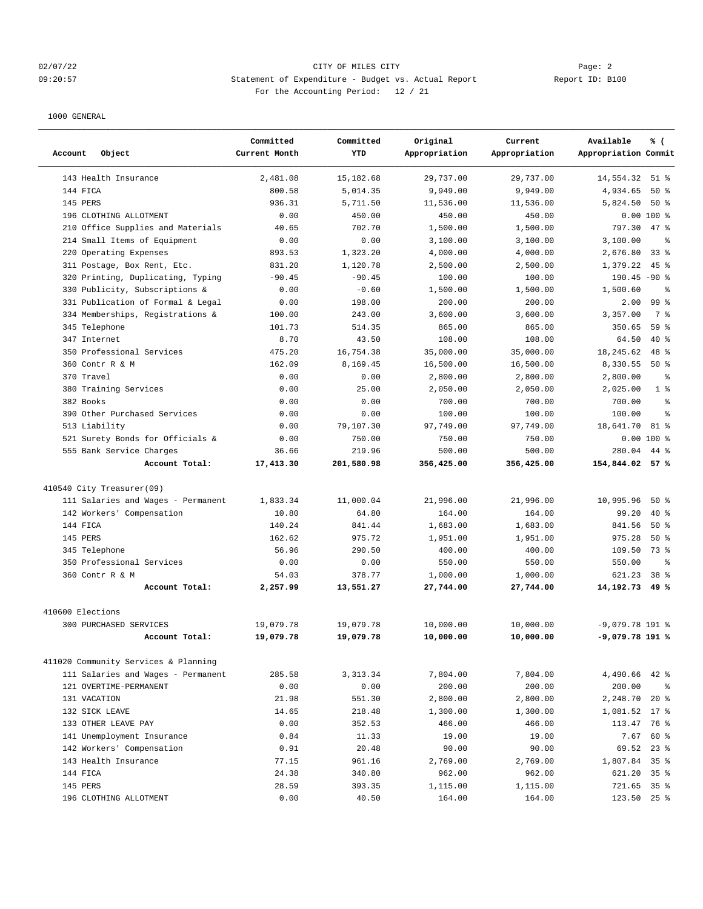02/07/22 CITY OF MILES CITY
09:20:57 Statement of Expenditure - Budget vs. Actual Report Report ID: B100
For the Accounting Period: 12 / 21

1000 GENERAL

| Account Object | Committed Current Month | Committed YTD | Original Appropriation | Current Appropriation | Available Appropriation | % ( Commit |
|---|---|---|---|---|---|---|
| 143 Health Insurance | 2,481.08 | 15,182.68 | 29,737.00 | 29,737.00 | 14,554.32 | 51 % |
| 144 FICA | 800.58 | 5,014.35 | 9,949.00 | 9,949.00 | 4,934.65 | 50 % |
| 145 PERS | 936.31 | 5,711.50 | 11,536.00 | 11,536.00 | 5,824.50 | 50 % |
| 196 CLOTHING ALLOTMENT | 0.00 | 450.00 | 450.00 | 450.00 | 0.00 | 100 % |
| 210 Office Supplies and Materials | 40.65 | 702.70 | 1,500.00 | 1,500.00 | 797.30 | 47 % |
| 214 Small Items of Equipment | 0.00 | 0.00 | 3,100.00 | 3,100.00 | 3,100.00 | % |
| 220 Operating Expenses | 893.53 | 1,323.20 | 4,000.00 | 4,000.00 | 2,676.80 | 33 % |
| 311 Postage, Box Rent, Etc. | 831.20 | 1,120.78 | 2,500.00 | 2,500.00 | 1,379.22 | 45 % |
| 320 Printing, Duplicating, Typing | -90.45 | -90.45 | 100.00 | 100.00 | 190.45 | -90 % |
| 330 Publicity, Subscriptions & | 0.00 | -0.60 | 1,500.00 | 1,500.00 | 1,500.60 | % |
| 331 Publication of Formal & Legal | 0.00 | 198.00 | 200.00 | 200.00 | 2.00 | 99 % |
| 334 Memberships, Registrations & | 100.00 | 243.00 | 3,600.00 | 3,600.00 | 3,357.00 | 7 % |
| 345 Telephone | 101.73 | 514.35 | 865.00 | 865.00 | 350.65 | 59 % |
| 347 Internet | 8.70 | 43.50 | 108.00 | 108.00 | 64.50 | 40 % |
| 350 Professional Services | 475.20 | 16,754.38 | 35,000.00 | 35,000.00 | 18,245.62 | 48 % |
| 360 Contr R & M | 162.09 | 8,169.45 | 16,500.00 | 16,500.00 | 8,330.55 | 50 % |
| 370 Travel | 0.00 | 0.00 | 2,800.00 | 2,800.00 | 2,800.00 | % |
| 380 Training Services | 0.00 | 25.00 | 2,050.00 | 2,050.00 | 2,025.00 | 1 % |
| 382 Books | 0.00 | 0.00 | 700.00 | 700.00 | 700.00 | % |
| 390 Other Purchased Services | 0.00 | 0.00 | 100.00 | 100.00 | 100.00 | % |
| 513 Liability | 0.00 | 79,107.30 | 97,749.00 | 97,749.00 | 18,641.70 | 81 % |
| 521 Surety Bonds for Officials & | 0.00 | 750.00 | 750.00 | 750.00 | 0.00 | 100 % |
| 555 Bank Service Charges | 36.66 | 219.96 | 500.00 | 500.00 | 280.04 | 44 % |
| **Account Total:** | **17,413.30** | **201,580.98** | **356,425.00** | **356,425.00** | **154,844.02** | **57 %** |
| 410540 City Treasurer(09) | | | | | | |
| 111 Salaries and Wages - Permanent | 1,833.34 | 11,000.04 | 21,996.00 | 21,996.00 | 10,995.96 | 50 % |
| 142 Workers' Compensation | 10.80 | 64.80 | 164.00 | 164.00 | 99.20 | 40 % |
| 144 FICA | 140.24 | 841.44 | 1,683.00 | 1,683.00 | 841.56 | 50 % |
| 145 PERS | 162.62 | 975.72 | 1,951.00 | 1,951.00 | 975.28 | 50 % |
| 345 Telephone | 56.96 | 290.50 | 400.00 | 400.00 | 109.50 | 73 % |
| 350 Professional Services | 0.00 | 0.00 | 550.00 | 550.00 | 550.00 | % |
| 360 Contr R & M | 54.03 | 378.77 | 1,000.00 | 1,000.00 | 621.23 | 38 % |
| **Account Total:** | **2,257.99** | **13,551.27** | **27,744.00** | **27,744.00** | **14,192.73** | **49 %** |
| 410600 Elections | | | | | | |
| 300 PURCHASED SERVICES | 19,079.78 | 19,079.78 | 10,000.00 | 10,000.00 | -9,079.78 | 191 % |
| **Account Total:** | **19,079.78** | **19,079.78** | **10,000.00** | **10,000.00** | **-9,079.78** | **191 %** |
| 411020 Community Services & Planning | | | | | | |
| 111 Salaries and Wages - Permanent | 285.58 | 3,313.34 | 7,804.00 | 7,804.00 | 4,490.66 | 42 % |
| 121 OVERTIME-PERMANENT | 0.00 | 0.00 | 200.00 | 200.00 | 200.00 | % |
| 131 VACATION | 21.98 | 551.30 | 2,800.00 | 2,800.00 | 2,248.70 | 20 % |
| 132 SICK LEAVE | 14.65 | 218.48 | 1,300.00 | 1,300.00 | 1,081.52 | 17 % |
| 133 OTHER LEAVE PAY | 0.00 | 352.53 | 466.00 | 466.00 | 113.47 | 76 % |
| 141 Unemployment Insurance | 0.84 | 11.33 | 19.00 | 19.00 | 7.67 | 60 % |
| 142 Workers' Compensation | 0.91 | 20.48 | 90.00 | 90.00 | 69.52 | 23 % |
| 143 Health Insurance | 77.15 | 961.16 | 2,769.00 | 2,769.00 | 1,807.84 | 35 % |
| 144 FICA | 24.38 | 340.80 | 962.00 | 962.00 | 621.20 | 35 % |
| 145 PERS | 28.59 | 393.35 | 1,115.00 | 1,115.00 | 721.65 | 35 % |
| 196 CLOTHING ALLOTMENT | 0.00 | 40.50 | 164.00 | 164.00 | 123.50 | 25 % |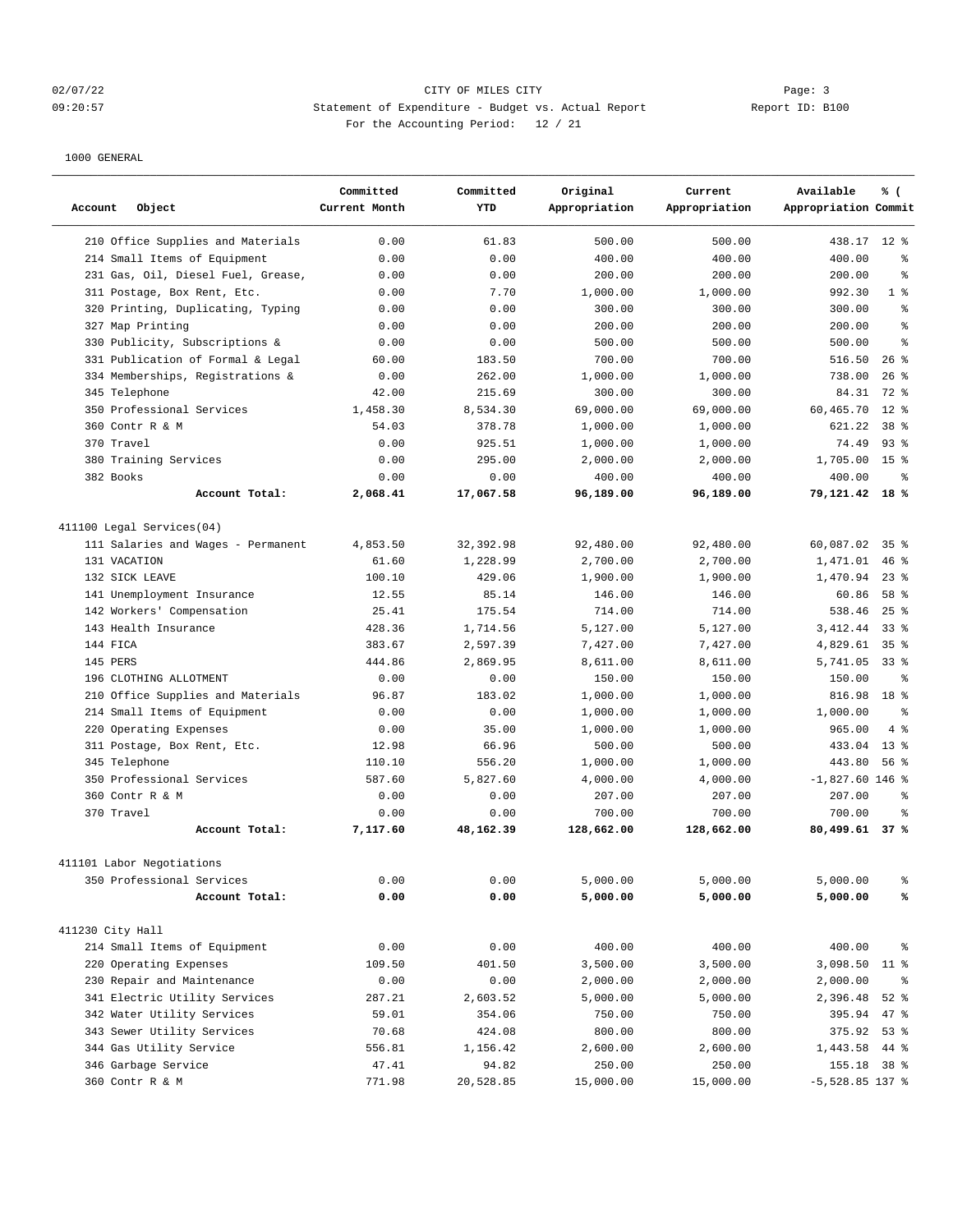CITY OF MILES CITY

Statement of Expenditure - Budget vs. Actual Report

For the Accounting Period: 12 / 21

Report ID: B100

1000 GENERAL

| Account Object | Committed Current Month | Committed YTD | Original Appropriation | Current Appropriation | Available Appropriation | % ( Commit |
|---|---|---|---|---|---|---|
| 210 Office Supplies and Materials | 0.00 | 61.83 | 500.00 | 500.00 | 438.17 | 12 % |
| 214 Small Items of Equipment | 0.00 | 0.00 | 400.00 | 400.00 | 400.00 | % |
| 231 Gas, Oil, Diesel Fuel, Grease, | 0.00 | 0.00 | 200.00 | 200.00 | 200.00 | % |
| 311 Postage, Box Rent, Etc. | 0.00 | 7.70 | 1,000.00 | 1,000.00 | 992.30 | 1 % |
| 320 Printing, Duplicating, Typing | 0.00 | 0.00 | 300.00 | 300.00 | 300.00 | % |
| 327 Map Printing | 0.00 | 0.00 | 200.00 | 200.00 | 200.00 | % |
| 330 Publicity, Subscriptions & | 0.00 | 0.00 | 500.00 | 500.00 | 500.00 | % |
| 331 Publication of Formal & Legal | 60.00 | 183.50 | 700.00 | 700.00 | 516.50 | 26 % |
| 334 Memberships, Registrations & | 0.00 | 262.00 | 1,000.00 | 1,000.00 | 738.00 | 26 % |
| 345 Telephone | 42.00 | 215.69 | 300.00 | 300.00 | 84.31 | 72 % |
| 350 Professional Services | 1,458.30 | 8,534.30 | 69,000.00 | 69,000.00 | 60,465.70 | 12 % |
| 360 Contr R & M | 54.03 | 378.78 | 1,000.00 | 1,000.00 | 621.22 | 38 % |
| 370 Travel | 0.00 | 925.51 | 1,000.00 | 1,000.00 | 74.49 | 93 % |
| 380 Training Services | 0.00 | 295.00 | 2,000.00 | 2,000.00 | 1,705.00 | 15 % |
| 382 Books | 0.00 | 0.00 | 400.00 | 400.00 | 400.00 | % |
| **Account Total:** | **2,068.41** | **17,067.58** | **96,189.00** | **96,189.00** | **79,121.42** | **18 %** |
| 411100 Legal Services(04) | | | | | | |
| 111 Salaries and Wages - Permanent | 4,853.50 | 32,392.98 | 92,480.00 | 92,480.00 | 60,087.02 | 35 % |
| 131 VACATION | 61.60 | 1,228.99 | 2,700.00 | 2,700.00 | 1,471.01 | 46 % |
| 132 SICK LEAVE | 100.10 | 429.06 | 1,900.00 | 1,900.00 | 1,470.94 | 23 % |
| 141 Unemployment Insurance | 12.55 | 85.14 | 146.00 | 146.00 | 60.86 | 58 % |
| 142 Workers' Compensation | 25.41 | 175.54 | 714.00 | 714.00 | 538.46 | 25 % |
| 143 Health Insurance | 428.36 | 1,714.56 | 5,127.00 | 5,127.00 | 3,412.44 | 33 % |
| 144 FICA | 383.67 | 2,597.39 | 7,427.00 | 7,427.00 | 4,829.61 | 35 % |
| 145 PERS | 444.86 | 2,869.95 | 8,611.00 | 8,611.00 | 5,741.05 | 33 % |
| 196 CLOTHING ALLOTMENT | 0.00 | 0.00 | 150.00 | 150.00 | 150.00 | % |
| 210 Office Supplies and Materials | 96.87 | 183.02 | 1,000.00 | 1,000.00 | 816.98 | 18 % |
| 214 Small Items of Equipment | 0.00 | 0.00 | 1,000.00 | 1,000.00 | 1,000.00 | % |
| 220 Operating Expenses | 0.00 | 35.00 | 1,000.00 | 1,000.00 | 965.00 | 4 % |
| 311 Postage, Box Rent, Etc. | 12.98 | 66.96 | 500.00 | 500.00 | 433.04 | 13 % |
| 345 Telephone | 110.10 | 556.20 | 1,000.00 | 1,000.00 | 443.80 | 56 % |
| 350 Professional Services | 587.60 | 5,827.60 | 4,000.00 | 4,000.00 | -1,827.60 | 146 % |
| 360 Contr R & M | 0.00 | 0.00 | 207.00 | 207.00 | 207.00 | % |
| 370 Travel | 0.00 | 0.00 | 700.00 | 700.00 | 700.00 | % |
| **Account Total:** | **7,117.60** | **48,162.39** | **128,662.00** | **128,662.00** | **80,499.61** | **37 %** |
| 411101 Labor Negotiations | | | | | | |
| 350 Professional Services | 0.00 | 0.00 | 5,000.00 | 5,000.00 | 5,000.00 | % |
| **Account Total:** | **0.00** | **0.00** | **5,000.00** | **5,000.00** | **5,000.00** | **%** |
| 411230 City Hall | | | | | | |
| 214 Small Items of Equipment | 0.00 | 0.00 | 400.00 | 400.00 | 400.00 | % |
| 220 Operating Expenses | 109.50 | 401.50 | 3,500.00 | 3,500.00 | 3,098.50 | 11 % |
| 230 Repair and Maintenance | 0.00 | 0.00 | 2,000.00 | 2,000.00 | 2,000.00 | % |
| 341 Electric Utility Services | 287.21 | 2,603.52 | 5,000.00 | 5,000.00 | 2,396.48 | 52 % |
| 342 Water Utility Services | 59.01 | 354.06 | 750.00 | 750.00 | 395.94 | 47 % |
| 343 Sewer Utility Services | 70.68 | 424.08 | 800.00 | 800.00 | 375.92 | 53 % |
| 344 Gas Utility Service | 556.81 | 1,156.42 | 2,600.00 | 2,600.00 | 1,443.58 | 44 % |
| 346 Garbage Service | 47.41 | 94.82 | 250.00 | 250.00 | 155.18 | 38 % |
| 360 Contr R & M | 771.98 | 20,528.85 | 15,000.00 | 15,000.00 | -5,528.85 | 137 % |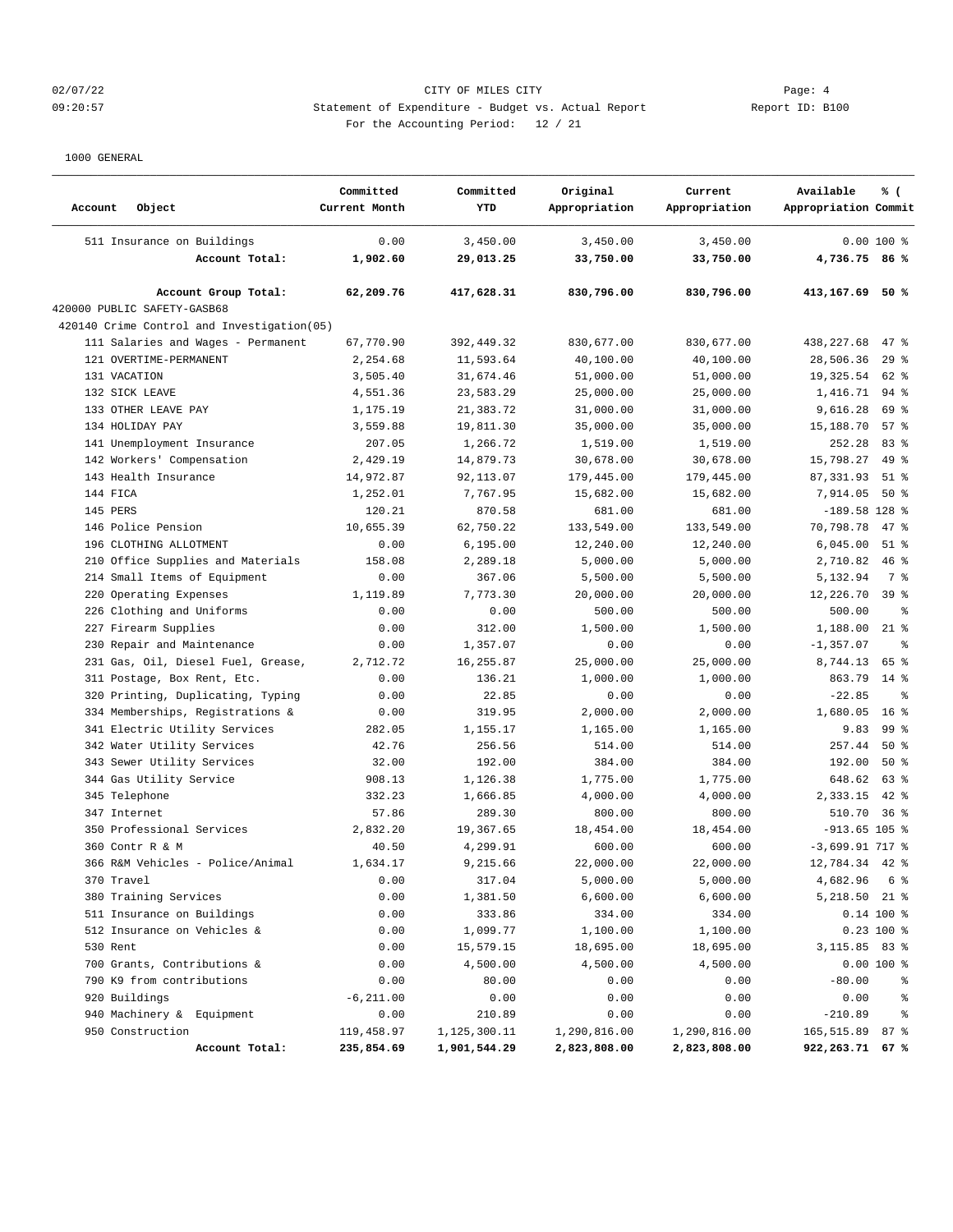CITY OF MILES CITY

Statement of Expenditure - Budget vs. Actual Report

For the Accounting Period: 12 / 21

1000 GENERAL

| Account Object | Committed Current Month | Committed YTD | Original Appropriation | Current Appropriation | Available Appropriation | % ( Commit |
|---|---|---|---|---|---|---|
| 511 Insurance on Buildings | 0.00 | 3,450.00 | 3,450.00 | 3,450.00 | 0.00 | 100 % |
| **Account Total:** | **1,902.60** | **29,013.25** | **33,750.00** | **33,750.00** | **4,736.75** | **86 %** |
| **Account Group Total:** | **62,209.76** | **417,628.31** | **830,796.00** | **830,796.00** | **413,167.69** | **50 %** |
| 420000 PUBLIC SAFETY-GASB68 | | | | | | |
| 420140 Crime Control and Investigation(05) | | | | | | |
| 111 Salaries and Wages - Permanent | 67,770.90 | 392,449.32 | 830,677.00 | 830,677.00 | 438,227.68 | 47 % |
| 121 OVERTIME-PERMANENT | 2,254.68 | 11,593.64 | 40,100.00 | 40,100.00 | 28,506.36 | 29 % |
| 131 VACATION | 3,505.40 | 31,674.46 | 51,000.00 | 51,000.00 | 19,325.54 | 62 % |
| 132 SICK LEAVE | 4,551.36 | 23,583.29 | 25,000.00 | 25,000.00 | 1,416.71 | 94 % |
| 133 OTHER LEAVE PAY | 1,175.19 | 21,383.72 | 31,000.00 | 31,000.00 | 9,616.28 | 69 % |
| 134 HOLIDAY PAY | 3,559.88 | 19,811.30 | 35,000.00 | 35,000.00 | 15,188.70 | 57 % |
| 141 Unemployment Insurance | 207.05 | 1,266.72 | 1,519.00 | 1,519.00 | 252.28 | 83 % |
| 142 Workers' Compensation | 2,429.19 | 14,879.73 | 30,678.00 | 30,678.00 | 15,798.27 | 49 % |
| 143 Health Insurance | 14,972.87 | 92,113.07 | 179,445.00 | 179,445.00 | 87,331.93 | 51 % |
| 144 FICA | 1,252.01 | 7,767.95 | 15,682.00 | 15,682.00 | 7,914.05 | 50 % |
| 145 PERS | 120.21 | 870.58 | 681.00 | 681.00 | -189.58 | 128 % |
| 146 Police Pension | 10,655.39 | 62,750.22 | 133,549.00 | 133,549.00 | 70,798.78 | 47 % |
| 196 CLOTHING ALLOTMENT | 0.00 | 6,195.00 | 12,240.00 | 12,240.00 | 6,045.00 | 51 % |
| 210 Office Supplies and Materials | 158.08 | 2,289.18 | 5,000.00 | 5,000.00 | 2,710.82 | 46 % |
| 214 Small Items of Equipment | 0.00 | 367.06 | 5,500.00 | 5,500.00 | 5,132.94 | 7 % |
| 220 Operating Expenses | 1,119.89 | 7,773.30 | 20,000.00 | 20,000.00 | 12,226.70 | 39 % |
| 226 Clothing and Uniforms | 0.00 | 0.00 | 500.00 | 500.00 | 500.00 | % |
| 227 Firearm Supplies | 0.00 | 312.00 | 1,500.00 | 1,500.00 | 1,188.00 | 21 % |
| 230 Repair and Maintenance | 0.00 | 1,357.07 | 0.00 | 0.00 | -1,357.07 | % |
| 231 Gas, Oil, Diesel Fuel, Grease, | 2,712.72 | 16,255.87 | 25,000.00 | 25,000.00 | 8,744.13 | 65 % |
| 311 Postage, Box Rent, Etc. | 0.00 | 136.21 | 1,000.00 | 1,000.00 | 863.79 | 14 % |
| 320 Printing, Duplicating, Typing | 0.00 | 22.85 | 0.00 | 0.00 | -22.85 | % |
| 334 Memberships, Registrations & | 0.00 | 319.95 | 2,000.00 | 2,000.00 | 1,680.05 | 16 % |
| 341 Electric Utility Services | 282.05 | 1,155.17 | 1,165.00 | 1,165.00 | 9.83 | 99 % |
| 342 Water Utility Services | 42.76 | 256.56 | 514.00 | 514.00 | 257.44 | 50 % |
| 343 Sewer Utility Services | 32.00 | 192.00 | 384.00 | 384.00 | 192.00 | 50 % |
| 344 Gas Utility Service | 908.13 | 1,126.38 | 1,775.00 | 1,775.00 | 648.62 | 63 % |
| 345 Telephone | 332.23 | 1,666.85 | 4,000.00 | 4,000.00 | 2,333.15 | 42 % |
| 347 Internet | 57.86 | 289.30 | 800.00 | 800.00 | 510.70 | 36 % |
| 350 Professional Services | 2,832.20 | 19,367.65 | 18,454.00 | 18,454.00 | -913.65 | 105 % |
| 360 Contr R & M | 40.50 | 4,299.91 | 600.00 | 600.00 | -3,699.91 | 717 % |
| 366 R&M Vehicles - Police/Animal | 1,634.17 | 9,215.66 | 22,000.00 | 22,000.00 | 12,784.34 | 42 % |
| 370 Travel | 0.00 | 317.04 | 5,000.00 | 5,000.00 | 4,682.96 | 6 % |
| 380 Training Services | 0.00 | 1,381.50 | 6,600.00 | 6,600.00 | 5,218.50 | 21 % |
| 511 Insurance on Buildings | 0.00 | 333.86 | 334.00 | 334.00 | 0.14 | 100 % |
| 512 Insurance on Vehicles & | 0.00 | 1,099.77 | 1,100.00 | 1,100.00 | 0.23 | 100 % |
| 530 Rent | 0.00 | 15,579.15 | 18,695.00 | 18,695.00 | 3,115.85 | 83 % |
| 700 Grants, Contributions & | 0.00 | 4,500.00 | 4,500.00 | 4,500.00 | 0.00 | 100 % |
| 790 K9 from contributions | 0.00 | 80.00 | 0.00 | 0.00 | -80.00 | % |
| 920 Buildings | -6,211.00 | 0.00 | 0.00 | 0.00 | 0.00 | % |
| 940 Machinery & Equipment | 0.00 | 210.89 | 0.00 | 0.00 | -210.89 | % |
| 950 Construction | 119,458.97 | 1,125,300.11 | 1,290,816.00 | 1,290,816.00 | 165,515.89 | 87 % |
| **Account Total:** | **235,854.69** | **1,901,544.29** | **2,823,808.00** | **2,823,808.00** | **922,263.71** | **67 %** |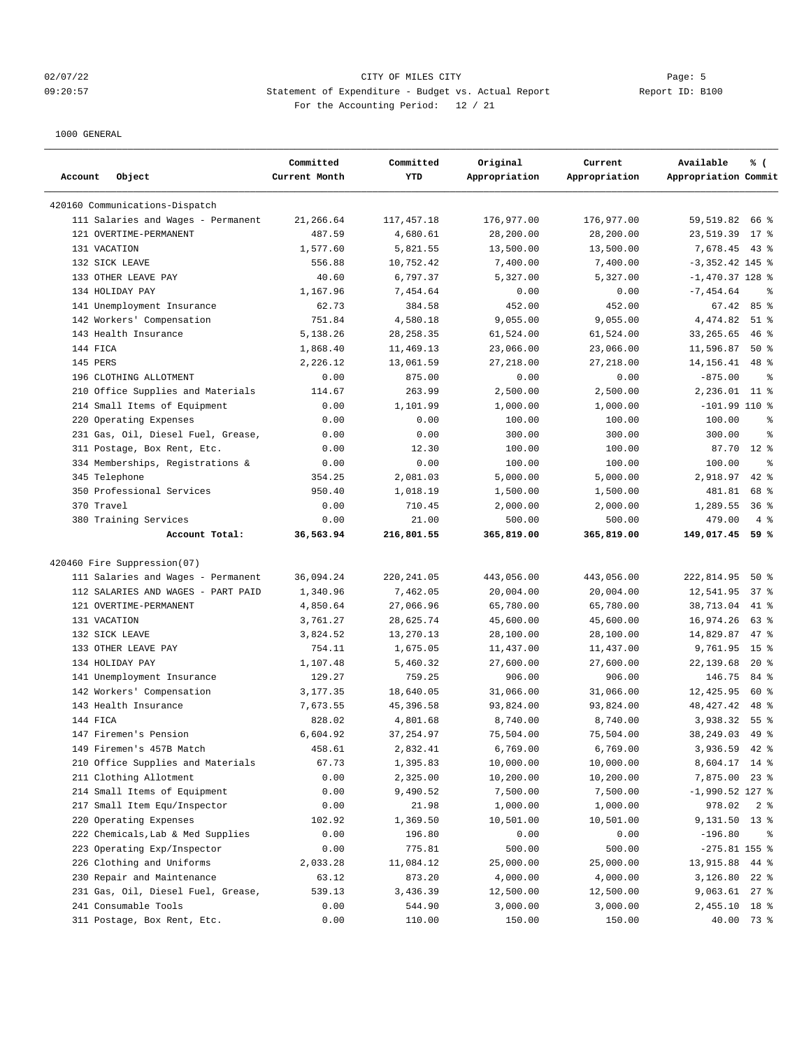CITY OF MILES CITY

Statement of Expenditure - Budget vs. Actual Report

Report ID: B100

For the Accounting Period: 12 / 21

1000 GENERAL

| Account Object | Committed Current Month | Committed YTD | Original Appropriation | Current Appropriation | Available Appropriation | % ( Commit |
|---|---|---|---|---|---|---|
| **420160 Communications-Dispatch** | | | | | | |
| 111 Salaries and Wages - Permanent | 21,266.64 | 117,457.18 | 176,977.00 | 176,977.00 | 59,519.82 | 66 % |
| 121 OVERTIME-PERMANENT | 487.59 | 4,680.61 | 28,200.00 | 28,200.00 | 23,519.39 | 17 % |
| 131 VACATION | 1,577.60 | 5,821.55 | 13,500.00 | 13,500.00 | 7,678.45 | 43 % |
| 132 SICK LEAVE | 556.88 | 10,752.42 | 7,400.00 | 7,400.00 | -3,352.42 | 145 % |
| 133 OTHER LEAVE PAY | 40.60 | 6,797.37 | 5,327.00 | 5,327.00 | -1,470.37 | 128 % |
| 134 HOLIDAY PAY | 1,167.96 | 7,454.64 | 0.00 | 0.00 | -7,454.64 | % |
| 141 Unemployment Insurance | 62.73 | 384.58 | 452.00 | 452.00 | 67.42 | 85 % |
| 142 Workers' Compensation | 751.84 | 4,580.18 | 9,055.00 | 9,055.00 | 4,474.82 | 51 % |
| 143 Health Insurance | 5,138.26 | 28,258.35 | 61,524.00 | 61,524.00 | 33,265.65 | 46 % |
| 144 FICA | 1,868.40 | 11,469.13 | 23,066.00 | 23,066.00 | 11,596.87 | 50 % |
| 145 PERS | 2,226.12 | 13,061.59 | 27,218.00 | 27,218.00 | 14,156.41 | 48 % |
| 196 CLOTHING ALLOTMENT | 0.00 | 875.00 | 0.00 | 0.00 | -875.00 | % |
| 210 Office Supplies and Materials | 114.67 | 263.99 | 2,500.00 | 2,500.00 | 2,236.01 | 11 % |
| 214 Small Items of Equipment | 0.00 | 1,101.99 | 1,000.00 | 1,000.00 | -101.99 | 110 % |
| 220 Operating Expenses | 0.00 | 0.00 | 100.00 | 100.00 | 100.00 | % |
| 231 Gas, Oil, Diesel Fuel, Grease, | 0.00 | 0.00 | 300.00 | 300.00 | 300.00 | % |
| 311 Postage, Box Rent, Etc. | 0.00 | 12.30 | 100.00 | 100.00 | 87.70 | 12 % |
| 334 Memberships, Registrations & | 0.00 | 0.00 | 100.00 | 100.00 | 100.00 | % |
| 345 Telephone | 354.25 | 2,081.03 | 5,000.00 | 5,000.00 | 2,918.97 | 42 % |
| 350 Professional Services | 950.40 | 1,018.19 | 1,500.00 | 1,500.00 | 481.81 | 68 % |
| 370 Travel | 0.00 | 710.45 | 2,000.00 | 2,000.00 | 1,289.55 | 36 % |
| 380 Training Services | 0.00 | 21.00 | 500.00 | 500.00 | 479.00 | 4 % |
| **Account Total:** | **36,563.94** | **216,801.55** | **365,819.00** | **365,819.00** | **149,017.45** | **59 %** |
| **420460 Fire Suppression(07)** | | | | | | |
| 111 Salaries and Wages - Permanent | 36,094.24 | 220,241.05 | 443,056.00 | 443,056.00 | 222,814.95 | 50 % |
| 112 SALARIES AND WAGES - PART PAID | 1,340.96 | 7,462.05 | 20,004.00 | 20,004.00 | 12,541.95 | 37 % |
| 121 OVERTIME-PERMANENT | 4,850.64 | 27,066.96 | 65,780.00 | 65,780.00 | 38,713.04 | 41 % |
| 131 VACATION | 3,761.27 | 28,625.74 | 45,600.00 | 45,600.00 | 16,974.26 | 63 % |
| 132 SICK LEAVE | 3,824.52 | 13,270.13 | 28,100.00 | 28,100.00 | 14,829.87 | 47 % |
| 133 OTHER LEAVE PAY | 754.11 | 1,675.05 | 11,437.00 | 11,437.00 | 9,761.95 | 15 % |
| 134 HOLIDAY PAY | 1,107.48 | 5,460.32 | 27,600.00 | 27,600.00 | 22,139.68 | 20 % |
| 141 Unemployment Insurance | 129.27 | 759.25 | 906.00 | 906.00 | 146.75 | 84 % |
| 142 Workers' Compensation | 3,177.35 | 18,640.05 | 31,066.00 | 31,066.00 | 12,425.95 | 60 % |
| 143 Health Insurance | 7,673.55 | 45,396.58 | 93,824.00 | 93,824.00 | 48,427.42 | 48 % |
| 144 FICA | 828.02 | 4,801.68 | 8,740.00 | 8,740.00 | 3,938.32 | 55 % |
| 147 Firemen's Pension | 6,604.92 | 37,254.97 | 75,504.00 | 75,504.00 | 38,249.03 | 49 % |
| 149 Firemen's 457B Match | 458.61 | 2,832.41 | 6,769.00 | 6,769.00 | 3,936.59 | 42 % |
| 210 Office Supplies and Materials | 67.73 | 1,395.83 | 10,000.00 | 10,000.00 | 8,604.17 | 14 % |
| 211 Clothing Allotment | 0.00 | 2,325.00 | 10,200.00 | 10,200.00 | 7,875.00 | 23 % |
| 214 Small Items of Equipment | 0.00 | 9,490.52 | 7,500.00 | 7,500.00 | -1,990.52 | 127 % |
| 217 Small Item Equ/Inspector | 0.00 | 21.98 | 1,000.00 | 1,000.00 | 978.02 | 2 % |
| 220 Operating Expenses | 102.92 | 1,369.50 | 10,501.00 | 10,501.00 | 9,131.50 | 13 % |
| 222 Chemicals,Lab & Med Supplies | 0.00 | 196.80 | 0.00 | 0.00 | -196.80 | % |
| 223 Operating Exp/Inspector | 0.00 | 775.81 | 500.00 | 500.00 | -275.81 | 155 % |
| 226 Clothing and Uniforms | 2,033.28 | 11,084.12 | 25,000.00 | 25,000.00 | 13,915.88 | 44 % |
| 230 Repair and Maintenance | 63.12 | 873.20 | 4,000.00 | 4,000.00 | 3,126.80 | 22 % |
| 231 Gas, Oil, Diesel Fuel, Grease, | 539.13 | 3,436.39 | 12,500.00 | 12,500.00 | 9,063.61 | 27 % |
| 241 Consumable Tools | 0.00 | 544.90 | 3,000.00 | 3,000.00 | 2,455.10 | 18 % |
| 311 Postage, Box Rent, Etc. | 0.00 | 110.00 | 150.00 | 150.00 | 40.00 | 73 % |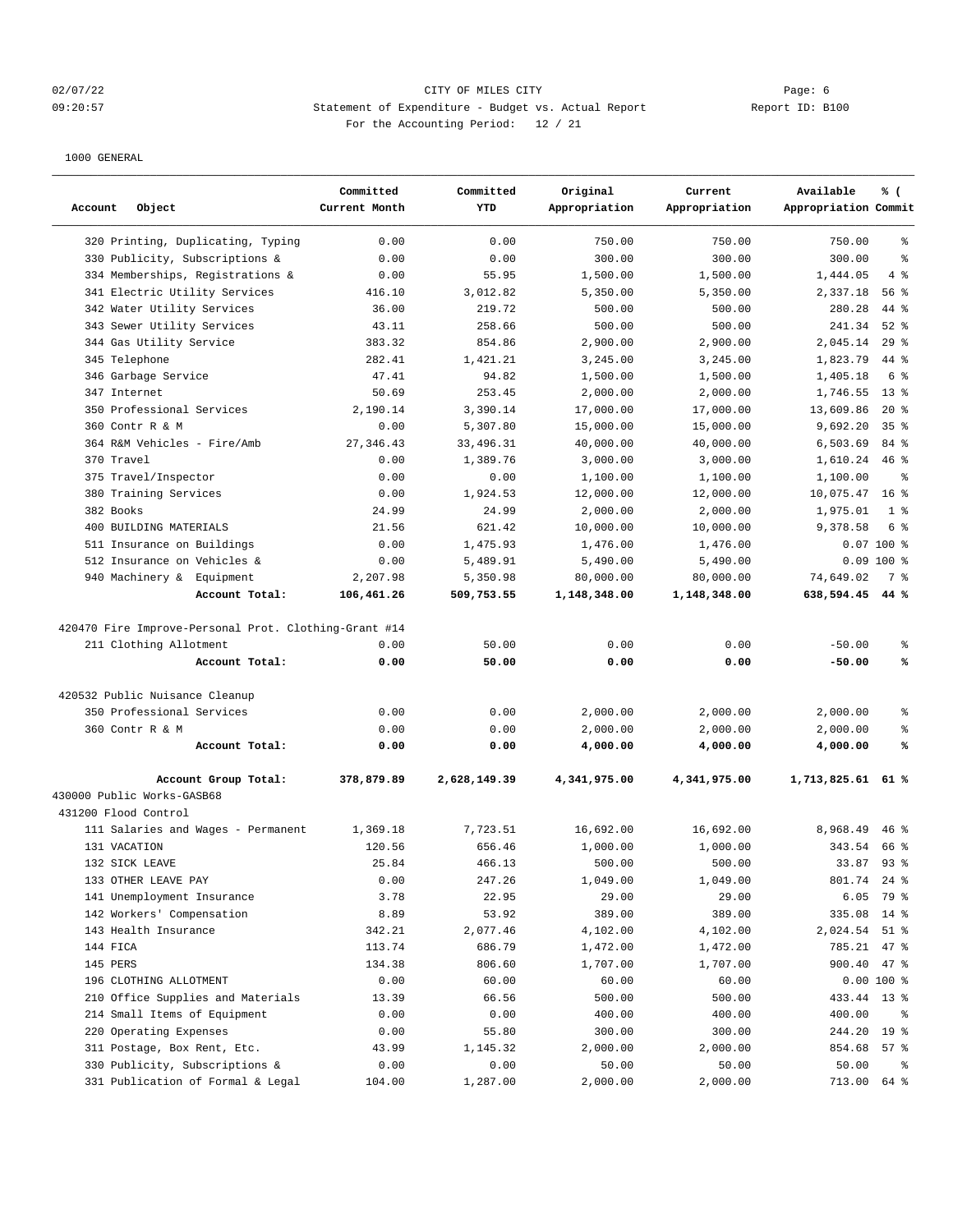CITY OF MILES CITY

Statement of Expenditure - Budget vs. Actual Report

For the Accounting Period: 12 / 21

1000 GENERAL

| Account Object | Committed Current Month | Committed YTD | Original Appropriation | Current Appropriation | Available Appropriation | % ( Commit |
|---|---|---|---|---|---|---|
| 320 Printing, Duplicating, Typing | 0.00 | 0.00 | 750.00 | 750.00 | 750.00 | % |
| 330 Publicity, Subscriptions & | 0.00 | 0.00 | 300.00 | 300.00 | 300.00 | % |
| 334 Memberships, Registrations & | 0.00 | 55.95 | 1,500.00 | 1,500.00 | 1,444.05 | 4 % |
| 341 Electric Utility Services | 416.10 | 3,012.82 | 5,350.00 | 5,350.00 | 2,337.18 | 56 % |
| 342 Water Utility Services | 36.00 | 219.72 | 500.00 | 500.00 | 280.28 | 44 % |
| 343 Sewer Utility Services | 43.11 | 258.66 | 500.00 | 500.00 | 241.34 | 52 % |
| 344 Gas Utility Service | 383.32 | 854.86 | 2,900.00 | 2,900.00 | 2,045.14 | 29 % |
| 345 Telephone | 282.41 | 1,421.21 | 3,245.00 | 3,245.00 | 1,823.79 | 44 % |
| 346 Garbage Service | 47.41 | 94.82 | 1,500.00 | 1,500.00 | 1,405.18 | 6 % |
| 347 Internet | 50.69 | 253.45 | 2,000.00 | 2,000.00 | 1,746.55 | 13 % |
| 350 Professional Services | 2,190.14 | 3,390.14 | 17,000.00 | 17,000.00 | 13,609.86 | 20 % |
| 360 Contr R & M | 0.00 | 5,307.80 | 15,000.00 | 15,000.00 | 9,692.20 | 35 % |
| 364 R&M Vehicles - Fire/Amb | 27,346.43 | 33,496.31 | 40,000.00 | 40,000.00 | 6,503.69 | 84 % |
| 370 Travel | 0.00 | 1,389.76 | 3,000.00 | 3,000.00 | 1,610.24 | 46 % |
| 375 Travel/Inspector | 0.00 | 0.00 | 1,100.00 | 1,100.00 | 1,100.00 | % |
| 380 Training Services | 0.00 | 1,924.53 | 12,000.00 | 12,000.00 | 10,075.47 | 16 % |
| 382 Books | 24.99 | 24.99 | 2,000.00 | 2,000.00 | 1,975.01 | 1 % |
| 400 BUILDING MATERIALS | 21.56 | 621.42 | 10,000.00 | 10,000.00 | 9,378.58 | 6 % |
| 511 Insurance on Buildings | 0.00 | 1,475.93 | 1,476.00 | 1,476.00 | 0.07 | 100 % |
| 512 Insurance on Vehicles & | 0.00 | 5,489.91 | 5,490.00 | 5,490.00 | 0.09 | 100 % |
| 940 Machinery & Equipment | 2,207.98 | 5,350.98 | 80,000.00 | 80,000.00 | 74,649.02 | 7 % |
| **Account Total:** | **106,461.26** | **509,753.55** | **1,148,348.00** | **1,148,348.00** | **638,594.45** | **44 %** |
| 420470 Fire Improve-Personal Prot. Clothing-Grant #14 | | | | | | |
| 211 Clothing Allotment | 0.00 | 50.00 | 0.00 | 0.00 | -50.00 | % |
| **Account Total:** | **0.00** | **50.00** | **0.00** | **0.00** | **-50.00** | **%** |
| 420532 Public Nuisance Cleanup | | | | | | |
| 350 Professional Services | 0.00 | 0.00 | 2,000.00 | 2,000.00 | 2,000.00 | % |
| 360 Contr R & M | 0.00 | 0.00 | 2,000.00 | 2,000.00 | 2,000.00 | % |
| **Account Total:** | **0.00** | **0.00** | **4,000.00** | **4,000.00** | **4,000.00** | **%** |
| **Account Group Total:** | **378,879.89** | **2,628,149.39** | **4,341,975.00** | **4,341,975.00** | **1,713,825.61** | **61 %** |
| 430000 Public Works-GASB68 | | | | | | |
| 431200 Flood Control | | | | | | |
| 111 Salaries and Wages - Permanent | 1,369.18 | 7,723.51 | 16,692.00 | 16,692.00 | 8,968.49 | 46 % |
| 131 VACATION | 120.56 | 656.46 | 1,000.00 | 1,000.00 | 343.54 | 66 % |
| 132 SICK LEAVE | 25.84 | 466.13 | 500.00 | 500.00 | 33.87 | 93 % |
| 133 OTHER LEAVE PAY | 0.00 | 247.26 | 1,049.00 | 1,049.00 | 801.74 | 24 % |
| 141 Unemployment Insurance | 3.78 | 22.95 | 29.00 | 29.00 | 6.05 | 79 % |
| 142 Workers' Compensation | 8.89 | 53.92 | 389.00 | 389.00 | 335.08 | 14 % |
| 143 Health Insurance | 342.21 | 2,077.46 | 4,102.00 | 4,102.00 | 2,024.54 | 51 % |
| 144 FICA | 113.74 | 686.79 | 1,472.00 | 1,472.00 | 785.21 | 47 % |
| 145 PERS | 134.38 | 806.60 | 1,707.00 | 1,707.00 | 900.40 | 47 % |
| 196 CLOTHING ALLOTMENT | 0.00 | 60.00 | 60.00 | 60.00 | 0.00 | 100 % |
| 210 Office Supplies and Materials | 13.39 | 66.56 | 500.00 | 500.00 | 433.44 | 13 % |
| 214 Small Items of Equipment | 0.00 | 0.00 | 400.00 | 400.00 | 400.00 | % |
| 220 Operating Expenses | 0.00 | 55.80 | 300.00 | 300.00 | 244.20 | 19 % |
| 311 Postage, Box Rent, Etc. | 43.99 | 1,145.32 | 2,000.00 | 2,000.00 | 854.68 | 57 % |
| 330 Publicity, Subscriptions & | 0.00 | 0.00 | 50.00 | 50.00 | 50.00 | % |
| 331 Publication of Formal & Legal | 104.00 | 1,287.00 | 2,000.00 | 2,000.00 | 713.00 | 64 % |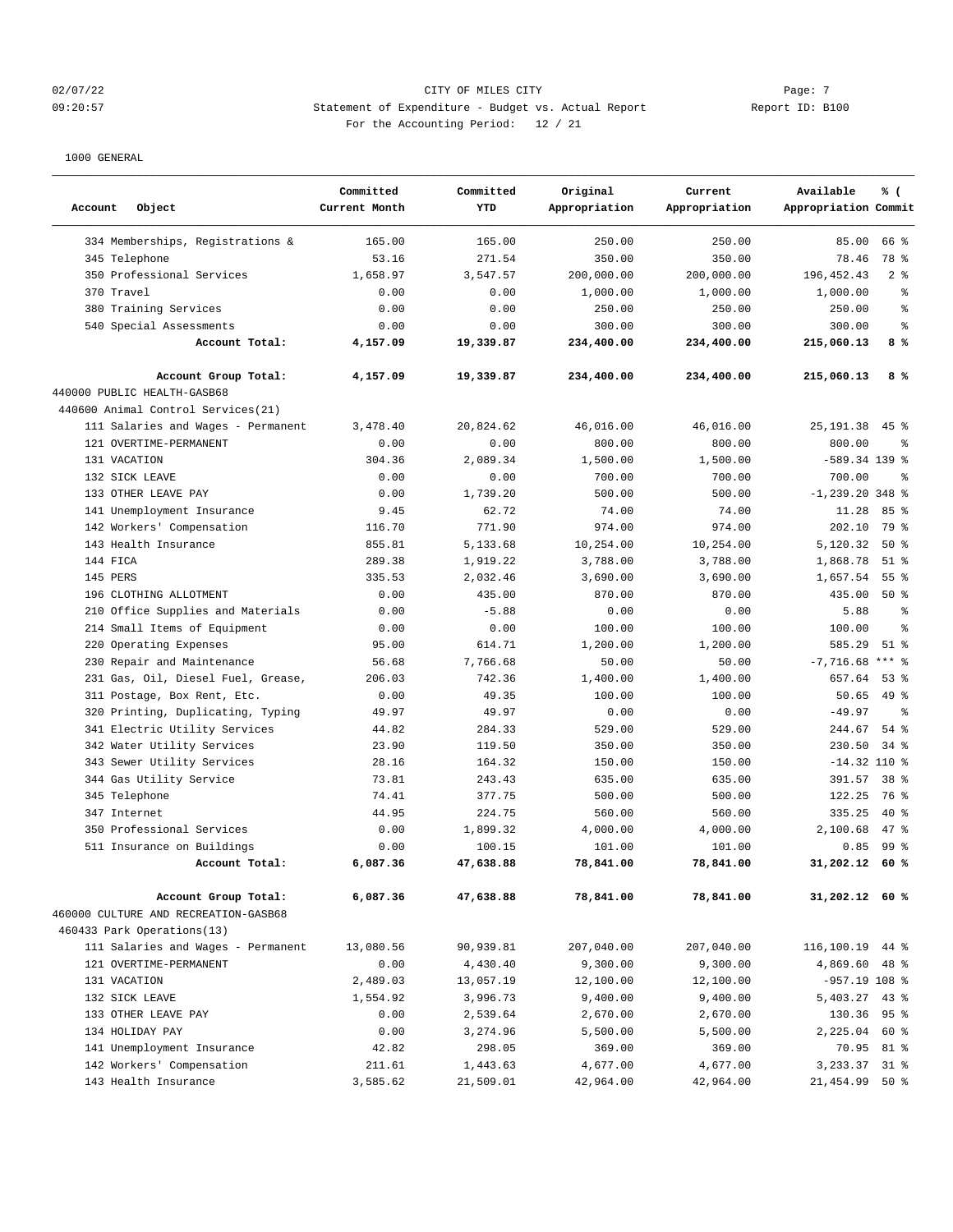1000 GENERAL

| Account Object | Committed Current Month | Committed YTD | Original Appropriation | Current Appropriation | Available Appropriation | % ( Commit |
|---|---|---|---|---|---|---|
| 334 Memberships, Registrations & | 165.00 | 165.00 | 250.00 | 250.00 | 85.00 | 66 % |
| 345 Telephone | 53.16 | 271.54 | 350.00 | 350.00 | 78.46 | 78 % |
| 350 Professional Services | 1,658.97 | 3,547.57 | 200,000.00 | 200,000.00 | 196,452.43 | 2 % |
| 370 Travel | 0.00 | 0.00 | 1,000.00 | 1,000.00 | 1,000.00 | % |
| 380 Training Services | 0.00 | 0.00 | 250.00 | 250.00 | 250.00 | % |
| 540 Special Assessments | 0.00 | 0.00 | 300.00 | 300.00 | 300.00 | % |
| **Account Total:** | **4,157.09** | **19,339.87** | **234,400.00** | **234,400.00** | **215,060.13** | **8 %** |
| **Account Group Total:** | **4,157.09** | **19,339.87** | **234,400.00** | **234,400.00** | **215,060.13** | **8 %** |
| 440000 PUBLIC HEALTH-GASB68 | | | | | | |
| 440600 Animal Control Services(21) | | | | | | |
| 111 Salaries and Wages - Permanent | 3,478.40 | 20,824.62 | 46,016.00 | 46,016.00 | 25,191.38 | 45 % |
| 121 OVERTIME-PERMANENT | 0.00 | 0.00 | 800.00 | 800.00 | 800.00 | % |
| 131 VACATION | 304.36 | 2,089.34 | 1,500.00 | 1,500.00 | -589.34 | 139 % |
| 132 SICK LEAVE | 0.00 | 0.00 | 700.00 | 700.00 | 700.00 | % |
| 133 OTHER LEAVE PAY | 0.00 | 1,739.20 | 500.00 | 500.00 | -1,239.20 | 348 % |
| 141 Unemployment Insurance | 9.45 | 62.72 | 74.00 | 74.00 | 11.28 | 85 % |
| 142 Workers' Compensation | 116.70 | 771.90 | 974.00 | 974.00 | 202.10 | 79 % |
| 143 Health Insurance | 855.81 | 5,133.68 | 10,254.00 | 10,254.00 | 5,120.32 | 50 % |
| 144 FICA | 289.38 | 1,919.22 | 3,788.00 | 3,788.00 | 1,868.78 | 51 % |
| 145 PERS | 335.53 | 2,032.46 | 3,690.00 | 3,690.00 | 1,657.54 | 55 % |
| 196 CLOTHING ALLOTMENT | 0.00 | 435.00 | 870.00 | 870.00 | 435.00 | 50 % |
| 210 Office Supplies and Materials | 0.00 | -5.88 | 0.00 | 0.00 | 5.88 | % |
| 214 Small Items of Equipment | 0.00 | 0.00 | 100.00 | 100.00 | 100.00 | % |
| 220 Operating Expenses | 95.00 | 614.71 | 1,200.00 | 1,200.00 | 585.29 | 51 % |
| 230 Repair and Maintenance | 56.68 | 7,766.68 | 50.00 | 50.00 | -7,716.68 | *** % |
| 231 Gas, Oil, Diesel Fuel, Grease, | 206.03 | 742.36 | 1,400.00 | 1,400.00 | 657.64 | 53 % |
| 311 Postage, Box Rent, Etc. | 0.00 | 49.35 | 100.00 | 100.00 | 50.65 | 49 % |
| 320 Printing, Duplicating, Typing | 49.97 | 49.97 | 0.00 | 0.00 | -49.97 | % |
| 341 Electric Utility Services | 44.82 | 284.33 | 529.00 | 529.00 | 244.67 | 54 % |
| 342 Water Utility Services | 23.90 | 119.50 | 350.00 | 350.00 | 230.50 | 34 % |
| 343 Sewer Utility Services | 28.16 | 164.32 | 150.00 | 150.00 | -14.32 | 110 % |
| 344 Gas Utility Service | 73.81 | 243.43 | 635.00 | 635.00 | 391.57 | 38 % |
| 345 Telephone | 74.41 | 377.75 | 500.00 | 500.00 | 122.25 | 76 % |
| 347 Internet | 44.95 | 224.75 | 560.00 | 560.00 | 335.25 | 40 % |
| 350 Professional Services | 0.00 | 1,899.32 | 4,000.00 | 4,000.00 | 2,100.68 | 47 % |
| 511 Insurance on Buildings | 0.00 | 100.15 | 101.00 | 101.00 | 0.85 | 99 % |
| **Account Total:** | **6,087.36** | **47,638.88** | **78,841.00** | **78,841.00** | **31,202.12** | **60 %** |
| **Account Group Total:** | **6,087.36** | **47,638.88** | **78,841.00** | **78,841.00** | **31,202.12** | **60 %** |
| 460000 CULTURE AND RECREATION-GASB68 | | | | | | |
| 460433 Park Operations(13) | | | | | | |
| 111 Salaries and Wages - Permanent | 13,080.56 | 90,939.81 | 207,040.00 | 207,040.00 | 116,100.19 | 44 % |
| 121 OVERTIME-PERMANENT | 0.00 | 4,430.40 | 9,300.00 | 9,300.00 | 4,869.60 | 48 % |
| 131 VACATION | 2,489.03 | 13,057.19 | 12,100.00 | 12,100.00 | -957.19 | 108 % |
| 132 SICK LEAVE | 1,554.92 | 3,996.73 | 9,400.00 | 9,400.00 | 5,403.27 | 43 % |
| 133 OTHER LEAVE PAY | 0.00 | 2,539.64 | 2,670.00 | 2,670.00 | 130.36 | 95 % |
| 134 HOLIDAY PAY | 0.00 | 3,274.96 | 5,500.00 | 5,500.00 | 2,225.04 | 60 % |
| 141 Unemployment Insurance | 42.82 | 298.05 | 369.00 | 369.00 | 70.95 | 81 % |
| 142 Workers' Compensation | 211.61 | 1,443.63 | 4,677.00 | 4,677.00 | 3,233.37 | 31 % |
| 143 Health Insurance | 3,585.62 | 21,509.01 | 42,964.00 | 42,964.00 | 21,454.99 | 50 % |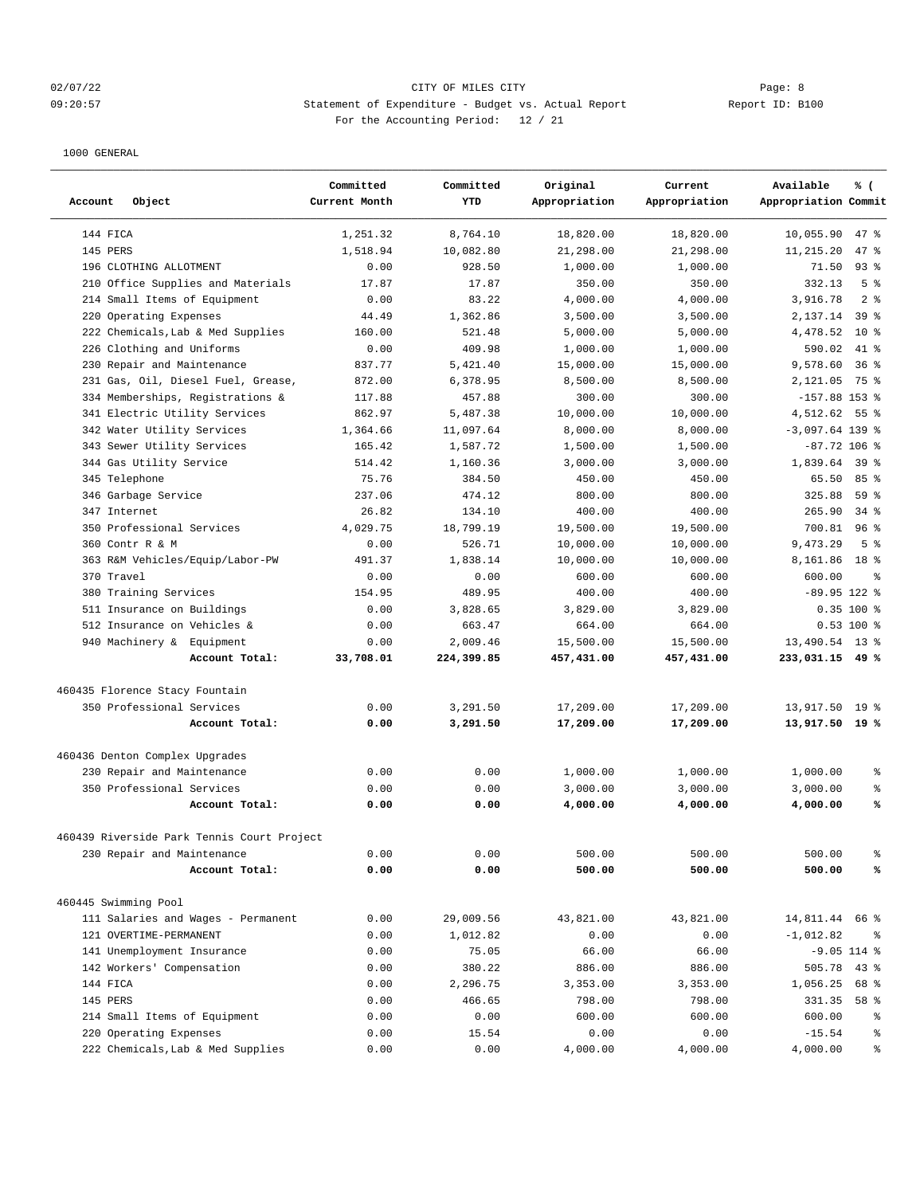1000 GENERAL

| Account Object | Committed Current Month | Committed YTD | Original Appropriation | Current Appropriation | Available Appropriation | % (Commit |
|---|---|---|---|---|---|---|
| 144 FICA | 1,251.32 | 8,764.10 | 18,820.00 | 18,820.00 | 10,055.90 | 47 % |
| 145 PERS | 1,518.94 | 10,082.80 | 21,298.00 | 21,298.00 | 11,215.20 | 47 % |
| 196 CLOTHING ALLOTMENT | 0.00 | 928.50 | 1,000.00 | 1,000.00 | 71.50 | 93 % |
| 210 Office Supplies and Materials | 17.87 | 17.87 | 350.00 | 350.00 | 332.13 | 5 % |
| 214 Small Items of Equipment | 0.00 | 83.22 | 4,000.00 | 4,000.00 | 3,916.78 | 2 % |
| 220 Operating Expenses | 44.49 | 1,362.86 | 3,500.00 | 3,500.00 | 2,137.14 | 39 % |
| 222 Chemicals,Lab & Med Supplies | 160.00 | 521.48 | 5,000.00 | 5,000.00 | 4,478.52 | 10 % |
| 226 Clothing and Uniforms | 0.00 | 409.98 | 1,000.00 | 1,000.00 | 590.02 | 41 % |
| 230 Repair and Maintenance | 837.77 | 5,421.40 | 15,000.00 | 15,000.00 | 9,578.60 | 36 % |
| 231 Gas, Oil, Diesel Fuel, Grease, | 872.00 | 6,378.95 | 8,500.00 | 8,500.00 | 2,121.05 | 75 % |
| 334 Memberships, Registrations & | 117.88 | 457.88 | 300.00 | 300.00 | -157.88 | 153 % |
| 341 Electric Utility Services | 862.97 | 5,487.38 | 10,000.00 | 10,000.00 | 4,512.62 | 55 % |
| 342 Water Utility Services | 1,364.66 | 11,097.64 | 8,000.00 | 8,000.00 | -3,097.64 | 139 % |
| 343 Sewer Utility Services | 165.42 | 1,587.72 | 1,500.00 | 1,500.00 | -87.72 | 106 % |
| 344 Gas Utility Service | 514.42 | 1,160.36 | 3,000.00 | 3,000.00 | 1,839.64 | 39 % |
| 345 Telephone | 75.76 | 384.50 | 450.00 | 450.00 | 65.50 | 85 % |
| 346 Garbage Service | 237.06 | 474.12 | 800.00 | 800.00 | 325.88 | 59 % |
| 347 Internet | 26.82 | 134.10 | 400.00 | 400.00 | 265.90 | 34 % |
| 350 Professional Services | 4,029.75 | 18,799.19 | 19,500.00 | 19,500.00 | 700.81 | 96 % |
| 360 Contr R & M | 0.00 | 526.71 | 10,000.00 | 10,000.00 | 9,473.29 | 5 % |
| 363 R&M Vehicles/Equip/Labor-PW | 491.37 | 1,838.14 | 10,000.00 | 10,000.00 | 8,161.86 | 18 % |
| 370 Travel | 0.00 | 0.00 | 600.00 | 600.00 | 600.00 | % |
| 380 Training Services | 154.95 | 489.95 | 400.00 | 400.00 | -89.95 | 122 % |
| 511 Insurance on Buildings | 0.00 | 3,828.65 | 3,829.00 | 3,829.00 | 0.35 | 100 % |
| 512 Insurance on Vehicles & | 0.00 | 663.47 | 664.00 | 664.00 | 0.53 | 100 % |
| 940 Machinery & Equipment | 0.00 | 2,009.46 | 15,500.00 | 15,500.00 | 13,490.54 | 13 % |
| **Account Total:** | **33,708.01** | **224,399.85** | **457,431.00** | **457,431.00** | **233,031.15** | **49 %** |
| 460435 Florence Stacy Fountain | | | | | | |
| 350 Professional Services | 0.00 | 3,291.50 | 17,209.00 | 17,209.00 | 13,917.50 | 19 % |
| **Account Total:** | **0.00** | **3,291.50** | **17,209.00** | **17,209.00** | **13,917.50** | **19 %** |
| 460436 Denton Complex Upgrades | | | | | | |
| 230 Repair and Maintenance | 0.00 | 0.00 | 1,000.00 | 1,000.00 | 1,000.00 | % |
| 350 Professional Services | 0.00 | 0.00 | 3,000.00 | 3,000.00 | 3,000.00 | % |
| **Account Total:** | **0.00** | **0.00** | **4,000.00** | **4,000.00** | **4,000.00** | **%** |
| 460439 Riverside Park Tennis Court Project | | | | | | |
| 230 Repair and Maintenance | 0.00 | 0.00 | 500.00 | 500.00 | 500.00 | % |
| **Account Total:** | **0.00** | **0.00** | **500.00** | **500.00** | **500.00** | **%** |
| 460445 Swimming Pool | | | | | | |
| 111 Salaries and Wages - Permanent | 0.00 | 29,009.56 | 43,821.00 | 43,821.00 | 14,811.44 | 66 % |
| 121 OVERTIME-PERMANENT | 0.00 | 1,012.82 | 0.00 | 0.00 | -1,012.82 | % |
| 141 Unemployment Insurance | 0.00 | 75.05 | 66.00 | 66.00 | -9.05 | 114 % |
| 142 Workers' Compensation | 0.00 | 380.22 | 886.00 | 886.00 | 505.78 | 43 % |
| 144 FICA | 0.00 | 2,296.75 | 3,353.00 | 3,353.00 | 1,056.25 | 68 % |
| 145 PERS | 0.00 | 466.65 | 798.00 | 798.00 | 331.35 | 58 % |
| 214 Small Items of Equipment | 0.00 | 0.00 | 600.00 | 600.00 | 600.00 | % |
| 220 Operating Expenses | 0.00 | 15.54 | 0.00 | 0.00 | -15.54 | % |
| 222 Chemicals,Lab & Med Supplies | 0.00 | 0.00 | 4,000.00 | 4,000.00 | 4,000.00 | % |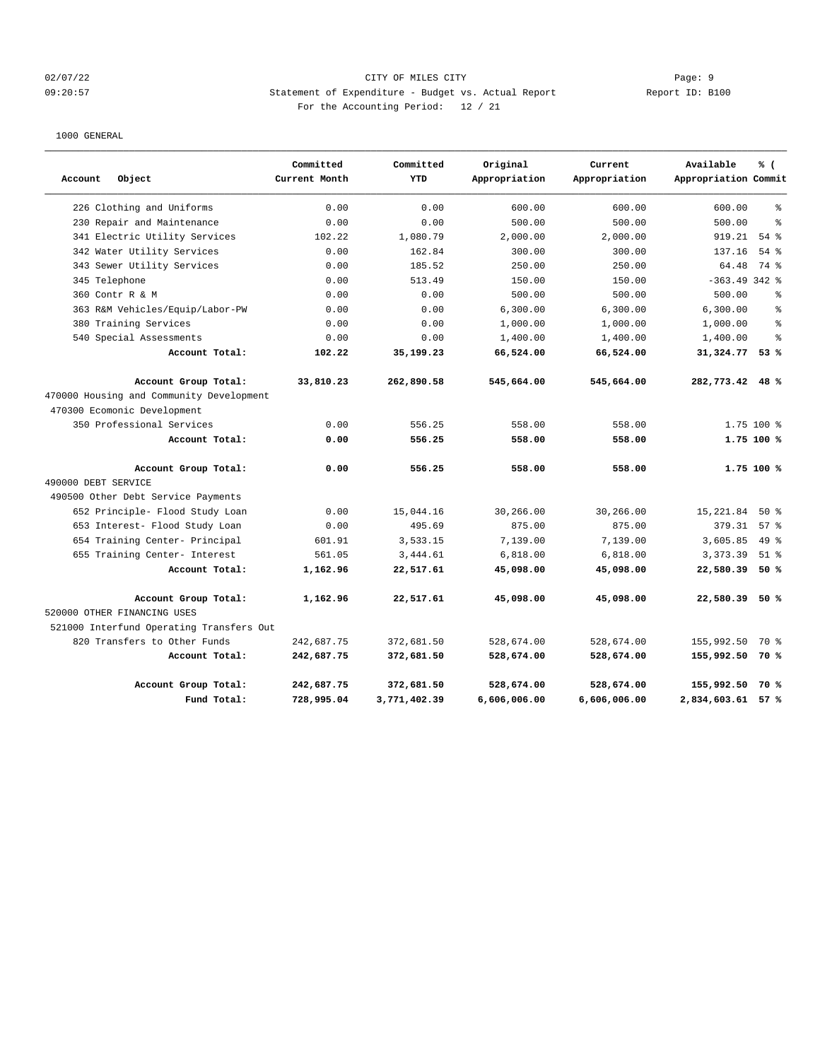CITY OF MILES CITY

Statement of Expenditure - Budget vs. Actual Report

For the Accounting Period: 12 / 21

1000 GENERAL

| Account Object | Committed Current Month | Committed YTD | Original Appropriation | Current Appropriation | Available Appropriation | % ( Commit |
|---|---|---|---|---|---|---|
| 226 Clothing and Uniforms | 0.00 | 0.00 | 600.00 | 600.00 | 600.00 | % |
| 230 Repair and Maintenance | 0.00 | 0.00 | 500.00 | 500.00 | 500.00 | % |
| 341 Electric Utility Services | 102.22 | 1,080.79 | 2,000.00 | 2,000.00 | 919.21 | 54 % |
| 342 Water Utility Services | 0.00 | 162.84 | 300.00 | 300.00 | 137.16 | 54 % |
| 343 Sewer Utility Services | 0.00 | 185.52 | 250.00 | 250.00 | 64.48 | 74 % |
| 345 Telephone | 0.00 | 513.49 | 150.00 | 150.00 | -363.49 | 342 % |
| 360 Contr R & M | 0.00 | 0.00 | 500.00 | 500.00 | 500.00 | % |
| 363 R&M Vehicles/Equip/Labor-PW | 0.00 | 0.00 | 6,300.00 | 6,300.00 | 6,300.00 | % |
| 380 Training Services | 0.00 | 0.00 | 1,000.00 | 1,000.00 | 1,000.00 | % |
| 540 Special Assessments | 0.00 | 0.00 | 1,400.00 | 1,400.00 | 1,400.00 | % |
| **Account Total:** | **102.22** | **35,199.23** | **66,524.00** | **66,524.00** | **31,324.77** | **53 %** |
| **Account Group Total:** | **33,810.23** | **262,890.58** | **545,664.00** | **545,664.00** | **282,773.42** | **48 %** |
| 470000 Housing and Community Development | | | | | | |
| 470300 Ecomonic Development | | | | | | |
| 350 Professional Services | 0.00 | 556.25 | 558.00 | 558.00 | 1.75 | 100 % |
| **Account Total:** | **0.00** | **556.25** | **558.00** | **558.00** | **1.75** | **100 %** |
| **Account Group Total:** | **0.00** | **556.25** | **558.00** | **558.00** | **1.75** | **100 %** |
| 490000 DEBT SERVICE | | | | | | |
| 490500 Other Debt Service Payments | | | | | | |
| 652 Principle- Flood Study Loan | 0.00 | 15,044.16 | 30,266.00 | 30,266.00 | 15,221.84 | 50 % |
| 653 Interest- Flood Study Loan | 0.00 | 495.69 | 875.00 | 875.00 | 379.31 | 57 % |
| 654 Training Center- Principal | 601.91 | 3,533.15 | 7,139.00 | 7,139.00 | 3,605.85 | 49 % |
| 655 Training Center- Interest | 561.05 | 3,444.61 | 6,818.00 | 6,818.00 | 3,373.39 | 51 % |
| **Account Total:** | **1,162.96** | **22,517.61** | **45,098.00** | **45,098.00** | **22,580.39** | **50 %** |
| **Account Group Total:** | **1,162.96** | **22,517.61** | **45,098.00** | **45,098.00** | **22,580.39** | **50 %** |
| 520000 OTHER FINANCING USES | | | | | | |
| 521000 Interfund Operating Transfers Out | | | | | | |
| 820 Transfers to Other Funds | 242,687.75 | 372,681.50 | 528,674.00 | 528,674.00 | 155,992.50 | 70 % |
| **Account Total:** | **242,687.75** | **372,681.50** | **528,674.00** | **528,674.00** | **155,992.50** | **70 %** |
| **Account Group Total:** | **242,687.75** | **372,681.50** | **528,674.00** | **528,674.00** | **155,992.50** | **70 %** |
| **Fund Total:** | **728,995.04** | **3,771,402.39** | **6,606,006.00** | **6,606,006.00** | **2,834,603.61** | **57 %** |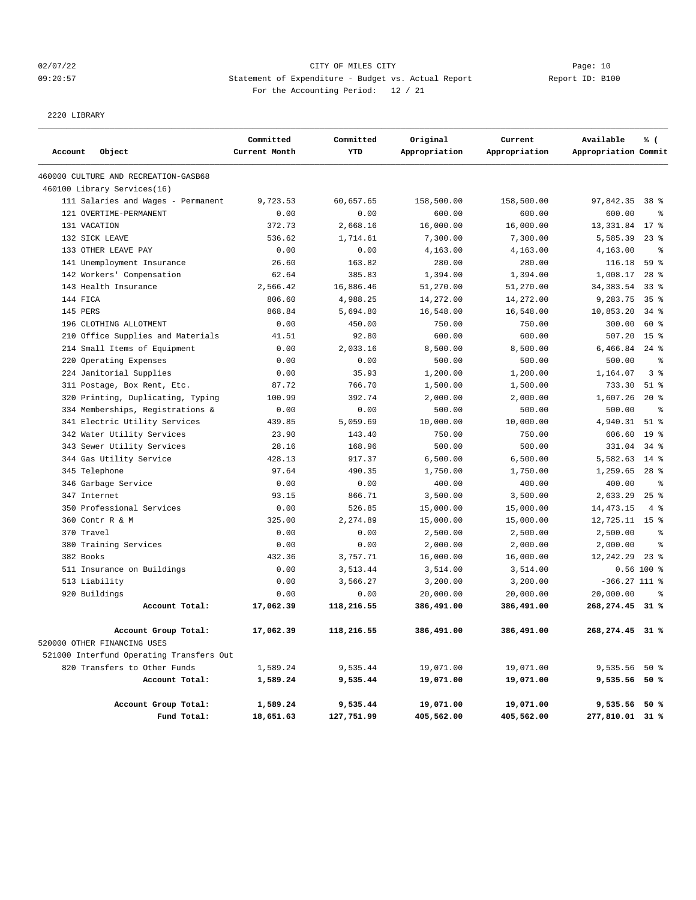CITY OF MILES CITY

Statement of Expenditure - Budget vs. Actual Report

For the Accounting Period: 12 / 21

02/07/22 09:20:57 Report ID: B100

2220 LIBRARY

| Account Object | Committed Current Month | Committed YTD | Original Appropriation | Current Appropriation | Available Appropriation | % ( Commit |
|---|---|---|---|---|---|---|
| 460000 CULTURE AND RECREATION-GASB68 | | | | | | |
| 460100 Library Services(16) | | | | | | |
| 111 Salaries and Wages - Permanent | 9,723.53 | 60,657.65 | 158,500.00 | 158,500.00 | 97,842.35 | 38 % |
| 121 OVERTIME-PERMANENT | 0.00 | 0.00 | 600.00 | 600.00 | 600.00 | % |
| 131 VACATION | 372.73 | 2,668.16 | 16,000.00 | 16,000.00 | 13,331.84 | 17 % |
| 132 SICK LEAVE | 536.62 | 1,714.61 | 7,300.00 | 7,300.00 | 5,585.39 | 23 % |
| 133 OTHER LEAVE PAY | 0.00 | 0.00 | 4,163.00 | 4,163.00 | 4,163.00 | % |
| 141 Unemployment Insurance | 26.60 | 163.82 | 280.00 | 280.00 | 116.18 | 59 % |
| 142 Workers' Compensation | 62.64 | 385.83 | 1,394.00 | 1,394.00 | 1,008.17 | 28 % |
| 143 Health Insurance | 2,566.42 | 16,886.46 | 51,270.00 | 51,270.00 | 34,383.54 | 33 % |
| 144 FICA | 806.60 | 4,988.25 | 14,272.00 | 14,272.00 | 9,283.75 | 35 % |
| 145 PERS | 868.84 | 5,694.80 | 16,548.00 | 16,548.00 | 10,853.20 | 34 % |
| 196 CLOTHING ALLOTMENT | 0.00 | 450.00 | 750.00 | 750.00 | 300.00 | 60 % |
| 210 Office Supplies and Materials | 41.51 | 92.80 | 600.00 | 600.00 | 507.20 | 15 % |
| 214 Small Items of Equipment | 0.00 | 2,033.16 | 8,500.00 | 8,500.00 | 6,466.84 | 24 % |
| 220 Operating Expenses | 0.00 | 0.00 | 500.00 | 500.00 | 500.00 | % |
| 224 Janitorial Supplies | 0.00 | 35.93 | 1,200.00 | 1,200.00 | 1,164.07 | 3 % |
| 311 Postage, Box Rent, Etc. | 87.72 | 766.70 | 1,500.00 | 1,500.00 | 733.30 | 51 % |
| 320 Printing, Duplicating, Typing | 100.99 | 392.74 | 2,000.00 | 2,000.00 | 1,607.26 | 20 % |
| 334 Memberships, Registrations & | 0.00 | 0.00 | 500.00 | 500.00 | 500.00 | % |
| 341 Electric Utility Services | 439.85 | 5,059.69 | 10,000.00 | 10,000.00 | 4,940.31 | 51 % |
| 342 Water Utility Services | 23.90 | 143.40 | 750.00 | 750.00 | 606.60 | 19 % |
| 343 Sewer Utility Services | 28.16 | 168.96 | 500.00 | 500.00 | 331.04 | 34 % |
| 344 Gas Utility Service | 428.13 | 917.37 | 6,500.00 | 6,500.00 | 5,582.63 | 14 % |
| 345 Telephone | 97.64 | 490.35 | 1,750.00 | 1,750.00 | 1,259.65 | 28 % |
| 346 Garbage Service | 0.00 | 0.00 | 400.00 | 400.00 | 400.00 | % |
| 347 Internet | 93.15 | 866.71 | 3,500.00 | 3,500.00 | 2,633.29 | 25 % |
| 350 Professional Services | 0.00 | 526.85 | 15,000.00 | 15,000.00 | 14,473.15 | 4 % |
| 360 Contr R & M | 325.00 | 2,274.89 | 15,000.00 | 15,000.00 | 12,725.11 | 15 % |
| 370 Travel | 0.00 | 0.00 | 2,500.00 | 2,500.00 | 2,500.00 | % |
| 380 Training Services | 0.00 | 0.00 | 2,000.00 | 2,000.00 | 2,000.00 | % |
| 382 Books | 432.36 | 3,757.71 | 16,000.00 | 16,000.00 | 12,242.29 | 23 % |
| 511 Insurance on Buildings | 0.00 | 3,513.44 | 3,514.00 | 3,514.00 | 0.56 | 100 % |
| 513 Liability | 0.00 | 3,566.27 | 3,200.00 | 3,200.00 | -366.27 | 111 % |
| 920 Buildings | 0.00 | 0.00 | 20,000.00 | 20,000.00 | 20,000.00 | % |
| **Account Total:** | **17,062.39** | **118,216.55** | **386,491.00** | **386,491.00** | **268,274.45** | **31 %** |
| **Account Group Total:** | **17,062.39** | **118,216.55** | **386,491.00** | **386,491.00** | **268,274.45** | **31 %** |
| 520000 OTHER FINANCING USES | | | | | | |
| 521000 Interfund Operating Transfers Out | | | | | | |
| 820 Transfers to Other Funds | 1,589.24 | 9,535.44 | 19,071.00 | 19,071.00 | 9,535.56 | 50 % |
| **Account Total:** | **1,589.24** | **9,535.44** | **19,071.00** | **19,071.00** | **9,535.56** | **50 %** |
| **Account Group Total:** | **1,589.24** | **9,535.44** | **19,071.00** | **19,071.00** | **9,535.56** | **50 %** |
| **Fund Total:** | **18,651.63** | **127,751.99** | **405,562.00** | **405,562.00** | **277,810.01** | **31 %** |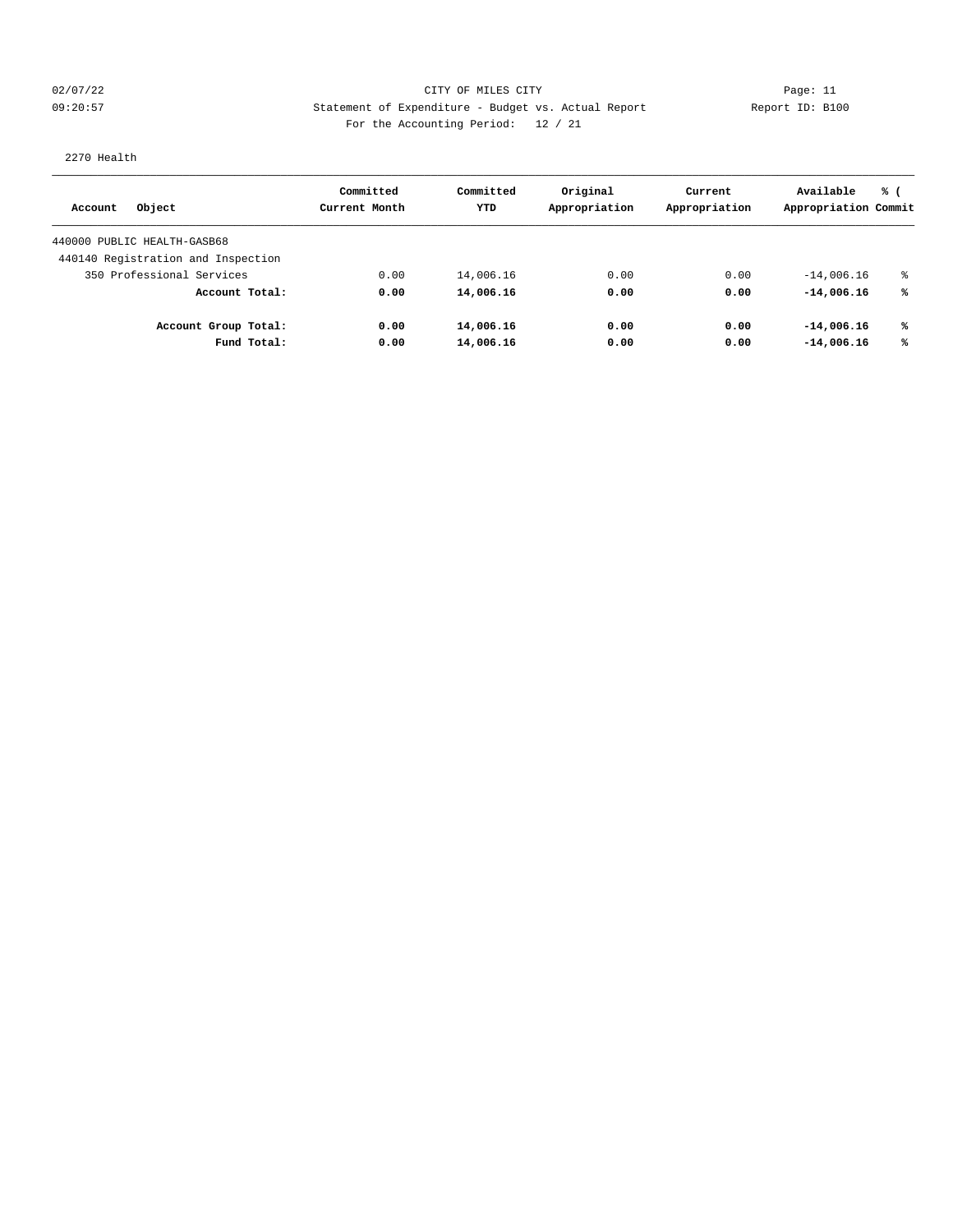2270 Health

| Account Object | Committed Current Month | Committed YTD | Original Appropriation | Current Appropriation | Available Appropriation | % ( Commit |
|---|---|---|---|---|---|---|
| 440000 PUBLIC HEALTH-GASB68 | | | | | | |
| 440140 Registration and Inspection | | | | | | |
| 350 Professional Services | 0.00 | 14,006.16 | 0.00 | 0.00 | -14,006.16 | % |
| **Account Total:** | **0.00** | **14,006.16** | **0.00** | **0.00** | **-14,006.16** | **%** |
| **Account Group Total:** | **0.00** | **14,006.16** | **0.00** | **0.00** | **-14,006.16** | **%** |
| **Fund Total:** | **0.00** | **14,006.16** | **0.00** | **0.00** | **-14,006.16** | **%** |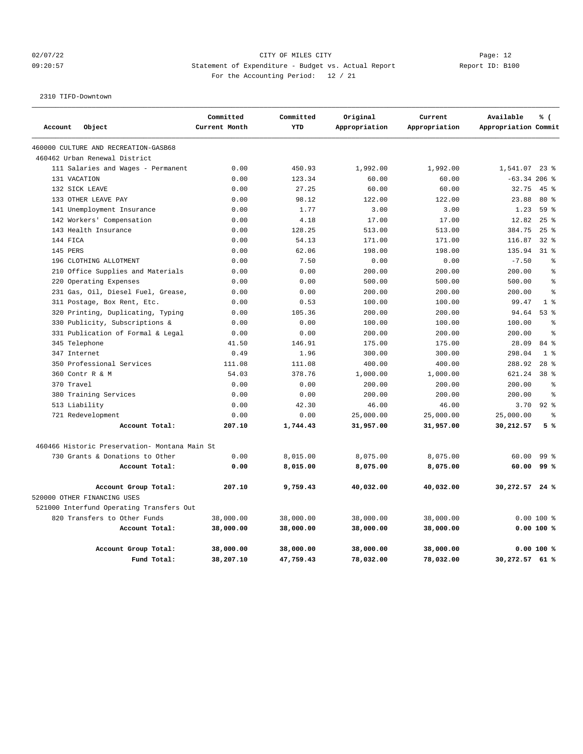CITY OF MILES CITY

Statement of Expenditure - Budget vs. Actual Report

For the Accounting Period: 12 / 21

02/07/22 09:20:57 — Report ID: B100

2310 TIFD-Downtown

| Account Object | Committed Current Month | Committed YTD | Original Appropriation | Current Appropriation | Available Appropriation | % ( Commit |
|---|---|---|---|---|---|---|
| 460000 CULTURE AND RECREATION-GASB68 | | | | | | |
| 460462 Urban Renewal District | | | | | | |
| 111 Salaries and Wages - Permanent | 0.00 | 450.93 | 1,992.00 | 1,992.00 | 1,541.07 | 23 % |
| 131 VACATION | 0.00 | 123.34 | 60.00 | 60.00 | -63.34 | 206 % |
| 132 SICK LEAVE | 0.00 | 27.25 | 60.00 | 60.00 | 32.75 | 45 % |
| 133 OTHER LEAVE PAY | 0.00 | 98.12 | 122.00 | 122.00 | 23.88 | 80 % |
| 141 Unemployment Insurance | 0.00 | 1.77 | 3.00 | 3.00 | 1.23 | 59 % |
| 142 Workers' Compensation | 0.00 | 4.18 | 17.00 | 17.00 | 12.82 | 25 % |
| 143 Health Insurance | 0.00 | 128.25 | 513.00 | 513.00 | 384.75 | 25 % |
| 144 FICA | 0.00 | 54.13 | 171.00 | 171.00 | 116.87 | 32 % |
| 145 PERS | 0.00 | 62.06 | 198.00 | 198.00 | 135.94 | 31 % |
| 196 CLOTHING ALLOTMENT | 0.00 | 7.50 | 0.00 | 0.00 | -7.50 | % |
| 210 Office Supplies and Materials | 0.00 | 0.00 | 200.00 | 200.00 | 200.00 | % |
| 220 Operating Expenses | 0.00 | 0.00 | 500.00 | 500.00 | 500.00 | % |
| 231 Gas, Oil, Diesel Fuel, Grease, | 0.00 | 0.00 | 200.00 | 200.00 | 200.00 | % |
| 311 Postage, Box Rent, Etc. | 0.00 | 0.53 | 100.00 | 100.00 | 99.47 | 1 % |
| 320 Printing, Duplicating, Typing | 0.00 | 105.36 | 200.00 | 200.00 | 94.64 | 53 % |
| 330 Publicity, Subscriptions & | 0.00 | 0.00 | 100.00 | 100.00 | 100.00 | % |
| 331 Publication of Formal & Legal | 0.00 | 0.00 | 200.00 | 200.00 | 200.00 | % |
| 345 Telephone | 41.50 | 146.91 | 175.00 | 175.00 | 28.09 | 84 % |
| 347 Internet | 0.49 | 1.96 | 300.00 | 300.00 | 298.04 | 1 % |
| 350 Professional Services | 111.08 | 111.08 | 400.00 | 400.00 | 288.92 | 28 % |
| 360 Contr R & M | 54.03 | 378.76 | 1,000.00 | 1,000.00 | 621.24 | 38 % |
| 370 Travel | 0.00 | 0.00 | 200.00 | 200.00 | 200.00 | % |
| 380 Training Services | 0.00 | 0.00 | 200.00 | 200.00 | 200.00 | % |
| 513 Liability | 0.00 | 42.30 | 46.00 | 46.00 | 3.70 | 92 % |
| 721 Redevelopment | 0.00 | 0.00 | 25,000.00 | 25,000.00 | 25,000.00 | % |
| **Account Total:** | **207.10** | **1,744.43** | **31,957.00** | **31,957.00** | **30,212.57** | **5 %** |
| 460466 Historic Preservation- Montana Main St | | | | | | |
| 730 Grants & Donations to Other | 0.00 | 8,015.00 | 8,075.00 | 8,075.00 | 60.00 | 99 % |
| **Account Total:** | **0.00** | **8,015.00** | **8,075.00** | **8,075.00** | **60.00** | **99 %** |
| **Account Group Total:** | **207.10** | **9,759.43** | **40,032.00** | **40,032.00** | **30,272.57** | **24 %** |
| 520000 OTHER FINANCING USES | | | | | | |
| 521000 Interfund Operating Transfers Out | | | | | | |
| 820 Transfers to Other Funds | 38,000.00 | 38,000.00 | 38,000.00 | 38,000.00 | 0.00 | 100 % |
| **Account Total:** | **38,000.00** | **38,000.00** | **38,000.00** | **38,000.00** | **0.00** | **100 %** |
| **Account Group Total:** | **38,000.00** | **38,000.00** | **38,000.00** | **38,000.00** | **0.00** | **100 %** |
| **Fund Total:** | **38,207.10** | **47,759.43** | **78,032.00** | **78,032.00** | **30,272.57** | **61 %** |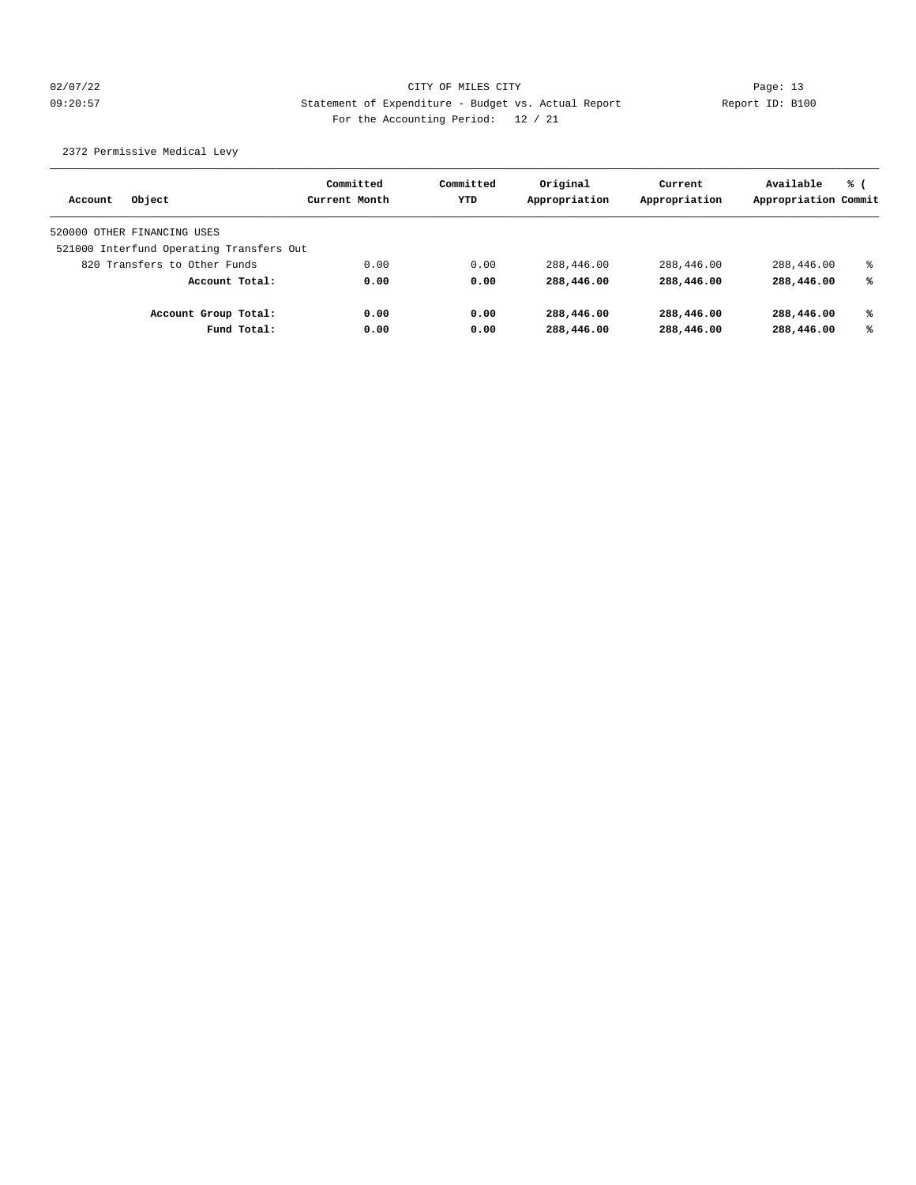CITY OF MILES CITY

Statement of Expenditure - Budget vs. Actual Report

Report ID: B100

For the Accounting Period: 12 / 21

02/07/22 09:20:57

2372 Permissive Medical Levy

| Account Object | Committed Current Month | Committed YTD | Original Appropriation | Current Appropriation | Available Appropriation | % ( Commit |
|---|---|---|---|---|---|---|
| 520000 OTHER FINANCING USES | | | | | | |
| 521000 Interfund Operating Transfers Out | | | | | | |
| 820 Transfers to Other Funds | 0.00 | 0.00 | 288,446.00 | 288,446.00 | 288,446.00 | % |
| **Account Total:** | **0.00** | **0.00** | **288,446.00** | **288,446.00** | **288,446.00** | **%** |
| **Account Group Total:** | **0.00** | **0.00** | **288,446.00** | **288,446.00** | **288,446.00** | **%** |
| **Fund Total:** | **0.00** | **0.00** | **288,446.00** | **288,446.00** | **288,446.00** | **%** |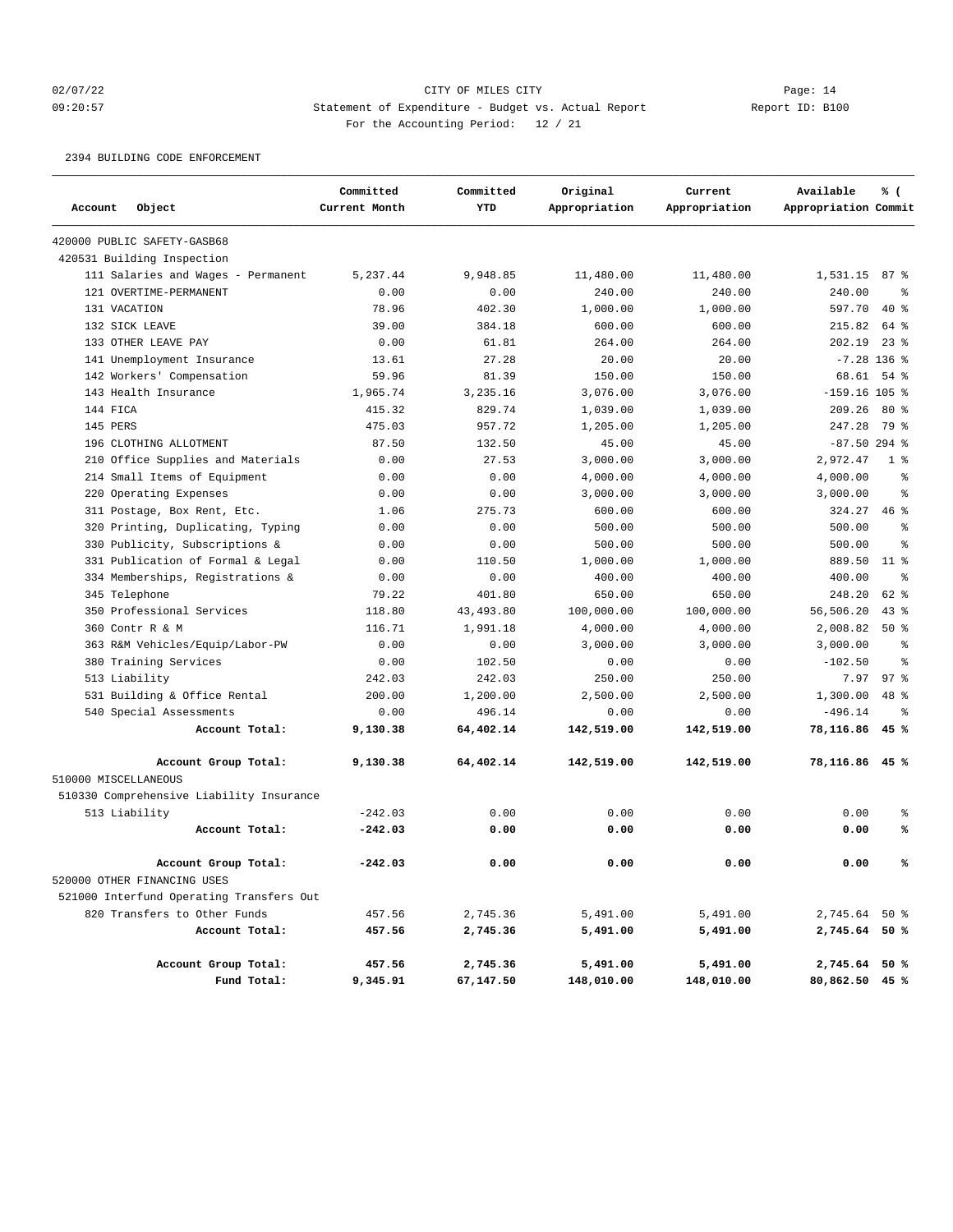02/07/22 CITY OF MILES CITY
09:20:57 Statement of Expenditure - Budget vs. Actual Report Report ID: B100
For the Accounting Period: 12 / 21

2394 BUILDING CODE ENFORCEMENT

| Account Object | Committed Current Month | Committed YTD | Original Appropriation | Current Appropriation | Available Appropriation | % ( Commit |
|---|---|---|---|---|---|---|
| 420000 PUBLIC SAFETY-GASB68 | | | | | | |
| 420531 Building Inspection | | | | | | |
| 111 Salaries and Wages - Permanent | 5,237.44 | 9,948.85 | 11,480.00 | 11,480.00 | 1,531.15 | 87 % |
| 121 OVERTIME-PERMANENT | 0.00 | 0.00 | 240.00 | 240.00 | 240.00 | % |
| 131 VACATION | 78.96 | 402.30 | 1,000.00 | 1,000.00 | 597.70 | 40 % |
| 132 SICK LEAVE | 39.00 | 384.18 | 600.00 | 600.00 | 215.82 | 64 % |
| 133 OTHER LEAVE PAY | 0.00 | 61.81 | 264.00 | 264.00 | 202.19 | 23 % |
| 141 Unemployment Insurance | 13.61 | 27.28 | 20.00 | 20.00 | -7.28 | 136 % |
| 142 Workers' Compensation | 59.96 | 81.39 | 150.00 | 150.00 | 68.61 | 54 % |
| 143 Health Insurance | 1,965.74 | 3,235.16 | 3,076.00 | 3,076.00 | -159.16 | 105 % |
| 144 FICA | 415.32 | 829.74 | 1,039.00 | 1,039.00 | 209.26 | 80 % |
| 145 PERS | 475.03 | 957.72 | 1,205.00 | 1,205.00 | 247.28 | 79 % |
| 196 CLOTHING ALLOTMENT | 87.50 | 132.50 | 45.00 | 45.00 | -87.50 | 294 % |
| 210 Office Supplies and Materials | 0.00 | 27.53 | 3,000.00 | 3,000.00 | 2,972.47 | 1 % |
| 214 Small Items of Equipment | 0.00 | 0.00 | 4,000.00 | 4,000.00 | 4,000.00 | % |
| 220 Operating Expenses | 0.00 | 0.00 | 3,000.00 | 3,000.00 | 3,000.00 | % |
| 311 Postage, Box Rent, Etc. | 1.06 | 275.73 | 600.00 | 600.00 | 324.27 | 46 % |
| 320 Printing, Duplicating, Typing | 0.00 | 0.00 | 500.00 | 500.00 | 500.00 | % |
| 330 Publicity, Subscriptions & | 0.00 | 0.00 | 500.00 | 500.00 | 500.00 | % |
| 331 Publication of Formal & Legal | 0.00 | 110.50 | 1,000.00 | 1,000.00 | 889.50 | 11 % |
| 334 Memberships, Registrations & | 0.00 | 0.00 | 400.00 | 400.00 | 400.00 | % |
| 345 Telephone | 79.22 | 401.80 | 650.00 | 650.00 | 248.20 | 62 % |
| 350 Professional Services | 118.80 | 43,493.80 | 100,000.00 | 100,000.00 | 56,506.20 | 43 % |
| 360 Contr R & M | 116.71 | 1,991.18 | 4,000.00 | 4,000.00 | 2,008.82 | 50 % |
| 363 R&M Vehicles/Equip/Labor-PW | 0.00 | 0.00 | 3,000.00 | 3,000.00 | 3,000.00 | % |
| 380 Training Services | 0.00 | 102.50 | 0.00 | 0.00 | -102.50 | % |
| 513 Liability | 242.03 | 242.03 | 250.00 | 250.00 | 7.97 | 97 % |
| 531 Building & Office Rental | 200.00 | 1,200.00 | 2,500.00 | 2,500.00 | 1,300.00 | 48 % |
| 540 Special Assessments | 0.00 | 496.14 | 0.00 | 0.00 | -496.14 | % |
| **Account Total:** | **9,130.38** | **64,402.14** | **142,519.00** | **142,519.00** | **78,116.86** | **45 %** |
| **Account Group Total:** | **9,130.38** | **64,402.14** | **142,519.00** | **142,519.00** | **78,116.86** | **45 %** |
| 510000 MISCELLANEOUS | | | | | | |
| 510330 Comprehensive Liability Insurance | | | | | | |
| 513 Liability | -242.03 | 0.00 | 0.00 | 0.00 | 0.00 | % |
| **Account Total:** | **-242.03** | **0.00** | **0.00** | **0.00** | **0.00** | **%** |
| **Account Group Total:** | **-242.03** | **0.00** | **0.00** | **0.00** | **0.00** | **%** |
| 520000 OTHER FINANCING USES | | | | | | |
| 521000 Interfund Operating Transfers Out | | | | | | |
| 820 Transfers to Other Funds | 457.56 | 2,745.36 | 5,491.00 | 5,491.00 | 2,745.64 | 50 % |
| **Account Total:** | **457.56** | **2,745.36** | **5,491.00** | **5,491.00** | **2,745.64** | **50 %** |
| **Account Group Total:** | **457.56** | **2,745.36** | **5,491.00** | **5,491.00** | **2,745.64** | **50 %** |
| **Fund Total:** | **9,345.91** | **67,147.50** | **148,010.00** | **148,010.00** | **80,862.50** | **45 %** |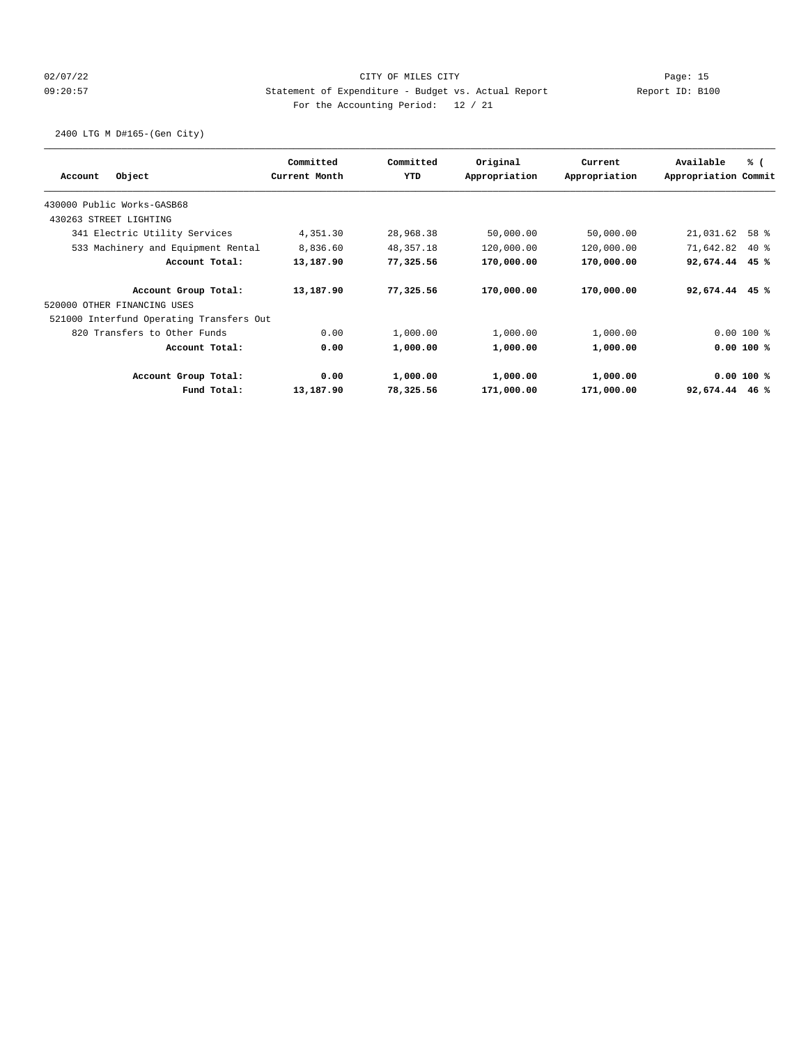CITY OF MILES CITY

Statement of Expenditure - Budget vs. Actual Report

For the Accounting Period: 12 / 21

2400 LTG M D#165-(Gen City)

| Account Object | Committed Current Month | Committed YTD | Original Appropriation | Current Appropriation | Available Appropriation | % ( Commit |
|---|---|---|---|---|---|---|
| 430000 Public Works-GASB68 | | | | | | |
| 430263 STREET LIGHTING | | | | | | |
| 341 Electric Utility Services | 4,351.30 | 28,968.38 | 50,000.00 | 50,000.00 | 21,031.62 | 58 % |
| 533 Machinery and Equipment Rental | 8,836.60 | 48,357.18 | 120,000.00 | 120,000.00 | 71,642.82 | 40 % |
| **Account Total:** | **13,187.90** | **77,325.56** | **170,000.00** | **170,000.00** | **92,674.44** | **45 %** |
| **Account Group Total:** | **13,187.90** | **77,325.56** | **170,000.00** | **170,000.00** | **92,674.44** | **45 %** |
| 520000 OTHER FINANCING USES | | | | | | |
| 521000 Interfund Operating Transfers Out | | | | | | |
| 820 Transfers to Other Funds | 0.00 | 1,000.00 | 1,000.00 | 1,000.00 | 0.00 | 100 % |
| **Account Total:** | **0.00** | **1,000.00** | **1,000.00** | **1,000.00** | **0.00** | **100 %** |
| **Account Group Total:** | **0.00** | **1,000.00** | **1,000.00** | **1,000.00** | **0.00** | **100 %** |
| **Fund Total:** | **13,187.90** | **78,325.56** | **171,000.00** | **171,000.00** | **92,674.44** | **46 %** |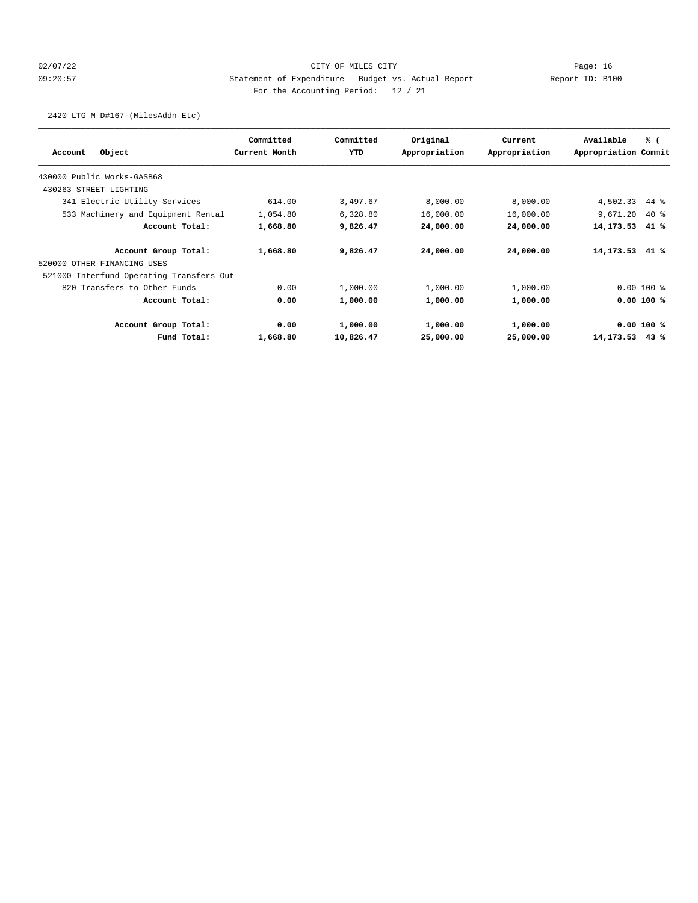CITY OF MILES CITY

Statement of Expenditure - Budget vs. Actual Report

For the Accounting Period: 12 / 21

2420 LTG M D#167-(MilesAddn Etc)

| Account Object | Committed Current Month | Committed YTD | Original Appropriation | Current Appropriation | Available Appropriation | % ( Commit |
|---|---|---|---|---|---|---|
| 430000 Public Works-GASB68 | | | | | | |
| 430263 STREET LIGHTING | | | | | | |
| 341 Electric Utility Services | 614.00 | 3,497.67 | 8,000.00 | 8,000.00 | 4,502.33 | 44 % |
| 533 Machinery and Equipment Rental | 1,054.80 | 6,328.80 | 16,000.00 | 16,000.00 | 9,671.20 | 40 % |
| **Account Total:** | **1,668.80** | **9,826.47** | **24,000.00** | **24,000.00** | **14,173.53** | **41 %** |
| **Account Group Total:** | **1,668.80** | **9,826.47** | **24,000.00** | **24,000.00** | **14,173.53** | **41 %** |
| 520000 OTHER FINANCING USES | | | | | | |
| 521000 Interfund Operating Transfers Out | | | | | | |
| 820 Transfers to Other Funds | 0.00 | 1,000.00 | 1,000.00 | 1,000.00 | 0.00 | 100 % |
| **Account Total:** | **0.00** | **1,000.00** | **1,000.00** | **1,000.00** | **0.00** | **100 %** |
| **Account Group Total:** | **0.00** | **1,000.00** | **1,000.00** | **1,000.00** | **0.00** | **100 %** |
| **Fund Total:** | **1,668.80** | **10,826.47** | **25,000.00** | **25,000.00** | **14,173.53** | **43 %** |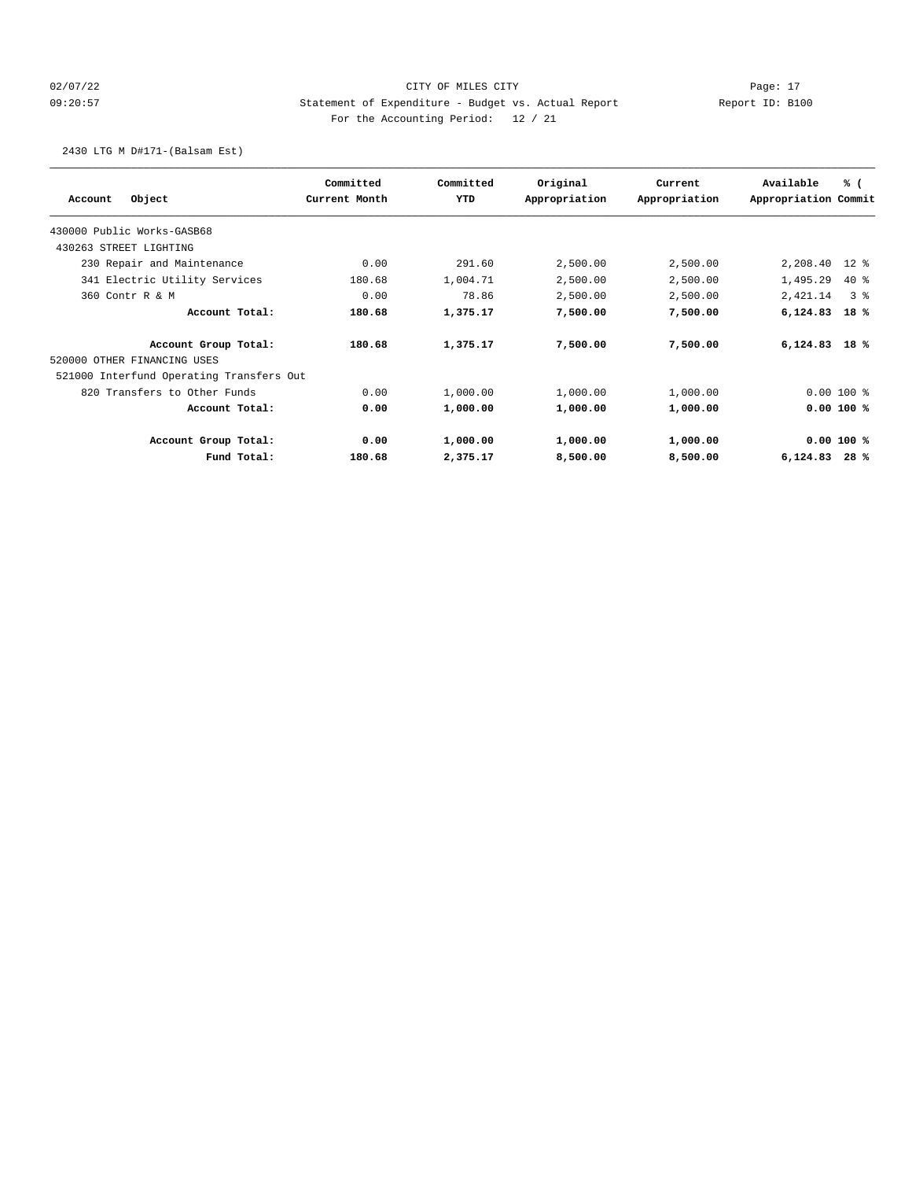CITY OF MILES CITY
Statement of Expenditure - Budget vs. Actual Report
For the Accounting Period: 12 / 21

Report ID: B100

2430 LTG M D#171-(Balsam Est)

| Account Object | Committed Current Month | Committed YTD | Original Appropriation | Current Appropriation | Available Appropriation | % ( Commit |
|---|---|---|---|---|---|---|
| 430000 Public Works-GASB68 | | | | | | |
| 430263 STREET LIGHTING | | | | | | |
| 230 Repair and Maintenance | 0.00 | 291.60 | 2,500.00 | 2,500.00 | 2,208.40 | 12 % |
| 341 Electric Utility Services | 180.68 | 1,004.71 | 2,500.00 | 2,500.00 | 1,495.29 | 40 % |
| 360 Contr R & M | 0.00 | 78.86 | 2,500.00 | 2,500.00 | 2,421.14 | 3 % |
| **Account Total:** | **180.68** | **1,375.17** | **7,500.00** | **7,500.00** | **6,124.83** | **18 %** |
| **Account Group Total:** | **180.68** | **1,375.17** | **7,500.00** | **7,500.00** | **6,124.83** | **18 %** |
| 520000 OTHER FINANCING USES | | | | | | |
| 521000 Interfund Operating Transfers Out | | | | | | |
| 820 Transfers to Other Funds | 0.00 | 1,000.00 | 1,000.00 | 1,000.00 | 0.00 | 100 % |
| **Account Total:** | **0.00** | **1,000.00** | **1,000.00** | **1,000.00** | **0.00** | **100 %** |
| **Account Group Total:** | **0.00** | **1,000.00** | **1,000.00** | **1,000.00** | **0.00** | **100 %** |
| **Fund Total:** | **180.68** | **2,375.17** | **8,500.00** | **8,500.00** | **6,124.83** | **28 %** |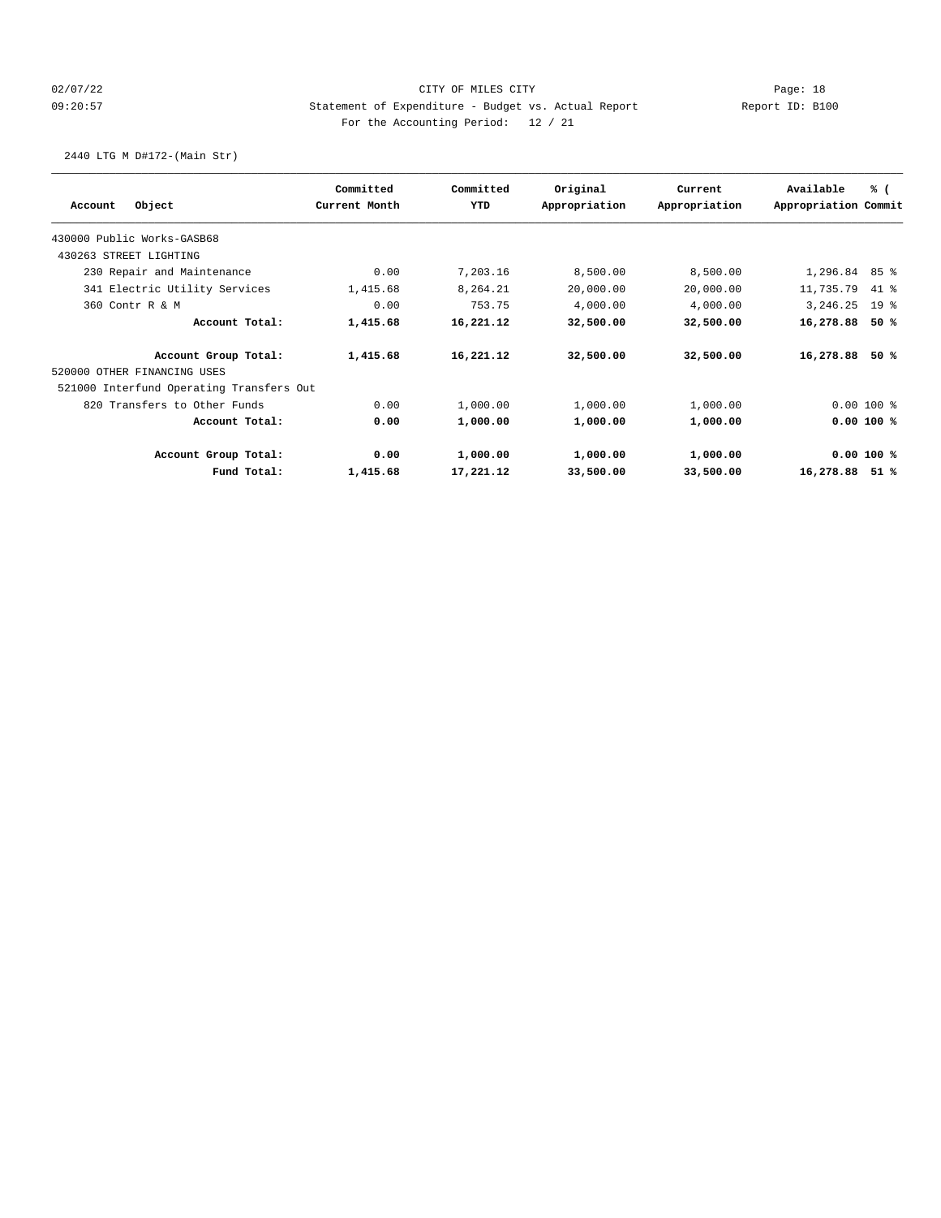CITY OF MILES CITY

Statement of Expenditure - Budget vs. Actual Report

Report ID: B100

For the Accounting Period: 12 / 21

02/07/22 09:20:57

2440 LTG M D#172-(Main Str)

| Account Object | Committed Current Month | Committed YTD | Original Appropriation | Current Appropriation | Available Appropriation | % ( Commit |
|---|---|---|---|---|---|---|
| 430000 Public Works-GASB68 | | | | | | |
| 430263 STREET LIGHTING | | | | | | |
| 230 Repair and Maintenance | 0.00 | 7,203.16 | 8,500.00 | 8,500.00 | 1,296.84 | 85 % |
| 341 Electric Utility Services | 1,415.68 | 8,264.21 | 20,000.00 | 20,000.00 | 11,735.79 | 41 % |
| 360 Contr R & M | 0.00 | 753.75 | 4,000.00 | 4,000.00 | 3,246.25 | 19 % |
| **Account Total:** | **1,415.68** | **16,221.12** | **32,500.00** | **32,500.00** | **16,278.88** | **50 %** |
| **Account Group Total:** | **1,415.68** | **16,221.12** | **32,500.00** | **32,500.00** | **16,278.88** | **50 %** |
| 520000 OTHER FINANCING USES | | | | | | |
| 521000 Interfund Operating Transfers Out | | | | | | |
| 820 Transfers to Other Funds | 0.00 | 1,000.00 | 1,000.00 | 1,000.00 | 0.00 | 100 % |
| **Account Total:** | **0.00** | **1,000.00** | **1,000.00** | **1,000.00** | **0.00** | **100 %** |
| **Account Group Total:** | **0.00** | **1,000.00** | **1,000.00** | **1,000.00** | **0.00** | **100 %** |
| **Fund Total:** | **1,415.68** | **17,221.12** | **33,500.00** | **33,500.00** | **16,278.88** | **51 %** |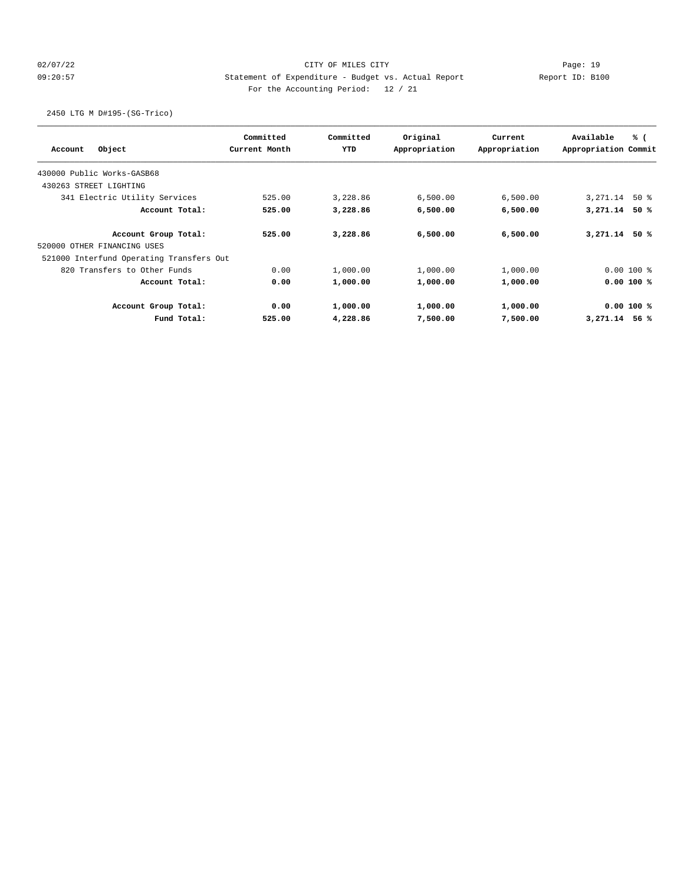CITY OF MILES CITY

Statement of Expenditure - Budget vs. Actual Report

For the Accounting Period: 12 / 21

2450 LTG M D#195-(SG-Trico)

| Account Object | Committed Current Month | Committed YTD | Original Appropriation | Current Appropriation | Available Appropriation | % ( Commit |
|---|---|---|---|---|---|---|
| 430000 Public Works-GASB68 | | | | | | |
| 430263 STREET LIGHTING | | | | | | |
| 341 Electric Utility Services | 525.00 | 3,228.86 | 6,500.00 | 6,500.00 | 3,271.14 | 50 % |
| **Account Total:** | **525.00** | **3,228.86** | **6,500.00** | **6,500.00** | **3,271.14** | **50 %** |
| **Account Group Total:** | **525.00** | **3,228.86** | **6,500.00** | **6,500.00** | **3,271.14** | **50 %** |
| 520000 OTHER FINANCING USES | | | | | | |
| 521000 Interfund Operating Transfers Out | | | | | | |
| 820 Transfers to Other Funds | 0.00 | 1,000.00 | 1,000.00 | 1,000.00 | 0.00 | 100 % |
| **Account Total:** | **0.00** | **1,000.00** | **1,000.00** | **1,000.00** | **0.00** | **100 %** |
| **Account Group Total:** | **0.00** | **1,000.00** | **1,000.00** | **1,000.00** | **0.00** | **100 %** |
| **Fund Total:** | **525.00** | **4,228.86** | **7,500.00** | **7,500.00** | **3,271.14** | **56 %** |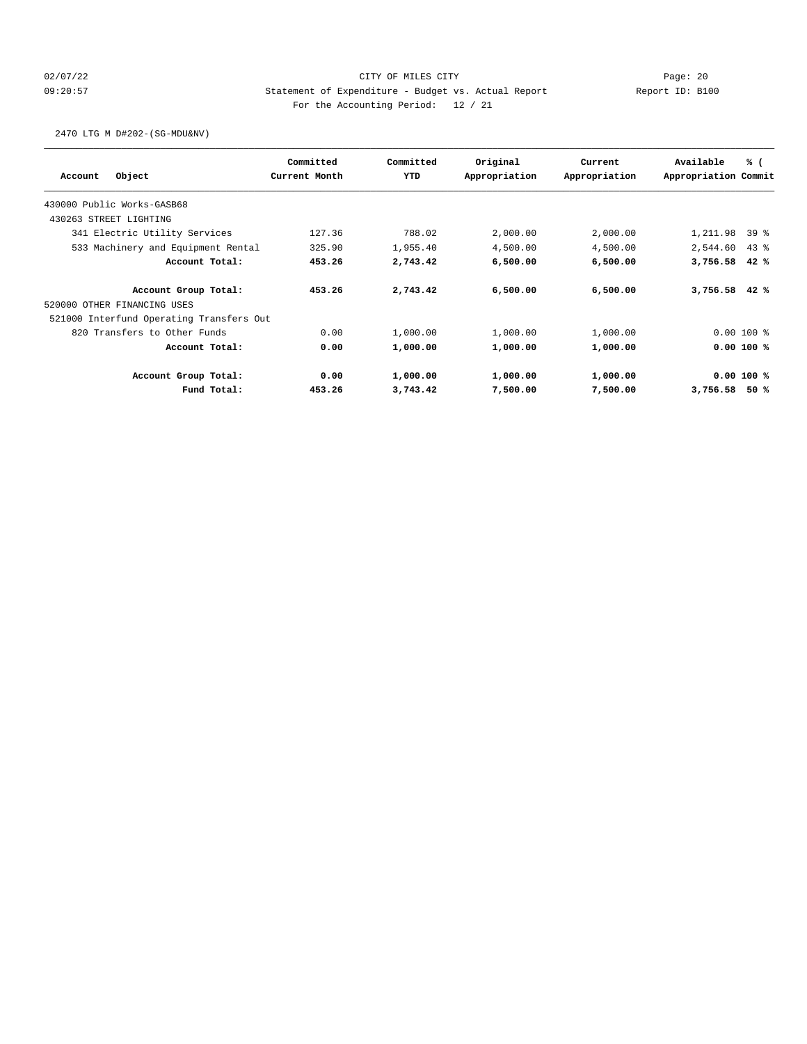CITY OF MILES CITY

Statement of Expenditure - Budget vs. Actual Report

For the Accounting Period: 12 / 21

2470 LTG M D#202-(SG-MDU&NV)

| Account Object | Committed Current Month | Committed YTD | Original Appropriation | Current Appropriation | Available Appropriation | % ( Commit |
|---|---|---|---|---|---|---|
| 430000 Public Works-GASB68 | | | | | | |
| 430263 STREET LIGHTING | | | | | | |
| 341 Electric Utility Services | 127.36 | 788.02 | 2,000.00 | 2,000.00 | 1,211.98 | 39 % |
| 533 Machinery and Equipment Rental | 325.90 | 1,955.40 | 4,500.00 | 4,500.00 | 2,544.60 | 43 % |
| **Account Total:** | **453.26** | **2,743.42** | **6,500.00** | **6,500.00** | **3,756.58** | **42 %** |
| **Account Group Total:** | **453.26** | **2,743.42** | **6,500.00** | **6,500.00** | **3,756.58** | **42 %** |
| 520000 OTHER FINANCING USES | | | | | | |
| 521000 Interfund Operating Transfers Out | | | | | | |
| 820 Transfers to Other Funds | 0.00 | 1,000.00 | 1,000.00 | 1,000.00 | 0.00 | 100 % |
| **Account Total:** | **0.00** | **1,000.00** | **1,000.00** | **1,000.00** | **0.00** | **100 %** |
| **Account Group Total:** | **0.00** | **1,000.00** | **1,000.00** | **1,000.00** | **0.00** | **100 %** |
| **Fund Total:** | **453.26** | **3,743.42** | **7,500.00** | **7,500.00** | **3,756.58** | **50 %** |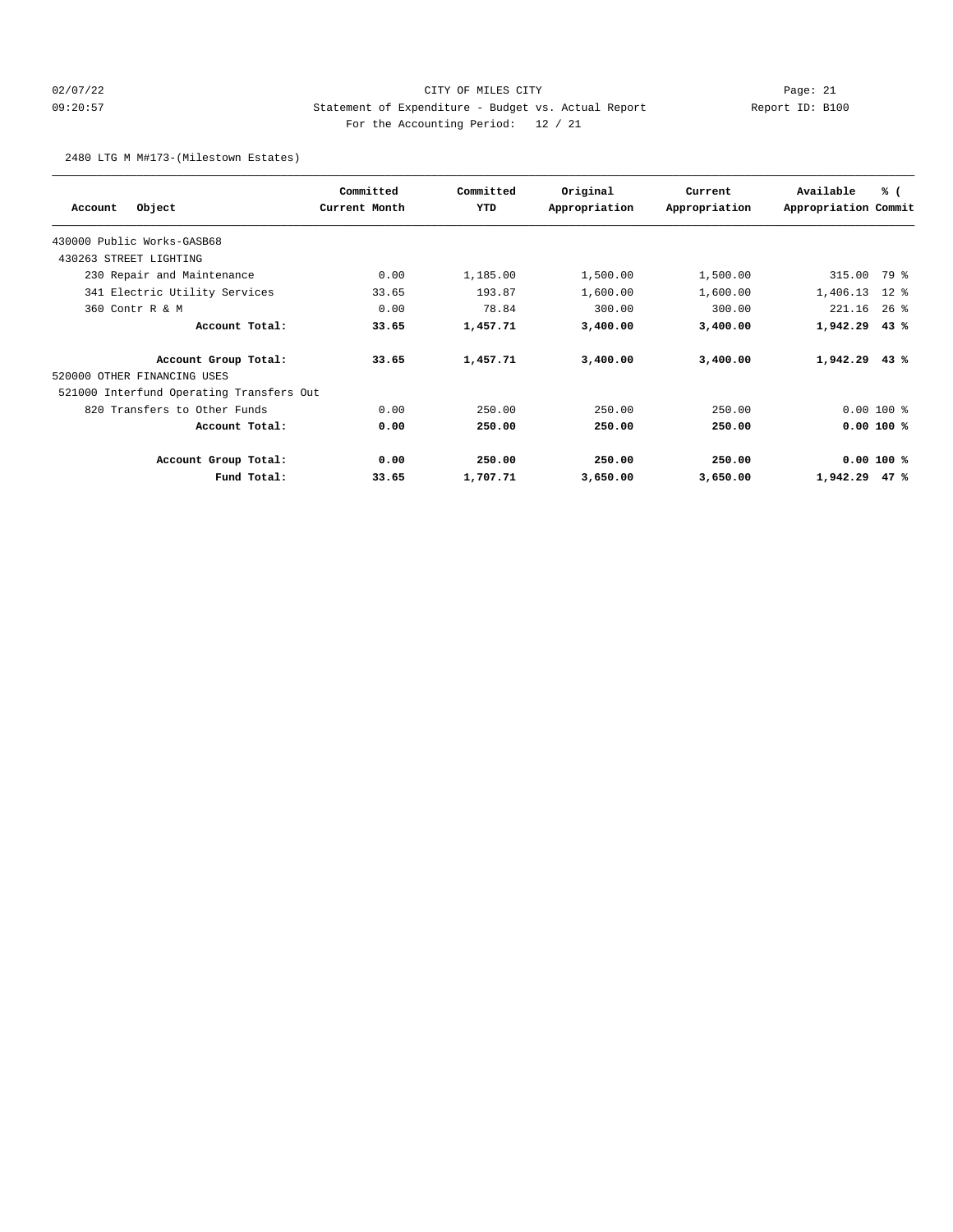CITY OF MILES CITY

Statement of Expenditure - Budget vs. Actual Report

Report ID: B100

For the Accounting Period: 12 / 21

2480 LTG M M#173-(Milestown Estates)

| Account Object | Committed Current Month | Committed YTD | Original Appropriation | Current Appropriation | Available Appropriation | % ( Commit |
|---|---|---|---|---|---|---|
| 430000 Public Works-GASB68 | | | | | | |
| 430263 STREET LIGHTING | | | | | | |
| 230 Repair and Maintenance | 0.00 | 1,185.00 | 1,500.00 | 1,500.00 | 315.00 | 79 % |
| 341 Electric Utility Services | 33.65 | 193.87 | 1,600.00 | 1,600.00 | 1,406.13 | 12 % |
| 360 Contr R & M | 0.00 | 78.84 | 300.00 | 300.00 | 221.16 | 26 % |
| **Account Total:** | **33.65** | **1,457.71** | **3,400.00** | **3,400.00** | **1,942.29** | **43 %** |
| **Account Group Total:** | **33.65** | **1,457.71** | **3,400.00** | **3,400.00** | **1,942.29** | **43 %** |
| 520000 OTHER FINANCING USES | | | | | | |
| 521000 Interfund Operating Transfers Out | | | | | | |
| 820 Transfers to Other Funds | 0.00 | 250.00 | 250.00 | 250.00 | 0.00 | 100 % |
| **Account Total:** | **0.00** | **250.00** | **250.00** | **250.00** | **0.00** | **100 %** |
| **Account Group Total:** | **0.00** | **250.00** | **250.00** | **250.00** | **0.00** | **100 %** |
| **Fund Total:** | **33.65** | **1,707.71** | **3,650.00** | **3,650.00** | **1,942.29** | **47 %** |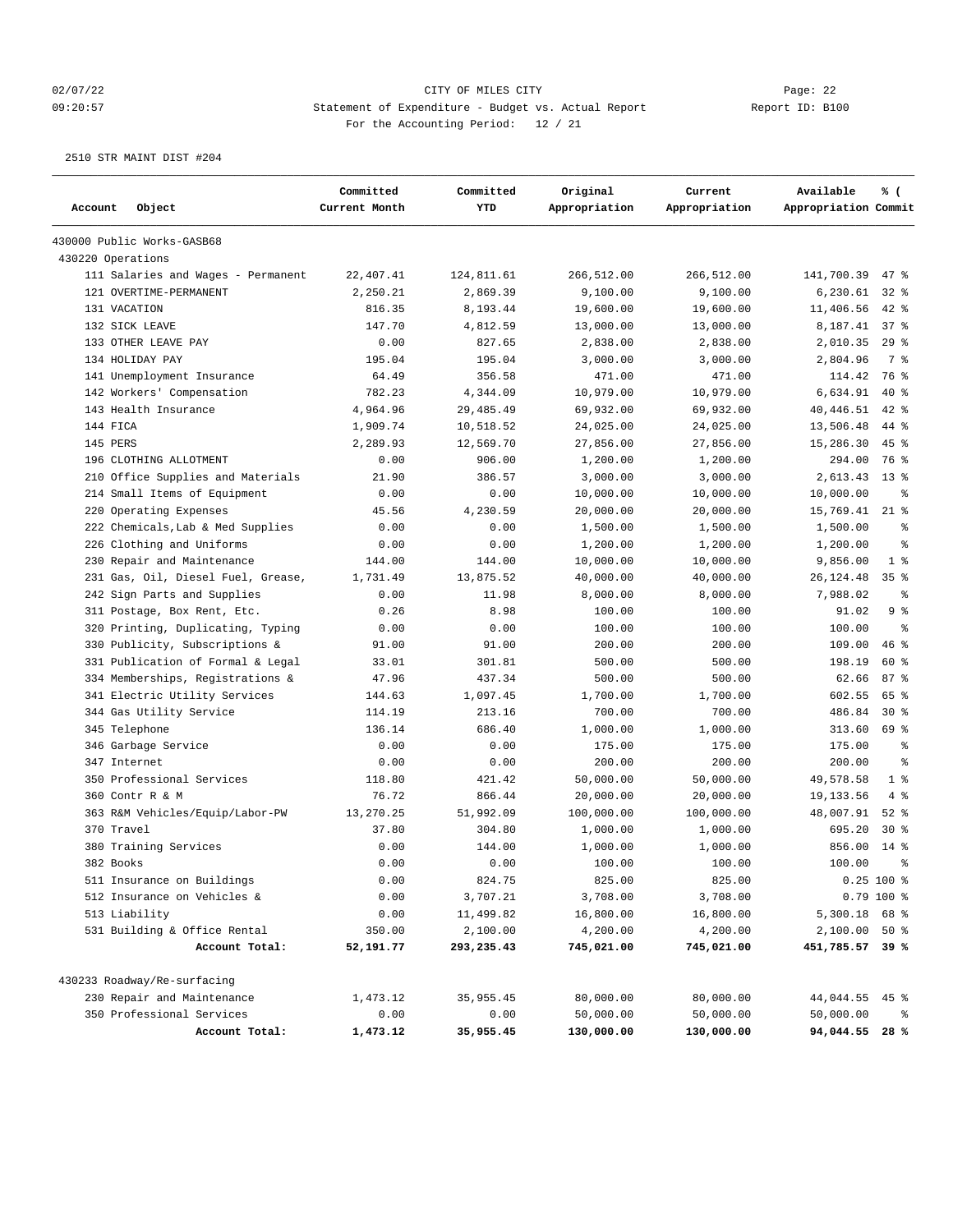CITY OF MILES CITY

Statement of Expenditure - Budget vs. Actual Report

For the Accounting Period: 12 / 21

Report ID: B100

2510 STR MAINT DIST #204

| Account Object | Committed Current Month | Committed YTD | Original Appropriation | Current Appropriation | Available Appropriation | % ( Commit |
|---|---|---|---|---|---|---|
| 430000 Public Works-GASB68 | | | | | | |
| 430220 Operations | | | | | | |
| 111 Salaries and Wages - Permanent | 22,407.41 | 124,811.61 | 266,512.00 | 266,512.00 | 141,700.39 | 47 % |
| 121 OVERTIME-PERMANENT | 2,250.21 | 2,869.39 | 9,100.00 | 9,100.00 | 6,230.61 | 32 % |
| 131 VACATION | 816.35 | 8,193.44 | 19,600.00 | 19,600.00 | 11,406.56 | 42 % |
| 132 SICK LEAVE | 147.70 | 4,812.59 | 13,000.00 | 13,000.00 | 8,187.41 | 37 % |
| 133 OTHER LEAVE PAY | 0.00 | 827.65 | 2,838.00 | 2,838.00 | 2,010.35 | 29 % |
| 134 HOLIDAY PAY | 195.04 | 195.04 | 3,000.00 | 3,000.00 | 2,804.96 | 7 % |
| 141 Unemployment Insurance | 64.49 | 356.58 | 471.00 | 471.00 | 114.42 | 76 % |
| 142 Workers' Compensation | 782.23 | 4,344.09 | 10,979.00 | 10,979.00 | 6,634.91 | 40 % |
| 143 Health Insurance | 4,964.96 | 29,485.49 | 69,932.00 | 69,932.00 | 40,446.51 | 42 % |
| 144 FICA | 1,909.74 | 10,518.52 | 24,025.00 | 24,025.00 | 13,506.48 | 44 % |
| 145 PERS | 2,289.93 | 12,569.70 | 27,856.00 | 27,856.00 | 15,286.30 | 45 % |
| 196 CLOTHING ALLOTMENT | 0.00 | 906.00 | 1,200.00 | 1,200.00 | 294.00 | 76 % |
| 210 Office Supplies and Materials | 21.90 | 386.57 | 3,000.00 | 3,000.00 | 2,613.43 | 13 % |
| 214 Small Items of Equipment | 0.00 | 0.00 | 10,000.00 | 10,000.00 | 10,000.00 | % |
| 220 Operating Expenses | 45.56 | 4,230.59 | 20,000.00 | 20,000.00 | 15,769.41 | 21 % |
| 222 Chemicals,Lab & Med Supplies | 0.00 | 0.00 | 1,500.00 | 1,500.00 | 1,500.00 | % |
| 226 Clothing and Uniforms | 0.00 | 0.00 | 1,200.00 | 1,200.00 | 1,200.00 | % |
| 230 Repair and Maintenance | 144.00 | 144.00 | 10,000.00 | 10,000.00 | 9,856.00 | 1 % |
| 231 Gas, Oil, Diesel Fuel, Grease, | 1,731.49 | 13,875.52 | 40,000.00 | 40,000.00 | 26,124.48 | 35 % |
| 242 Sign Parts and Supplies | 0.00 | 11.98 | 8,000.00 | 8,000.00 | 7,988.02 | % |
| 311 Postage, Box Rent, Etc. | 0.26 | 8.98 | 100.00 | 100.00 | 91.02 | 9 % |
| 320 Printing, Duplicating, Typing | 0.00 | 0.00 | 100.00 | 100.00 | 100.00 | % |
| 330 Publicity, Subscriptions & | 91.00 | 91.00 | 200.00 | 200.00 | 109.00 | 46 % |
| 331 Publication of Formal & Legal | 33.01 | 301.81 | 500.00 | 500.00 | 198.19 | 60 % |
| 334 Memberships, Registrations & | 47.96 | 437.34 | 500.00 | 500.00 | 62.66 | 87 % |
| 341 Electric Utility Services | 144.63 | 1,097.45 | 1,700.00 | 1,700.00 | 602.55 | 65 % |
| 344 Gas Utility Service | 114.19 | 213.16 | 700.00 | 700.00 | 486.84 | 30 % |
| 345 Telephone | 136.14 | 686.40 | 1,000.00 | 1,000.00 | 313.60 | 69 % |
| 346 Garbage Service | 0.00 | 0.00 | 175.00 | 175.00 | 175.00 | % |
| 347 Internet | 0.00 | 0.00 | 200.00 | 200.00 | 200.00 | % |
| 350 Professional Services | 118.80 | 421.42 | 50,000.00 | 50,000.00 | 49,578.58 | 1 % |
| 360 Contr R & M | 76.72 | 866.44 | 20,000.00 | 20,000.00 | 19,133.56 | 4 % |
| 363 R&M Vehicles/Equip/Labor-PW | 13,270.25 | 51,992.09 | 100,000.00 | 100,000.00 | 48,007.91 | 52 % |
| 370 Travel | 37.80 | 304.80 | 1,000.00 | 1,000.00 | 695.20 | 30 % |
| 380 Training Services | 0.00 | 144.00 | 1,000.00 | 1,000.00 | 856.00 | 14 % |
| 382 Books | 0.00 | 0.00 | 100.00 | 100.00 | 100.00 | % |
| 511 Insurance on Buildings | 0.00 | 824.75 | 825.00 | 825.00 | 0.25 | 100 % |
| 512 Insurance on Vehicles & | 0.00 | 3,707.21 | 3,708.00 | 3,708.00 | 0.79 | 100 % |
| 513 Liability | 0.00 | 11,499.82 | 16,800.00 | 16,800.00 | 5,300.18 | 68 % |
| 531 Building & Office Rental | 350.00 | 2,100.00 | 4,200.00 | 4,200.00 | 2,100.00 | 50 % |
| **Account Total:** | **52,191.77** | **293,235.43** | **745,021.00** | **745,021.00** | **451,785.57** | **39 %** |
| 430233 Roadway/Re-surfacing | | | | | | |
| 230 Repair and Maintenance | 1,473.12 | 35,955.45 | 80,000.00 | 80,000.00 | 44,044.55 | 45 % |
| 350 Professional Services | 0.00 | 0.00 | 50,000.00 | 50,000.00 | 50,000.00 | % |
| **Account Total:** | **1,473.12** | **35,955.45** | **130,000.00** | **130,000.00** | **94,044.55** | **28 %** |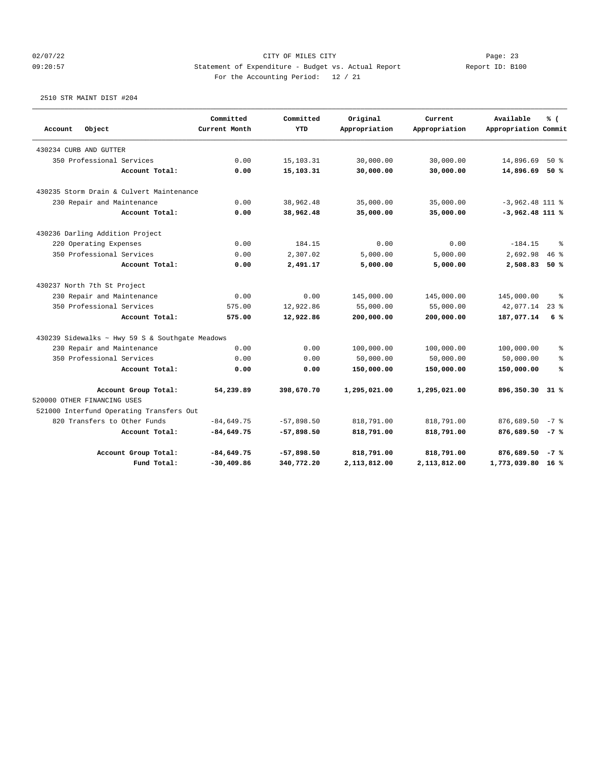02/07/22 CITY OF MILES CITY Page: 23
09:20:57 Statement of Expenditure - Budget vs. Actual Report Report ID: B100
For the Accounting Period: 12 / 21

2510 STR MAINT DIST #204

| Account Object | Committed Current Month | Committed YTD | Original Appropriation | Current Appropriation | Available Appropriation | % ( Commit |
|---|---|---|---|---|---|---|
| 430234 CURB AND GUTTER | | | | | | |
| 350 Professional Services | 0.00 | 15,103.31 | 30,000.00 | 30,000.00 | 14,896.69 | 50 % |
| **Account Total:** | **0.00** | **15,103.31** | **30,000.00** | **30,000.00** | **14,896.69** | **50 %** |
| 430235 Storm Drain & Culvert Maintenance | | | | | | |
| 230 Repair and Maintenance | 0.00 | 38,962.48 | 35,000.00 | 35,000.00 | -3,962.48 | 111 % |
| **Account Total:** | **0.00** | **38,962.48** | **35,000.00** | **35,000.00** | **-3,962.48** | **111 %** |
| 430236 Darling Addition Project | | | | | | |
| 220 Operating Expenses | 0.00 | 184.15 | 0.00 | 0.00 | -184.15 | % |
| 350 Professional Services | 0.00 | 2,307.02 | 5,000.00 | 5,000.00 | 2,692.98 | 46 % |
| **Account Total:** | **0.00** | **2,491.17** | **5,000.00** | **5,000.00** | **2,508.83** | **50 %** |
| 430237 North 7th St Project | | | | | | |
| 230 Repair and Maintenance | 0.00 | 0.00 | 145,000.00 | 145,000.00 | 145,000.00 | % |
| 350 Professional Services | 575.00 | 12,922.86 | 55,000.00 | 55,000.00 | 42,077.14 | 23 % |
| **Account Total:** | **575.00** | **12,922.86** | **200,000.00** | **200,000.00** | **187,077.14** | **6 %** |
| 430239 Sidewalks ~ Hwy 59 S & Southgate Meadows | | | | | | |
| 230 Repair and Maintenance | 0.00 | 0.00 | 100,000.00 | 100,000.00 | 100,000.00 | % |
| 350 Professional Services | 0.00 | 0.00 | 50,000.00 | 50,000.00 | 50,000.00 | % |
| **Account Total:** | **0.00** | **0.00** | **150,000.00** | **150,000.00** | **150,000.00** | **%** |
| **Account Group Total:** | **54,239.89** | **398,670.70** | **1,295,021.00** | **1,295,021.00** | **896,350.30** | **31 %** |
| 520000 OTHER FINANCING USES | | | | | | |
| 521000 Interfund Operating Transfers Out | | | | | | |
| 820 Transfers to Other Funds | -84,649.75 | -57,898.50 | 818,791.00 | 818,791.00 | 876,689.50 | -7 % |
| **Account Total:** | **-84,649.75** | **-57,898.50** | **818,791.00** | **818,791.00** | **876,689.50** | **-7 %** |
| **Account Group Total:** | **-84,649.75** | **-57,898.50** | **818,791.00** | **818,791.00** | **876,689.50** | **-7 %** |
| **Fund Total:** | **-30,409.86** | **340,772.20** | **2,113,812.00** | **2,113,812.00** | **1,773,039.80** | **16 %** |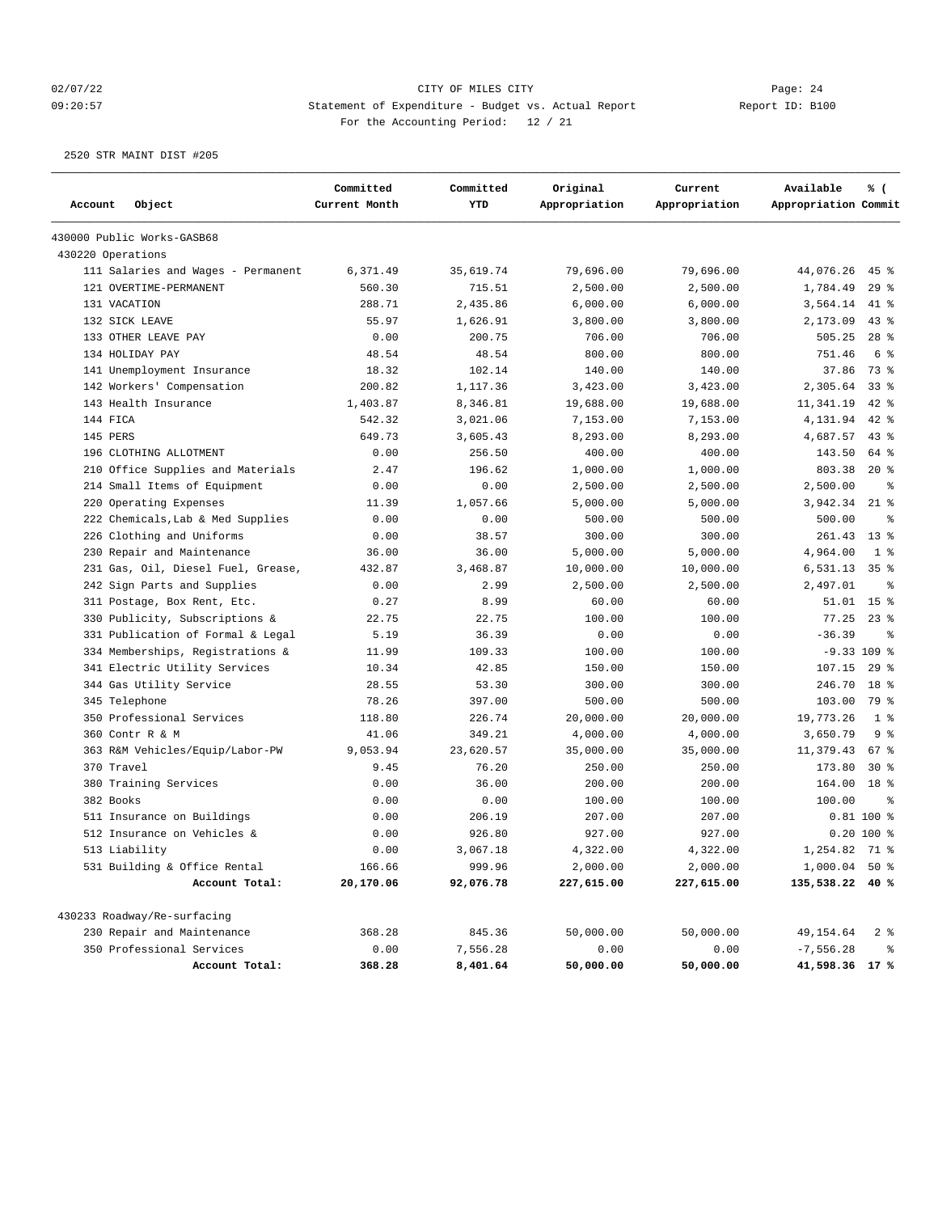CITY OF MILES CITY

Statement of Expenditure - Budget vs. Actual Report

For the Accounting Period: 12 / 21

02/07/22 09:20:57 Report ID: B100

2520 STR MAINT DIST #205

| Account Object | Committed Current Month | Committed YTD | Original Appropriation | Current Appropriation | Available Appropriation | % ( Commit |
|---|---|---|---|---|---|---|
| 430000 Public Works-GASB68 | | | | | | |
| 430220 Operations | | | | | | |
| 111 Salaries and Wages - Permanent | 6,371.49 | 35,619.74 | 79,696.00 | 79,696.00 | 44,076.26 | 45 % |
| 121 OVERTIME-PERMANENT | 560.30 | 715.51 | 2,500.00 | 2,500.00 | 1,784.49 | 29 % |
| 131 VACATION | 288.71 | 2,435.86 | 6,000.00 | 6,000.00 | 3,564.14 | 41 % |
| 132 SICK LEAVE | 55.97 | 1,626.91 | 3,800.00 | 3,800.00 | 2,173.09 | 43 % |
| 133 OTHER LEAVE PAY | 0.00 | 200.75 | 706.00 | 706.00 | 505.25 | 28 % |
| 134 HOLIDAY PAY | 48.54 | 48.54 | 800.00 | 800.00 | 751.46 | 6 % |
| 141 Unemployment Insurance | 18.32 | 102.14 | 140.00 | 140.00 | 37.86 | 73 % |
| 142 Workers' Compensation | 200.82 | 1,117.36 | 3,423.00 | 3,423.00 | 2,305.64 | 33 % |
| 143 Health Insurance | 1,403.87 | 8,346.81 | 19,688.00 | 19,688.00 | 11,341.19 | 42 % |
| 144 FICA | 542.32 | 3,021.06 | 7,153.00 | 7,153.00 | 4,131.94 | 42 % |
| 145 PERS | 649.73 | 3,605.43 | 8,293.00 | 8,293.00 | 4,687.57 | 43 % |
| 196 CLOTHING ALLOTMENT | 0.00 | 256.50 | 400.00 | 400.00 | 143.50 | 64 % |
| 210 Office Supplies and Materials | 2.47 | 196.62 | 1,000.00 | 1,000.00 | 803.38 | 20 % |
| 214 Small Items of Equipment | 0.00 | 0.00 | 2,500.00 | 2,500.00 | 2,500.00 | % |
| 220 Operating Expenses | 11.39 | 1,057.66 | 5,000.00 | 5,000.00 | 3,942.34 | 21 % |
| 222 Chemicals,Lab & Med Supplies | 0.00 | 0.00 | 500.00 | 500.00 | 500.00 | % |
| 226 Clothing and Uniforms | 0.00 | 38.57 | 300.00 | 300.00 | 261.43 | 13 % |
| 230 Repair and Maintenance | 36.00 | 36.00 | 5,000.00 | 5,000.00 | 4,964.00 | 1 % |
| 231 Gas, Oil, Diesel Fuel, Grease, | 432.87 | 3,468.87 | 10,000.00 | 10,000.00 | 6,531.13 | 35 % |
| 242 Sign Parts and Supplies | 0.00 | 2.99 | 2,500.00 | 2,500.00 | 2,497.01 | % |
| 311 Postage, Box Rent, Etc. | 0.27 | 8.99 | 60.00 | 60.00 | 51.01 | 15 % |
| 330 Publicity, Subscriptions & | 22.75 | 22.75 | 100.00 | 100.00 | 77.25 | 23 % |
| 331 Publication of Formal & Legal | 5.19 | 36.39 | 0.00 | 0.00 | -36.39 | % |
| 334 Memberships, Registrations & | 11.99 | 109.33 | 100.00 | 100.00 | -9.33 | 109 % |
| 341 Electric Utility Services | 10.34 | 42.85 | 150.00 | 150.00 | 107.15 | 29 % |
| 344 Gas Utility Service | 28.55 | 53.30 | 300.00 | 300.00 | 246.70 | 18 % |
| 345 Telephone | 78.26 | 397.00 | 500.00 | 500.00 | 103.00 | 79 % |
| 350 Professional Services | 118.80 | 226.74 | 20,000.00 | 20,000.00 | 19,773.26 | 1 % |
| 360 Contr R & M | 41.06 | 349.21 | 4,000.00 | 4,000.00 | 3,650.79 | 9 % |
| 363 R&M Vehicles/Equip/Labor-PW | 9,053.94 | 23,620.57 | 35,000.00 | 35,000.00 | 11,379.43 | 67 % |
| 370 Travel | 9.45 | 76.20 | 250.00 | 250.00 | 173.80 | 30 % |
| 380 Training Services | 0.00 | 36.00 | 200.00 | 200.00 | 164.00 | 18 % |
| 382 Books | 0.00 | 0.00 | 100.00 | 100.00 | 100.00 | % |
| 511 Insurance on Buildings | 0.00 | 206.19 | 207.00 | 207.00 | 0.81 | 100 % |
| 512 Insurance on Vehicles & | 0.00 | 926.80 | 927.00 | 927.00 | 0.20 | 100 % |
| 513 Liability | 0.00 | 3,067.18 | 4,322.00 | 4,322.00 | 1,254.82 | 71 % |
| 531 Building & Office Rental | 166.66 | 999.96 | 2,000.00 | 2,000.00 | 1,000.04 | 50 % |
| **Account Total:** | **20,170.06** | **92,076.78** | **227,615.00** | **227,615.00** | **135,538.22** | **40 %** |
| 430233 Roadway/Re-surfacing | | | | | | |
| 230 Repair and Maintenance | 368.28 | 845.36 | 50,000.00 | 50,000.00 | 49,154.64 | 2 % |
| 350 Professional Services | 0.00 | 7,556.28 | 0.00 | 0.00 | -7,556.28 | % |
| **Account Total:** | **368.28** | **8,401.64** | **50,000.00** | **50,000.00** | **41,598.36** | **17 %** |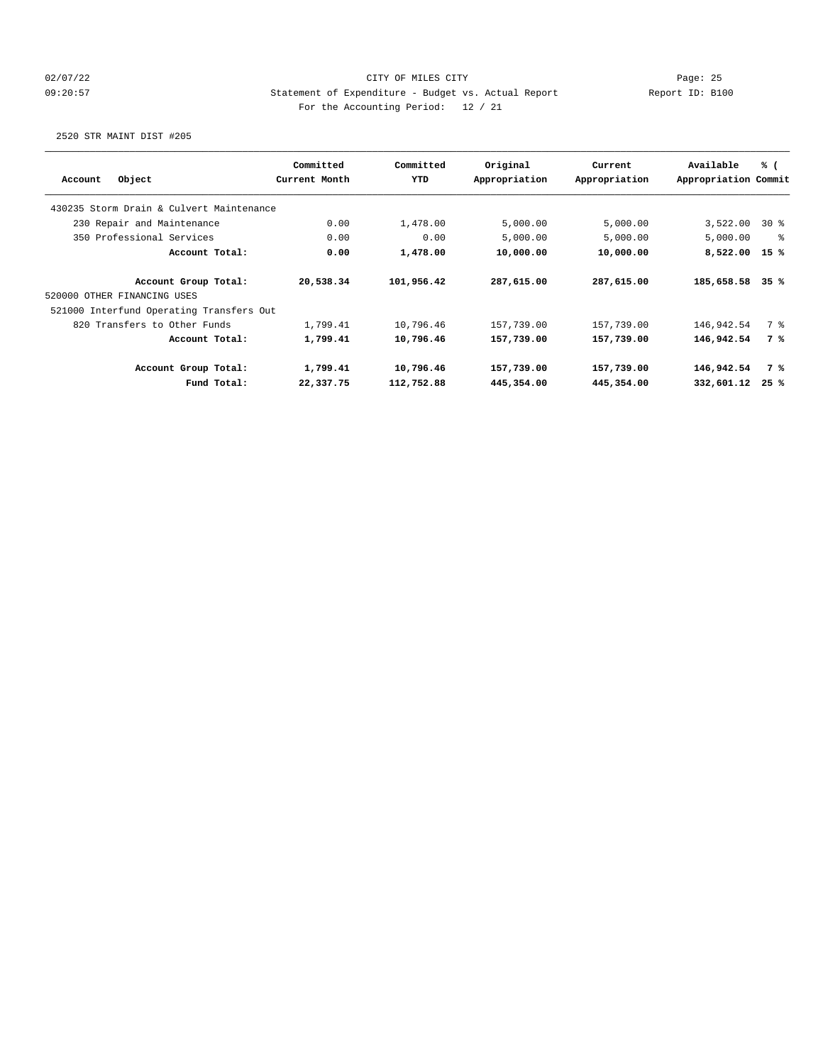CITY OF MILES CITY

Statement of Expenditure - Budget vs. Actual Report

Report ID: B100

For the Accounting Period: 12 / 21

2520 STR MAINT DIST #205

| Account Object | Committed Current Month | Committed YTD | Original Appropriation | Current Appropriation | Available Appropriation | % ( Commit |
|---|---|---|---|---|---|---|
| 430235 Storm Drain & Culvert Maintenance | | | | | | |
| 230 Repair and Maintenance | 0.00 | 1,478.00 | 5,000.00 | 5,000.00 | 3,522.00 | 30 % |
| 350 Professional Services | 0.00 | 0.00 | 5,000.00 | 5,000.00 | 5,000.00 | % |
| **Account Total:** | **0.00** | **1,478.00** | **10,000.00** | **10,000.00** | **8,522.00** | **15 %** |
| **Account Group Total:** | **20,538.34** | **101,956.42** | **287,615.00** | **287,615.00** | **185,658.58** | **35 %** |
| 520000 OTHER FINANCING USES | | | | | | |
| 521000 Interfund Operating Transfers Out | | | | | | |
| 820 Transfers to Other Funds | 1,799.41 | 10,796.46 | 157,739.00 | 157,739.00 | 146,942.54 | 7 % |
| **Account Total:** | **1,799.41** | **10,796.46** | **157,739.00** | **157,739.00** | **146,942.54** | **7 %** |
| **Account Group Total:** | **1,799.41** | **10,796.46** | **157,739.00** | **157,739.00** | **146,942.54** | **7 %** |
| **Fund Total:** | **22,337.75** | **112,752.88** | **445,354.00** | **445,354.00** | **332,601.12** | **25 %** |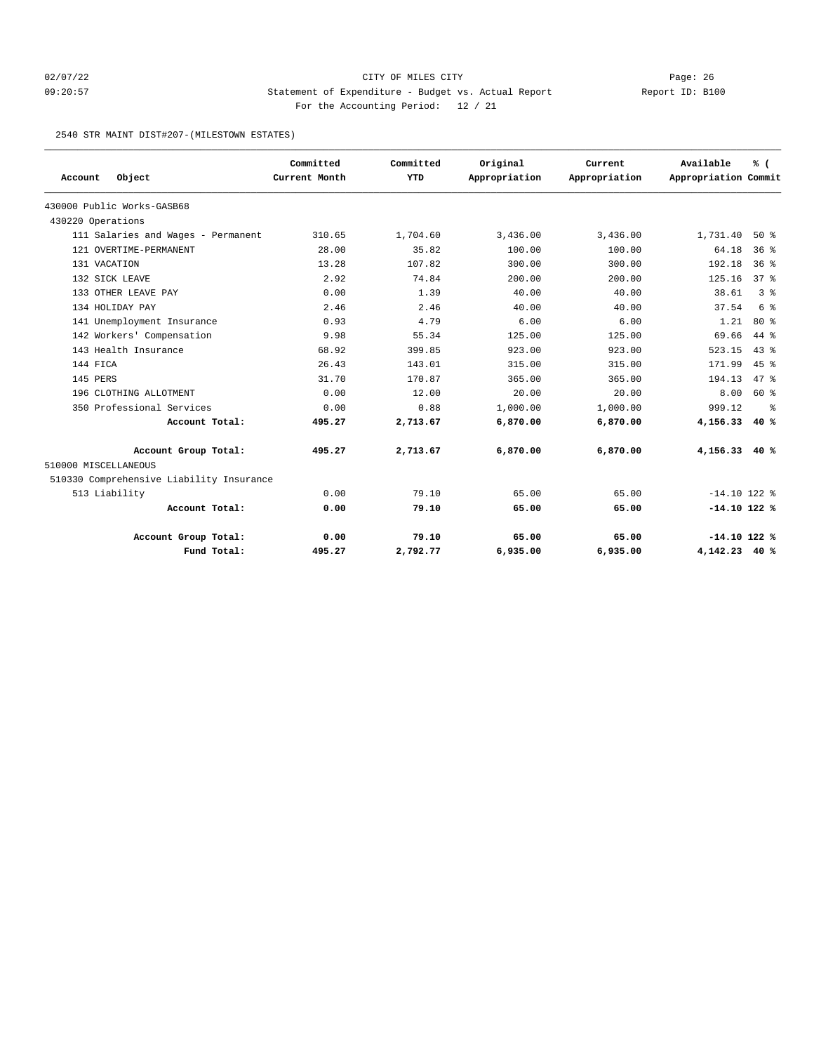CITY OF MILES CITY
Statement of Expenditure - Budget vs. Actual Report
For the Accounting Period: 12 / 21

02/07/22
09:20:57

Report ID: B100

2540 STR MAINT DIST#207-(MILESTOWN ESTATES)

| Account Object | Committed Current Month | Committed YTD | Original Appropriation | Current Appropriation | Available Appropriation | % ( Commit |
|---|---|---|---|---|---|---|
| 430000 Public Works-GASB68 | | | | | | |
| 430220 Operations | | | | | | |
| 111 Salaries and Wages - Permanent | 310.65 | 1,704.60 | 3,436.00 | 3,436.00 | 1,731.40 | 50 % |
| 121 OVERTIME-PERMANENT | 28.00 | 35.82 | 100.00 | 100.00 | 64.18 | 36 % |
| 131 VACATION | 13.28 | 107.82 | 300.00 | 300.00 | 192.18 | 36 % |
| 132 SICK LEAVE | 2.92 | 74.84 | 200.00 | 200.00 | 125.16 | 37 % |
| 133 OTHER LEAVE PAY | 0.00 | 1.39 | 40.00 | 40.00 | 38.61 | 3 % |
| 134 HOLIDAY PAY | 2.46 | 2.46 | 40.00 | 40.00 | 37.54 | 6 % |
| 141 Unemployment Insurance | 0.93 | 4.79 | 6.00 | 6.00 | 1.21 | 80 % |
| 142 Workers' Compensation | 9.98 | 55.34 | 125.00 | 125.00 | 69.66 | 44 % |
| 143 Health Insurance | 68.92 | 399.85 | 923.00 | 923.00 | 523.15 | 43 % |
| 144 FICA | 26.43 | 143.01 | 315.00 | 315.00 | 171.99 | 45 % |
| 145 PERS | 31.70 | 170.87 | 365.00 | 365.00 | 194.13 | 47 % |
| 196 CLOTHING ALLOTMENT | 0.00 | 12.00 | 20.00 | 20.00 | 8.00 | 60 % |
| 350 Professional Services | 0.00 | 0.88 | 1,000.00 | 1,000.00 | 999.12 | % |
| **Account Total:** | **495.27** | **2,713.67** | **6,870.00** | **6,870.00** | **4,156.33** | **40 %** |
| **Account Group Total:** | **495.27** | **2,713.67** | **6,870.00** | **6,870.00** | **4,156.33** | **40 %** |
| 510000 MISCELLANEOUS | | | | | | |
| 510330 Comprehensive Liability Insurance | | | | | | |
| 513 Liability | 0.00 | 79.10 | 65.00 | 65.00 | -14.10 | 122 % |
| **Account Total:** | **0.00** | **79.10** | **65.00** | **65.00** | **-14.10** | **122 %** |
| **Account Group Total:** | **0.00** | **79.10** | **65.00** | **65.00** | **-14.10** | **122 %** |
| **Fund Total:** | **495.27** | **2,792.77** | **6,935.00** | **6,935.00** | **4,142.23** | **40 %** |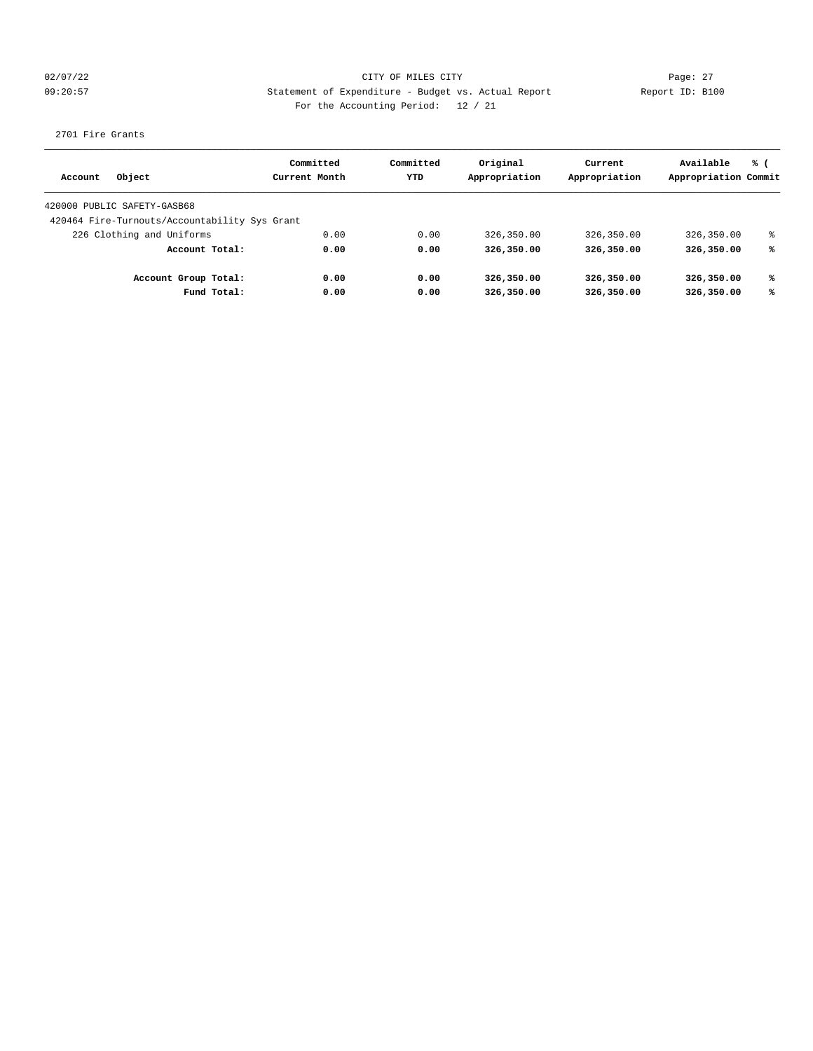CITY OF MILES CITY

Statement of Expenditure - Budget vs. Actual Report

Report ID: B100

For the Accounting Period: 12 / 21

2701 Fire Grants

| Account Object | Committed Current Month | Committed YTD | Original Appropriation | Current Appropriation | Available Appropriation | % ( Commit |
|---|---|---|---|---|---|---|
| 420000 PUBLIC SAFETY-GASB68 | | | | | | |
| 420464 Fire-Turnouts/Accountability Sys Grant | | | | | | |
| 226 Clothing and Uniforms | 0.00 | 0.00 | 326,350.00 | 326,350.00 | 326,350.00 | % |
| **Account Total:** | **0.00** | **0.00** | **326,350.00** | **326,350.00** | **326,350.00** | **%** |
| **Account Group Total:** | **0.00** | **0.00** | **326,350.00** | **326,350.00** | **326,350.00** | **%** |
| **Fund Total:** | **0.00** | **0.00** | **326,350.00** | **326,350.00** | **326,350.00** | **%** |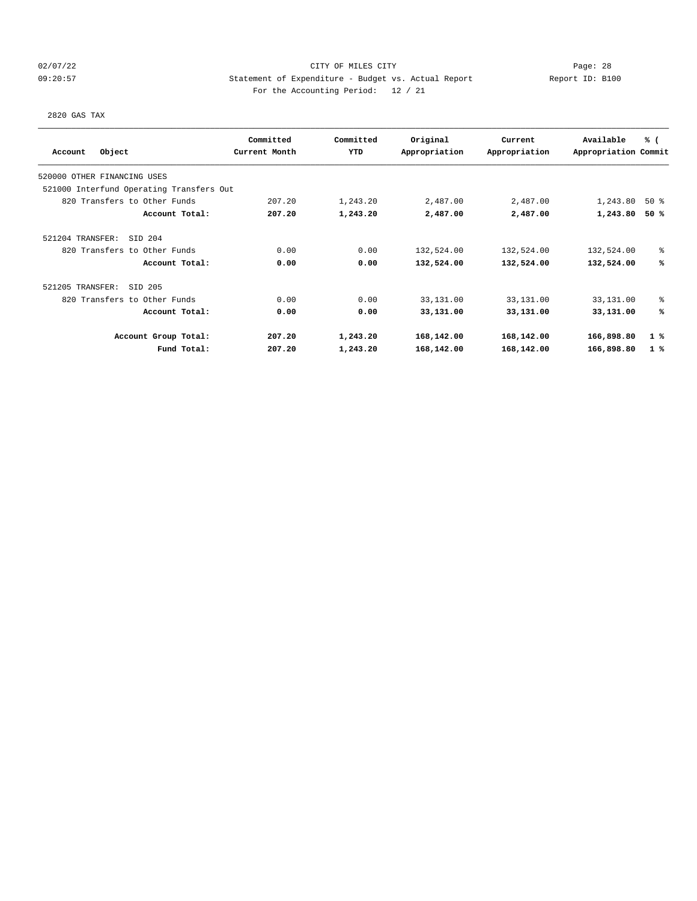CITY OF MILES CITY

Statement of Expenditure - Budget vs. Actual Report

For the Accounting Period: 12 / 21

2820 GAS TAX

| Account Object | Committed Current Month | Committed YTD | Original Appropriation | Current Appropriation | Available Appropriation | % ( Commit |
|---|---|---|---|---|---|---|
| 520000 OTHER FINANCING USES | | | | | | |
| 521000 Interfund Operating Transfers Out | | | | | | |
| 820 Transfers to Other Funds | 207.20 | 1,243.20 | 2,487.00 | 2,487.00 | 1,243.80 | 50 % |
| **Account Total:** | **207.20** | **1,243.20** | **2,487.00** | **2,487.00** | **1,243.80** | **50 %** |
| 521204 TRANSFER: SID 204 | | | | | | |
| 820 Transfers to Other Funds | 0.00 | 0.00 | 132,524.00 | 132,524.00 | 132,524.00 | % |
| **Account Total:** | **0.00** | **0.00** | **132,524.00** | **132,524.00** | **132,524.00** | **%** |
| 521205 TRANSFER: SID 205 | | | | | | |
| 820 Transfers to Other Funds | 0.00 | 0.00 | 33,131.00 | 33,131.00 | 33,131.00 | % |
| **Account Total:** | **0.00** | **0.00** | **33,131.00** | **33,131.00** | **33,131.00** | **%** |
| **Account Group Total:** | **207.20** | **1,243.20** | **168,142.00** | **168,142.00** | **166,898.80** | **1 %** |
| **Fund Total:** | **207.20** | **1,243.20** | **168,142.00** | **168,142.00** | **166,898.80** | **1 %** |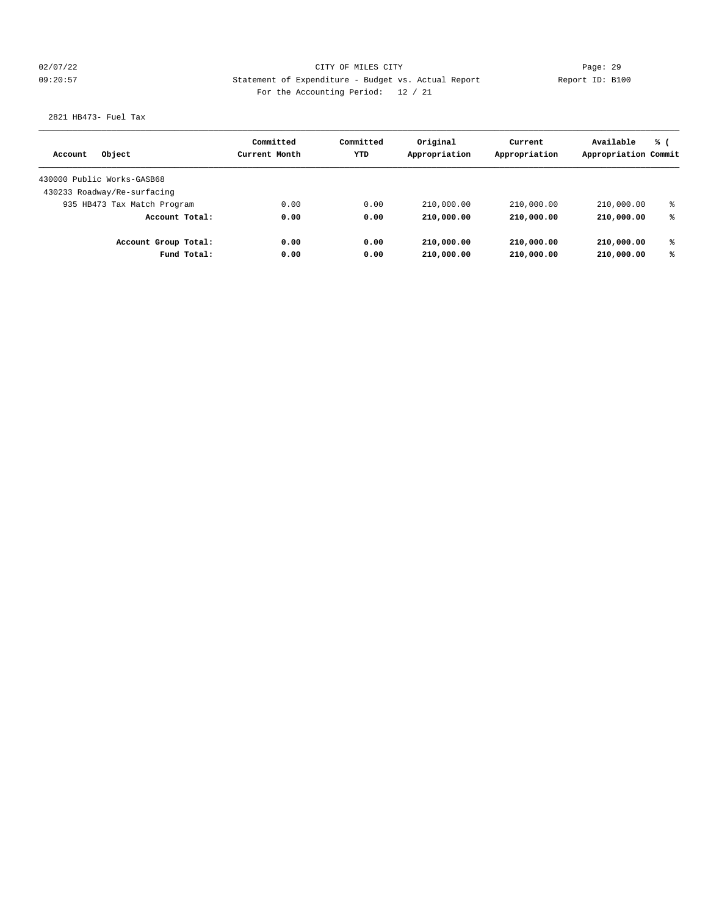CITY OF MILES CITY
Statement of Expenditure - Budget vs. Actual Report
For the Accounting Period: 12 / 21

02/07/22
09:20:57

Report ID: B100

2821 HB473- Fuel Tax

| Account Object | Committed Current Month | Committed YTD | Original Appropriation | Current Appropriation | Available Appropriation | % ( Commit |
|---|---|---|---|---|---|---|
| 430000 Public Works-GASB68 | | | | | | |
| 430233 Roadway/Re-surfacing | | | | | | |
| 935 HB473 Tax Match Program | 0.00 | 0.00 | 210,000.00 | 210,000.00 | 210,000.00 | % |
| **Account Total:** | **0.00** | **0.00** | **210,000.00** | **210,000.00** | **210,000.00** | **%** |
| **Account Group Total:** | **0.00** | **0.00** | **210,000.00** | **210,000.00** | **210,000.00** | **%** |
| **Fund Total:** | **0.00** | **0.00** | **210,000.00** | **210,000.00** | **210,000.00** | **%** |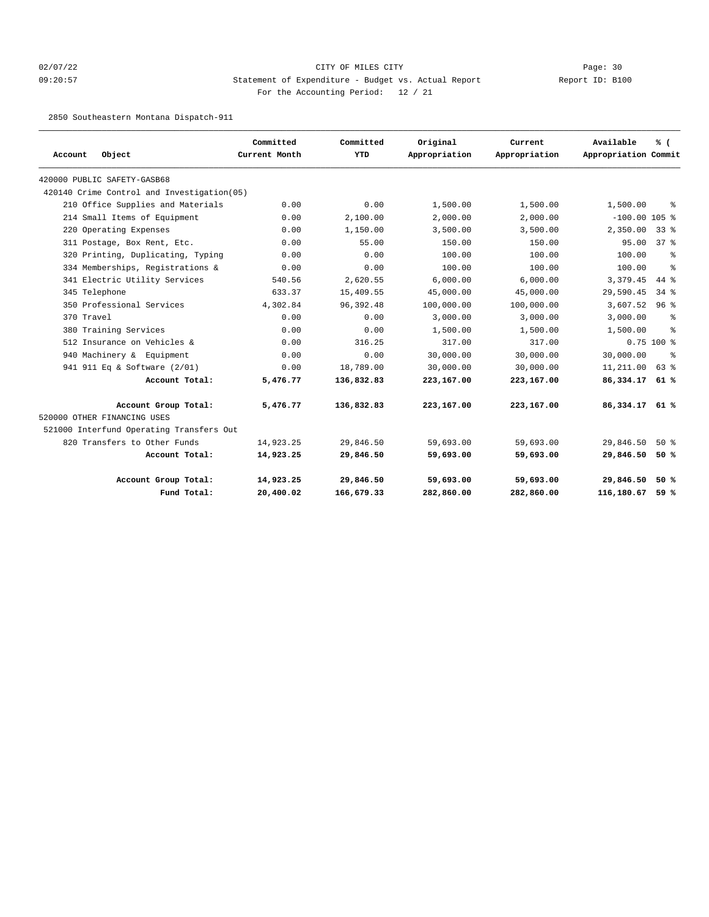CITY OF MILES CITY

Statement of Expenditure - Budget vs. Actual Report

Report ID: B100

For the Accounting Period: 12 / 21

02/07/22 09:20:57

2850 Southeastern Montana Dispatch-911

| Account Object | Committed Current Month | Committed YTD | Original Appropriation | Current Appropriation | Available Appropriation | % ( Commit |
|---|---|---|---|---|---|---|
| 420000 PUBLIC SAFETY-GASB68 | | | | | | |
| 420140 Crime Control and Investigation(05) | | | | | | |
| 210 Office Supplies and Materials | 0.00 | 0.00 | 1,500.00 | 1,500.00 | 1,500.00 | % |
| 214 Small Items of Equipment | 0.00 | 2,100.00 | 2,000.00 | 2,000.00 | -100.00 | 105 % |
| 220 Operating Expenses | 0.00 | 1,150.00 | 3,500.00 | 3,500.00 | 2,350.00 | 33 % |
| 311 Postage, Box Rent, Etc. | 0.00 | 55.00 | 150.00 | 150.00 | 95.00 | 37 % |
| 320 Printing, Duplicating, Typing | 0.00 | 0.00 | 100.00 | 100.00 | 100.00 | % |
| 334 Memberships, Registrations & | 0.00 | 0.00 | 100.00 | 100.00 | 100.00 | % |
| 341 Electric Utility Services | 540.56 | 2,620.55 | 6,000.00 | 6,000.00 | 3,379.45 | 44 % |
| 345 Telephone | 633.37 | 15,409.55 | 45,000.00 | 45,000.00 | 29,590.45 | 34 % |
| 350 Professional Services | 4,302.84 | 96,392.48 | 100,000.00 | 100,000.00 | 3,607.52 | 96 % |
| 370 Travel | 0.00 | 0.00 | 3,000.00 | 3,000.00 | 3,000.00 | % |
| 380 Training Services | 0.00 | 0.00 | 1,500.00 | 1,500.00 | 1,500.00 | % |
| 512 Insurance on Vehicles & | 0.00 | 316.25 | 317.00 | 317.00 | 0.75 | 100 % |
| 940 Machinery & Equipment | 0.00 | 0.00 | 30,000.00 | 30,000.00 | 30,000.00 | % |
| 941 911 Eq & Software (2/01) | 0.00 | 18,789.00 | 30,000.00 | 30,000.00 | 11,211.00 | 63 % |
| **Account Total:** | **5,476.77** | **136,832.83** | **223,167.00** | **223,167.00** | **86,334.17** | **61 %** |
| **Account Group Total:** | **5,476.77** | **136,832.83** | **223,167.00** | **223,167.00** | **86,334.17** | **61 %** |
| 520000 OTHER FINANCING USES | | | | | | |
| 521000 Interfund Operating Transfers Out | | | | | | |
| 820 Transfers to Other Funds | 14,923.25 | 29,846.50 | 59,693.00 | 59,693.00 | 29,846.50 | 50 % |
| **Account Total:** | **14,923.25** | **29,846.50** | **59,693.00** | **59,693.00** | **29,846.50** | **50 %** |
| **Account Group Total:** | **14,923.25** | **29,846.50** | **59,693.00** | **59,693.00** | **29,846.50** | **50 %** |
| **Fund Total:** | **20,400.02** | **166,679.33** | **282,860.00** | **282,860.00** | **116,180.67** | **59 %** |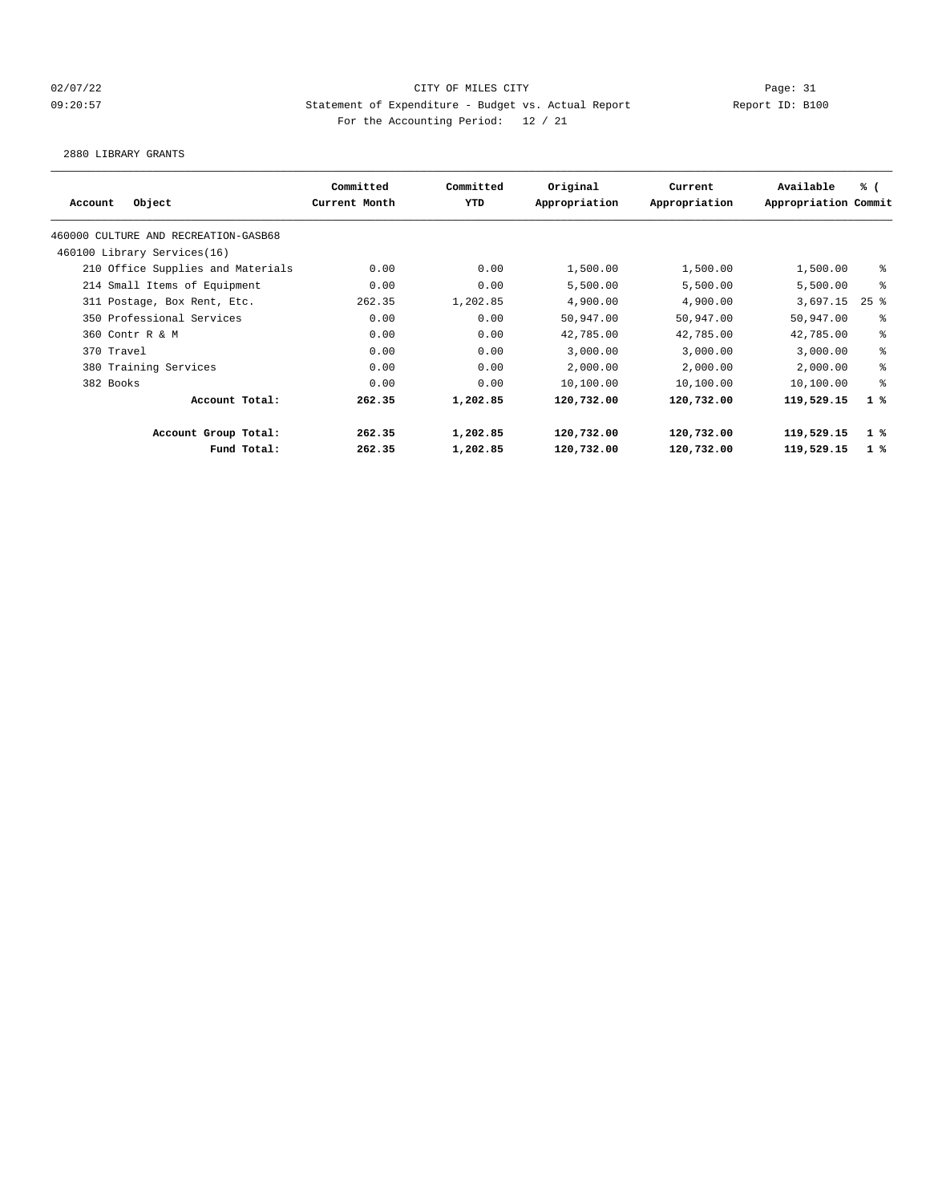CITY OF MILES CITY

Statement of Expenditure - Budget vs. Actual Report

Report ID: B100

For the Accounting Period: 12 / 21

02/07/22 09:20:57

2880 LIBRARY GRANTS

| Account Object | Committed Current Month | Committed YTD | Original Appropriation | Current Appropriation | Available Appropriation | % ( Commit |
|---|---|---|---|---|---|---|
| 460000 CULTURE AND RECREATION-GASB68 | | | | | | |
| 460100 Library Services(16) | | | | | | |
| 210 Office Supplies and Materials | 0.00 | 0.00 | 1,500.00 | 1,500.00 | 1,500.00 | % |
| 214 Small Items of Equipment | 0.00 | 0.00 | 5,500.00 | 5,500.00 | 5,500.00 | % |
| 311 Postage, Box Rent, Etc. | 262.35 | 1,202.85 | 4,900.00 | 4,900.00 | 3,697.15 | 25 % |
| 350 Professional Services | 0.00 | 0.00 | 50,947.00 | 50,947.00 | 50,947.00 | % |
| 360 Contr R & M | 0.00 | 0.00 | 42,785.00 | 42,785.00 | 42,785.00 | % |
| 370 Travel | 0.00 | 0.00 | 3,000.00 | 3,000.00 | 3,000.00 | % |
| 380 Training Services | 0.00 | 0.00 | 2,000.00 | 2,000.00 | 2,000.00 | % |
| 382 Books | 0.00 | 0.00 | 10,100.00 | 10,100.00 | 10,100.00 | % |
| **Account Total:** | **262.35** | **1,202.85** | **120,732.00** | **120,732.00** | **119,529.15** | **1 %** |
| **Account Group Total:** | **262.35** | **1,202.85** | **120,732.00** | **120,732.00** | **119,529.15** | **1 %** |
| **Fund Total:** | **262.35** | **1,202.85** | **120,732.00** | **120,732.00** | **119,529.15** | **1 %** |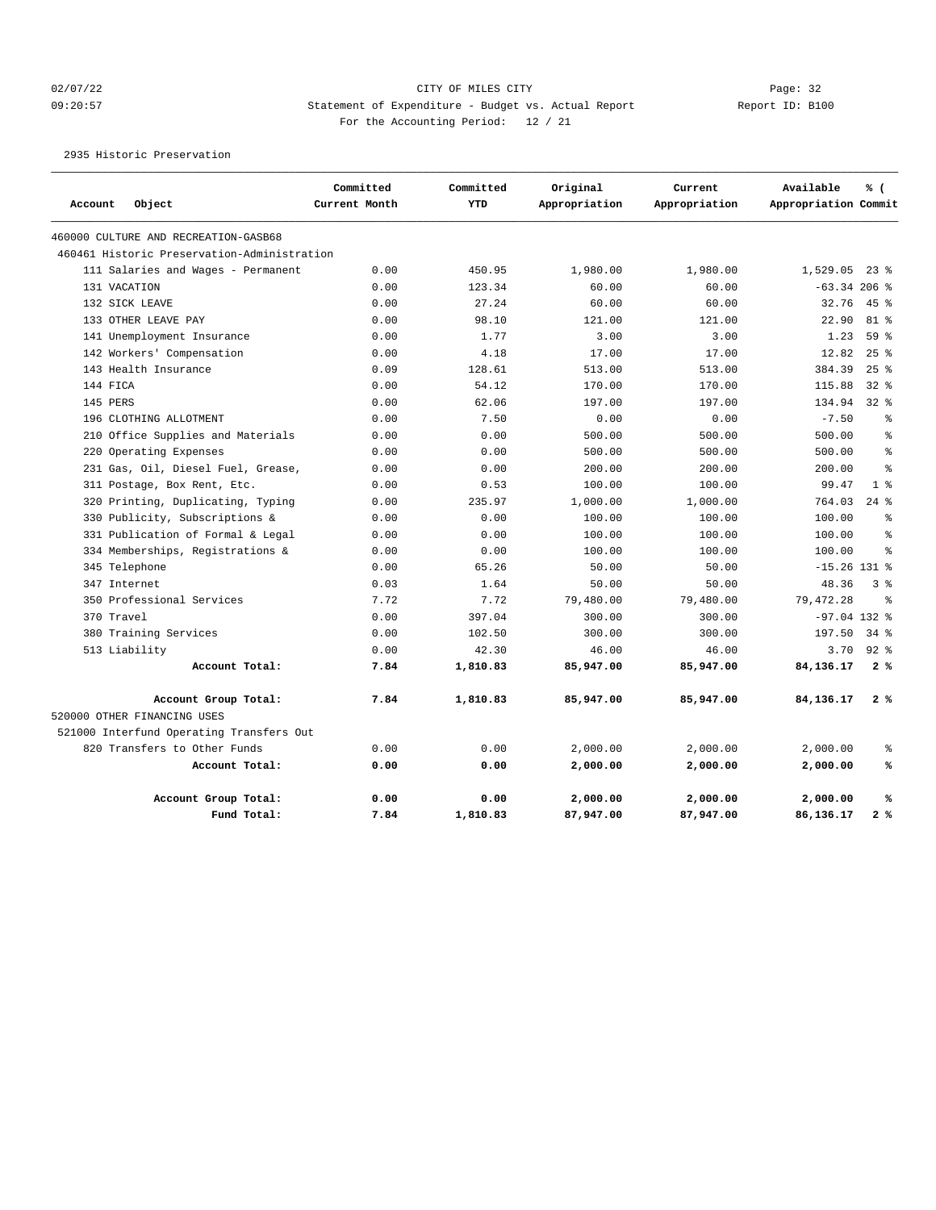CITY OF MILES CITY

Statement of Expenditure - Budget vs. Actual Report

For the Accounting Period: 12 / 21

Report ID: B100

02/07/22 09:20:57

2935 Historic Preservation

| Account Object | Committed Current Month | Committed YTD | Original Appropriation | Current Appropriation | Available Appropriation | % ( Commit |
|---|---|---|---|---|---|---|
| 460000 CULTURE AND RECREATION-GASB68 | | | | | | |
| 460461 Historic Preservation-Administration | | | | | | |
| 111 Salaries and Wages - Permanent | 0.00 | 450.95 | 1,980.00 | 1,980.00 | 1,529.05 | 23 % |
| 131 VACATION | 0.00 | 123.34 | 60.00 | 60.00 | -63.34 | 206 % |
| 132 SICK LEAVE | 0.00 | 27.24 | 60.00 | 60.00 | 32.76 | 45 % |
| 133 OTHER LEAVE PAY | 0.00 | 98.10 | 121.00 | 121.00 | 22.90 | 81 % |
| 141 Unemployment Insurance | 0.00 | 1.77 | 3.00 | 3.00 | 1.23 | 59 % |
| 142 Workers' Compensation | 0.00 | 4.18 | 17.00 | 17.00 | 12.82 | 25 % |
| 143 Health Insurance | 0.09 | 128.61 | 513.00 | 513.00 | 384.39 | 25 % |
| 144 FICA | 0.00 | 54.12 | 170.00 | 170.00 | 115.88 | 32 % |
| 145 PERS | 0.00 | 62.06 | 197.00 | 197.00 | 134.94 | 32 % |
| 196 CLOTHING ALLOTMENT | 0.00 | 7.50 | 0.00 | 0.00 | -7.50 | % |
| 210 Office Supplies and Materials | 0.00 | 0.00 | 500.00 | 500.00 | 500.00 | % |
| 220 Operating Expenses | 0.00 | 0.00 | 500.00 | 500.00 | 500.00 | % |
| 231 Gas, Oil, Diesel Fuel, Grease, | 0.00 | 0.00 | 200.00 | 200.00 | 200.00 | % |
| 311 Postage, Box Rent, Etc. | 0.00 | 0.53 | 100.00 | 100.00 | 99.47 | 1 % |
| 320 Printing, Duplicating, Typing | 0.00 | 235.97 | 1,000.00 | 1,000.00 | 764.03 | 24 % |
| 330 Publicity, Subscriptions & | 0.00 | 0.00 | 100.00 | 100.00 | 100.00 | % |
| 331 Publication of Formal & Legal | 0.00 | 0.00 | 100.00 | 100.00 | 100.00 | % |
| 334 Memberships, Registrations & | 0.00 | 0.00 | 100.00 | 100.00 | 100.00 | % |
| 345 Telephone | 0.00 | 65.26 | 50.00 | 50.00 | -15.26 | 131 % |
| 347 Internet | 0.03 | 1.64 | 50.00 | 50.00 | 48.36 | 3 % |
| 350 Professional Services | 7.72 | 7.72 | 79,480.00 | 79,480.00 | 79,472.28 | % |
| 370 Travel | 0.00 | 397.04 | 300.00 | 300.00 | -97.04 | 132 % |
| 380 Training Services | 0.00 | 102.50 | 300.00 | 300.00 | 197.50 | 34 % |
| 513 Liability | 0.00 | 42.30 | 46.00 | 46.00 | 3.70 | 92 % |
| **Account Total:** | **7.84** | **1,810.83** | **85,947.00** | **85,947.00** | **84,136.17** | **2 %** |
| **Account Group Total:** | **7.84** | **1,810.83** | **85,947.00** | **85,947.00** | **84,136.17** | **2 %** |
| 520000 OTHER FINANCING USES | | | | | | |
| 521000 Interfund Operating Transfers Out | | | | | | |
| 820 Transfers to Other Funds | 0.00 | 0.00 | 2,000.00 | 2,000.00 | 2,000.00 | % |
| **Account Total:** | **0.00** | **0.00** | **2,000.00** | **2,000.00** | **2,000.00** | **%** |
| **Account Group Total:** | **0.00** | **0.00** | **2,000.00** | **2,000.00** | **2,000.00** | **%** |
| **Fund Total:** | **7.84** | **1,810.83** | **87,947.00** | **87,947.00** | **86,136.17** | **2 %** |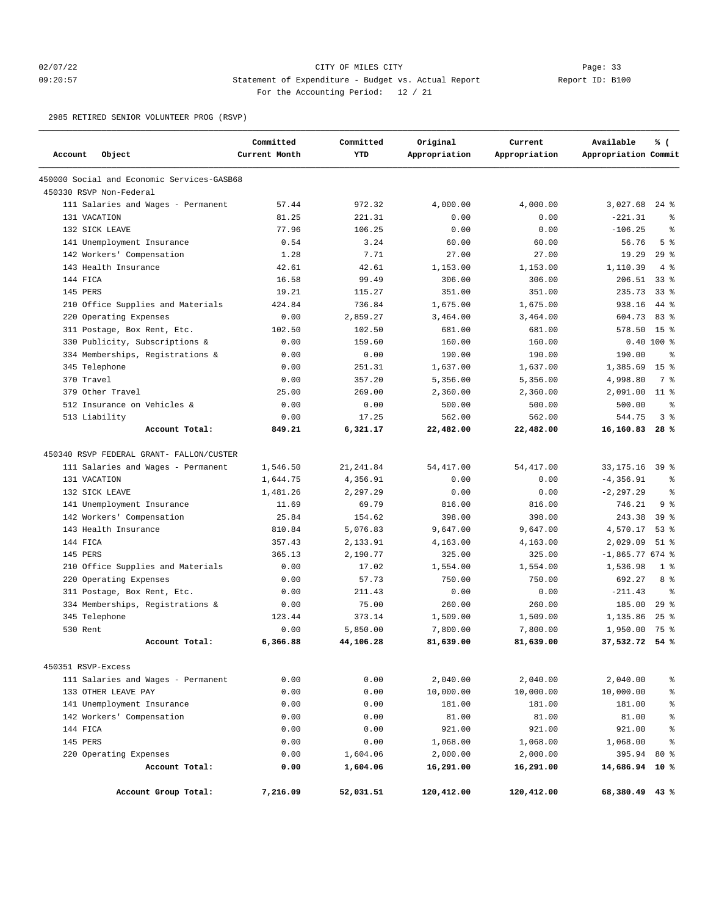CITY OF MILES CITY
Statement of Expenditure - Budget vs. Actual Report
For the Accounting Period: 12 / 21

02/07/22
09:20:57

Report ID: B100

2985 RETIRED SENIOR VOLUNTEER PROG (RSVP)

| Account Object | Committed Current Month | Committed YTD | Original Appropriation | Current Appropriation | Available Appropriation | % ( Commit |
|---|---|---|---|---|---|---|
| 450000 Social and Economic Services-GASB68 | | | | | | |
| 450330 RSVP Non-Federal | | | | | | |
| 111 Salaries and Wages - Permanent | 57.44 | 972.32 | 4,000.00 | 4,000.00 | 3,027.68 | 24 % |
| 131 VACATION | 81.25 | 221.31 | 0.00 | 0.00 | -221.31 | % |
| 132 SICK LEAVE | 77.96 | 106.25 | 0.00 | 0.00 | -106.25 | % |
| 141 Unemployment Insurance | 0.54 | 3.24 | 60.00 | 60.00 | 56.76 | 5 % |
| 142 Workers' Compensation | 1.28 | 7.71 | 27.00 | 27.00 | 19.29 | 29 % |
| 143 Health Insurance | 42.61 | 42.61 | 1,153.00 | 1,153.00 | 1,110.39 | 4 % |
| 144 FICA | 16.58 | 99.49 | 306.00 | 306.00 | 206.51 | 33 % |
| 145 PERS | 19.21 | 115.27 | 351.00 | 351.00 | 235.73 | 33 % |
| 210 Office Supplies and Materials | 424.84 | 736.84 | 1,675.00 | 1,675.00 | 938.16 | 44 % |
| 220 Operating Expenses | 0.00 | 2,859.27 | 3,464.00 | 3,464.00 | 604.73 | 83 % |
| 311 Postage, Box Rent, Etc. | 102.50 | 102.50 | 681.00 | 681.00 | 578.50 | 15 % |
| 330 Publicity, Subscriptions & | 0.00 | 159.60 | 160.00 | 160.00 | 0.40 | 100 % |
| 334 Memberships, Registrations & | 0.00 | 0.00 | 190.00 | 190.00 | 190.00 | % |
| 345 Telephone | 0.00 | 251.31 | 1,637.00 | 1,637.00 | 1,385.69 | 15 % |
| 370 Travel | 0.00 | 357.20 | 5,356.00 | 5,356.00 | 4,998.80 | 7 % |
| 379 Other Travel | 25.00 | 269.00 | 2,360.00 | 2,360.00 | 2,091.00 | 11 % |
| 512 Insurance on Vehicles & | 0.00 | 0.00 | 500.00 | 500.00 | 500.00 | % |
| 513 Liability | 0.00 | 17.25 | 562.00 | 562.00 | 544.75 | 3 % |
| **Account Total:** | **849.21** | **6,321.17** | **22,482.00** | **22,482.00** | **16,160.83** | **28 %** |
| 450340 RSVP FEDERAL GRANT- FALLON/CUSTER | | | | | | |
| 111 Salaries and Wages - Permanent | 1,546.50 | 21,241.84 | 54,417.00 | 54,417.00 | 33,175.16 | 39 % |
| 131 VACATION | 1,644.75 | 4,356.91 | 0.00 | 0.00 | -4,356.91 | % |
| 132 SICK LEAVE | 1,481.26 | 2,297.29 | 0.00 | 0.00 | -2,297.29 | % |
| 141 Unemployment Insurance | 11.69 | 69.79 | 816.00 | 816.00 | 746.21 | 9 % |
| 142 Workers' Compensation | 25.84 | 154.62 | 398.00 | 398.00 | 243.38 | 39 % |
| 143 Health Insurance | 810.84 | 5,076.83 | 9,647.00 | 9,647.00 | 4,570.17 | 53 % |
| 144 FICA | 357.43 | 2,133.91 | 4,163.00 | 4,163.00 | 2,029.09 | 51 % |
| 145 PERS | 365.13 | 2,190.77 | 325.00 | 325.00 | -1,865.77 | 674 % |
| 210 Office Supplies and Materials | 0.00 | 17.02 | 1,554.00 | 1,554.00 | 1,536.98 | 1 % |
| 220 Operating Expenses | 0.00 | 57.73 | 750.00 | 750.00 | 692.27 | 8 % |
| 311 Postage, Box Rent, Etc. | 0.00 | 211.43 | 0.00 | 0.00 | -211.43 | % |
| 334 Memberships, Registrations & | 0.00 | 75.00 | 260.00 | 260.00 | 185.00 | 29 % |
| 345 Telephone | 123.44 | 373.14 | 1,509.00 | 1,509.00 | 1,135.86 | 25 % |
| 530 Rent | 0.00 | 5,850.00 | 7,800.00 | 7,800.00 | 1,950.00 | 75 % |
| **Account Total:** | **6,366.88** | **44,106.28** | **81,639.00** | **81,639.00** | **37,532.72** | **54 %** |
| 450351 RSVP-Excess | | | | | | |
| 111 Salaries and Wages - Permanent | 0.00 | 0.00 | 2,040.00 | 2,040.00 | 2,040.00 | % |
| 133 OTHER LEAVE PAY | 0.00 | 0.00 | 10,000.00 | 10,000.00 | 10,000.00 | % |
| 141 Unemployment Insurance | 0.00 | 0.00 | 181.00 | 181.00 | 181.00 | % |
| 142 Workers' Compensation | 0.00 | 0.00 | 81.00 | 81.00 | 81.00 | % |
| 144 FICA | 0.00 | 0.00 | 921.00 | 921.00 | 921.00 | % |
| 145 PERS | 0.00 | 0.00 | 1,068.00 | 1,068.00 | 1,068.00 | % |
| 220 Operating Expenses | 0.00 | 1,604.06 | 2,000.00 | 2,000.00 | 395.94 | 80 % |
| **Account Total:** | **0.00** | **1,604.06** | **16,291.00** | **16,291.00** | **14,686.94** | **10 %** |
| **Account Group Total:** | **7,216.09** | **52,031.51** | **120,412.00** | **120,412.00** | **68,380.49** | **43 %** |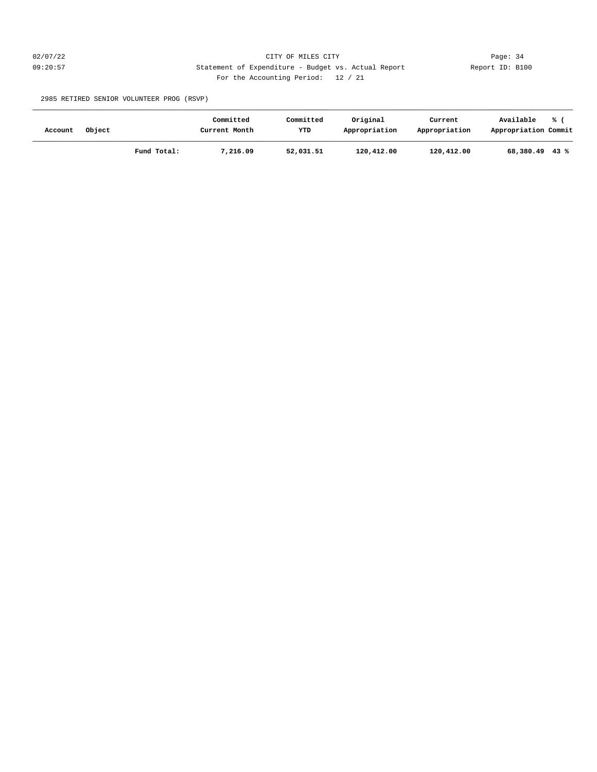CITY OF MILES CITY

Statement of Expenditure - Budget vs. Actual Report

Report ID: B100

For the Accounting Period: 12 / 21

2985 RETIRED SENIOR VOLUNTEER PROG (RSVP)

| Account | Object | | Committed Current Month | Committed YTD | Original Appropriation | Current Appropriation | Available Appropriation | % ( Commit |
|---|---|---|---|---|---|---|---|---|
| | | **Fund Total:** | **7,216.09** | **52,031.51** | **120,412.00** | **120,412.00** | **68,380.49** | **43 %** |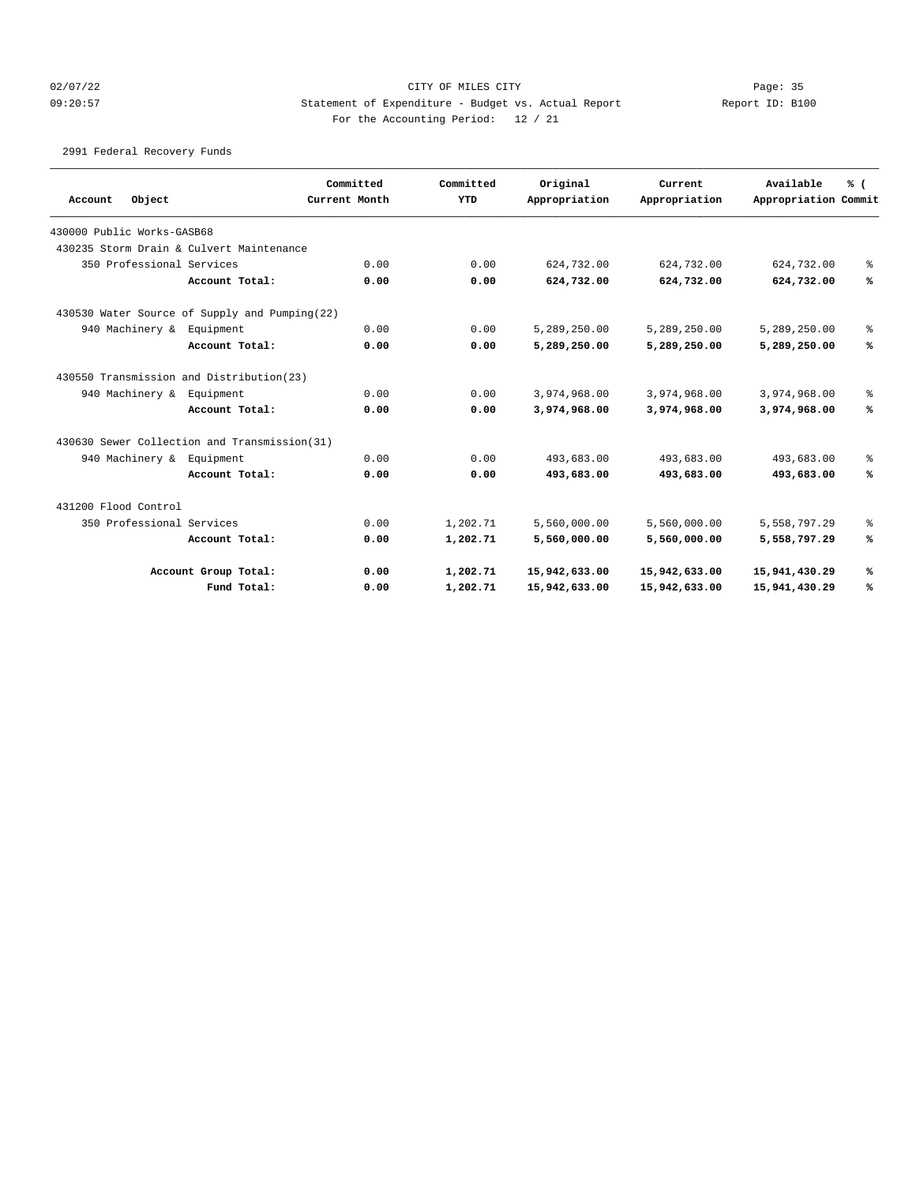CITY OF MILES CITY

Statement of Expenditure - Budget vs. Actual Report

For the Accounting Period: 12 / 21

02/07/22 09:20:57 — Page: 35 — Report ID: B100

2991 Federal Recovery Funds

| Account | Object | Committed Current Month | Committed YTD | Original Appropriation | Current Appropriation | Available Appropriation | % ( Commit |
|---|---|---|---|---|---|---|---|
| 430000 Public Works-GASB68 | | | | | | | |
| 430235 Storm Drain & Culvert Maintenance | | | | | | | |
| | 350 Professional Services | 0.00 | 0.00 | 624,732.00 | 624,732.00 | 624,732.00 | % |
| | **Account Total:** | **0.00** | **0.00** | **624,732.00** | **624,732.00** | **624,732.00** | **%** |
| 430530 Water Source of Supply and Pumping(22) | | | | | | | |
| | 940 Machinery & Equipment | 0.00 | 0.00 | 5,289,250.00 | 5,289,250.00 | 5,289,250.00 | % |
| | **Account Total:** | **0.00** | **0.00** | **5,289,250.00** | **5,289,250.00** | **5,289,250.00** | **%** |
| 430550 Transmission and Distribution(23) | | | | | | | |
| | 940 Machinery & Equipment | 0.00 | 0.00 | 3,974,968.00 | 3,974,968.00 | 3,974,968.00 | % |
| | **Account Total:** | **0.00** | **0.00** | **3,974,968.00** | **3,974,968.00** | **3,974,968.00** | **%** |
| 430630 Sewer Collection and Transmission(31) | | | | | | | |
| | 940 Machinery & Equipment | 0.00 | 0.00 | 493,683.00 | 493,683.00 | 493,683.00 | % |
| | **Account Total:** | **0.00** | **0.00** | **493,683.00** | **493,683.00** | **493,683.00** | **%** |
| 431200 Flood Control | | | | | | | |
| | 350 Professional Services | 0.00 | 1,202.71 | 5,560,000.00 | 5,560,000.00 | 5,558,797.29 | % |
| | **Account Total:** | **0.00** | **1,202.71** | **5,560,000.00** | **5,560,000.00** | **5,558,797.29** | **%** |
| | **Account Group Total:** | **0.00** | **1,202.71** | **15,942,633.00** | **15,942,633.00** | **15,941,430.29** | **%** |
| | **Fund Total:** | **0.00** | **1,202.71** | **15,942,633.00** | **15,942,633.00** | **15,941,430.29** | **%** |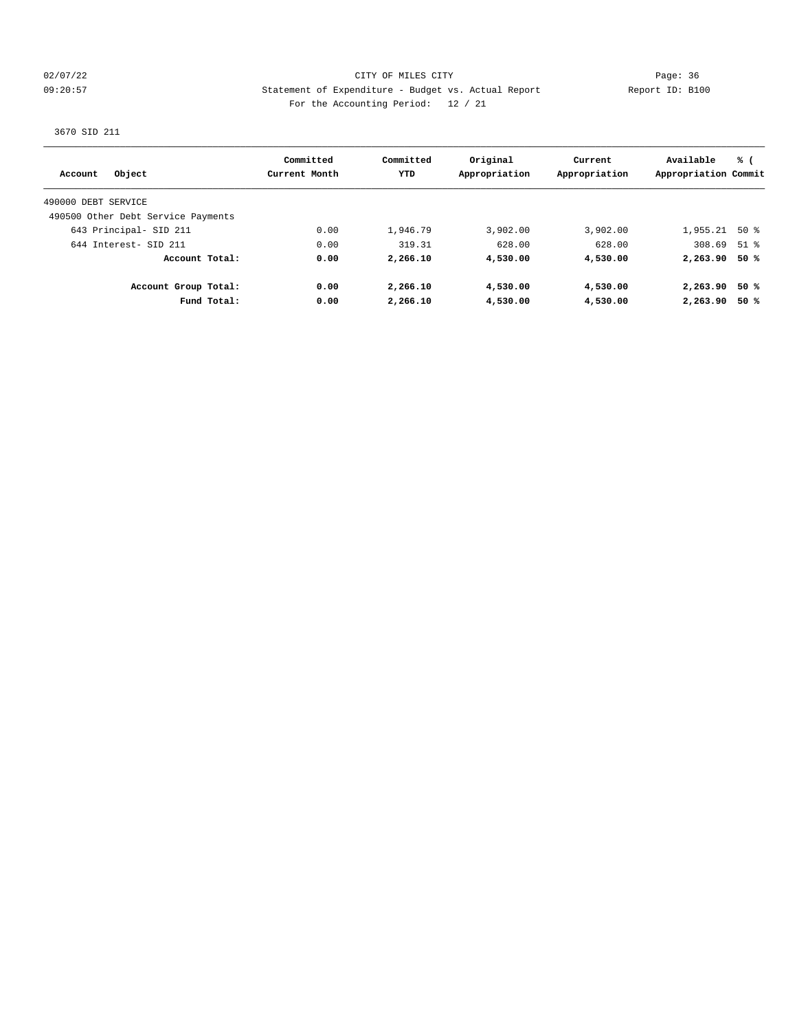CITY OF MILES CITY

Statement of Expenditure - Budget vs. Actual Report

For the Accounting Period: 12 / 21

3670 SID 211

| Account Object | Committed Current Month | Committed YTD | Original Appropriation | Current Appropriation | Available Appropriation | % ( Commit |
|---|---|---|---|---|---|---|
| 490000 DEBT SERVICE | | | | | | |
| 490500 Other Debt Service Payments | | | | | | |
| 643 Principal- SID 211 | 0.00 | 1,946.79 | 3,902.00 | 3,902.00 | 1,955.21 | 50 % |
| 644 Interest- SID 211 | 0.00 | 319.31 | 628.00 | 628.00 | 308.69 | 51 % |
| **Account Total:** | **0.00** | **2,266.10** | **4,530.00** | **4,530.00** | **2,263.90** | **50 %** |
| **Account Group Total:** | **0.00** | **2,266.10** | **4,530.00** | **4,530.00** | **2,263.90** | **50 %** |
| **Fund Total:** | **0.00** | **2,266.10** | **4,530.00** | **4,530.00** | **2,263.90** | **50 %** |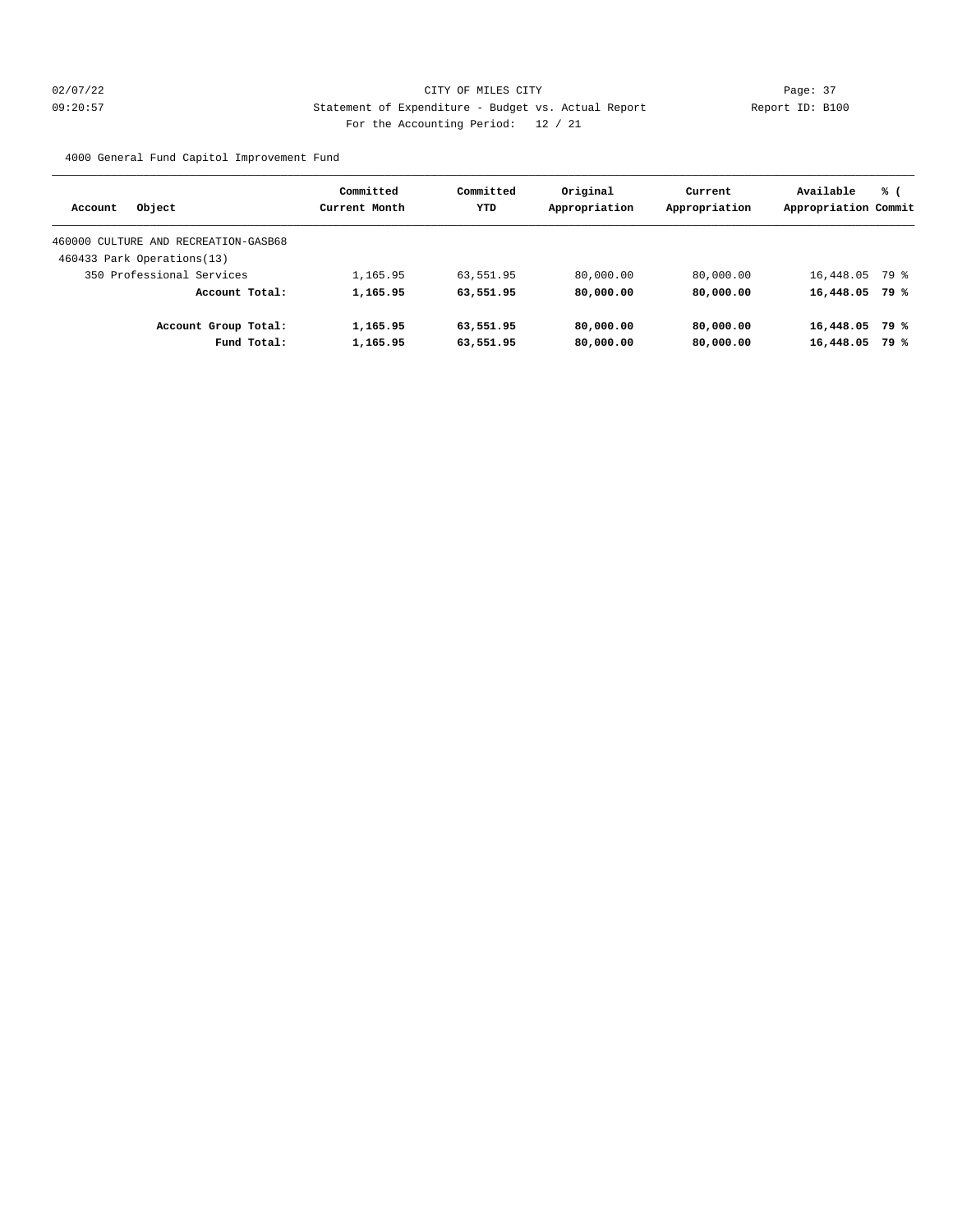CITY OF MILES CITY

Statement of Expenditure - Budget vs. Actual Report

Report ID: B100

For the Accounting Period: 12 / 21

4000 General Fund Capitol Improvement Fund

| Account Object | Committed Current Month | Committed YTD | Original Appropriation | Current Appropriation | Available Appropriation | % ( Commit |
|---|---|---|---|---|---|---|
| 460000 CULTURE AND RECREATION-GASB68 | | | | | | |
| 460433 Park Operations(13) | | | | | | |
| 350 Professional Services | 1,165.95 | 63,551.95 | 80,000.00 | 80,000.00 | 16,448.05 | 79 % |
| **Account Total:** | **1,165.95** | **63,551.95** | **80,000.00** | **80,000.00** | **16,448.05** | **79 %** |
| **Account Group Total:** | **1,165.95** | **63,551.95** | **80,000.00** | **80,000.00** | **16,448.05** | **79 %** |
| **Fund Total:** | **1,165.95** | **63,551.95** | **80,000.00** | **80,000.00** | **16,448.05** | **79 %** |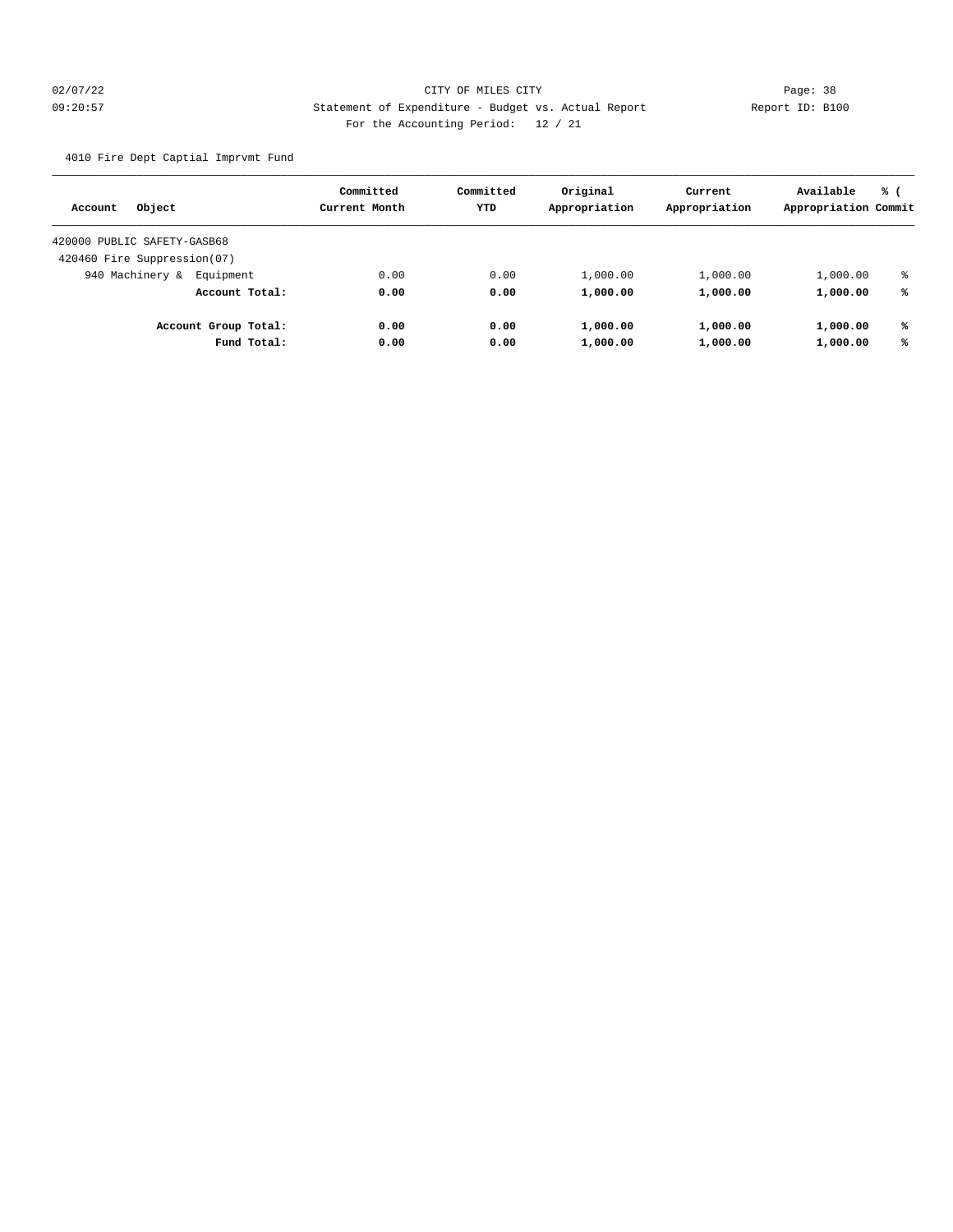CITY OF MILES CITY

Statement of Expenditure - Budget vs. Actual Report

Report ID: B100

For the Accounting Period: 12 / 21

02/07/22 09:20:57

4010 Fire Dept Captial Imprvmt Fund

| Account Object | Committed Current Month | Committed YTD | Original Appropriation | Current Appropriation | Available Appropriation | % ( Commit |
|---|---|---|---|---|---|---|
| 420000 PUBLIC SAFETY-GASB68 | | | | | | |
| 420460 Fire Suppression(07) | | | | | | |
| 940 Machinery & Equipment | 0.00 | 0.00 | 1,000.00 | 1,000.00 | 1,000.00 | % |
| **Account Total:** | **0.00** | **0.00** | **1,000.00** | **1,000.00** | **1,000.00** | **%** |
| **Account Group Total:** | **0.00** | **0.00** | **1,000.00** | **1,000.00** | **1,000.00** | **%** |
| **Fund Total:** | **0.00** | **0.00** | **1,000.00** | **1,000.00** | **1,000.00** | **%** |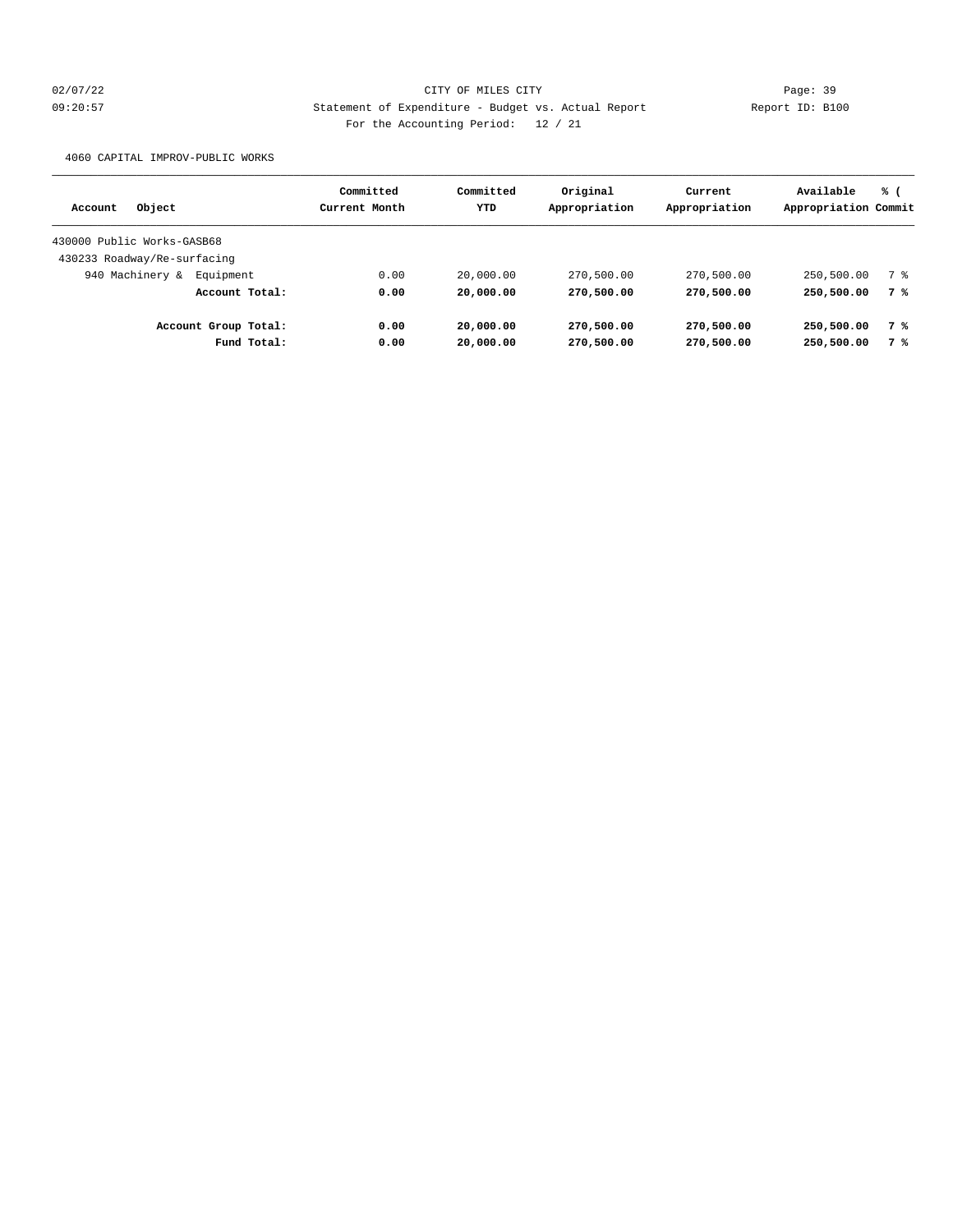CITY OF MILES CITY
Statement of Expenditure - Budget vs. Actual Report
For the Accounting Period: 12 / 21

4060 CAPITAL IMPROV-PUBLIC WORKS

| Account Object | Committed Current Month | Committed YTD | Original Appropriation | Current Appropriation | Available Appropriation | % ( Commit |
|---|---|---|---|---|---|---|
| 430000 Public Works-GASB68 | | | | | | |
| 430233 Roadway/Re-surfacing | | | | | | |
| 940 Machinery & Equipment | 0.00 | 20,000.00 | 270,500.00 | 270,500.00 | 250,500.00 | 7 % |
| **Account Total:** | **0.00** | **20,000.00** | **270,500.00** | **270,500.00** | **250,500.00** | **7 %** |
| **Account Group Total:** | **0.00** | **20,000.00** | **270,500.00** | **270,500.00** | **250,500.00** | **7 %** |
| **Fund Total:** | **0.00** | **20,000.00** | **270,500.00** | **270,500.00** | **250,500.00** | **7 %** |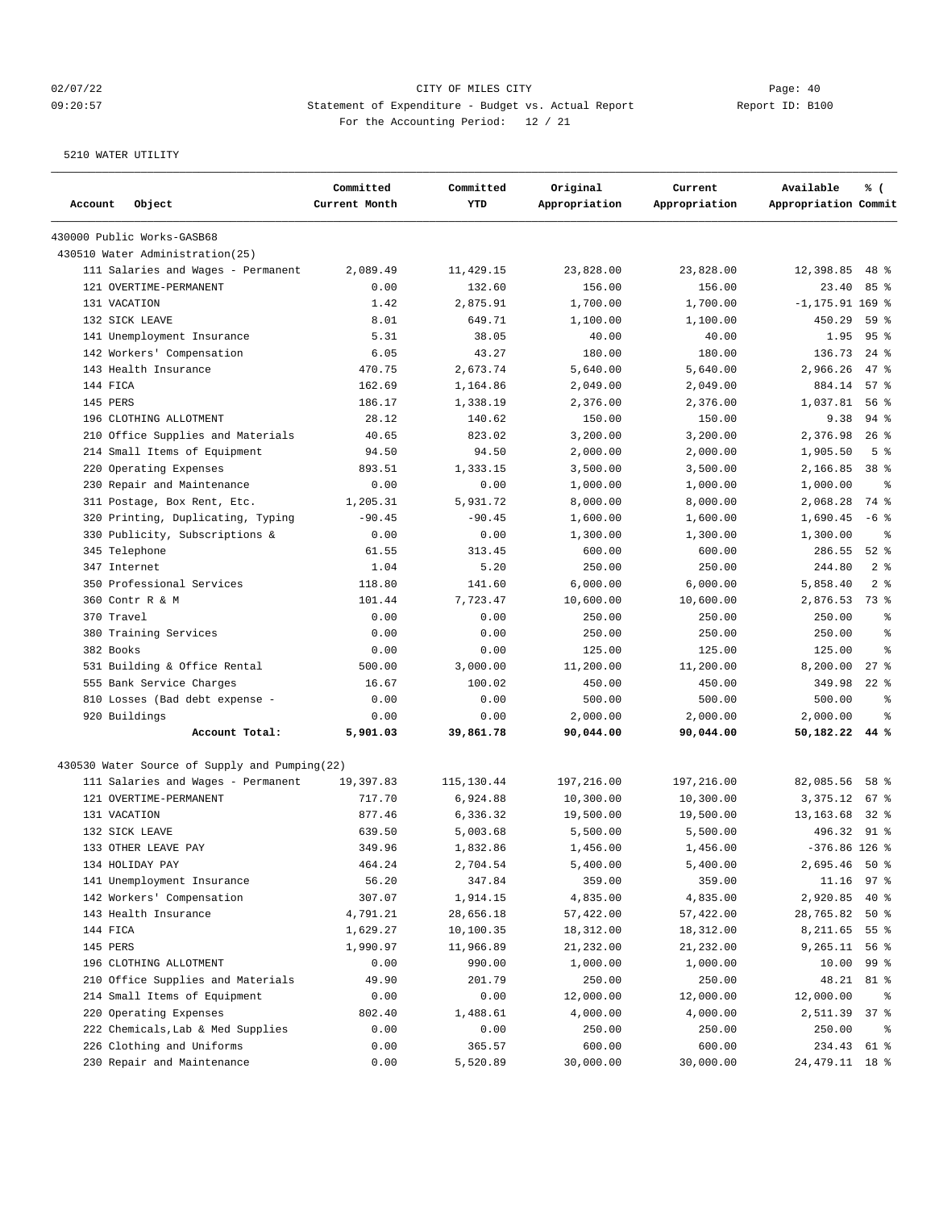02/07/22 CITY OF MILES CITY
09:20:57 Statement of Expenditure - Budget vs. Actual Report Report ID: B100
For the Accounting Period: 12 / 21

5210 WATER UTILITY

| Account Object | Committed Current Month | Committed YTD | Original Appropriation | Current Appropriation | Available Appropriation | % ( Commit |
|---|---|---|---|---|---|---|
| 430000 Public Works-GASB68 | | | | | | |
| 430510 Water Administration(25) | | | | | | |
| 111 Salaries and Wages - Permanent | 2,089.49 | 11,429.15 | 23,828.00 | 23,828.00 | 12,398.85 | 48 % |
| 121 OVERTIME-PERMANENT | 0.00 | 132.60 | 156.00 | 156.00 | 23.40 | 85 % |
| 131 VACATION | 1.42 | 2,875.91 | 1,700.00 | 1,700.00 | -1,175.91 | 169 % |
| 132 SICK LEAVE | 8.01 | 649.71 | 1,100.00 | 1,100.00 | 450.29 | 59 % |
| 141 Unemployment Insurance | 5.31 | 38.05 | 40.00 | 40.00 | 1.95 | 95 % |
| 142 Workers' Compensation | 6.05 | 43.27 | 180.00 | 180.00 | 136.73 | 24 % |
| 143 Health Insurance | 470.75 | 2,673.74 | 5,640.00 | 5,640.00 | 2,966.26 | 47 % |
| 144 FICA | 162.69 | 1,164.86 | 2,049.00 | 2,049.00 | 884.14 | 57 % |
| 145 PERS | 186.17 | 1,338.19 | 2,376.00 | 2,376.00 | 1,037.81 | 56 % |
| 196 CLOTHING ALLOTMENT | 28.12 | 140.62 | 150.00 | 150.00 | 9.38 | 94 % |
| 210 Office Supplies and Materials | 40.65 | 823.02 | 3,200.00 | 3,200.00 | 2,376.98 | 26 % |
| 214 Small Items of Equipment | 94.50 | 94.50 | 2,000.00 | 2,000.00 | 1,905.50 | 5 % |
| 220 Operating Expenses | 893.51 | 1,333.15 | 3,500.00 | 3,500.00 | 2,166.85 | 38 % |
| 230 Repair and Maintenance | 0.00 | 0.00 | 1,000.00 | 1,000.00 | 1,000.00 | % |
| 311 Postage, Box Rent, Etc. | 1,205.31 | 5,931.72 | 8,000.00 | 8,000.00 | 2,068.28 | 74 % |
| 320 Printing, Duplicating, Typing | -90.45 | -90.45 | 1,600.00 | 1,600.00 | 1,690.45 | -6 % |
| 330 Publicity, Subscriptions & | 0.00 | 0.00 | 1,300.00 | 1,300.00 | 1,300.00 | % |
| 345 Telephone | 61.55 | 313.45 | 600.00 | 600.00 | 286.55 | 52 % |
| 347 Internet | 1.04 | 5.20 | 250.00 | 250.00 | 244.80 | 2 % |
| 350 Professional Services | 118.80 | 141.60 | 6,000.00 | 6,000.00 | 5,858.40 | 2 % |
| 360 Contr R & M | 101.44 | 7,723.47 | 10,600.00 | 10,600.00 | 2,876.53 | 73 % |
| 370 Travel | 0.00 | 0.00 | 250.00 | 250.00 | 250.00 | % |
| 380 Training Services | 0.00 | 0.00 | 250.00 | 250.00 | 250.00 | % |
| 382 Books | 0.00 | 0.00 | 125.00 | 125.00 | 125.00 | % |
| 531 Building & Office Rental | 500.00 | 3,000.00 | 11,200.00 | 11,200.00 | 8,200.00 | 27 % |
| 555 Bank Service Charges | 16.67 | 100.02 | 450.00 | 450.00 | 349.98 | 22 % |
| 810 Losses (Bad debt expense - | 0.00 | 0.00 | 500.00 | 500.00 | 500.00 | % |
| 920 Buildings | 0.00 | 0.00 | 2,000.00 | 2,000.00 | 2,000.00 | % |
| **Account Total:** | **5,901.03** | **39,861.78** | **90,044.00** | **90,044.00** | **50,182.22** | **44 %** |
| 430530 Water Source of Supply and Pumping(22) | | | | | | |
| 111 Salaries and Wages - Permanent | 19,397.83 | 115,130.44 | 197,216.00 | 197,216.00 | 82,085.56 | 58 % |
| 121 OVERTIME-PERMANENT | 717.70 | 6,924.88 | 10,300.00 | 10,300.00 | 3,375.12 | 67 % |
| 131 VACATION | 877.46 | 6,336.32 | 19,500.00 | 19,500.00 | 13,163.68 | 32 % |
| 132 SICK LEAVE | 639.50 | 5,003.68 | 5,500.00 | 5,500.00 | 496.32 | 91 % |
| 133 OTHER LEAVE PAY | 349.96 | 1,832.86 | 1,456.00 | 1,456.00 | -376.86 | 126 % |
| 134 HOLIDAY PAY | 464.24 | 2,704.54 | 5,400.00 | 5,400.00 | 2,695.46 | 50 % |
| 141 Unemployment Insurance | 56.20 | 347.84 | 359.00 | 359.00 | 11.16 | 97 % |
| 142 Workers' Compensation | 307.07 | 1,914.15 | 4,835.00 | 4,835.00 | 2,920.85 | 40 % |
| 143 Health Insurance | 4,791.21 | 28,656.18 | 57,422.00 | 57,422.00 | 28,765.82 | 50 % |
| 144 FICA | 1,629.27 | 10,100.35 | 18,312.00 | 18,312.00 | 8,211.65 | 55 % |
| 145 PERS | 1,990.97 | 11,966.89 | 21,232.00 | 21,232.00 | 9,265.11 | 56 % |
| 196 CLOTHING ALLOTMENT | 0.00 | 990.00 | 1,000.00 | 1,000.00 | 10.00 | 99 % |
| 210 Office Supplies and Materials | 49.90 | 201.79 | 250.00 | 250.00 | 48.21 | 81 % |
| 214 Small Items of Equipment | 0.00 | 0.00 | 12,000.00 | 12,000.00 | 12,000.00 | % |
| 220 Operating Expenses | 802.40 | 1,488.61 | 4,000.00 | 4,000.00 | 2,511.39 | 37 % |
| 222 Chemicals,Lab & Med Supplies | 0.00 | 0.00 | 250.00 | 250.00 | 250.00 | % |
| 226 Clothing and Uniforms | 0.00 | 365.57 | 600.00 | 600.00 | 234.43 | 61 % |
| 230 Repair and Maintenance | 0.00 | 5,520.89 | 30,000.00 | 30,000.00 | 24,479.11 | 18 % |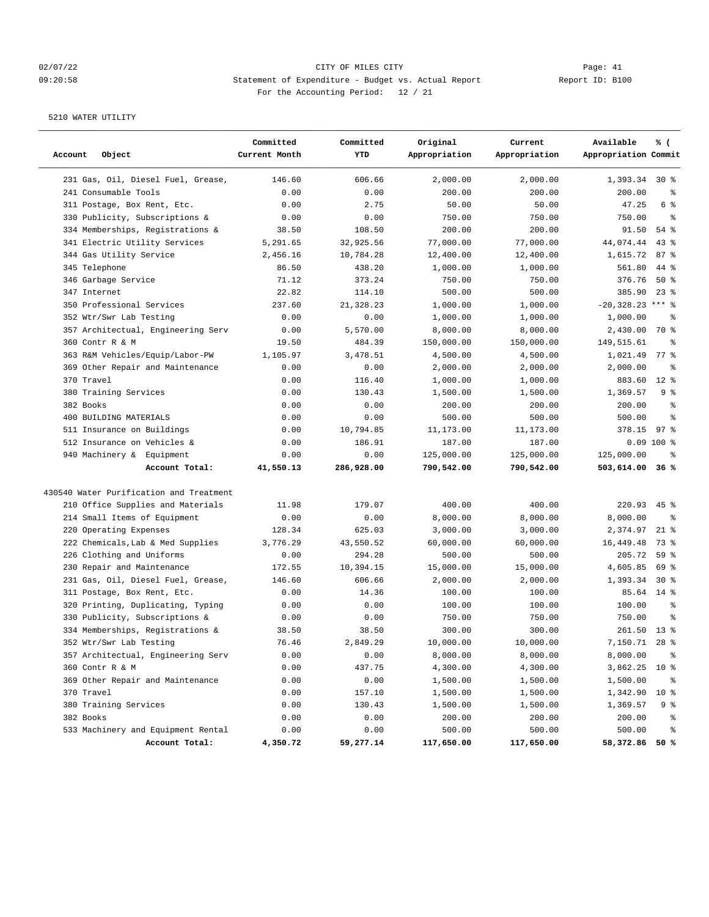CITY OF MILES CITY

Statement of Expenditure - Budget vs. Actual Report

For the Accounting Period: 12 / 21

5210 WATER UTILITY

| Account Object | Committed Current Month | Committed YTD | Original Appropriation | Current Appropriation | Available Appropriation | % ( Commit |
|---|---|---|---|---|---|---|
| 231 Gas, Oil, Diesel Fuel, Grease, | 146.60 | 606.66 | 2,000.00 | 2,000.00 | 1,393.34 | 30 % |
| 241 Consumable Tools | 0.00 | 0.00 | 200.00 | 200.00 | 200.00 | % |
| 311 Postage, Box Rent, Etc. | 0.00 | 2.75 | 50.00 | 50.00 | 47.25 | 6 % |
| 330 Publicity, Subscriptions & | 0.00 | 0.00 | 750.00 | 750.00 | 750.00 | % |
| 334 Memberships, Registrations & | 38.50 | 108.50 | 200.00 | 200.00 | 91.50 | 54 % |
| 341 Electric Utility Services | 5,291.65 | 32,925.56 | 77,000.00 | 77,000.00 | 44,074.44 | 43 % |
| 344 Gas Utility Service | 2,456.16 | 10,784.28 | 12,400.00 | 12,400.00 | 1,615.72 | 87 % |
| 345 Telephone | 86.50 | 438.20 | 1,000.00 | 1,000.00 | 561.80 | 44 % |
| 346 Garbage Service | 71.12 | 373.24 | 750.00 | 750.00 | 376.76 | 50 % |
| 347 Internet | 22.82 | 114.10 | 500.00 | 500.00 | 385.90 | 23 % |
| 350 Professional Services | 237.60 | 21,328.23 | 1,000.00 | 1,000.00 | -20,328.23 | *** % |
| 352 Wtr/Swr Lab Testing | 0.00 | 0.00 | 1,000.00 | 1,000.00 | 1,000.00 | % |
| 357 Architectual, Engineering Serv | 0.00 | 5,570.00 | 8,000.00 | 8,000.00 | 2,430.00 | 70 % |
| 360 Contr R & M | 19.50 | 484.39 | 150,000.00 | 150,000.00 | 149,515.61 | % |
| 363 R&M Vehicles/Equip/Labor-PW | 1,105.97 | 3,478.51 | 4,500.00 | 4,500.00 | 1,021.49 | 77 % |
| 369 Other Repair and Maintenance | 0.00 | 0.00 | 2,000.00 | 2,000.00 | 2,000.00 | % |
| 370 Travel | 0.00 | 116.40 | 1,000.00 | 1,000.00 | 883.60 | 12 % |
| 380 Training Services | 0.00 | 130.43 | 1,500.00 | 1,500.00 | 1,369.57 | 9 % |
| 382 Books | 0.00 | 0.00 | 200.00 | 200.00 | 200.00 | % |
| 400 BUILDING MATERIALS | 0.00 | 0.00 | 500.00 | 500.00 | 500.00 | % |
| 511 Insurance on Buildings | 0.00 | 10,794.85 | 11,173.00 | 11,173.00 | 378.15 | 97 % |
| 512 Insurance on Vehicles & | 0.00 | 186.91 | 187.00 | 187.00 | 0.09 | 100 % |
| 940 Machinery & Equipment | 0.00 | 0.00 | 125,000.00 | 125,000.00 | 125,000.00 | % |
| **Account Total:** | **41,550.13** | **286,928.00** | **790,542.00** | **790,542.00** | **503,614.00** | **36 %** |

430540 Water Purification and Treatment

| Account Object | Committed Current Month | Committed YTD | Original Appropriation | Current Appropriation | Available Appropriation | % ( Commit |
|---|---|---|---|---|---|---|
| 210 Office Supplies and Materials | 11.98 | 179.07 | 400.00 | 400.00 | 220.93 | 45 % |
| 214 Small Items of Equipment | 0.00 | 0.00 | 8,000.00 | 8,000.00 | 8,000.00 | % |
| 220 Operating Expenses | 128.34 | 625.03 | 3,000.00 | 3,000.00 | 2,374.97 | 21 % |
| 222 Chemicals,Lab & Med Supplies | 3,776.29 | 43,550.52 | 60,000.00 | 60,000.00 | 16,449.48 | 73 % |
| 226 Clothing and Uniforms | 0.00 | 294.28 | 500.00 | 500.00 | 205.72 | 59 % |
| 230 Repair and Maintenance | 172.55 | 10,394.15 | 15,000.00 | 15,000.00 | 4,605.85 | 69 % |
| 231 Gas, Oil, Diesel Fuel, Grease, | 146.60 | 606.66 | 2,000.00 | 2,000.00 | 1,393.34 | 30 % |
| 311 Postage, Box Rent, Etc. | 0.00 | 14.36 | 100.00 | 100.00 | 85.64 | 14 % |
| 320 Printing, Duplicating, Typing | 0.00 | 0.00 | 100.00 | 100.00 | 100.00 | % |
| 330 Publicity, Subscriptions & | 0.00 | 0.00 | 750.00 | 750.00 | 750.00 | % |
| 334 Memberships, Registrations & | 38.50 | 38.50 | 300.00 | 300.00 | 261.50 | 13 % |
| 352 Wtr/Swr Lab Testing | 76.46 | 2,849.29 | 10,000.00 | 10,000.00 | 7,150.71 | 28 % |
| 357 Architectual, Engineering Serv | 0.00 | 0.00 | 8,000.00 | 8,000.00 | 8,000.00 | % |
| 360 Contr R & M | 0.00 | 437.75 | 4,300.00 | 4,300.00 | 3,862.25 | 10 % |
| 369 Other Repair and Maintenance | 0.00 | 0.00 | 1,500.00 | 1,500.00 | 1,500.00 | % |
| 370 Travel | 0.00 | 157.10 | 1,500.00 | 1,500.00 | 1,342.90 | 10 % |
| 380 Training Services | 0.00 | 130.43 | 1,500.00 | 1,500.00 | 1,369.57 | 9 % |
| 382 Books | 0.00 | 0.00 | 200.00 | 200.00 | 200.00 | % |
| 533 Machinery and Equipment Rental | 0.00 | 0.00 | 500.00 | 500.00 | 500.00 | % |
| **Account Total:** | **4,350.72** | **59,277.14** | **117,650.00** | **117,650.00** | **58,372.86** | **50 %** |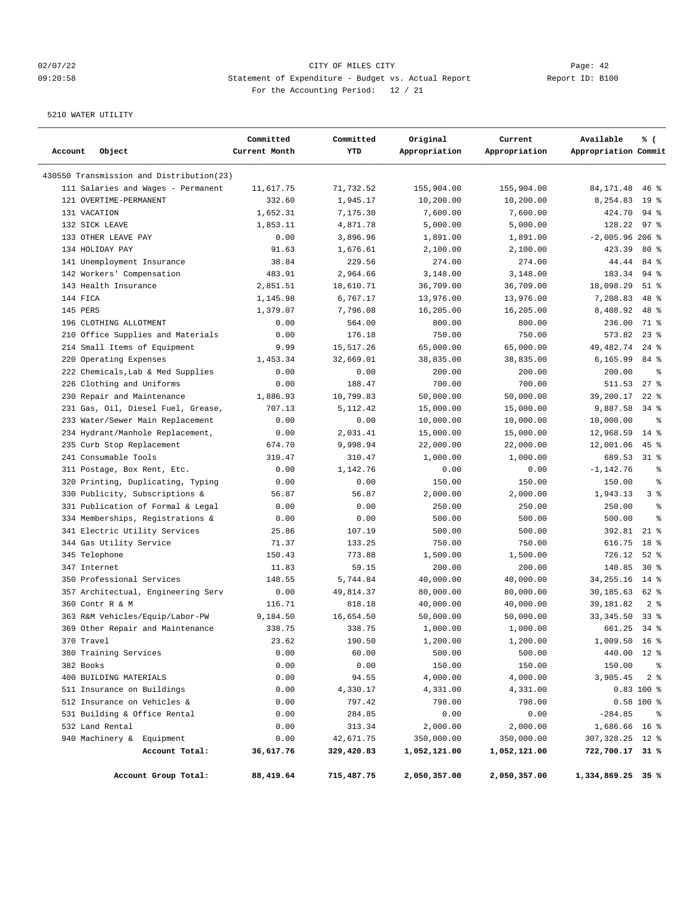CITY OF MILES CITY

Statement of Expenditure - Budget vs. Actual Report

For the Accounting Period: 12 / 21

02/07/22 09:20:58 Report ID: B100

5210 WATER UTILITY

| Account Object | Committed Current Month | Committed YTD | Original Appropriation | Current Appropriation | Available Appropriation | % ( Commit |
|---|---|---|---|---|---|---|
| 430550 Transmission and Distribution(23) | | | | | | |
| 111 Salaries and Wages - Permanent | 11,617.75 | 71,732.52 | 155,904.00 | 155,904.00 | 84,171.48 | 46 % |
| 121 OVERTIME-PERMANENT | 332.60 | 1,945.17 | 10,200.00 | 10,200.00 | 8,254.83 | 19 % |
| 131 VACATION | 1,652.31 | 7,175.30 | 7,600.00 | 7,600.00 | 424.70 | 94 % |
| 132 SICK LEAVE | 1,853.11 | 4,871.78 | 5,000.00 | 5,000.00 | 128.22 | 97 % |
| 133 OTHER LEAVE PAY | 0.00 | 3,896.96 | 1,891.00 | 1,891.00 | -2,005.96 | 206 % |
| 134 HOLIDAY PAY | 91.63 | 1,676.61 | 2,100.00 | 2,100.00 | 423.39 | 80 % |
| 141 Unemployment Insurance | 38.84 | 229.56 | 274.00 | 274.00 | 44.44 | 84 % |
| 142 Workers' Compensation | 483.91 | 2,964.66 | 3,148.00 | 3,148.00 | 183.34 | 94 % |
| 143 Health Insurance | 2,851.51 | 18,610.71 | 36,709.00 | 36,709.00 | 18,098.29 | 51 % |
| 144 FICA | 1,145.98 | 6,767.17 | 13,976.00 | 13,976.00 | 7,208.83 | 48 % |
| 145 PERS | 1,379.07 | 7,796.08 | 16,205.00 | 16,205.00 | 8,408.92 | 48 % |
| 196 CLOTHING ALLOTMENT | 0.00 | 564.00 | 800.00 | 800.00 | 236.00 | 71 % |
| 210 Office Supplies and Materials | 0.00 | 176.18 | 750.00 | 750.00 | 573.82 | 23 % |
| 214 Small Items of Equipment | 9.99 | 15,517.26 | 65,000.00 | 65,000.00 | 49,482.74 | 24 % |
| 220 Operating Expenses | 1,453.34 | 32,669.01 | 38,835.00 | 38,835.00 | 6,165.99 | 84 % |
| 222 Chemicals,Lab & Med Supplies | 0.00 | 0.00 | 200.00 | 200.00 | 200.00 | % |
| 226 Clothing and Uniforms | 0.00 | 188.47 | 700.00 | 700.00 | 511.53 | 27 % |
| 230 Repair and Maintenance | 1,886.93 | 10,799.83 | 50,000.00 | 50,000.00 | 39,200.17 | 22 % |
| 231 Gas, Oil, Diesel Fuel, Grease, | 707.13 | 5,112.42 | 15,000.00 | 15,000.00 | 9,887.58 | 34 % |
| 233 Water/Sewer Main Replacement | 0.00 | 0.00 | 10,000.00 | 10,000.00 | 10,000.00 | % |
| 234 Hydrant/Manhole Replacement, | 0.00 | 2,031.41 | 15,000.00 | 15,000.00 | 12,968.59 | 14 % |
| 235 Curb Stop Replacement | 674.70 | 9,998.94 | 22,000.00 | 22,000.00 | 12,001.06 | 45 % |
| 241 Consumable Tools | 310.47 | 310.47 | 1,000.00 | 1,000.00 | 689.53 | 31 % |
| 311 Postage, Box Rent, Etc. | 0.00 | 1,142.76 | 0.00 | 0.00 | -1,142.76 | % |
| 320 Printing, Duplicating, Typing | 0.00 | 0.00 | 150.00 | 150.00 | 150.00 | % |
| 330 Publicity, Subscriptions & | 56.87 | 56.87 | 2,000.00 | 2,000.00 | 1,943.13 | 3 % |
| 331 Publication of Formal & Legal | 0.00 | 0.00 | 250.00 | 250.00 | 250.00 | % |
| 334 Memberships, Registrations & | 0.00 | 0.00 | 500.00 | 500.00 | 500.00 | % |
| 341 Electric Utility Services | 25.86 | 107.19 | 500.00 | 500.00 | 392.81 | 21 % |
| 344 Gas Utility Service | 71.37 | 133.25 | 750.00 | 750.00 | 616.75 | 18 % |
| 345 Telephone | 150.43 | 773.88 | 1,500.00 | 1,500.00 | 726.12 | 52 % |
| 347 Internet | 11.83 | 59.15 | 200.00 | 200.00 | 140.85 | 30 % |
| 350 Professional Services | 148.55 | 5,744.84 | 40,000.00 | 40,000.00 | 34,255.16 | 14 % |
| 357 Architectual, Engineering Serv | 0.00 | 49,814.37 | 80,000.00 | 80,000.00 | 30,185.63 | 62 % |
| 360 Contr R & M | 116.71 | 818.18 | 40,000.00 | 40,000.00 | 39,181.82 | 2 % |
| 363 R&M Vehicles/Equip/Labor-PW | 9,184.50 | 16,654.50 | 50,000.00 | 50,000.00 | 33,345.50 | 33 % |
| 369 Other Repair and Maintenance | 338.75 | 338.75 | 1,000.00 | 1,000.00 | 661.25 | 34 % |
| 370 Travel | 23.62 | 190.50 | 1,200.00 | 1,200.00 | 1,009.50 | 16 % |
| 380 Training Services | 0.00 | 60.00 | 500.00 | 500.00 | 440.00 | 12 % |
| 382 Books | 0.00 | 0.00 | 150.00 | 150.00 | 150.00 | % |
| 400 BUILDING MATERIALS | 0.00 | 94.55 | 4,000.00 | 4,000.00 | 3,905.45 | 2 % |
| 511 Insurance on Buildings | 0.00 | 4,330.17 | 4,331.00 | 4,331.00 | 0.83 | 100 % |
| 512 Insurance on Vehicles & | 0.00 | 797.42 | 798.00 | 798.00 | 0.58 | 100 % |
| 531 Building & Office Rental | 0.00 | 284.85 | 0.00 | 0.00 | -284.85 | % |
| 532 Land Rental | 0.00 | 313.34 | 2,000.00 | 2,000.00 | 1,686.66 | 16 % |
| 940 Machinery & Equipment | 0.00 | 42,671.75 | 350,000.00 | 350,000.00 | 307,328.25 | 12 % |
| **Account Total:** | **36,617.76** | **329,420.83** | **1,052,121.00** | **1,052,121.00** | **722,700.17** | **31 %** |
| **Account Group Total:** | **88,419.64** | **715,487.75** | **2,050,357.00** | **2,050,357.00** | **1,334,869.25** | **35 %** |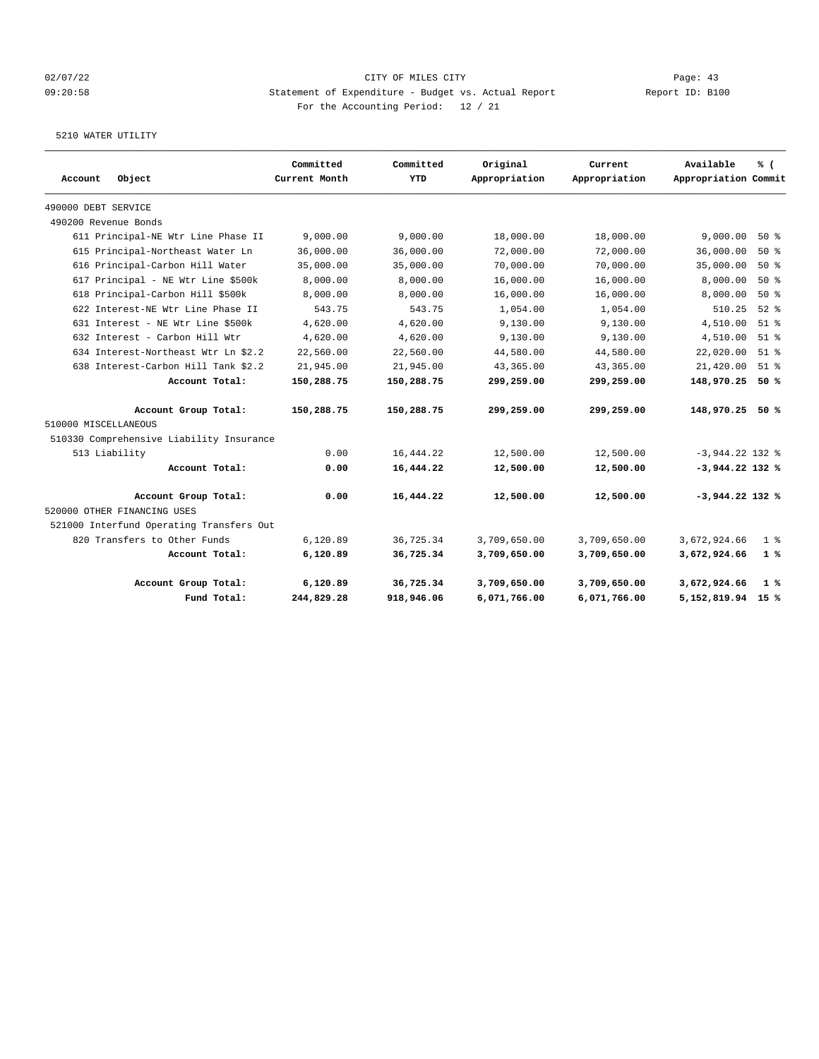CITY OF MILES CITY

Statement of Expenditure - Budget vs. Actual Report

For the Accounting Period: 12 / 21

5210 WATER UTILITY

| Account Object | Committed Current Month | Committed YTD | Original Appropriation | Current Appropriation | Available Appropriation | % ( Commit |
|---|---|---|---|---|---|---|
| 490000 DEBT SERVICE | | | | | | |
| 490200 Revenue Bonds | | | | | | |
| 611 Principal-NE Wtr Line Phase II | 9,000.00 | 9,000.00 | 18,000.00 | 18,000.00 | 9,000.00 | 50 % |
| 615 Principal-Northeast Water Ln | 36,000.00 | 36,000.00 | 72,000.00 | 72,000.00 | 36,000.00 | 50 % |
| 616 Principal-Carbon Hill Water | 35,000.00 | 35,000.00 | 70,000.00 | 70,000.00 | 35,000.00 | 50 % |
| 617 Principal - NE Wtr Line $500k | 8,000.00 | 8,000.00 | 16,000.00 | 16,000.00 | 8,000.00 | 50 % |
| 618 Principal-Carbon Hill $500k | 8,000.00 | 8,000.00 | 16,000.00 | 16,000.00 | 8,000.00 | 50 % |
| 622 Interest-NE Wtr Line Phase II | 543.75 | 543.75 | 1,054.00 | 1,054.00 | 510.25 | 52 % |
| 631 Interest - NE Wtr Line $500k | 4,620.00 | 4,620.00 | 9,130.00 | 9,130.00 | 4,510.00 | 51 % |
| 632 Interest - Carbon Hill Wtr | 4,620.00 | 4,620.00 | 9,130.00 | 9,130.00 | 4,510.00 | 51 % |
| 634 Interest-Northeast Wtr Ln $2.2 | 22,560.00 | 22,560.00 | 44,580.00 | 44,580.00 | 22,020.00 | 51 % |
| 638 Interest-Carbon Hill Tank $2.2 | 21,945.00 | 21,945.00 | 43,365.00 | 43,365.00 | 21,420.00 | 51 % |
| **Account Total:** | **150,288.75** | **150,288.75** | **299,259.00** | **299,259.00** | **148,970.25** | **50 %** |
| **Account Group Total:** | **150,288.75** | **150,288.75** | **299,259.00** | **299,259.00** | **148,970.25** | **50 %** |
| 510000 MISCELLANEOUS | | | | | | |
| 510330 Comprehensive Liability Insurance | | | | | | |
| 513 Liability | 0.00 | 16,444.22 | 12,500.00 | 12,500.00 | -3,944.22 | 132 % |
| **Account Total:** | **0.00** | **16,444.22** | **12,500.00** | **12,500.00** | **-3,944.22** | **132 %** |
| **Account Group Total:** | **0.00** | **16,444.22** | **12,500.00** | **12,500.00** | **-3,944.22** | **132 %** |
| 520000 OTHER FINANCING USES | | | | | | |
| 521000 Interfund Operating Transfers Out | | | | | | |
| 820 Transfers to Other Funds | 6,120.89 | 36,725.34 | 3,709,650.00 | 3,709,650.00 | 3,672,924.66 | 1 % |
| **Account Total:** | **6,120.89** | **36,725.34** | **3,709,650.00** | **3,709,650.00** | **3,672,924.66** | **1 %** |
| **Account Group Total:** | **6,120.89** | **36,725.34** | **3,709,650.00** | **3,709,650.00** | **3,672,924.66** | **1 %** |
| **Fund Total:** | **244,829.28** | **918,946.06** | **6,071,766.00** | **6,071,766.00** | **5,152,819.94** | **15 %** |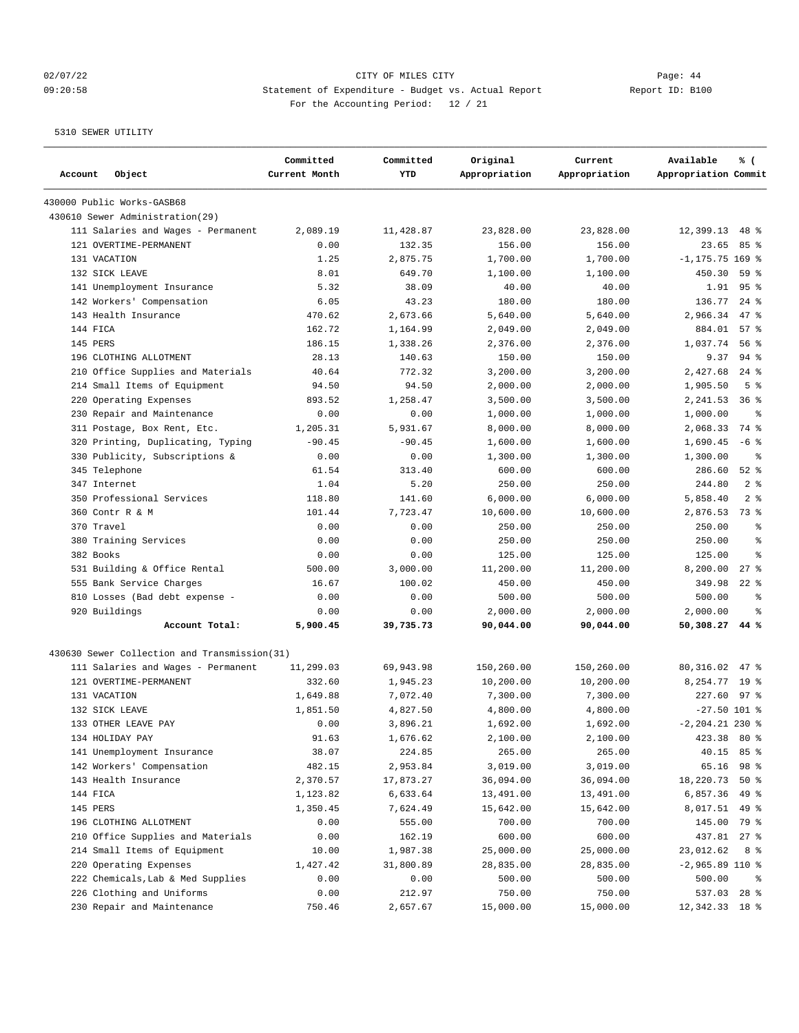CITY OF MILES CITY
Statement of Expenditure - Budget vs. Actual Report
For the Accounting Period: 12 / 21

02/07/22 09:20:58 Report ID: B100

5310 SEWER UTILITY

| Account Object | Committed Current Month | Committed YTD | Original Appropriation | Current Appropriation | Available Appropriation | % ( Commit |
|---|---|---|---|---|---|---|
| 430000 Public Works-GASB68 | | | | | | |
| 430610 Sewer Administration(29) | | | | | | |
| 111 Salaries and Wages - Permanent | 2,089.19 | 11,428.87 | 23,828.00 | 23,828.00 | 12,399.13 | 48 % |
| 121 OVERTIME-PERMANENT | 0.00 | 132.35 | 156.00 | 156.00 | 23.65 | 85 % |
| 131 VACATION | 1.25 | 2,875.75 | 1,700.00 | 1,700.00 | -1,175.75 | 169 % |
| 132 SICK LEAVE | 8.01 | 649.70 | 1,100.00 | 1,100.00 | 450.30 | 59 % |
| 141 Unemployment Insurance | 5.32 | 38.09 | 40.00 | 40.00 | 1.91 | 95 % |
| 142 Workers' Compensation | 6.05 | 43.23 | 180.00 | 180.00 | 136.77 | 24 % |
| 143 Health Insurance | 470.62 | 2,673.66 | 5,640.00 | 5,640.00 | 2,966.34 | 47 % |
| 144 FICA | 162.72 | 1,164.99 | 2,049.00 | 2,049.00 | 884.01 | 57 % |
| 145 PERS | 186.15 | 1,338.26 | 2,376.00 | 2,376.00 | 1,037.74 | 56 % |
| 196 CLOTHING ALLOTMENT | 28.13 | 140.63 | 150.00 | 150.00 | 9.37 | 94 % |
| 210 Office Supplies and Materials | 40.64 | 772.32 | 3,200.00 | 3,200.00 | 2,427.68 | 24 % |
| 214 Small Items of Equipment | 94.50 | 94.50 | 2,000.00 | 2,000.00 | 1,905.50 | 5 % |
| 220 Operating Expenses | 893.52 | 1,258.47 | 3,500.00 | 3,500.00 | 2,241.53 | 36 % |
| 230 Repair and Maintenance | 0.00 | 0.00 | 1,000.00 | 1,000.00 | 1,000.00 | % |
| 311 Postage, Box Rent, Etc. | 1,205.31 | 5,931.67 | 8,000.00 | 8,000.00 | 2,068.33 | 74 % |
| 320 Printing, Duplicating, Typing | -90.45 | -90.45 | 1,600.00 | 1,600.00 | 1,690.45 | -6 % |
| 330 Publicity, Subscriptions & | 0.00 | 0.00 | 1,300.00 | 1,300.00 | 1,300.00 | % |
| 345 Telephone | 61.54 | 313.40 | 600.00 | 600.00 | 286.60 | 52 % |
| 347 Internet | 1.04 | 5.20 | 250.00 | 250.00 | 244.80 | 2 % |
| 350 Professional Services | 118.80 | 141.60 | 6,000.00 | 6,000.00 | 5,858.40 | 2 % |
| 360 Contr R & M | 101.44 | 7,723.47 | 10,600.00 | 10,600.00 | 2,876.53 | 73 % |
| 370 Travel | 0.00 | 0.00 | 250.00 | 250.00 | 250.00 | % |
| 380 Training Services | 0.00 | 0.00 | 250.00 | 250.00 | 250.00 | % |
| 382 Books | 0.00 | 0.00 | 125.00 | 125.00 | 125.00 | % |
| 531 Building & Office Rental | 500.00 | 3,000.00 | 11,200.00 | 11,200.00 | 8,200.00 | 27 % |
| 555 Bank Service Charges | 16.67 | 100.02 | 450.00 | 450.00 | 349.98 | 22 % |
| 810 Losses (Bad debt expense - | 0.00 | 0.00 | 500.00 | 500.00 | 500.00 | % |
| 920 Buildings | 0.00 | 0.00 | 2,000.00 | 2,000.00 | 2,000.00 | % |
| **Account Total:** | **5,900.45** | **39,735.73** | **90,044.00** | **90,044.00** | **50,308.27** | **44 %** |
| 430630 Sewer Collection and Transmission(31) | | | | | | |
| 111 Salaries and Wages - Permanent | 11,299.03 | 69,943.98 | 150,260.00 | 150,260.00 | 80,316.02 | 47 % |
| 121 OVERTIME-PERMANENT | 332.60 | 1,945.23 | 10,200.00 | 10,200.00 | 8,254.77 | 19 % |
| 131 VACATION | 1,649.88 | 7,072.40 | 7,300.00 | 7,300.00 | 227.60 | 97 % |
| 132 SICK LEAVE | 1,851.50 | 4,827.50 | 4,800.00 | 4,800.00 | -27.50 | 101 % |
| 133 OTHER LEAVE PAY | 0.00 | 3,896.21 | 1,692.00 | 1,692.00 | -2,204.21 | 230 % |
| 134 HOLIDAY PAY | 91.63 | 1,676.62 | 2,100.00 | 2,100.00 | 423.38 | 80 % |
| 141 Unemployment Insurance | 38.07 | 224.85 | 265.00 | 265.00 | 40.15 | 85 % |
| 142 Workers' Compensation | 482.15 | 2,953.84 | 3,019.00 | 3,019.00 | 65.16 | 98 % |
| 143 Health Insurance | 2,370.57 | 17,873.27 | 36,094.00 | 36,094.00 | 18,220.73 | 50 % |
| 144 FICA | 1,123.82 | 6,633.64 | 13,491.00 | 13,491.00 | 6,857.36 | 49 % |
| 145 PERS | 1,350.45 | 7,624.49 | 15,642.00 | 15,642.00 | 8,017.51 | 49 % |
| 196 CLOTHING ALLOTMENT | 0.00 | 555.00 | 700.00 | 700.00 | 145.00 | 79 % |
| 210 Office Supplies and Materials | 0.00 | 162.19 | 600.00 | 600.00 | 437.81 | 27 % |
| 214 Small Items of Equipment | 10.00 | 1,987.38 | 25,000.00 | 25,000.00 | 23,012.62 | 8 % |
| 220 Operating Expenses | 1,427.42 | 31,800.89 | 28,835.00 | 28,835.00 | -2,965.89 | 110 % |
| 222 Chemicals,Lab & Med Supplies | 0.00 | 0.00 | 500.00 | 500.00 | 500.00 | % |
| 226 Clothing and Uniforms | 0.00 | 212.97 | 750.00 | 750.00 | 537.03 | 28 % |
| 230 Repair and Maintenance | 750.46 | 2,657.67 | 15,000.00 | 15,000.00 | 12,342.33 | 18 % |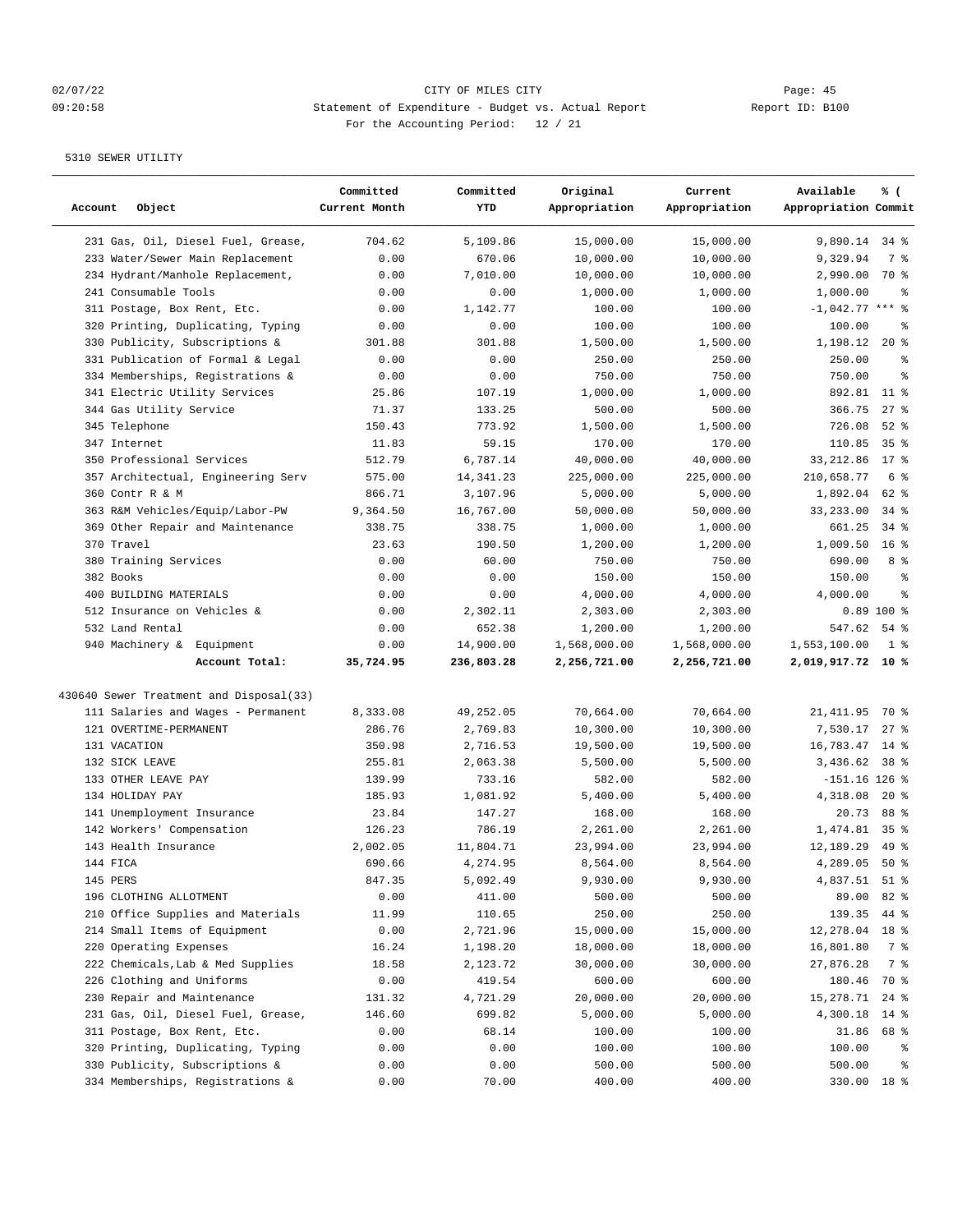5310 SEWER UTILITY

| Account Object | Committed Current Month | Committed YTD | Original Appropriation | Current Appropriation | Available Appropriation | % ( Commit |
|---|---|---|---|---|---|---|
| 231 Gas, Oil, Diesel Fuel, Grease, | 704.62 | 5,109.86 | 15,000.00 | 15,000.00 | 9,890.14 | 34 % |
| 233 Water/Sewer Main Replacement | 0.00 | 670.06 | 10,000.00 | 10,000.00 | 9,329.94 | 7 % |
| 234 Hydrant/Manhole Replacement, | 0.00 | 7,010.00 | 10,000.00 | 10,000.00 | 2,990.00 | 70 % |
| 241 Consumable Tools | 0.00 | 0.00 | 1,000.00 | 1,000.00 | 1,000.00 | % |
| 311 Postage, Box Rent, Etc. | 0.00 | 1,142.77 | 100.00 | 100.00 | -1,042.77 | *** % |
| 320 Printing, Duplicating, Typing | 0.00 | 0.00 | 100.00 | 100.00 | 100.00 | % |
| 330 Publicity, Subscriptions & | 301.88 | 301.88 | 1,500.00 | 1,500.00 | 1,198.12 | 20 % |
| 331 Publication of Formal & Legal | 0.00 | 0.00 | 250.00 | 250.00 | 250.00 | % |
| 334 Memberships, Registrations & | 0.00 | 0.00 | 750.00 | 750.00 | 750.00 | % |
| 341 Electric Utility Services | 25.86 | 107.19 | 1,000.00 | 1,000.00 | 892.81 | 11 % |
| 344 Gas Utility Service | 71.37 | 133.25 | 500.00 | 500.00 | 366.75 | 27 % |
| 345 Telephone | 150.43 | 773.92 | 1,500.00 | 1,500.00 | 726.08 | 52 % |
| 347 Internet | 11.83 | 59.15 | 170.00 | 170.00 | 110.85 | 35 % |
| 350 Professional Services | 512.79 | 6,787.14 | 40,000.00 | 40,000.00 | 33,212.86 | 17 % |
| 357 Architectual, Engineering Serv | 575.00 | 14,341.23 | 225,000.00 | 225,000.00 | 210,658.77 | 6 % |
| 360 Contr R & M | 866.71 | 3,107.96 | 5,000.00 | 5,000.00 | 1,892.04 | 62 % |
| 363 R&M Vehicles/Equip/Labor-PW | 9,364.50 | 16,767.00 | 50,000.00 | 50,000.00 | 33,233.00 | 34 % |
| 369 Other Repair and Maintenance | 338.75 | 338.75 | 1,000.00 | 1,000.00 | 661.25 | 34 % |
| 370 Travel | 23.63 | 190.50 | 1,200.00 | 1,200.00 | 1,009.50 | 16 % |
| 380 Training Services | 0.00 | 60.00 | 750.00 | 750.00 | 690.00 | 8 % |
| 382 Books | 0.00 | 0.00 | 150.00 | 150.00 | 150.00 | % |
| 400 BUILDING MATERIALS | 0.00 | 0.00 | 4,000.00 | 4,000.00 | 4,000.00 | % |
| 512 Insurance on Vehicles & | 0.00 | 2,302.11 | 2,303.00 | 2,303.00 | 0.89 | 100 % |
| 532 Land Rental | 0.00 | 652.38 | 1,200.00 | 1,200.00 | 547.62 | 54 % |
| 940 Machinery & Equipment | 0.00 | 14,900.00 | 1,568,000.00 | 1,568,000.00 | 1,553,100.00 | 1 % |
| **Account Total:** | **35,724.95** | **236,803.28** | **2,256,721.00** | **2,256,721.00** | **2,019,917.72** | **10 %** |
| 430640 Sewer Treatment and Disposal(33) | | | | | | |
| 111 Salaries and Wages - Permanent | 8,333.08 | 49,252.05 | 70,664.00 | 70,664.00 | 21,411.95 | 70 % |
| 121 OVERTIME-PERMANENT | 286.76 | 2,769.83 | 10,300.00 | 10,300.00 | 7,530.17 | 27 % |
| 131 VACATION | 350.98 | 2,716.53 | 19,500.00 | 19,500.00 | 16,783.47 | 14 % |
| 132 SICK LEAVE | 255.81 | 2,063.38 | 5,500.00 | 5,500.00 | 3,436.62 | 38 % |
| 133 OTHER LEAVE PAY | 139.99 | 733.16 | 582.00 | 582.00 | -151.16 | 126 % |
| 134 HOLIDAY PAY | 185.93 | 1,081.92 | 5,400.00 | 5,400.00 | 4,318.08 | 20 % |
| 141 Unemployment Insurance | 23.84 | 147.27 | 168.00 | 168.00 | 20.73 | 88 % |
| 142 Workers' Compensation | 126.23 | 786.19 | 2,261.00 | 2,261.00 | 1,474.81 | 35 % |
| 143 Health Insurance | 2,002.05 | 11,804.71 | 23,994.00 | 23,994.00 | 12,189.29 | 49 % |
| 144 FICA | 690.66 | 4,274.95 | 8,564.00 | 8,564.00 | 4,289.05 | 50 % |
| 145 PERS | 847.35 | 5,092.49 | 9,930.00 | 9,930.00 | 4,837.51 | 51 % |
| 196 CLOTHING ALLOTMENT | 0.00 | 411.00 | 500.00 | 500.00 | 89.00 | 82 % |
| 210 Office Supplies and Materials | 11.99 | 110.65 | 250.00 | 250.00 | 139.35 | 44 % |
| 214 Small Items of Equipment | 0.00 | 2,721.96 | 15,000.00 | 15,000.00 | 12,278.04 | 18 % |
| 220 Operating Expenses | 16.24 | 1,198.20 | 18,000.00 | 18,000.00 | 16,801.80 | 7 % |
| 222 Chemicals,Lab & Med Supplies | 18.58 | 2,123.72 | 30,000.00 | 30,000.00 | 27,876.28 | 7 % |
| 226 Clothing and Uniforms | 0.00 | 419.54 | 600.00 | 600.00 | 180.46 | 70 % |
| 230 Repair and Maintenance | 131.32 | 4,721.29 | 20,000.00 | 20,000.00 | 15,278.71 | 24 % |
| 231 Gas, Oil, Diesel Fuel, Grease, | 146.60 | 699.82 | 5,000.00 | 5,000.00 | 4,300.18 | 14 % |
| 311 Postage, Box Rent, Etc. | 0.00 | 68.14 | 100.00 | 100.00 | 31.86 | 68 % |
| 320 Printing, Duplicating, Typing | 0.00 | 0.00 | 100.00 | 100.00 | 100.00 | % |
| 330 Publicity, Subscriptions & | 0.00 | 0.00 | 500.00 | 500.00 | 500.00 | % |
| 334 Memberships, Registrations & | 0.00 | 70.00 | 400.00 | 400.00 | 330.00 | 18 % |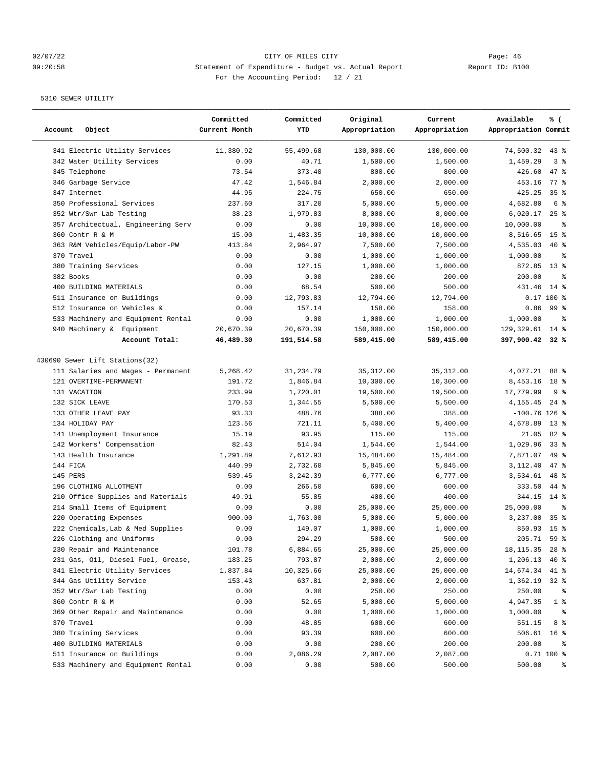5310 SEWER UTILITY

| Account Object | Committed Current Month | Committed YTD | Original Appropriation | Current Appropriation | Available Appropriation | % ( Commit |
|---|---|---|---|---|---|---|
| 341 Electric Utility Services | 11,380.92 | 55,499.68 | 130,000.00 | 130,000.00 | 74,500.32 | 43 % |
| 342 Water Utility Services | 0.00 | 40.71 | 1,500.00 | 1,500.00 | 1,459.29 | 3 % |
| 345 Telephone | 73.54 | 373.40 | 800.00 | 800.00 | 426.60 | 47 % |
| 346 Garbage Service | 47.42 | 1,546.84 | 2,000.00 | 2,000.00 | 453.16 | 77 % |
| 347 Internet | 44.95 | 224.75 | 650.00 | 650.00 | 425.25 | 35 % |
| 350 Professional Services | 237.60 | 317.20 | 5,000.00 | 5,000.00 | 4,682.80 | 6 % |
| 352 Wtr/Swr Lab Testing | 38.23 | 1,979.83 | 8,000.00 | 8,000.00 | 6,020.17 | 25 % |
| 357 Architectual, Engineering Serv | 0.00 | 0.00 | 10,000.00 | 10,000.00 | 10,000.00 | % |
| 360 Contr R & M | 15.00 | 1,483.35 | 10,000.00 | 10,000.00 | 8,516.65 | 15 % |
| 363 R&M Vehicles/Equip/Labor-PW | 413.84 | 2,964.97 | 7,500.00 | 7,500.00 | 4,535.03 | 40 % |
| 370 Travel | 0.00 | 0.00 | 1,000.00 | 1,000.00 | 1,000.00 | % |
| 380 Training Services | 0.00 | 127.15 | 1,000.00 | 1,000.00 | 872.85 | 13 % |
| 382 Books | 0.00 | 0.00 | 200.00 | 200.00 | 200.00 | % |
| 400 BUILDING MATERIALS | 0.00 | 68.54 | 500.00 | 500.00 | 431.46 | 14 % |
| 511 Insurance on Buildings | 0.00 | 12,793.83 | 12,794.00 | 12,794.00 | 0.17 | 100 % |
| 512 Insurance on Vehicles & | 0.00 | 157.14 | 158.00 | 158.00 | 0.86 | 99 % |
| 533 Machinery and Equipment Rental | 0.00 | 0.00 | 1,000.00 | 1,000.00 | 1,000.00 | % |
| 940 Machinery & Equipment | 20,670.39 | 20,670.39 | 150,000.00 | 150,000.00 | 129,329.61 | 14 % |
| **Account Total:** | **46,489.30** | **191,514.58** | **589,415.00** | **589,415.00** | **397,900.42** | **32 %** |
| 430690 Sewer Lift Stations(32) | | | | | | |
| 111 Salaries and Wages - Permanent | 5,268.42 | 31,234.79 | 35,312.00 | 35,312.00 | 4,077.21 | 88 % |
| 121 OVERTIME-PERMANENT | 191.72 | 1,846.84 | 10,300.00 | 10,300.00 | 8,453.16 | 18 % |
| 131 VACATION | 233.99 | 1,720.01 | 19,500.00 | 19,500.00 | 17,779.99 | 9 % |
| 132 SICK LEAVE | 170.53 | 1,344.55 | 5,500.00 | 5,500.00 | 4,155.45 | 24 % |
| 133 OTHER LEAVE PAY | 93.33 | 488.76 | 388.00 | 388.00 | -100.76 | 126 % |
| 134 HOLIDAY PAY | 123.56 | 721.11 | 5,400.00 | 5,400.00 | 4,678.89 | 13 % |
| 141 Unemployment Insurance | 15.19 | 93.95 | 115.00 | 115.00 | 21.05 | 82 % |
| 142 Workers' Compensation | 82.43 | 514.04 | 1,544.00 | 1,544.00 | 1,029.96 | 33 % |
| 143 Health Insurance | 1,291.89 | 7,612.93 | 15,484.00 | 15,484.00 | 7,871.07 | 49 % |
| 144 FICA | 440.99 | 2,732.60 | 5,845.00 | 5,845.00 | 3,112.40 | 47 % |
| 145 PERS | 539.45 | 3,242.39 | 6,777.00 | 6,777.00 | 3,534.61 | 48 % |
| 196 CLOTHING ALLOTMENT | 0.00 | 266.50 | 600.00 | 600.00 | 333.50 | 44 % |
| 210 Office Supplies and Materials | 49.91 | 55.85 | 400.00 | 400.00 | 344.15 | 14 % |
| 214 Small Items of Equipment | 0.00 | 0.00 | 25,000.00 | 25,000.00 | 25,000.00 | % |
| 220 Operating Expenses | 900.00 | 1,763.00 | 5,000.00 | 5,000.00 | 3,237.00 | 35 % |
| 222 Chemicals,Lab & Med Supplies | 0.00 | 149.07 | 1,000.00 | 1,000.00 | 850.93 | 15 % |
| 226 Clothing and Uniforms | 0.00 | 294.29 | 500.00 | 500.00 | 205.71 | 59 % |
| 230 Repair and Maintenance | 101.78 | 6,884.65 | 25,000.00 | 25,000.00 | 18,115.35 | 28 % |
| 231 Gas, Oil, Diesel Fuel, Grease, | 183.25 | 793.87 | 2,000.00 | 2,000.00 | 1,206.13 | 40 % |
| 341 Electric Utility Services | 1,837.84 | 10,325.66 | 25,000.00 | 25,000.00 | 14,674.34 | 41 % |
| 344 Gas Utility Service | 153.43 | 637.81 | 2,000.00 | 2,000.00 | 1,362.19 | 32 % |
| 352 Wtr/Swr Lab Testing | 0.00 | 0.00 | 250.00 | 250.00 | 250.00 | % |
| 360 Contr R & M | 0.00 | 52.65 | 5,000.00 | 5,000.00 | 4,947.35 | 1 % |
| 369 Other Repair and Maintenance | 0.00 | 0.00 | 1,000.00 | 1,000.00 | 1,000.00 | % |
| 370 Travel | 0.00 | 48.85 | 600.00 | 600.00 | 551.15 | 8 % |
| 380 Training Services | 0.00 | 93.39 | 600.00 | 600.00 | 506.61 | 16 % |
| 400 BUILDING MATERIALS | 0.00 | 0.00 | 200.00 | 200.00 | 200.00 | % |
| 511 Insurance on Buildings | 0.00 | 2,086.29 | 2,087.00 | 2,087.00 | 0.71 | 100 % |
| 533 Machinery and Equipment Rental | 0.00 | 0.00 | 500.00 | 500.00 | 500.00 | % |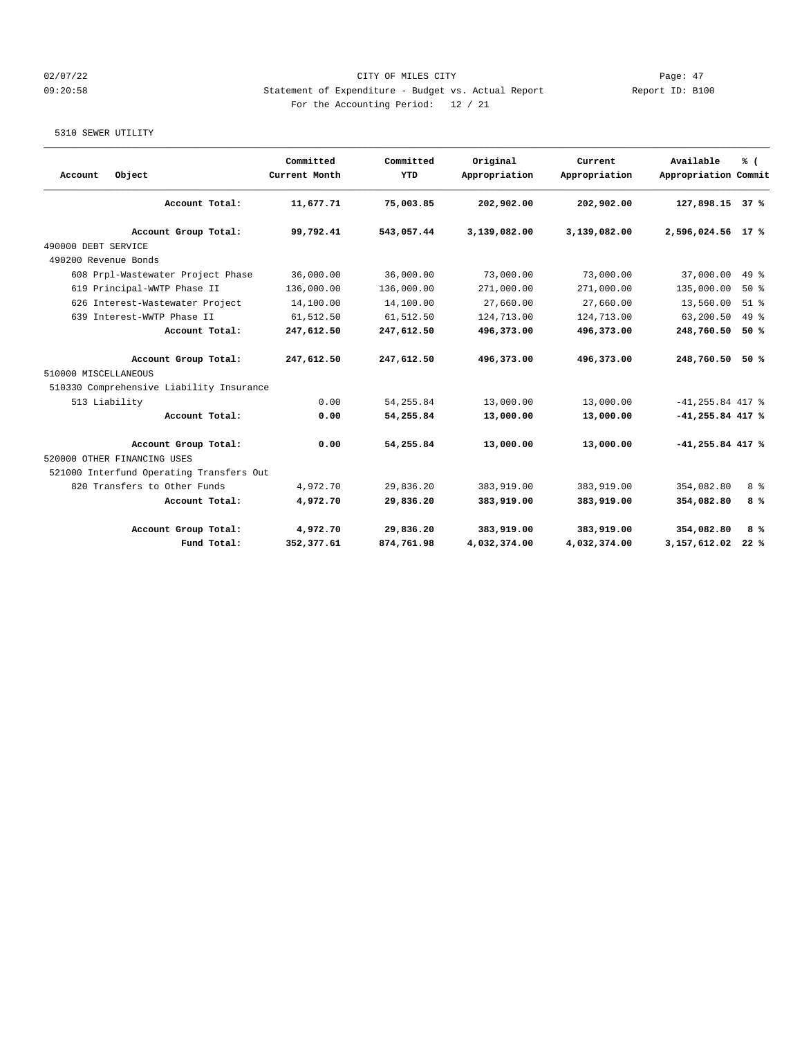CITY OF MILES CITY

Statement of Expenditure - Budget vs. Actual Report

For the Accounting Period: 12 / 21

5310 SEWER UTILITY

| Account Object | Committed Current Month | Committed YTD | Original Appropriation | Current Appropriation | Available Appropriation | % ( Commit |
|---|---|---|---|---|---|---|
| **Account Total:** | **11,677.71** | **75,003.85** | **202,902.00** | **202,902.00** | **127,898.15** | **37 %** |
| **Account Group Total:** | **99,792.41** | **543,057.44** | **3,139,082.00** | **3,139,082.00** | **2,596,024.56** | **17 %** |
| 490000 DEBT SERVICE | | | | | | |
| 490200 Revenue Bonds | | | | | | |
| 608 Prpl-Wastewater Project Phase | 36,000.00 | 36,000.00 | 73,000.00 | 73,000.00 | 37,000.00 | 49 % |
| 619 Principal-WWTP Phase II | 136,000.00 | 136,000.00 | 271,000.00 | 271,000.00 | 135,000.00 | 50 % |
| 626 Interest-Wastewater Project | 14,100.00 | 14,100.00 | 27,660.00 | 27,660.00 | 13,560.00 | 51 % |
| 639 Interest-WWTP Phase II | 61,512.50 | 61,512.50 | 124,713.00 | 124,713.00 | 63,200.50 | 49 % |
| **Account Total:** | **247,612.50** | **247,612.50** | **496,373.00** | **496,373.00** | **248,760.50** | **50 %** |
| **Account Group Total:** | **247,612.50** | **247,612.50** | **496,373.00** | **496,373.00** | **248,760.50** | **50 %** |
| 510000 MISCELLANEOUS | | | | | | |
| 510330 Comprehensive Liability Insurance | | | | | | |
| 513 Liability | 0.00 | 54,255.84 | 13,000.00 | 13,000.00 | -41,255.84 | 417 % |
| **Account Total:** | **0.00** | **54,255.84** | **13,000.00** | **13,000.00** | **-41,255.84** | **417 %** |
| **Account Group Total:** | **0.00** | **54,255.84** | **13,000.00** | **13,000.00** | **-41,255.84** | **417 %** |
| 520000 OTHER FINANCING USES | | | | | | |
| 521000 Interfund Operating Transfers Out | | | | | | |
| 820 Transfers to Other Funds | 4,972.70 | 29,836.20 | 383,919.00 | 383,919.00 | 354,082.80 | 8 % |
| **Account Total:** | **4,972.70** | **29,836.20** | **383,919.00** | **383,919.00** | **354,082.80** | **8 %** |
| **Account Group Total:** | **4,972.70** | **29,836.20** | **383,919.00** | **383,919.00** | **354,082.80** | **8 %** |
| **Fund Total:** | **352,377.61** | **874,761.98** | **4,032,374.00** | **4,032,374.00** | **3,157,612.02** | **22 %** |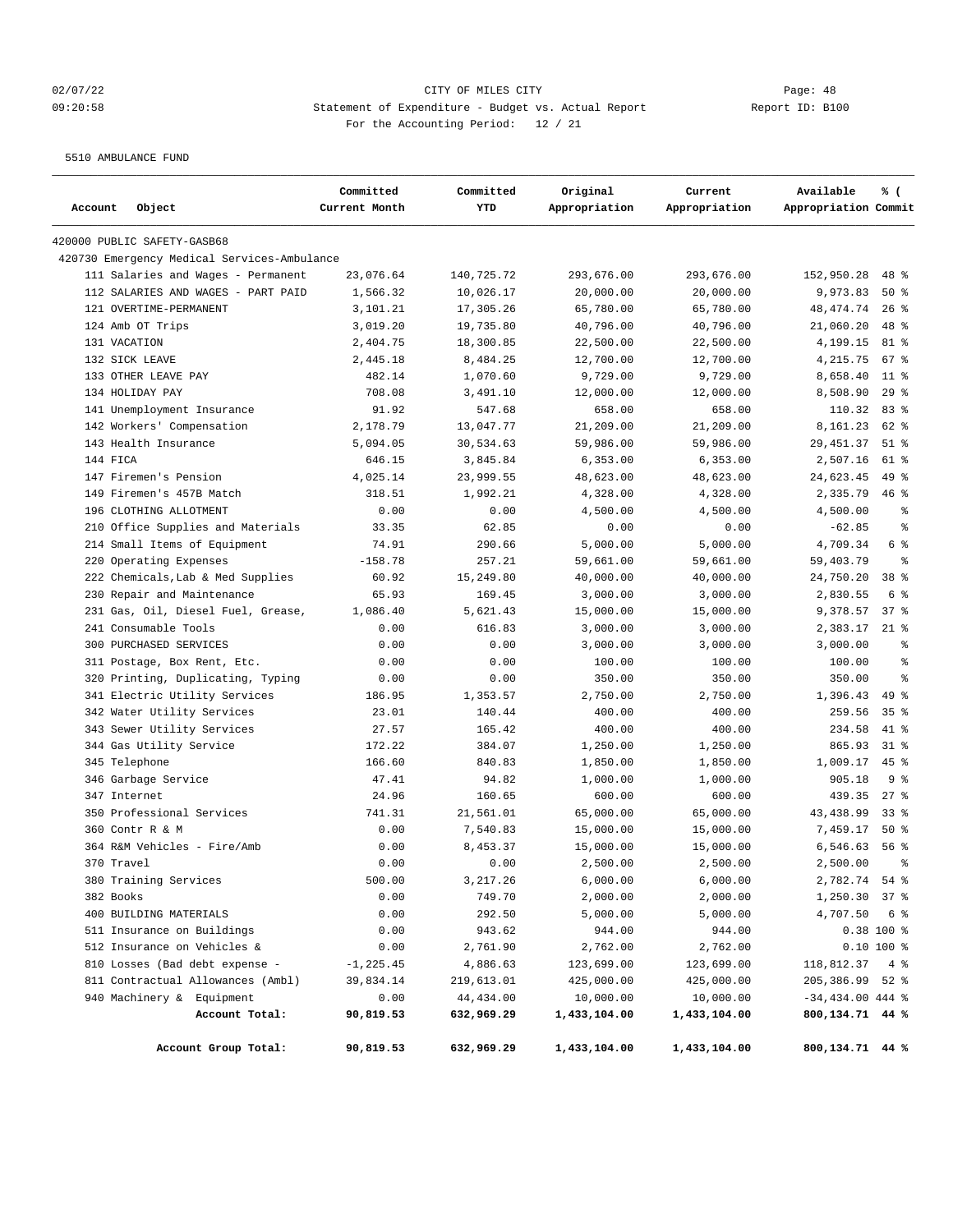CITY OF MILES CITY

Statement of Expenditure - Budget vs. Actual Report

For the Accounting Period: 12 / 21

02/07/22 09:20:58 — Report ID: B100

5510 AMBULANCE FUND

| Account Object | Committed Current Month | Committed YTD | Original Appropriation | Current Appropriation | Available Appropriation | % ( Commit |
|---|---|---|---|---|---|---|
| 420000 PUBLIC SAFETY-GASB68 | | | | | | |
| 420730 Emergency Medical Services-Ambulance | | | | | | |
| 111 Salaries and Wages - Permanent | 23,076.64 | 140,725.72 | 293,676.00 | 293,676.00 | 152,950.28 | 48 % |
| 112 SALARIES AND WAGES - PART PAID | 1,566.32 | 10,026.17 | 20,000.00 | 20,000.00 | 9,973.83 | 50 % |
| 121 OVERTIME-PERMANENT | 3,101.21 | 17,305.26 | 65,780.00 | 65,780.00 | 48,474.74 | 26 % |
| 124 Amb OT Trips | 3,019.20 | 19,735.80 | 40,796.00 | 40,796.00 | 21,060.20 | 48 % |
| 131 VACATION | 2,404.75 | 18,300.85 | 22,500.00 | 22,500.00 | 4,199.15 | 81 % |
| 132 SICK LEAVE | 2,445.18 | 8,484.25 | 12,700.00 | 12,700.00 | 4,215.75 | 67 % |
| 133 OTHER LEAVE PAY | 482.14 | 1,070.60 | 9,729.00 | 9,729.00 | 8,658.40 | 11 % |
| 134 HOLIDAY PAY | 708.08 | 3,491.10 | 12,000.00 | 12,000.00 | 8,508.90 | 29 % |
| 141 Unemployment Insurance | 91.92 | 547.68 | 658.00 | 658.00 | 110.32 | 83 % |
| 142 Workers' Compensation | 2,178.79 | 13,047.77 | 21,209.00 | 21,209.00 | 8,161.23 | 62 % |
| 143 Health Insurance | 5,094.05 | 30,534.63 | 59,986.00 | 59,986.00 | 29,451.37 | 51 % |
| 144 FICA | 646.15 | 3,845.84 | 6,353.00 | 6,353.00 | 2,507.16 | 61 % |
| 147 Firemen's Pension | 4,025.14 | 23,999.55 | 48,623.00 | 48,623.00 | 24,623.45 | 49 % |
| 149 Firemen's 457B Match | 318.51 | 1,992.21 | 4,328.00 | 4,328.00 | 2,335.79 | 46 % |
| 196 CLOTHING ALLOTMENT | 0.00 | 0.00 | 4,500.00 | 4,500.00 | 4,500.00 | % |
| 210 Office Supplies and Materials | 33.35 | 62.85 | 0.00 | 0.00 | -62.85 | % |
| 214 Small Items of Equipment | 74.91 | 290.66 | 5,000.00 | 5,000.00 | 4,709.34 | 6 % |
| 220 Operating Expenses | -158.78 | 257.21 | 59,661.00 | 59,661.00 | 59,403.79 | % |
| 222 Chemicals,Lab & Med Supplies | 60.92 | 15,249.80 | 40,000.00 | 40,000.00 | 24,750.20 | 38 % |
| 230 Repair and Maintenance | 65.93 | 169.45 | 3,000.00 | 3,000.00 | 2,830.55 | 6 % |
| 231 Gas, Oil, Diesel Fuel, Grease, | 1,086.40 | 5,621.43 | 15,000.00 | 15,000.00 | 9,378.57 | 37 % |
| 241 Consumable Tools | 0.00 | 616.83 | 3,000.00 | 3,000.00 | 2,383.17 | 21 % |
| 300 PURCHASED SERVICES | 0.00 | 0.00 | 3,000.00 | 3,000.00 | 3,000.00 | % |
| 311 Postage, Box Rent, Etc. | 0.00 | 0.00 | 100.00 | 100.00 | 100.00 | % |
| 320 Printing, Duplicating, Typing | 0.00 | 0.00 | 350.00 | 350.00 | 350.00 | % |
| 341 Electric Utility Services | 186.95 | 1,353.57 | 2,750.00 | 2,750.00 | 1,396.43 | 49 % |
| 342 Water Utility Services | 23.01 | 140.44 | 400.00 | 400.00 | 259.56 | 35 % |
| 343 Sewer Utility Services | 27.57 | 165.42 | 400.00 | 400.00 | 234.58 | 41 % |
| 344 Gas Utility Service | 172.22 | 384.07 | 1,250.00 | 1,250.00 | 865.93 | 31 % |
| 345 Telephone | 166.60 | 840.83 | 1,850.00 | 1,850.00 | 1,009.17 | 45 % |
| 346 Garbage Service | 47.41 | 94.82 | 1,000.00 | 1,000.00 | 905.18 | 9 % |
| 347 Internet | 24.96 | 160.65 | 600.00 | 600.00 | 439.35 | 27 % |
| 350 Professional Services | 741.31 | 21,561.01 | 65,000.00 | 65,000.00 | 43,438.99 | 33 % |
| 360 Contr R & M | 0.00 | 7,540.83 | 15,000.00 | 15,000.00 | 7,459.17 | 50 % |
| 364 R&M Vehicles - Fire/Amb | 0.00 | 8,453.37 | 15,000.00 | 15,000.00 | 6,546.63 | 56 % |
| 370 Travel | 0.00 | 0.00 | 2,500.00 | 2,500.00 | 2,500.00 | % |
| 380 Training Services | 500.00 | 3,217.26 | 6,000.00 | 6,000.00 | 2,782.74 | 54 % |
| 382 Books | 0.00 | 749.70 | 2,000.00 | 2,000.00 | 1,250.30 | 37 % |
| 400 BUILDING MATERIALS | 0.00 | 292.50 | 5,000.00 | 5,000.00 | 4,707.50 | 6 % |
| 511 Insurance on Buildings | 0.00 | 943.62 | 944.00 | 944.00 | 0.38 | 100 % |
| 512 Insurance on Vehicles & | 0.00 | 2,761.90 | 2,762.00 | 2,762.00 | 0.10 | 100 % |
| 810 Losses (Bad debt expense - | -1,225.45 | 4,886.63 | 123,699.00 | 123,699.00 | 118,812.37 | 4 % |
| 811 Contractual Allowances (Ambl) | 39,834.14 | 219,613.01 | 425,000.00 | 425,000.00 | 205,386.99 | 52 % |
| 940 Machinery & Equipment | 0.00 | 44,434.00 | 10,000.00 | 10,000.00 | -34,434.00 | 444 % |
| **Account Total:** | **90,819.53** | **632,969.29** | **1,433,104.00** | **1,433,104.00** | **800,134.71** | **44 %** |
| **Account Group Total:** | **90,819.53** | **632,969.29** | **1,433,104.00** | **1,433,104.00** | **800,134.71** | **44 %** |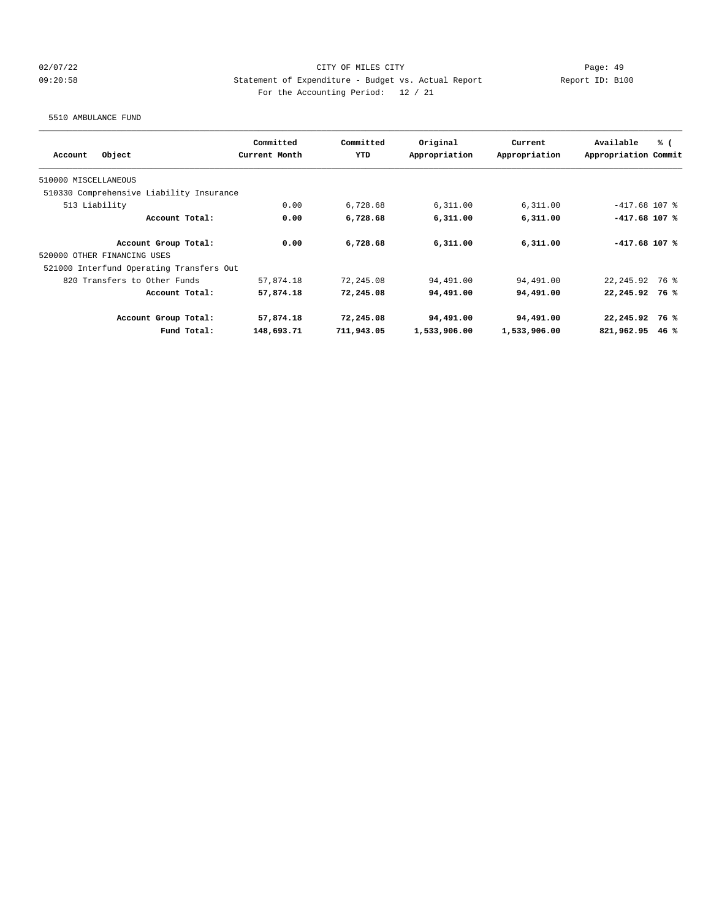CITY OF MILES CITY

Statement of Expenditure - Budget vs. Actual Report

For the Accounting Period: 12 / 21

5510 AMBULANCE FUND

| Account Object | Committed Current Month | Committed YTD | Original Appropriation | Current Appropriation | Available Appropriation | % ( Commit |
|---|---|---|---|---|---|---|
| 510000 MISCELLANEOUS | | | | | | |
| 510330 Comprehensive Liability Insurance | | | | | | |
| 513 Liability | 0.00 | 6,728.68 | 6,311.00 | 6,311.00 | -417.68 | 107 % |
| **Account Total:** | **0.00** | **6,728.68** | **6,311.00** | **6,311.00** | **-417.68** | **107 %** |
| **Account Group Total:** | **0.00** | **6,728.68** | **6,311.00** | **6,311.00** | **-417.68** | **107 %** |
| 520000 OTHER FINANCING USES | | | | | | |
| 521000 Interfund Operating Transfers Out | | | | | | |
| 820 Transfers to Other Funds | 57,874.18 | 72,245.08 | 94,491.00 | 94,491.00 | 22,245.92 | 76 % |
| **Account Total:** | **57,874.18** | **72,245.08** | **94,491.00** | **94,491.00** | **22,245.92** | **76 %** |
| **Account Group Total:** | **57,874.18** | **72,245.08** | **94,491.00** | **94,491.00** | **22,245.92** | **76 %** |
| **Fund Total:** | **148,693.71** | **711,943.05** | **1,533,906.00** | **1,533,906.00** | **821,962.95** | **46 %** |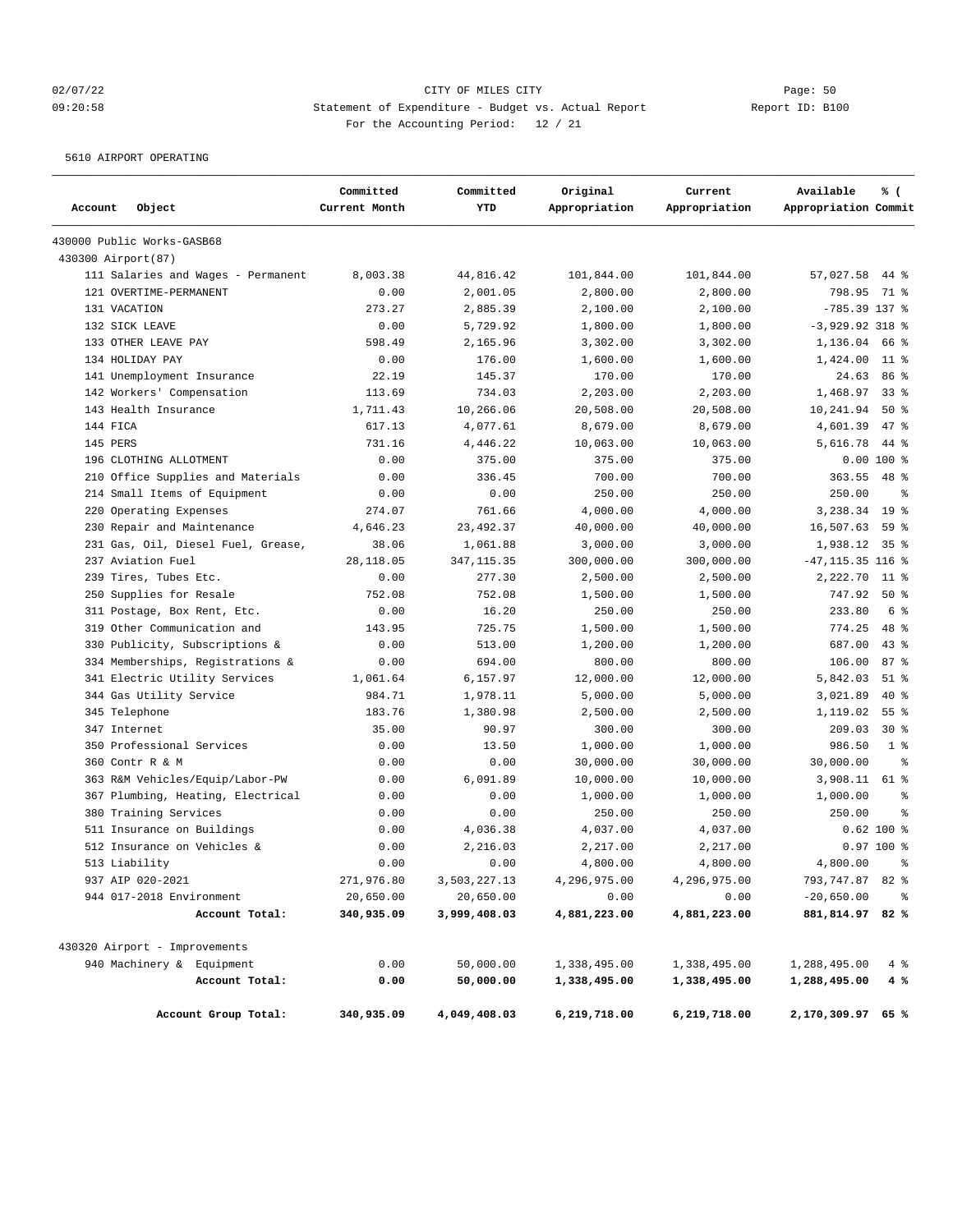CITY OF MILES CITY

Statement of Expenditure - Budget vs. Actual Report

For the Accounting Period: 12 / 21

5610 AIRPORT OPERATING

| Account Object | Committed Current Month | Committed YTD | Original Appropriation | Current Appropriation | Available Appropriation | % ( Commit |
|---|---|---|---|---|---|---|
| 430000 Public Works-GASB68 | | | | | | |
| 430300 Airport(87) | | | | | | |
| 111 Salaries and Wages - Permanent | 8,003.38 | 44,816.42 | 101,844.00 | 101,844.00 | 57,027.58 | 44 % |
| 121 OVERTIME-PERMANENT | 0.00 | 2,001.05 | 2,800.00 | 2,800.00 | 798.95 | 71 % |
| 131 VACATION | 273.27 | 2,885.39 | 2,100.00 | 2,100.00 | -785.39 | 137 % |
| 132 SICK LEAVE | 0.00 | 5,729.92 | 1,800.00 | 1,800.00 | -3,929.92 | 318 % |
| 133 OTHER LEAVE PAY | 598.49 | 2,165.96 | 3,302.00 | 3,302.00 | 1,136.04 | 66 % |
| 134 HOLIDAY PAY | 0.00 | 176.00 | 1,600.00 | 1,600.00 | 1,424.00 | 11 % |
| 141 Unemployment Insurance | 22.19 | 145.37 | 170.00 | 170.00 | 24.63 | 86 % |
| 142 Workers' Compensation | 113.69 | 734.03 | 2,203.00 | 2,203.00 | 1,468.97 | 33 % |
| 143 Health Insurance | 1,711.43 | 10,266.06 | 20,508.00 | 20,508.00 | 10,241.94 | 50 % |
| 144 FICA | 617.13 | 4,077.61 | 8,679.00 | 8,679.00 | 4,601.39 | 47 % |
| 145 PERS | 731.16 | 4,446.22 | 10,063.00 | 10,063.00 | 5,616.78 | 44 % |
| 196 CLOTHING ALLOTMENT | 0.00 | 375.00 | 375.00 | 375.00 | 0.00 | 100 % |
| 210 Office Supplies and Materials | 0.00 | 336.45 | 700.00 | 700.00 | 363.55 | 48 % |
| 214 Small Items of Equipment | 0.00 | 0.00 | 250.00 | 250.00 | 250.00 | % |
| 220 Operating Expenses | 274.07 | 761.66 | 4,000.00 | 4,000.00 | 3,238.34 | 19 % |
| 230 Repair and Maintenance | 4,646.23 | 23,492.37 | 40,000.00 | 40,000.00 | 16,507.63 | 59 % |
| 231 Gas, Oil, Diesel Fuel, Grease, | 38.06 | 1,061.88 | 3,000.00 | 3,000.00 | 1,938.12 | 35 % |
| 237 Aviation Fuel | 28,118.05 | 347,115.35 | 300,000.00 | 300,000.00 | -47,115.35 | 116 % |
| 239 Tires, Tubes Etc. | 0.00 | 277.30 | 2,500.00 | 2,500.00 | 2,222.70 | 11 % |
| 250 Supplies for Resale | 752.08 | 752.08 | 1,500.00 | 1,500.00 | 747.92 | 50 % |
| 311 Postage, Box Rent, Etc. | 0.00 | 16.20 | 250.00 | 250.00 | 233.80 | 6 % |
| 319 Other Communication and | 143.95 | 725.75 | 1,500.00 | 1,500.00 | 774.25 | 48 % |
| 330 Publicity, Subscriptions & | 0.00 | 513.00 | 1,200.00 | 1,200.00 | 687.00 | 43 % |
| 334 Memberships, Registrations & | 0.00 | 694.00 | 800.00 | 800.00 | 106.00 | 87 % |
| 341 Electric Utility Services | 1,061.64 | 6,157.97 | 12,000.00 | 12,000.00 | 5,842.03 | 51 % |
| 344 Gas Utility Service | 984.71 | 1,978.11 | 5,000.00 | 5,000.00 | 3,021.89 | 40 % |
| 345 Telephone | 183.76 | 1,380.98 | 2,500.00 | 2,500.00 | 1,119.02 | 55 % |
| 347 Internet | 35.00 | 90.97 | 300.00 | 300.00 | 209.03 | 30 % |
| 350 Professional Services | 0.00 | 13.50 | 1,000.00 | 1,000.00 | 986.50 | 1 % |
| 360 Contr R & M | 0.00 | 0.00 | 30,000.00 | 30,000.00 | 30,000.00 | % |
| 363 R&M Vehicles/Equip/Labor-PW | 0.00 | 6,091.89 | 10,000.00 | 10,000.00 | 3,908.11 | 61 % |
| 367 Plumbing, Heating, Electrical | 0.00 | 0.00 | 1,000.00 | 1,000.00 | 1,000.00 | % |
| 380 Training Services | 0.00 | 0.00 | 250.00 | 250.00 | 250.00 | % |
| 511 Insurance on Buildings | 0.00 | 4,036.38 | 4,037.00 | 4,037.00 | 0.62 | 100 % |
| 512 Insurance on Vehicles & | 0.00 | 2,216.03 | 2,217.00 | 2,217.00 | 0.97 | 100 % |
| 513 Liability | 0.00 | 0.00 | 4,800.00 | 4,800.00 | 4,800.00 | % |
| 937 AIP 020-2021 | 271,976.80 | 3,503,227.13 | 4,296,975.00 | 4,296,975.00 | 793,747.87 | 82 % |
| 944 017-2018 Environment | 20,650.00 | 20,650.00 | 0.00 | 0.00 | -20,650.00 | % |
| **Account Total:** | **340,935.09** | **3,999,408.03** | **4,881,223.00** | **4,881,223.00** | **881,814.97** | **82 %** |
| 430320 Airport - Improvements | | | | | | |
| 940 Machinery & Equipment | 0.00 | 50,000.00 | 1,338,495.00 | 1,338,495.00 | 1,288,495.00 | 4 % |
| **Account Total:** | **0.00** | **50,000.00** | **1,338,495.00** | **1,338,495.00** | **1,288,495.00** | **4 %** |
| **Account Group Total:** | **340,935.09** | **4,049,408.03** | **6,219,718.00** | **6,219,718.00** | **2,170,309.97** | **65 %** |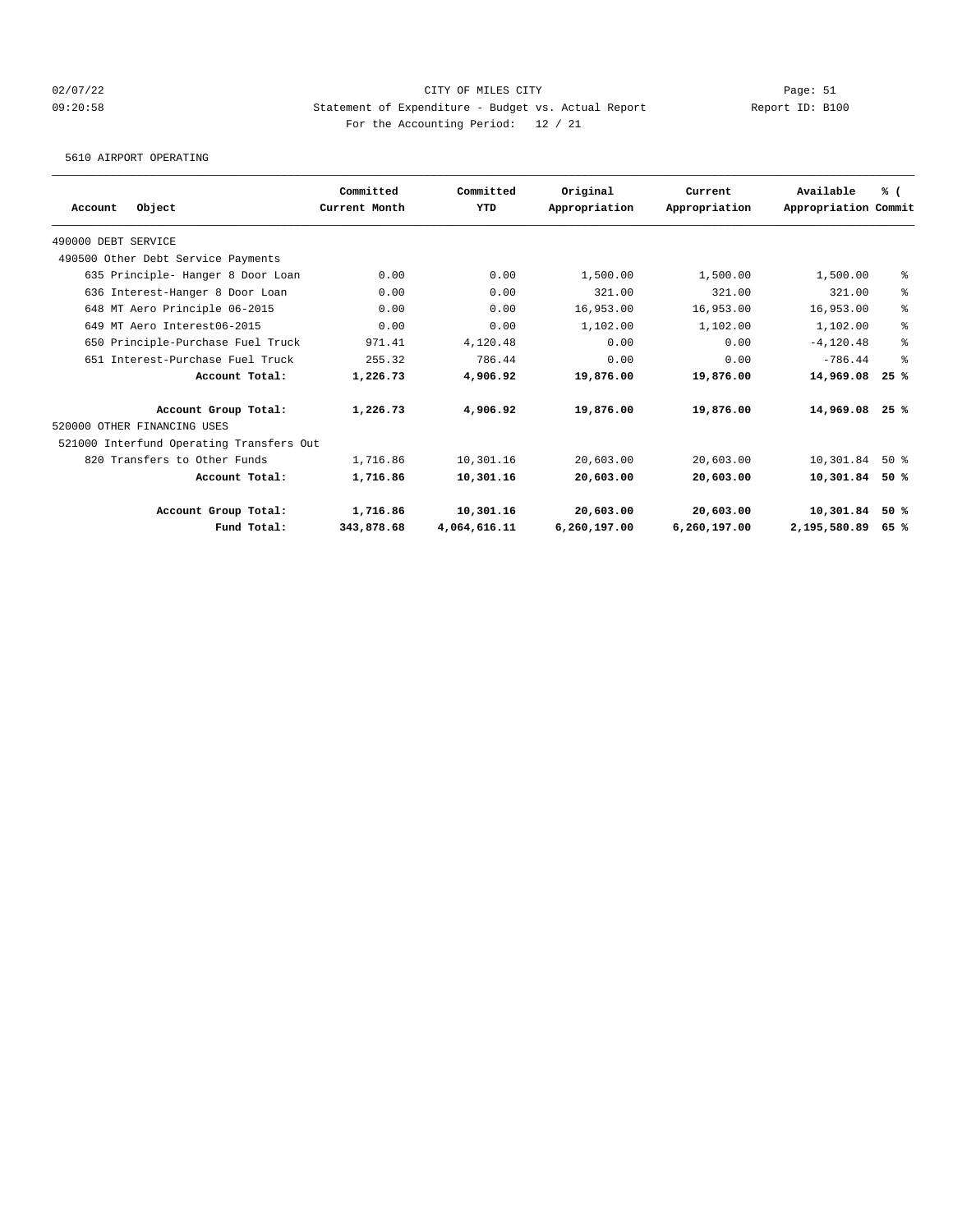CITY OF MILES CITY

Statement of Expenditure - Budget vs. Actual Report

Report ID: B100

For the Accounting Period: 12 / 21

5610 AIRPORT OPERATING

| Account Object | Committed Current Month | Committed YTD | Original Appropriation | Current Appropriation | Available Appropriation | % ( Commit |
|---|---|---|---|---|---|---|
| 490000 DEBT SERVICE | | | | | | |
| 490500 Other Debt Service Payments | | | | | | |
| 635 Principle- Hanger 8 Door Loan | 0.00 | 0.00 | 1,500.00 | 1,500.00 | 1,500.00 | % |
| 636 Interest-Hanger 8 Door Loan | 0.00 | 0.00 | 321.00 | 321.00 | 321.00 | % |
| 648 MT Aero Principle 06-2015 | 0.00 | 0.00 | 16,953.00 | 16,953.00 | 16,953.00 | % |
| 649 MT Aero Interest06-2015 | 0.00 | 0.00 | 1,102.00 | 1,102.00 | 1,102.00 | % |
| 650 Principle-Purchase Fuel Truck | 971.41 | 4,120.48 | 0.00 | 0.00 | -4,120.48 | % |
| 651 Interest-Purchase Fuel Truck | 255.32 | 786.44 | 0.00 | 0.00 | -786.44 | % |
| **Account Total:** | **1,226.73** | **4,906.92** | **19,876.00** | **19,876.00** | **14,969.08** | **25 %** |
| **Account Group Total:** | **1,226.73** | **4,906.92** | **19,876.00** | **19,876.00** | **14,969.08** | **25 %** |
| 520000 OTHER FINANCING USES | | | | | | |
| 521000 Interfund Operating Transfers Out | | | | | | |
| 820 Transfers to Other Funds | 1,716.86 | 10,301.16 | 20,603.00 | 20,603.00 | 10,301.84 | 50 % |
| **Account Total:** | **1,716.86** | **10,301.16** | **20,603.00** | **20,603.00** | **10,301.84** | **50 %** |
| **Account Group Total:** | **1,716.86** | **10,301.16** | **20,603.00** | **20,603.00** | **10,301.84** | **50 %** |
| **Fund Total:** | **343,878.68** | **4,064,616.11** | **6,260,197.00** | **6,260,197.00** | **2,195,580.89** | **65 %** |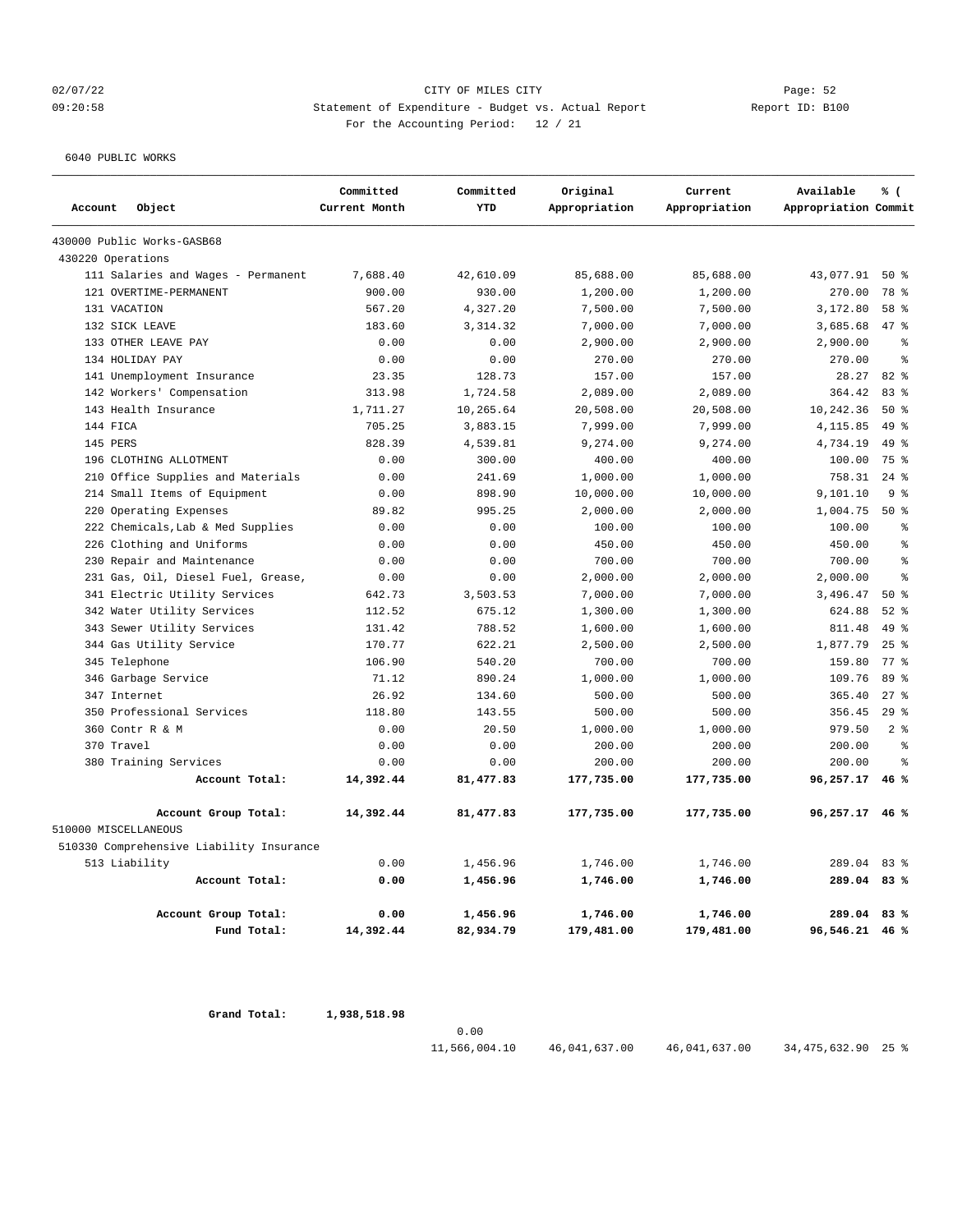CITY OF MILES CITY
Statement of Expenditure - Budget vs. Actual Report
For the Accounting Period: 12 / 21

02/07/22 09:20:58 — Page: 52 — Report ID: B100

6040 PUBLIC WORKS

| Account Object | Committed Current Month | Committed YTD | Original Appropriation | Current Appropriation | Available Appropriation | % ( Commit |
|---|---|---|---|---|---|---|
| 430000 Public Works-GASB68 | | | | | | |
| 430220 Operations | | | | | | |
| 111 Salaries and Wages - Permanent | 7,688.40 | 42,610.09 | 85,688.00 | 85,688.00 | 43,077.91 | 50 % |
| 121 OVERTIME-PERMANENT | 900.00 | 930.00 | 1,200.00 | 1,200.00 | 270.00 | 78 % |
| 131 VACATION | 567.20 | 4,327.20 | 7,500.00 | 7,500.00 | 3,172.80 | 58 % |
| 132 SICK LEAVE | 183.60 | 3,314.32 | 7,000.00 | 7,000.00 | 3,685.68 | 47 % |
| 133 OTHER LEAVE PAY | 0.00 | 0.00 | 2,900.00 | 2,900.00 | 2,900.00 | % |
| 134 HOLIDAY PAY | 0.00 | 0.00 | 270.00 | 270.00 | 270.00 | % |
| 141 Unemployment Insurance | 23.35 | 128.73 | 157.00 | 157.00 | 28.27 | 82 % |
| 142 Workers' Compensation | 313.98 | 1,724.58 | 2,089.00 | 2,089.00 | 364.42 | 83 % |
| 143 Health Insurance | 1,711.27 | 10,265.64 | 20,508.00 | 20,508.00 | 10,242.36 | 50 % |
| 144 FICA | 705.25 | 3,883.15 | 7,999.00 | 7,999.00 | 4,115.85 | 49 % |
| 145 PERS | 828.39 | 4,539.81 | 9,274.00 | 9,274.00 | 4,734.19 | 49 % |
| 196 CLOTHING ALLOTMENT | 0.00 | 300.00 | 400.00 | 400.00 | 100.00 | 75 % |
| 210 Office Supplies and Materials | 0.00 | 241.69 | 1,000.00 | 1,000.00 | 758.31 | 24 % |
| 214 Small Items of Equipment | 0.00 | 898.90 | 10,000.00 | 10,000.00 | 9,101.10 | 9 % |
| 220 Operating Expenses | 89.82 | 995.25 | 2,000.00 | 2,000.00 | 1,004.75 | 50 % |
| 222 Chemicals,Lab & Med Supplies | 0.00 | 0.00 | 100.00 | 100.00 | 100.00 | % |
| 226 Clothing and Uniforms | 0.00 | 0.00 | 450.00 | 450.00 | 450.00 | % |
| 230 Repair and Maintenance | 0.00 | 0.00 | 700.00 | 700.00 | 700.00 | % |
| 231 Gas, Oil, Diesel Fuel, Grease, | 0.00 | 0.00 | 2,000.00 | 2,000.00 | 2,000.00 | % |
| 341 Electric Utility Services | 642.73 | 3,503.53 | 7,000.00 | 7,000.00 | 3,496.47 | 50 % |
| 342 Water Utility Services | 112.52 | 675.12 | 1,300.00 | 1,300.00 | 624.88 | 52 % |
| 343 Sewer Utility Services | 131.42 | 788.52 | 1,600.00 | 1,600.00 | 811.48 | 49 % |
| 344 Gas Utility Service | 170.77 | 622.21 | 2,500.00 | 2,500.00 | 1,877.79 | 25 % |
| 345 Telephone | 106.90 | 540.20 | 700.00 | 700.00 | 159.80 | 77 % |
| 346 Garbage Service | 71.12 | 890.24 | 1,000.00 | 1,000.00 | 109.76 | 89 % |
| 347 Internet | 26.92 | 134.60 | 500.00 | 500.00 | 365.40 | 27 % |
| 350 Professional Services | 118.80 | 143.55 | 500.00 | 500.00 | 356.45 | 29 % |
| 360 Contr R & M | 0.00 | 20.50 | 1,000.00 | 1,000.00 | 979.50 | 2 % |
| 370 Travel | 0.00 | 0.00 | 200.00 | 200.00 | 200.00 | % |
| 380 Training Services | 0.00 | 0.00 | 200.00 | 200.00 | 200.00 | % |
| **Account Total:** | **14,392.44** | **81,477.83** | **177,735.00** | **177,735.00** | **96,257.17** | **46 %** |
| **Account Group Total:** | **14,392.44** | **81,477.83** | **177,735.00** | **177,735.00** | **96,257.17** | **46 %** |
| 510000 MISCELLANEOUS | | | | | | |
| 510330 Comprehensive Liability Insurance | | | | | | |
| 513 Liability | 0.00 | 1,456.96 | 1,746.00 | 1,746.00 | 289.04 | 83 % |
| **Account Total:** | **0.00** | **1,456.96** | **1,746.00** | **1,746.00** | **289.04** | **83 %** |
| **Account Group Total:** | **0.00** | **1,456.96** | **1,746.00** | **1,746.00** | **289.04** | **83 %** |
| **Fund Total:** | **14,392.44** | **82,934.79** | **179,481.00** | **179,481.00** | **96,546.21** | **46 %** |

| | | | | | | |
|---|---|---|---|---|---|---|
| **Grand Total:** | **1,938,518.98** | 0.00 | | | | |
| | | 11,566,004.10 | 46,041,637.00 | 46,041,637.00 | 34,475,632.90 | 25 % |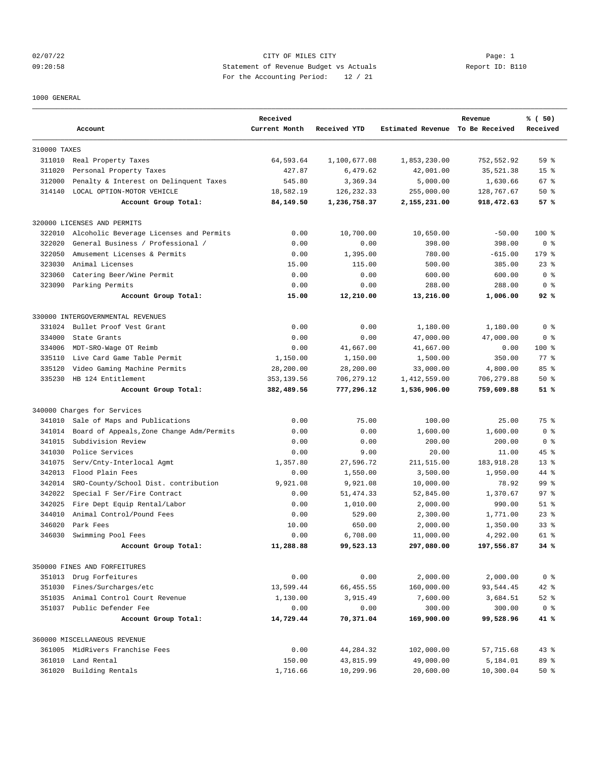02/07/22 CITY OF MILES CITY Page: 1
09:20:58 Statement of Revenue Budget vs Actuals Report ID: B110
For the Accounting Period: 12 / 21

1000 GENERAL

| | Account | Received Current Month | Received YTD | Estimated Revenue | Revenue To Be Received | % ( 50) Received |
|---|---|---|---|---|---|---|
| 310000 TAXES | | | | | | |
| 311010 | Real Property Taxes | 64,593.64 | 1,100,677.08 | 1,853,230.00 | 752,552.92 | 59 % |
| 311020 | Personal Property Taxes | 427.87 | 6,479.62 | 42,001.00 | 35,521.38 | 15 % |
| 312000 | Penalty & Interest on Delinquent Taxes | 545.80 | 3,369.34 | 5,000.00 | 1,630.66 | 67 % |
| 314140 | LOCAL OPTION-MOTOR VEHICLE | 18,582.19 | 126,232.33 | 255,000.00 | 128,767.67 | 50 % |
| | **Account Group Total:** | **84,149.50** | **1,236,758.37** | **2,155,231.00** | **918,472.63** | **57 %** |
| 320000 LICENSES AND PERMITS | | | | | | |
| 322010 | Alcoholic Beverage Licenses and Permits | 0.00 | 10,700.00 | 10,650.00 | -50.00 | 100 % |
| 322020 | General Business / Professional / | 0.00 | 0.00 | 398.00 | 398.00 | 0 % |
| 322050 | Amusement Licenses & Permits | 0.00 | 1,395.00 | 780.00 | -615.00 | 179 % |
| 323030 | Animal Licenses | 15.00 | 115.00 | 500.00 | 385.00 | 23 % |
| 323060 | Catering Beer/Wine Permit | 0.00 | 0.00 | 600.00 | 600.00 | 0 % |
| 323090 | Parking Permits | 0.00 | 0.00 | 288.00 | 288.00 | 0 % |
| | **Account Group Total:** | **15.00** | **12,210.00** | **13,216.00** | **1,006.00** | **92 %** |
| 330000 INTERGOVERNMENTAL REVENUES | | | | | | |
| 331024 | Bullet Proof Vest Grant | 0.00 | 0.00 | 1,180.00 | 1,180.00 | 0 % |
| 334000 | State Grants | 0.00 | 0.00 | 47,000.00 | 47,000.00 | 0 % |
| 334006 | MDT-SRO-Wage OT Reimb | 0.00 | 41,667.00 | 41,667.00 | 0.00 | 100 % |
| 335110 | Live Card Game Table Permit | 1,150.00 | 1,150.00 | 1,500.00 | 350.00 | 77 % |
| 335120 | Video Gaming Machine Permits | 28,200.00 | 28,200.00 | 33,000.00 | 4,800.00 | 85 % |
| 335230 | HB 124 Entitlement | 353,139.56 | 706,279.12 | 1,412,559.00 | 706,279.88 | 50 % |
| | **Account Group Total:** | **382,489.56** | **777,296.12** | **1,536,906.00** | **759,609.88** | **51 %** |
| 340000 Charges for Services | | | | | | |
| 341010 | Sale of Maps and Publications | 0.00 | 75.00 | 100.00 | 25.00 | 75 % |
| 341014 | Board of Appeals,Zone Change Adm/Permits | 0.00 | 0.00 | 1,600.00 | 1,600.00 | 0 % |
| 341015 | Subdivision Review | 0.00 | 0.00 | 200.00 | 200.00 | 0 % |
| 341030 | Police Services | 0.00 | 9.00 | 20.00 | 11.00 | 45 % |
| 341075 | Serv/Cnty-Interlocal Agmt | 1,357.80 | 27,596.72 | 211,515.00 | 183,918.28 | 13 % |
| 342013 | Flood Plain Fees | 0.00 | 1,550.00 | 3,500.00 | 1,950.00 | 44 % |
| 342014 | SRO-County/School Dist. contribution | 9,921.08 | 9,921.08 | 10,000.00 | 78.92 | 99 % |
| 342022 | Special F Ser/Fire Contract | 0.00 | 51,474.33 | 52,845.00 | 1,370.67 | 97 % |
| 342025 | Fire Dept Equip Rental/Labor | 0.00 | 1,010.00 | 2,000.00 | 990.00 | 51 % |
| 344010 | Animal Control/Pound Fees | 0.00 | 529.00 | 2,300.00 | 1,771.00 | 23 % |
| 346020 | Park Fees | 10.00 | 650.00 | 2,000.00 | 1,350.00 | 33 % |
| 346030 | Swimming Pool Fees | 0.00 | 6,708.00 | 11,000.00 | 4,292.00 | 61 % |
| | **Account Group Total:** | **11,288.88** | **99,523.13** | **297,080.00** | **197,556.87** | **34 %** |
| 350000 FINES AND FORFEITURES | | | | | | |
| 351013 | Drug Forfeitures | 0.00 | 0.00 | 2,000.00 | 2,000.00 | 0 % |
| 351030 | Fines/Surcharges/etc | 13,599.44 | 66,455.55 | 160,000.00 | 93,544.45 | 42 % |
| 351035 | Animal Control Court Revenue | 1,130.00 | 3,915.49 | 7,600.00 | 3,684.51 | 52 % |
| 351037 | Public Defender Fee | 0.00 | 0.00 | 300.00 | 300.00 | 0 % |
| | **Account Group Total:** | **14,729.44** | **70,371.04** | **169,900.00** | **99,528.96** | **41 %** |
| 360000 MISCELLANEOUS REVENUE | | | | | | |
| 361005 | MidRivers Franchise Fees | 0.00 | 44,284.32 | 102,000.00 | 57,715.68 | 43 % |
| 361010 | Land Rental | 150.00 | 43,815.99 | 49,000.00 | 5,184.01 | 89 % |
| 361020 | Building Rentals | 1,716.66 | 10,299.96 | 20,600.00 | 10,300.04 | 50 % |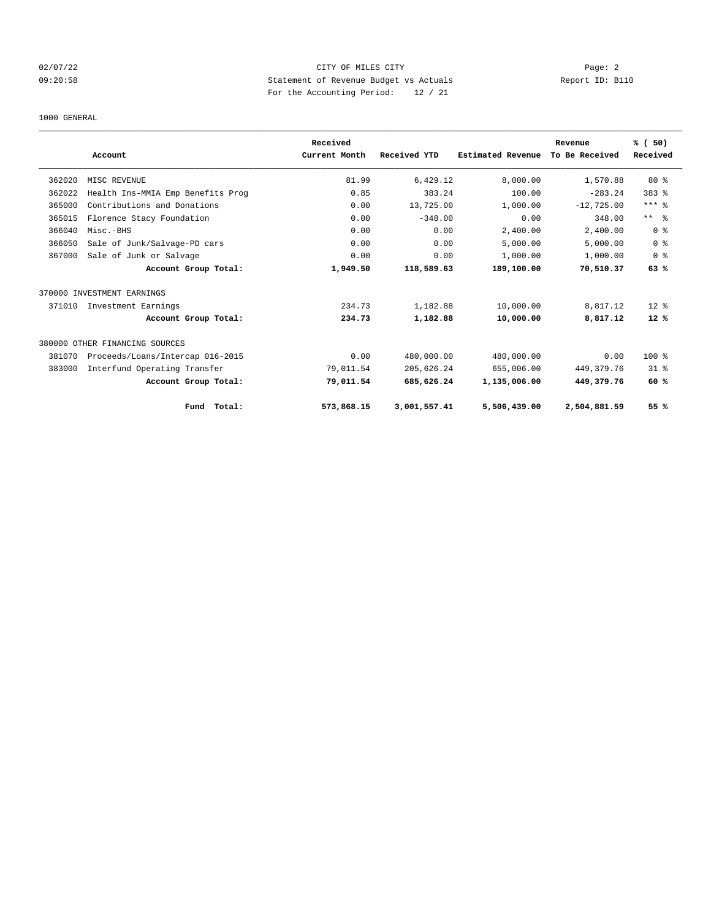CITY OF MILES CITY

Statement of Revenue Budget vs Actuals

For the Accounting Period: 12 / 21

02/07/22 09:20:58 Page: 2 Report ID: B110

1000 GENERAL

| | Account | Received Current Month | Received YTD | Estimated Revenue | Revenue To Be Received | % ( 50) Received |
|---|---|---|---|---|---|---|
| 362020 | MISC REVENUE | 81.99 | 6,429.12 | 8,000.00 | 1,570.88 | 80 % |
| 362022 | Health Ins-MMIA Emp Benefits Prog | 0.85 | 383.24 | 100.00 | -283.24 | 383 % |
| 365000 | Contributions and Donations | 0.00 | 13,725.00 | 1,000.00 | -12,725.00 | *** % |
| 365015 | Florence Stacy Foundation | 0.00 | -348.00 | 0.00 | 348.00 | ** % |
| 366040 | Misc.-BHS | 0.00 | 0.00 | 2,400.00 | 2,400.00 | 0 % |
| 366050 | Sale of Junk/Salvage-PD cars | 0.00 | 0.00 | 5,000.00 | 5,000.00 | 0 % |
| 367000 | Sale of Junk or Salvage | 0.00 | 0.00 | 1,000.00 | 1,000.00 | 0 % |
| | **Account Group Total:** | **1,949.50** | **118,589.63** | **189,100.00** | **70,510.37** | **63 %** |
| 370000 INVESTMENT EARNINGS | | | | | | |
| 371010 | Investment Earnings | 234.73 | 1,182.88 | 10,000.00 | 8,817.12 | 12 % |
| | **Account Group Total:** | **234.73** | **1,182.88** | **10,000.00** | **8,817.12** | **12 %** |
| 380000 OTHER FINANCING SOURCES | | | | | | |
| 381070 | Proceeds/Loans/Intercap 016-2015 | 0.00 | 480,000.00 | 480,000.00 | 0.00 | 100 % |
| 383000 | Interfund Operating Transfer | 79,011.54 | 205,626.24 | 655,006.00 | 449,379.76 | 31 % |
| | **Account Group Total:** | **79,011.54** | **685,626.24** | **1,135,006.00** | **449,379.76** | **60 %** |
| | **Fund Total:** | **573,868.15** | **3,001,557.41** | **5,506,439.00** | **2,504,881.59** | **55 %** |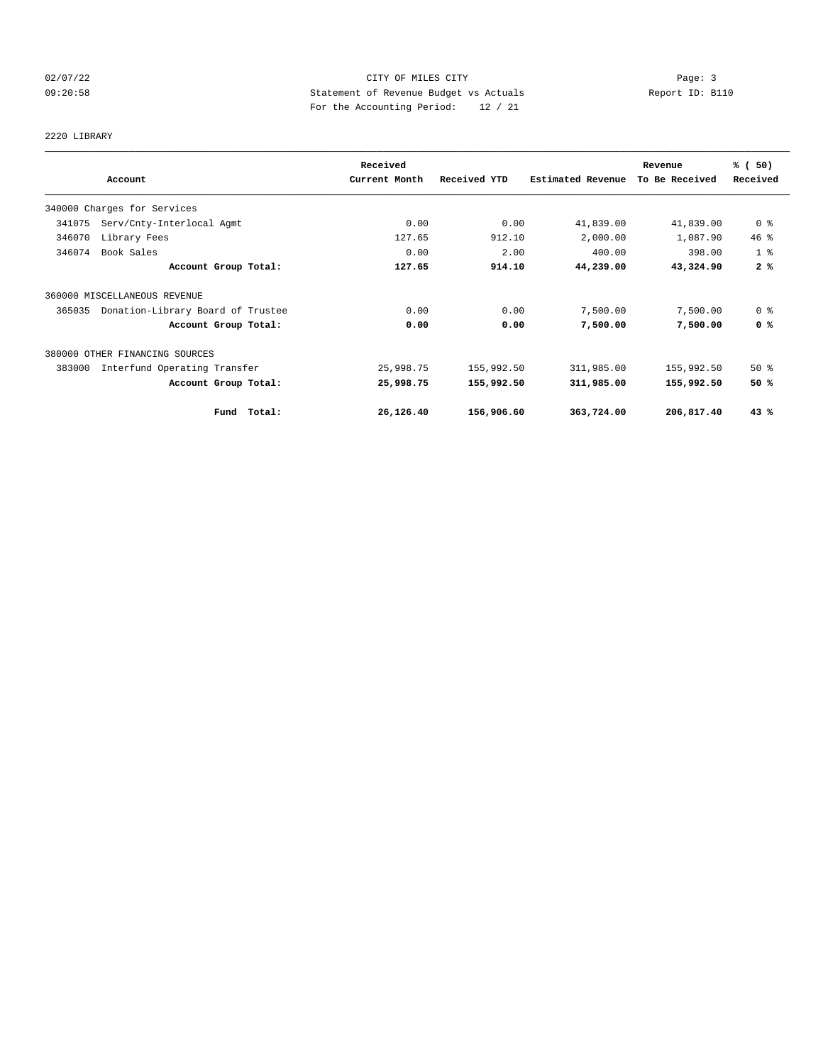CITY OF MILES CITY
Statement of Revenue Budget vs Actuals
For the Accounting Period: 12 / 21

02/07/22
09:20:58

Report ID: B110

2220 LIBRARY

| Account | Received Current Month | Received YTD | Estimated Revenue | Revenue To Be Received | % ( 50) Received |
|---|---|---|---|---|---|
| 340000 Charges for Services | | | | | |
| 341075 Serv/Cnty-Interlocal Agmt | 0.00 | 0.00 | 41,839.00 | 41,839.00 | 0 % |
| 346070 Library Fees | 127.65 | 912.10 | 2,000.00 | 1,087.90 | 46 % |
| 346074 Book Sales | 0.00 | 2.00 | 400.00 | 398.00 | 1 % |
| **Account Group Total:** | **127.65** | **914.10** | **44,239.00** | **43,324.90** | **2 %** |
| 360000 MISCELLANEOUS REVENUE | | | | | |
| 365035 Donation-Library Board of Trustee | 0.00 | 0.00 | 7,500.00 | 7,500.00 | 0 % |
| **Account Group Total:** | **0.00** | **0.00** | **7,500.00** | **7,500.00** | **0 %** |
| 380000 OTHER FINANCING SOURCES | | | | | |
| 383000 Interfund Operating Transfer | 25,998.75 | 155,992.50 | 311,985.00 | 155,992.50 | 50 % |
| **Account Group Total:** | **25,998.75** | **155,992.50** | **311,985.00** | **155,992.50** | **50 %** |
| **Fund Total:** | **26,126.40** | **156,906.60** | **363,724.00** | **206,817.40** | **43 %** |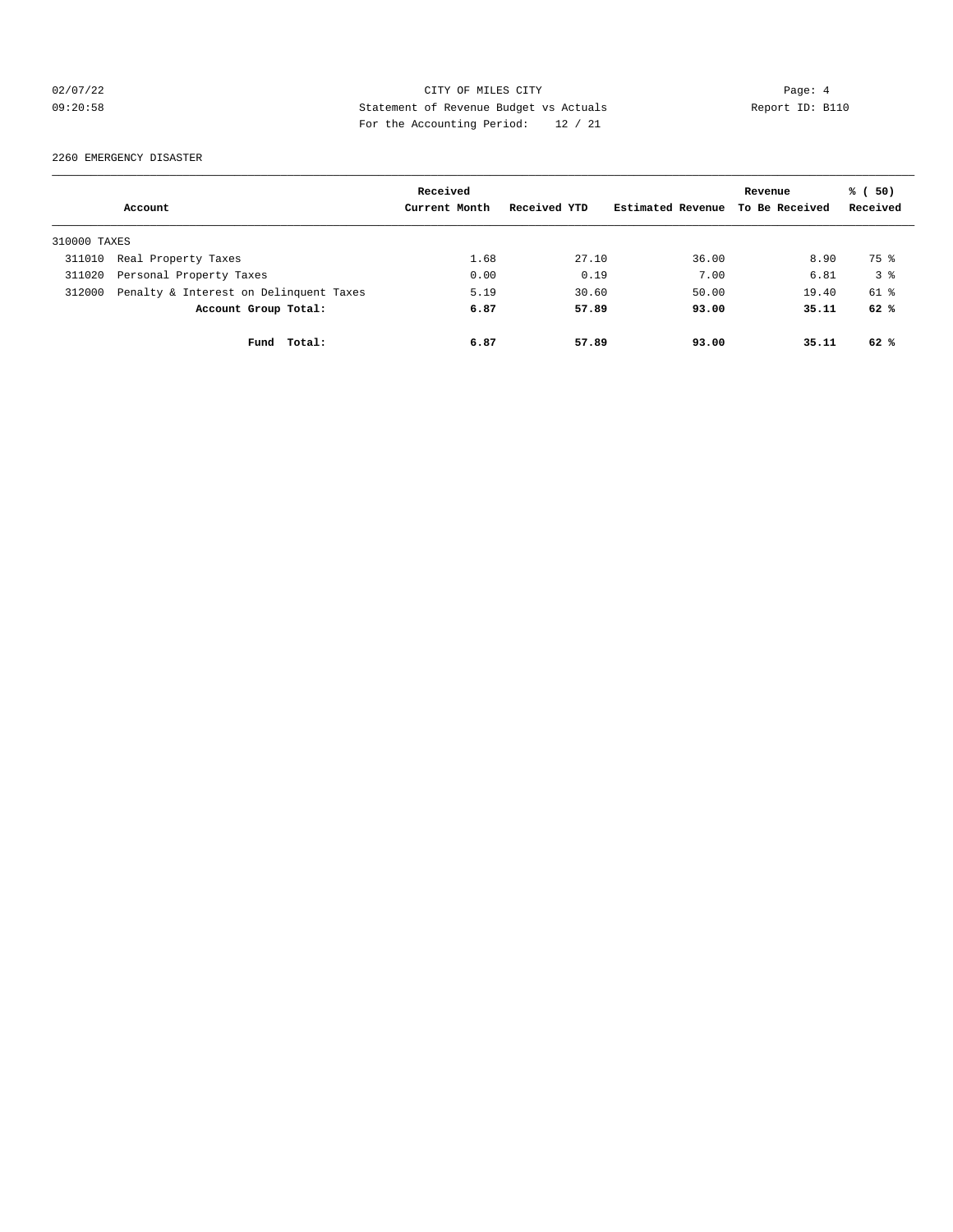CITY OF MILES CITY

Statement of Revenue Budget vs Actuals

For the Accounting Period: 12 / 21

02/07/22 09:20:58

Report ID: B110

2260 EMERGENCY DISASTER

| Account | | Received Current Month | Received YTD | Estimated Revenue | Revenue To Be Received | % ( 50) Received |
|---|---|---|---|---|---|---|
| 310000 TAXES | | | | | | |
| 311010 | Real Property Taxes | 1.68 | 27.10 | 36.00 | 8.90 | 75 % |
| 311020 | Personal Property Taxes | 0.00 | 0.19 | 7.00 | 6.81 | 3 % |
| 312000 | Penalty & Interest on Delinquent Taxes | 5.19 | 30.60 | 50.00 | 19.40 | 61 % |
| | **Account Group Total:** | **6.87** | **57.89** | **93.00** | **35.11** | **62 %** |
| | **Fund Total:** | **6.87** | **57.89** | **93.00** | **35.11** | **62 %** |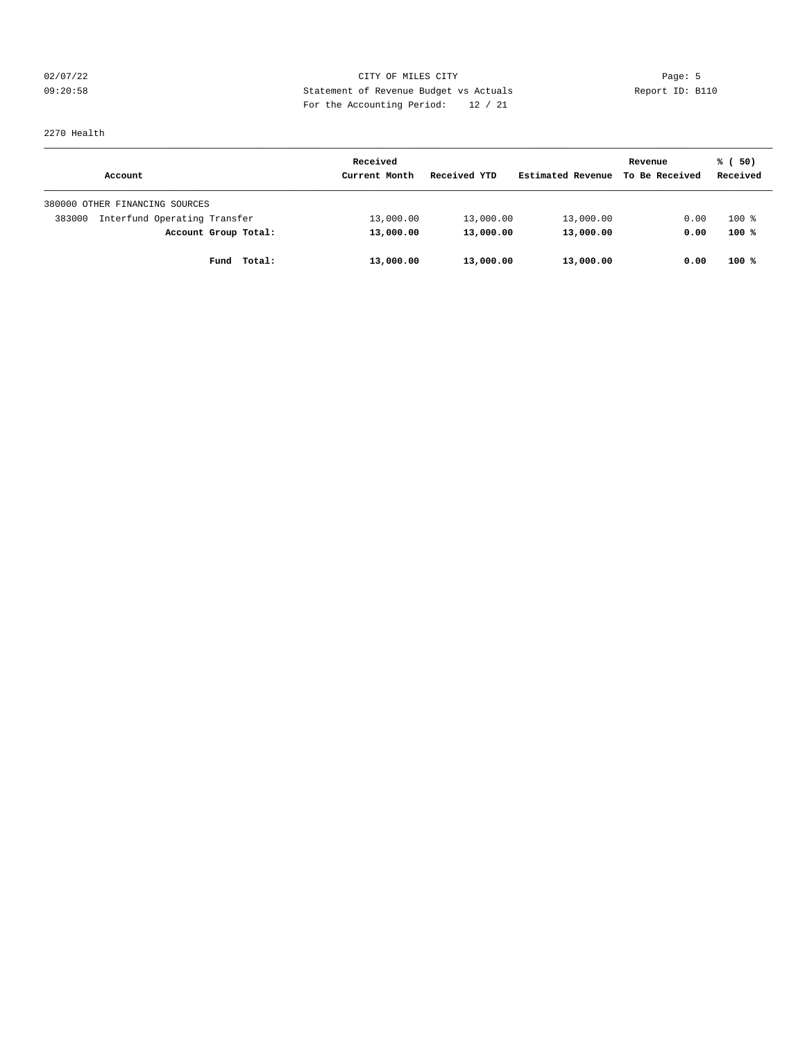CITY OF MILES CITY
Statement of Revenue Budget vs Actuals
For the Accounting Period: 12 / 21

02/07/22
09:20:58

Page: 5
Report ID: B110

2270 Health

| Account | Received Current Month | Received YTD | Estimated Revenue | Revenue To Be Received | % ( 50) Received |
|---|---|---|---|---|---|
| 380000 OTHER FINANCING SOURCES | | | | | |
| 383000 Interfund Operating Transfer | 13,000.00 | 13,000.00 | 13,000.00 | 0.00 | 100 % |
| **Account Group Total:** | **13,000.00** | **13,000.00** | **13,000.00** | **0.00** | **100 %** |
| **Fund Total:** | **13,000.00** | **13,000.00** | **13,000.00** | **0.00** | **100 %** |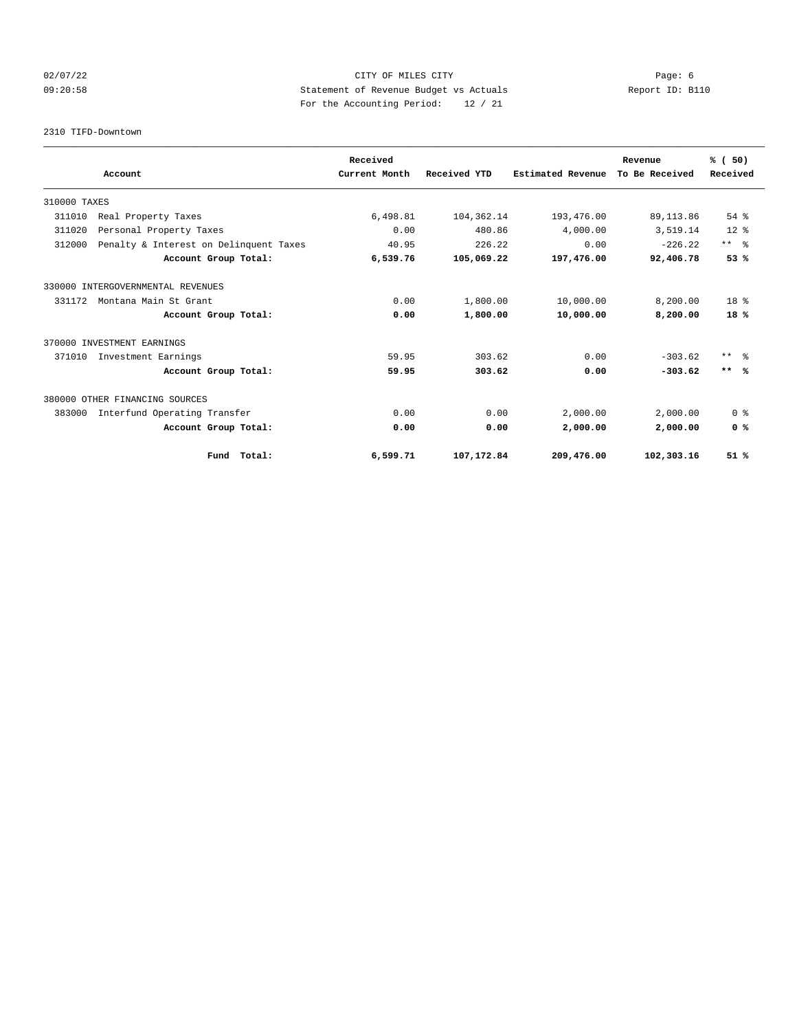CITY OF MILES CITY

Statement of Revenue Budget vs Actuals

For the Accounting Period: 12 / 21

02/07/22 09:20:58 — Report ID: B110

2310 TIFD-Downtown

| Account | Received Current Month | Received YTD | Estimated Revenue | Revenue To Be Received | % ( 50) Received |
|---|---|---|---|---|---|
| 310000 TAXES | | | | | |
| 311010 Real Property Taxes | 6,498.81 | 104,362.14 | 193,476.00 | 89,113.86 | 54 % |
| 311020 Personal Property Taxes | 0.00 | 480.86 | 4,000.00 | 3,519.14 | 12 % |
| 312000 Penalty & Interest on Delinquent Taxes | 40.95 | 226.22 | 0.00 | -226.22 | ** % |
| **Account Group Total:** | **6,539.76** | **105,069.22** | **197,476.00** | **92,406.78** | **53 %** |
| 330000 INTERGOVERNMENTAL REVENUES | | | | | |
| 331172 Montana Main St Grant | 0.00 | 1,800.00 | 10,000.00 | 8,200.00 | 18 % |
| **Account Group Total:** | **0.00** | **1,800.00** | **10,000.00** | **8,200.00** | **18 %** |
| 370000 INVESTMENT EARNINGS | | | | | |
| 371010 Investment Earnings | 59.95 | 303.62 | 0.00 | -303.62 | ** % |
| **Account Group Total:** | **59.95** | **303.62** | **0.00** | **-303.62** | **** %** |
| 380000 OTHER FINANCING SOURCES | | | | | |
| 383000 Interfund Operating Transfer | 0.00 | 0.00 | 2,000.00 | 2,000.00 | 0 % |
| **Account Group Total:** | **0.00** | **0.00** | **2,000.00** | **2,000.00** | **0 %** |
| **Fund Total:** | **6,599.71** | **107,172.84** | **209,476.00** | **102,303.16** | **51 %** |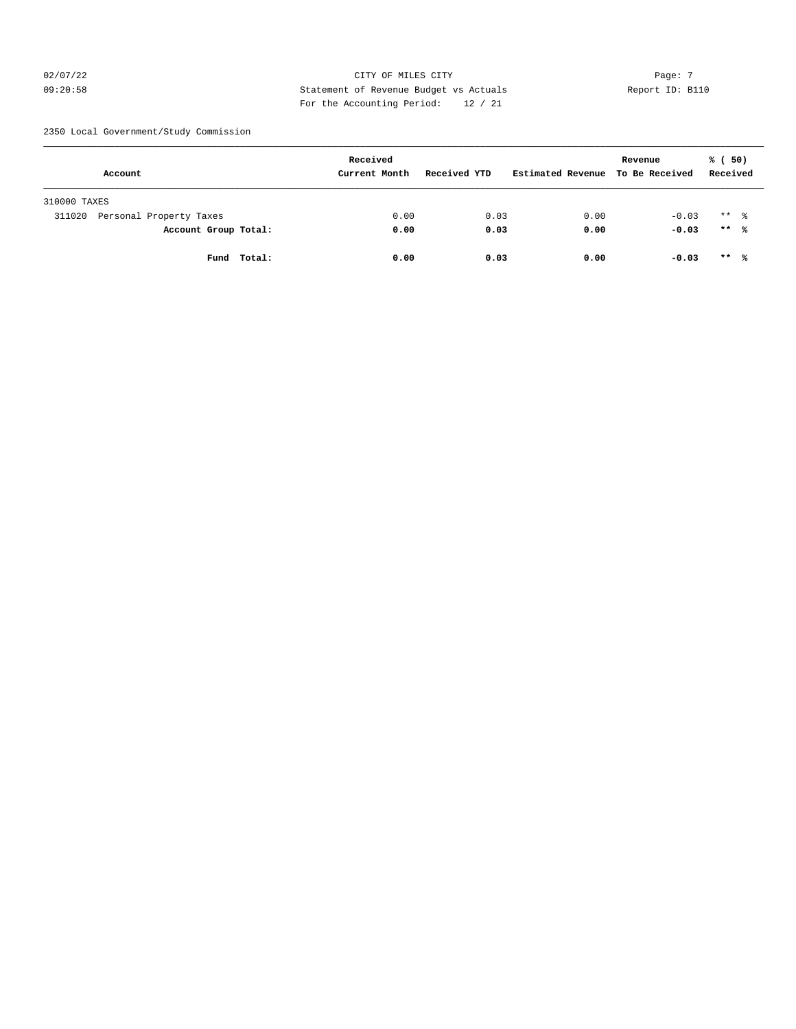CITY OF MILES CITY
Statement of Revenue Budget vs Actuals
For the Accounting Period: 12 / 21

02/07/22 09:20:58 Report ID: B110

2350 Local Government/Study Commission

| Account | Received Current Month | Received YTD | Estimated Revenue | Revenue To Be Received | % ( 50) Received |
|---|---|---|---|---|---|
| 310000 TAXES | | | | | |
| 311020 Personal Property Taxes | 0.00 | 0.03 | 0.00 | -0.03 | ** % |
| **Account Group Total:** | **0.00** | **0.03** | **0.00** | **-0.03** | **\*\* %** |
| **Fund Total:** | **0.00** | **0.03** | **0.00** | **-0.03** | **\*\* %** |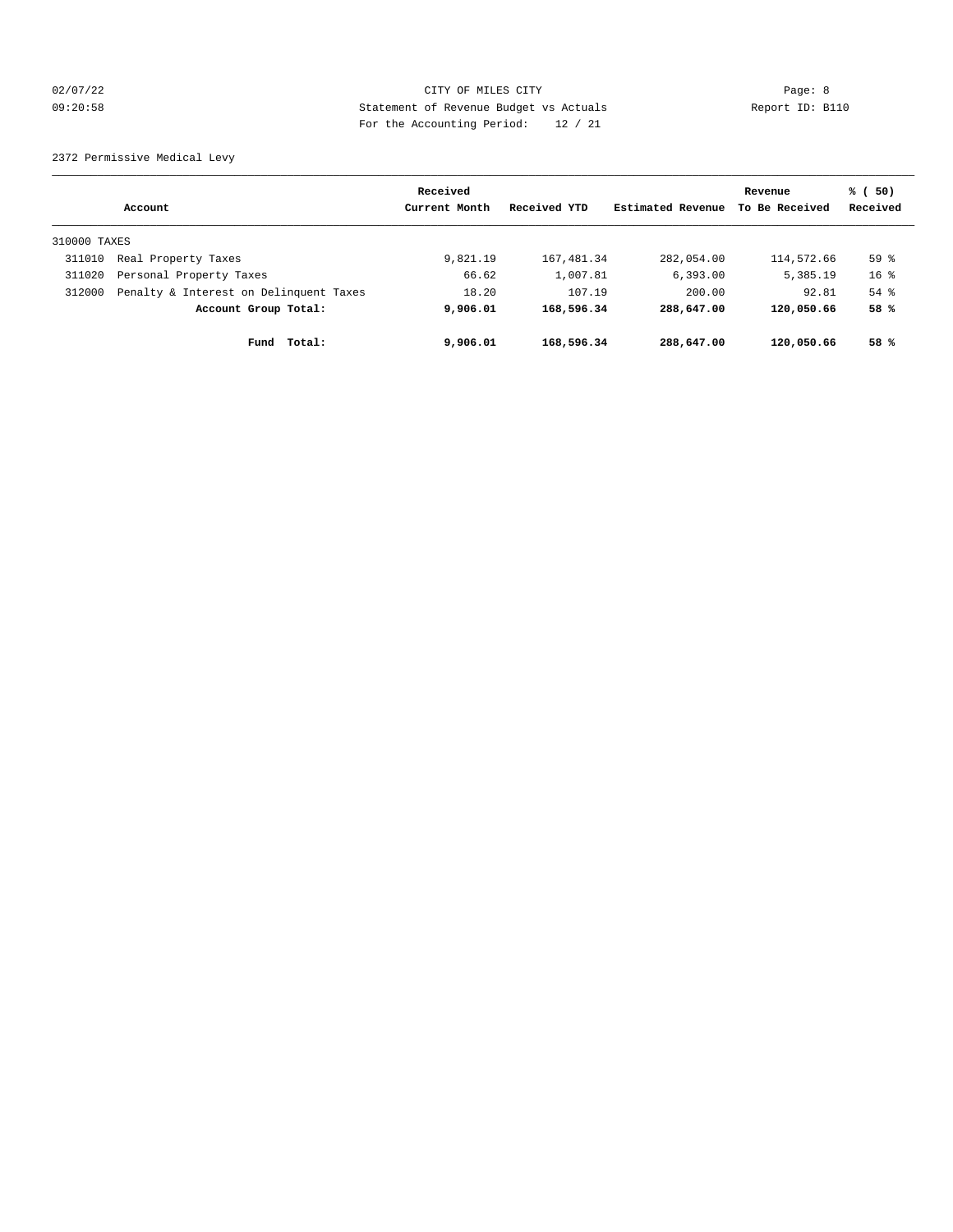CITY OF MILES CITY
Statement of Revenue Budget vs Actuals
For the Accounting Period: 12 / 21

02/07/22 09:20:58 Report ID: B110

2372 Permissive Medical Levy

| Account | | Received Current Month | Received YTD | Estimated Revenue | Revenue To Be Received | % ( 50) Received |
|---|---|---|---|---|---|---|
| 310000 TAXES | | | | | | |
| 311010 | Real Property Taxes | 9,821.19 | 167,481.34 | 282,054.00 | 114,572.66 | 59 % |
| 311020 | Personal Property Taxes | 66.62 | 1,007.81 | 6,393.00 | 5,385.19 | 16 % |
| 312000 | Penalty & Interest on Delinquent Taxes | 18.20 | 107.19 | 200.00 | 92.81 | 54 % |
| | **Account Group Total:** | **9,906.01** | **168,596.34** | **288,647.00** | **120,050.66** | **58 %** |
| | **Fund Total:** | **9,906.01** | **168,596.34** | **288,647.00** | **120,050.66** | **58 %** |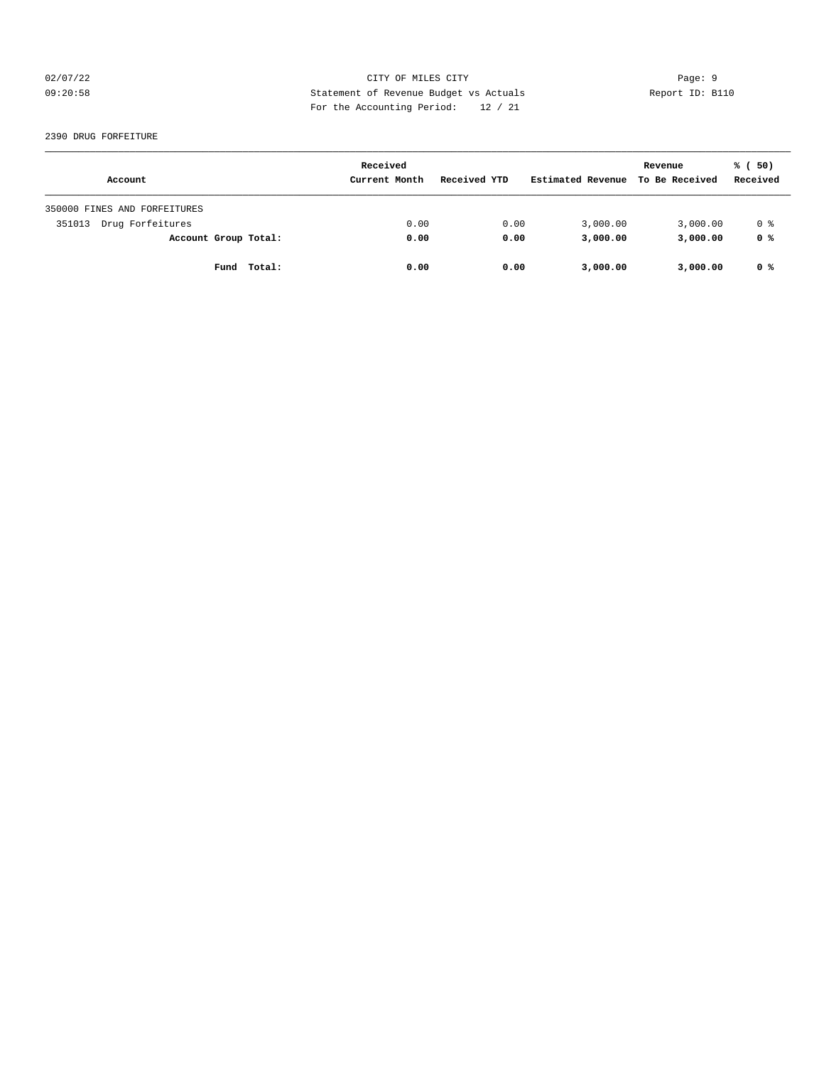CITY OF MILES CITY
Statement of Revenue Budget vs Actuals
For the Accounting Period: 12 / 21

2390 DRUG FORFEITURE

| Account | Received Current Month | Received YTD | Estimated Revenue | Revenue To Be Received | % ( 50) Received |
|---|---|---|---|---|---|
| 350000 FINES AND FORFEITURES | | | | | |
| 351013 Drug Forfeitures | 0.00 | 0.00 | 3,000.00 | 3,000.00 | 0 % |
| **Account Group Total:** | **0.00** | **0.00** | **3,000.00** | **3,000.00** | **0 %** |
| **Fund Total:** | **0.00** | **0.00** | **3,000.00** | **3,000.00** | **0 %** |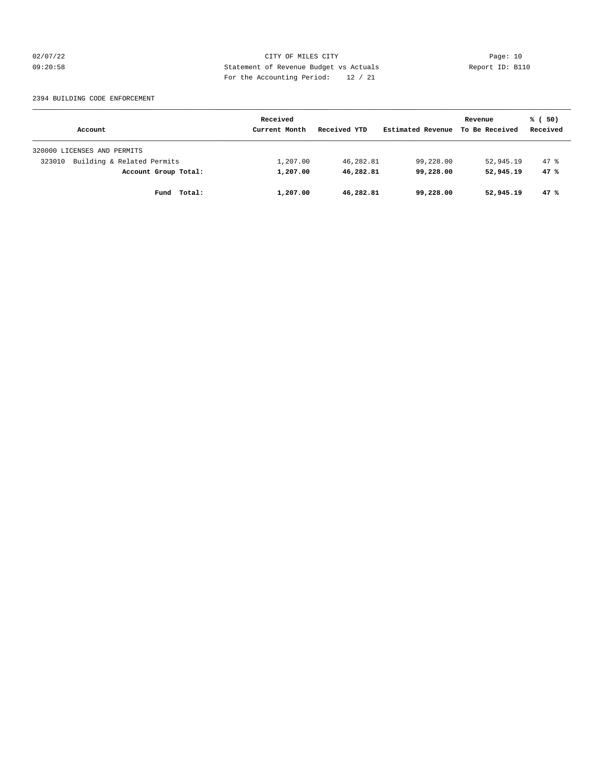CITY OF MILES CITY
Statement of Revenue Budget vs Actuals
For the Accounting Period: 12 / 21

02/07/22
09:20:58

Report ID: B110

2394 BUILDING CODE ENFORCEMENT

| Account | Received Current Month | Received YTD | Estimated Revenue | Revenue To Be Received | % ( 50) Received |
|---|---|---|---|---|---|
| 320000 LICENSES AND PERMITS | | | | | |
| 323010 Building & Related Permits | 1,207.00 | 46,282.81 | 99,228.00 | 52,945.19 | 47 % |
| **Account Group Total:** | **1,207.00** | **46,282.81** | **99,228.00** | **52,945.19** | **47 %** |
| **Fund Total:** | **1,207.00** | **46,282.81** | **99,228.00** | **52,945.19** | **47 %** |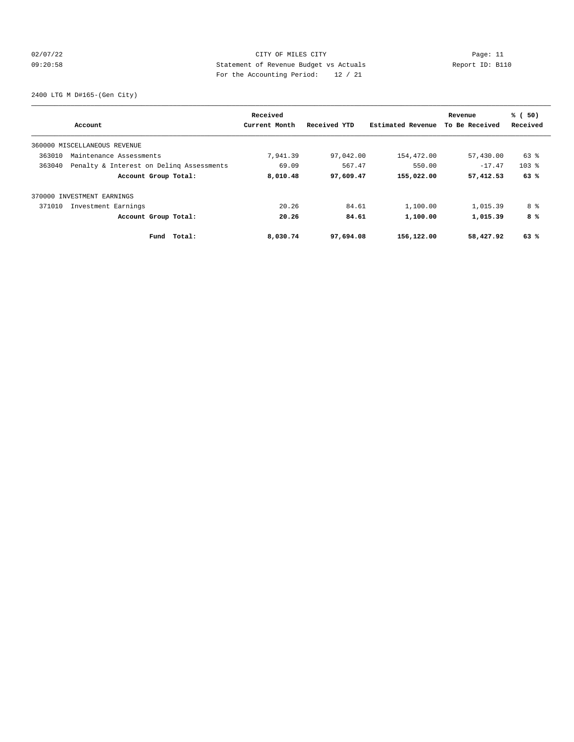CITY OF MILES CITY
Statement of Revenue Budget vs Actuals
For the Accounting Period: 12 / 21

02/07/22
09:20:58

Report ID: B110

2400 LTG M D#165-(Gen City)

| Account | | Received Current Month | Received YTD | Estimated Revenue | Revenue To Be Received | % ( 50) Received |
|---|---|---|---|---|---|---|
| 360000 MISCELLANEOUS REVENUE | | | | | | |
| 363010 | Maintenance Assessments | 7,941.39 | 97,042.00 | 154,472.00 | 57,430.00 | 63 % |
| 363040 | Penalty & Interest on Delinq Assessments | 69.09 | 567.47 | 550.00 | -17.47 | 103 % |
| | **Account Group Total:** | **8,010.48** | **97,609.47** | **155,022.00** | **57,412.53** | **63 %** |
| 370000 INVESTMENT EARNINGS | | | | | | |
| 371010 | Investment Earnings | 20.26 | 84.61 | 1,100.00 | 1,015.39 | 8 % |
| | **Account Group Total:** | **20.26** | **84.61** | **1,100.00** | **1,015.39** | **8 %** |
| | **Fund Total:** | **8,030.74** | **97,694.08** | **156,122.00** | **58,427.92** | **63 %** |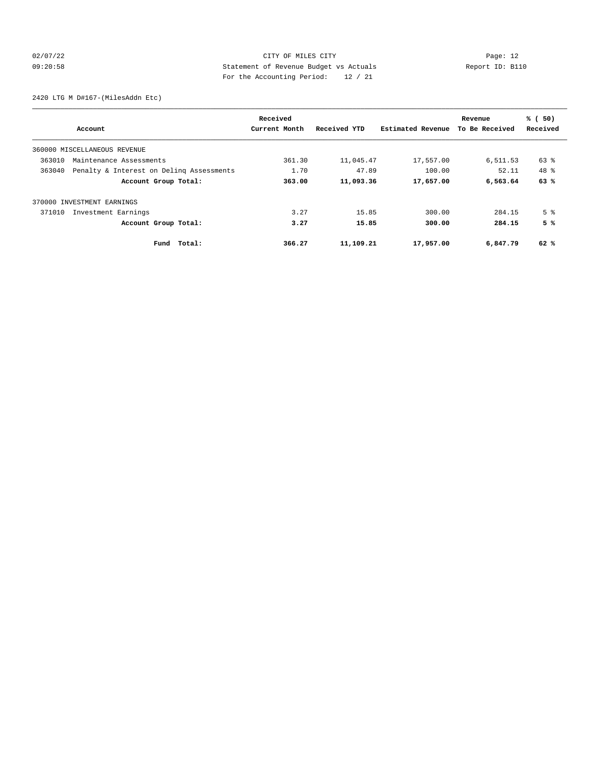CITY OF MILES CITY
Statement of Revenue Budget vs Actuals
For the Accounting Period: 12 / 21

02/07/22
09:20:58

Page: 12
Report ID: B110

2420 LTG M D#167-(MilesAddn Etc)

| Account | Received Current Month | Received YTD | Estimated Revenue | Revenue To Be Received | % ( 50) Received |
|---|---|---|---|---|---|
| 360000 MISCELLANEOUS REVENUE | | | | | |
| 363010 Maintenance Assessments | 361.30 | 11,045.47 | 17,557.00 | 6,511.53 | 63 % |
| 363040 Penalty & Interest on Delinq Assessments | 1.70 | 47.89 | 100.00 | 52.11 | 48 % |
| **Account Group Total:** | **363.00** | **11,093.36** | **17,657.00** | **6,563.64** | **63 %** |
| 370000 INVESTMENT EARNINGS | | | | | |
| 371010 Investment Earnings | 3.27 | 15.85 | 300.00 | 284.15 | 5 % |
| **Account Group Total:** | **3.27** | **15.85** | **300.00** | **284.15** | **5 %** |
| **Fund Total:** | **366.27** | **11,109.21** | **17,957.00** | **6,847.79** | **62 %** |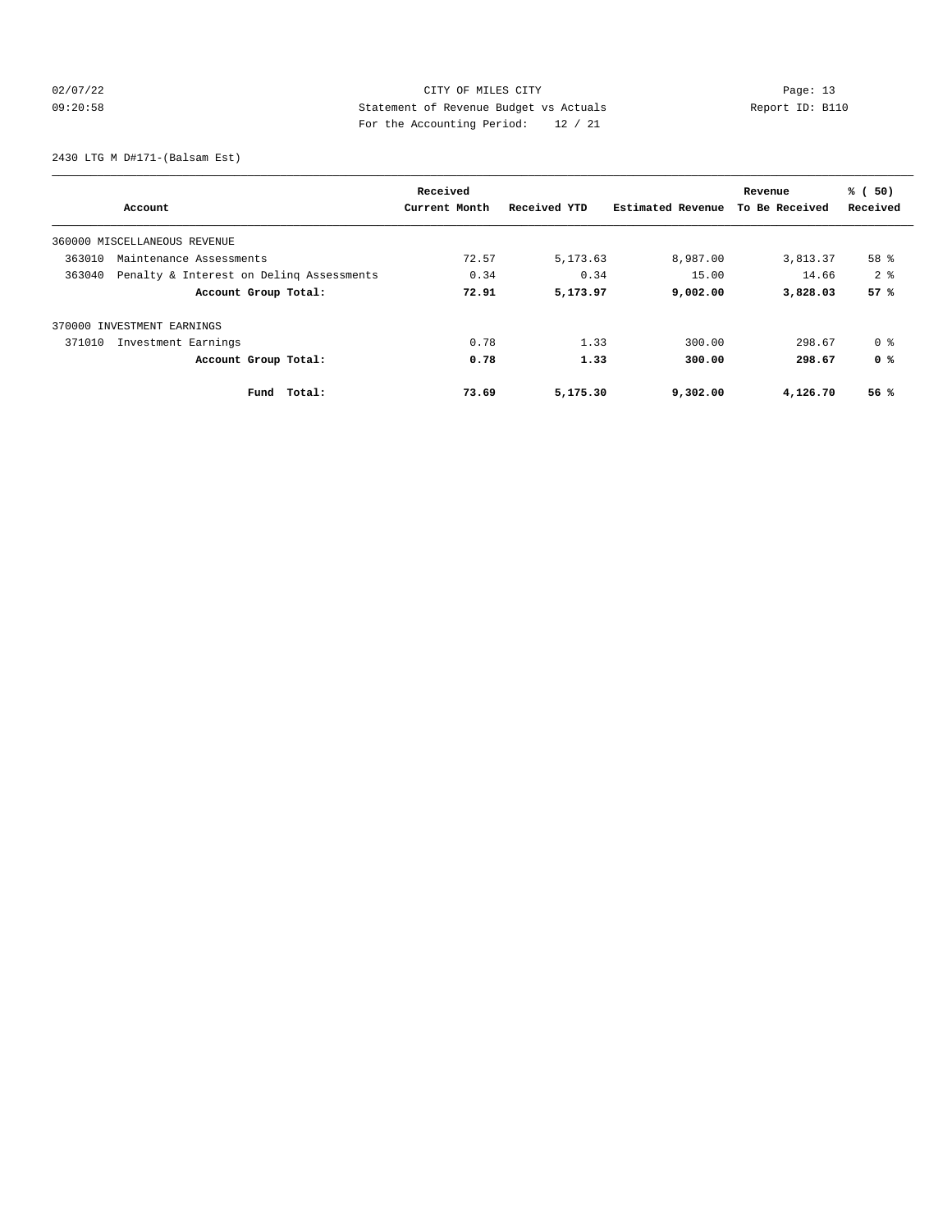CITY OF MILES CITY
Statement of Revenue Budget vs Actuals
For the Accounting Period: 12 / 21

02/07/22
09:20:58

Report ID: B110

2430 LTG M D#171-(Balsam Est)

| Account | Received Current Month | Received YTD | Estimated Revenue | Revenue To Be Received | % ( 50) Received |
|---|---|---|---|---|---|
| 360000 MISCELLANEOUS REVENUE | | | | | |
| 363010 Maintenance Assessments | 72.57 | 5,173.63 | 8,987.00 | 3,813.37 | 58 % |
| 363040 Penalty & Interest on Delinq Assessments | 0.34 | 0.34 | 15.00 | 14.66 | 2 % |
| **Account Group Total:** | **72.91** | **5,173.97** | **9,002.00** | **3,828.03** | **57 %** |
| 370000 INVESTMENT EARNINGS | | | | | |
| 371010 Investment Earnings | 0.78 | 1.33 | 300.00 | 298.67 | 0 % |
| **Account Group Total:** | **0.78** | **1.33** | **300.00** | **298.67** | **0 %** |
| **Fund Total:** | **73.69** | **5,175.30** | **9,302.00** | **4,126.70** | **56 %** |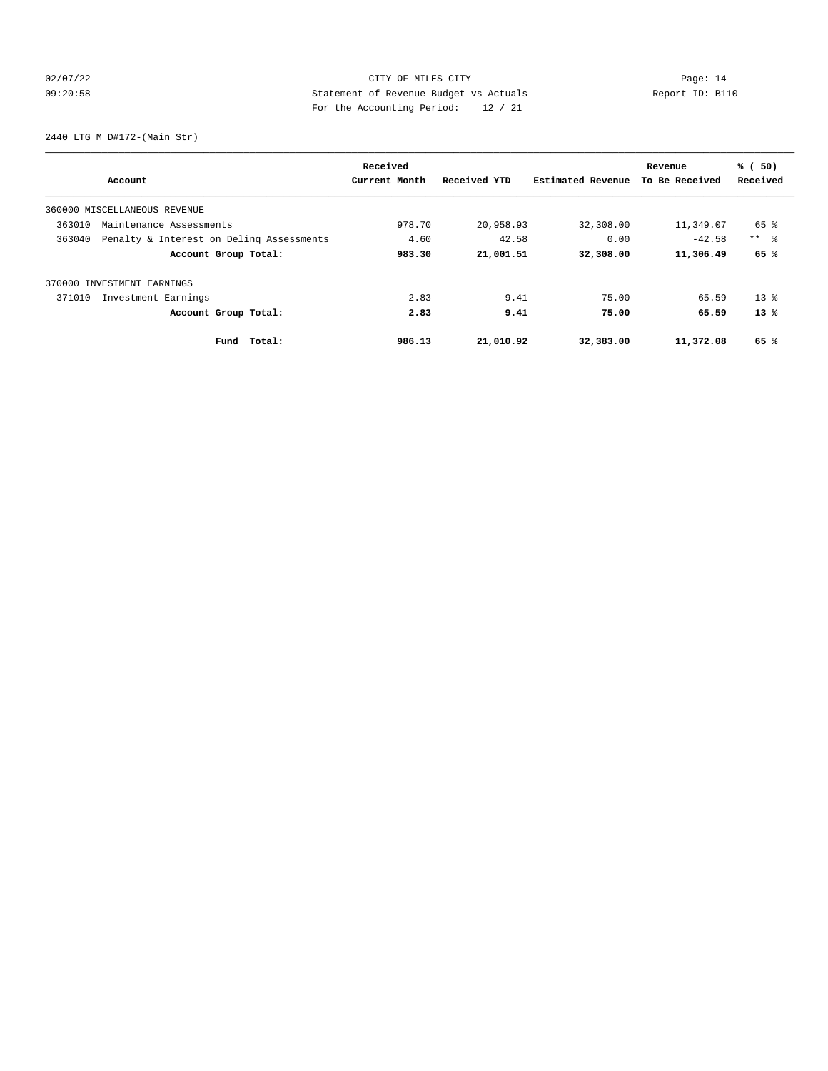CITY OF MILES CITY
Statement of Revenue Budget vs Actuals
For the Accounting Period: 12 / 21

02/07/22
09:20:58

Report ID: B110

2440 LTG M D#172-(Main Str)

| Account | Received Current Month | Received YTD | Estimated Revenue | Revenue To Be Received | % ( 50) Received |
|---|---|---|---|---|---|
| 360000 MISCELLANEOUS REVENUE | | | | | |
| 363010 Maintenance Assessments | 978.70 | 20,958.93 | 32,308.00 | 11,349.07 | 65 % |
| 363040 Penalty & Interest on Delinq Assessments | 4.60 | 42.58 | 0.00 | -42.58 | ** % |
| **Account Group Total:** | **983.30** | **21,001.51** | **32,308.00** | **11,306.49** | **65 %** |
| 370000 INVESTMENT EARNINGS | | | | | |
| 371010 Investment Earnings | 2.83 | 9.41 | 75.00 | 65.59 | 13 % |
| **Account Group Total:** | **2.83** | **9.41** | **75.00** | **65.59** | **13 %** |
| **Fund Total:** | **986.13** | **21,010.92** | **32,383.00** | **11,372.08** | **65 %** |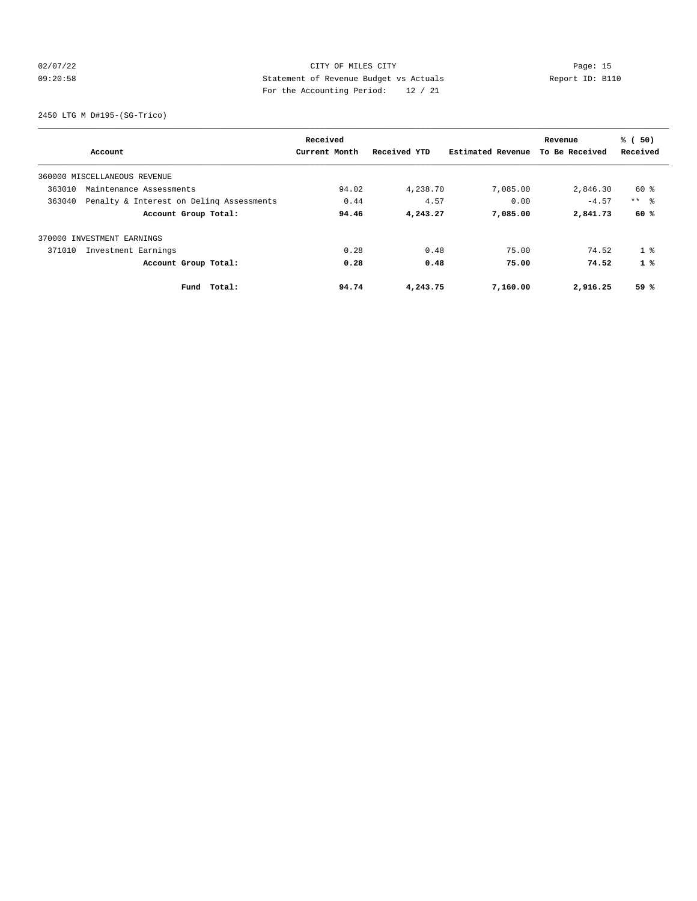CITY OF MILES CITY
Statement of Revenue Budget vs Actuals
For the Accounting Period: 12 / 21

02/07/22
09:20:58

Page: 15
Report ID: B110

2450 LTG M D#195-(SG-Trico)

| Account | Received Current Month | Received YTD | Estimated Revenue | Revenue To Be Received | % ( 50) Received |
|---|---|---|---|---|---|
| 360000 MISCELLANEOUS REVENUE | | | | | |
| 363010 Maintenance Assessments | 94.02 | 4,238.70 | 7,085.00 | 2,846.30 | 60 % |
| 363040 Penalty & Interest on Delinq Assessments | 0.44 | 4.57 | 0.00 | -4.57 | ** % |
| **Account Group Total:** | **94.46** | **4,243.27** | **7,085.00** | **2,841.73** | **60 %** |
| 370000 INVESTMENT EARNINGS | | | | | |
| 371010 Investment Earnings | 0.28 | 0.48 | 75.00 | 74.52 | 1 % |
| **Account Group Total:** | **0.28** | **0.48** | **75.00** | **74.52** | **1 %** |
| **Fund Total:** | **94.74** | **4,243.75** | **7,160.00** | **2,916.25** | **59 %** |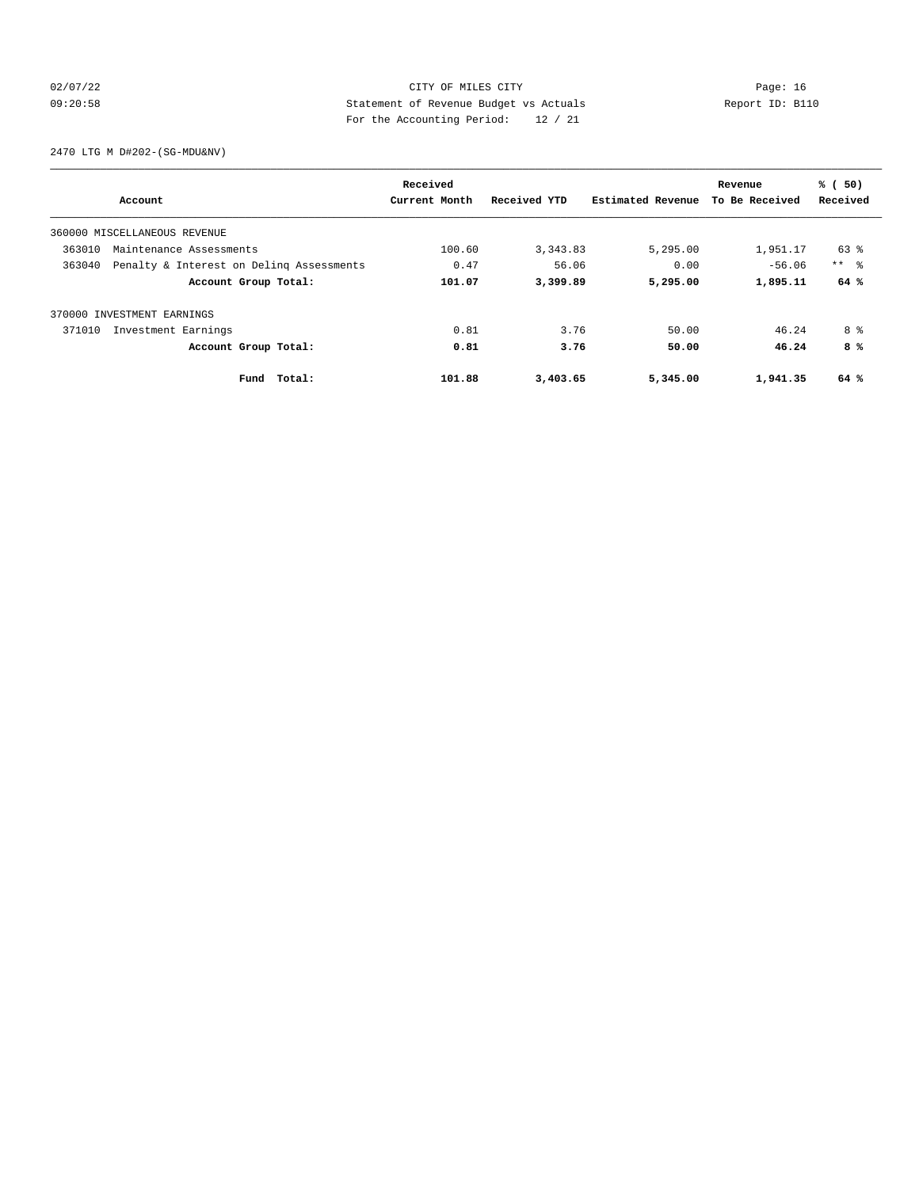CITY OF MILES CITY
Statement of Revenue Budget vs Actuals
For the Accounting Period: 12 / 21

02/07/22
09:20:58

Report ID: B110

2470 LTG M D#202-(SG-MDU&NV)

| Account | Received Current Month | Received YTD | Estimated Revenue | Revenue To Be Received | % ( 50) Received |
|---|---|---|---|---|---|
| 360000 MISCELLANEOUS REVENUE | | | | | |
| 363010 Maintenance Assessments | 100.60 | 3,343.83 | 5,295.00 | 1,951.17 | 63 % |
| 363040 Penalty & Interest on Delinq Assessments | 0.47 | 56.06 | 0.00 | -56.06 | ** % |
| **Account Group Total:** | **101.07** | **3,399.89** | **5,295.00** | **1,895.11** | **64 %** |
| 370000 INVESTMENT EARNINGS | | | | | |
| 371010 Investment Earnings | 0.81 | 3.76 | 50.00 | 46.24 | 8 % |
| **Account Group Total:** | **0.81** | **3.76** | **50.00** | **46.24** | **8 %** |
| **Fund Total:** | **101.88** | **3,403.65** | **5,345.00** | **1,941.35** | **64 %** |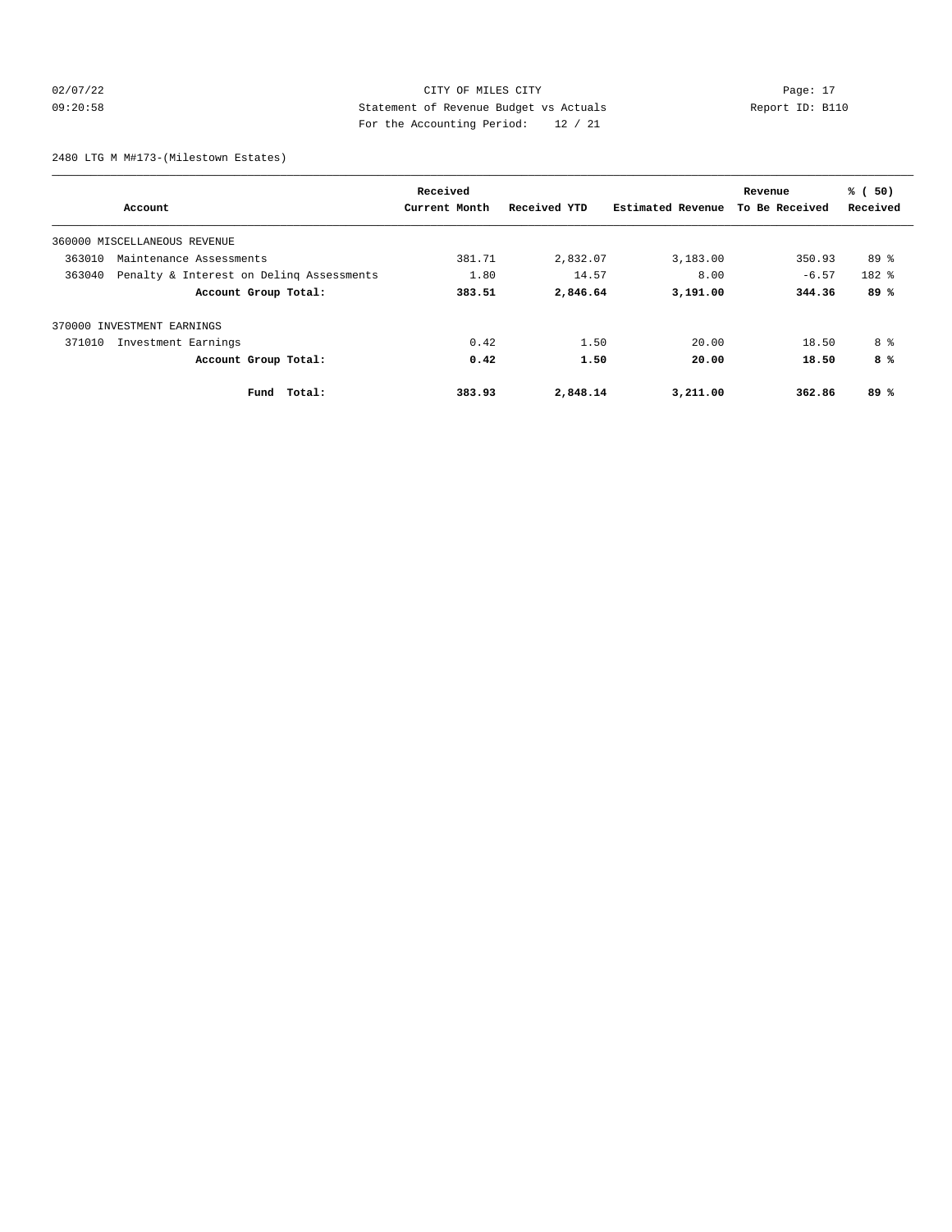CITY OF MILES CITY
Statement of Revenue Budget vs Actuals
For the Accounting Period: 12 / 21

2480 LTG M M#173-(Milestown Estates)

| Account | Received Current Month | Received YTD | Estimated Revenue | Revenue To Be Received | % ( 50) Received |
|---|---|---|---|---|---|
| 360000 MISCELLANEOUS REVENUE | | | | | |
| 363010 Maintenance Assessments | 381.71 | 2,832.07 | 3,183.00 | 350.93 | 89 % |
| 363040 Penalty & Interest on Delinq Assessments | 1.80 | 14.57 | 8.00 | -6.57 | 182 % |
| **Account Group Total:** | **383.51** | **2,846.64** | **3,191.00** | **344.36** | **89 %** |
| 370000 INVESTMENT EARNINGS | | | | | |
| 371010 Investment Earnings | 0.42 | 1.50 | 20.00 | 18.50 | 8 % |
| **Account Group Total:** | **0.42** | **1.50** | **20.00** | **18.50** | **8 %** |
| **Fund Total:** | **383.93** | **2,848.14** | **3,211.00** | **362.86** | **89 %** |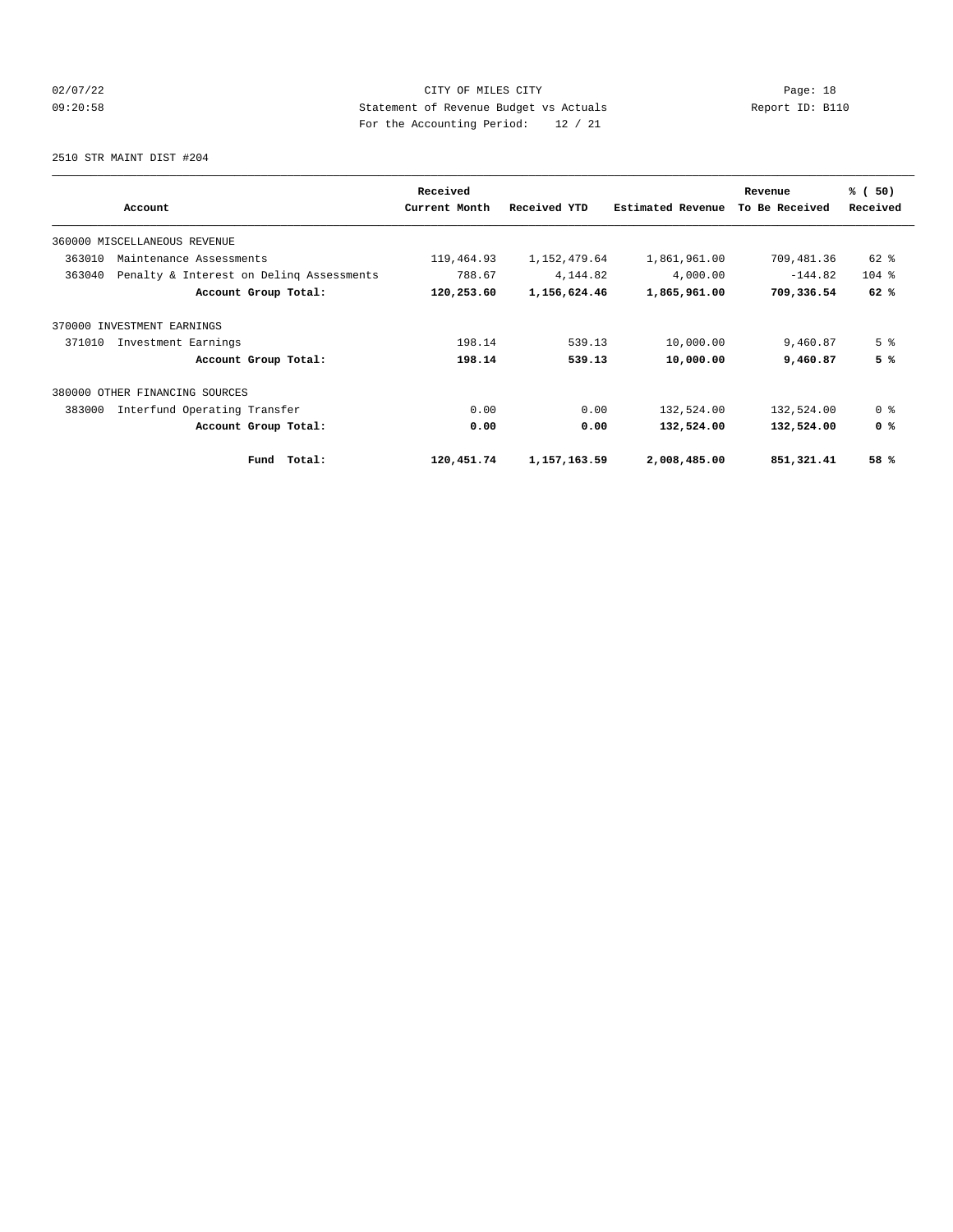CITY OF MILES CITY
Statement of Revenue Budget vs Actuals
For the Accounting Period: 12 / 21

2510 STR MAINT DIST #204

| Account | Received Current Month | Received YTD | Estimated Revenue | Revenue To Be Received | % ( 50) Received |
|---|---|---|---|---|---|
| 360000 MISCELLANEOUS REVENUE | | | | | |
| 363010 Maintenance Assessments | 119,464.93 | 1,152,479.64 | 1,861,961.00 | 709,481.36 | 62 % |
| 363040 Penalty & Interest on Delinq Assessments | 788.67 | 4,144.82 | 4,000.00 | -144.82 | 104 % |
| **Account Group Total:** | **120,253.60** | **1,156,624.46** | **1,865,961.00** | **709,336.54** | **62 %** |
| 370000 INVESTMENT EARNINGS | | | | | |
| 371010 Investment Earnings | 198.14 | 539.13 | 10,000.00 | 9,460.87 | 5 % |
| **Account Group Total:** | **198.14** | **539.13** | **10,000.00** | **9,460.87** | **5 %** |
| 380000 OTHER FINANCING SOURCES | | | | | |
| 383000 Interfund Operating Transfer | 0.00 | 0.00 | 132,524.00 | 132,524.00 | 0 % |
| **Account Group Total:** | **0.00** | **0.00** | **132,524.00** | **132,524.00** | **0 %** |
| **Fund Total:** | **120,451.74** | **1,157,163.59** | **2,008,485.00** | **851,321.41** | **58 %** |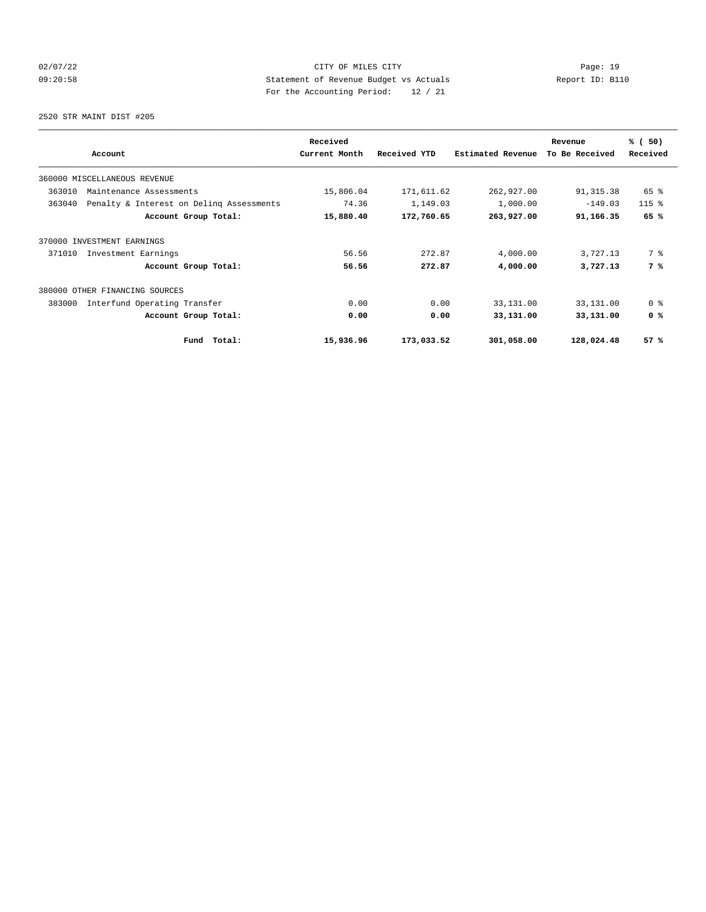CITY OF MILES CITY

Statement of Revenue Budget vs Actuals

For the Accounting Period: 12 / 21

2520 STR MAINT DIST #205

| Account | Received Current Month | Received YTD | Estimated Revenue | Revenue To Be Received | % ( 50) Received |
|---|---|---|---|---|---|
| 360000 MISCELLANEOUS REVENUE | | | | | |
| 363010 Maintenance Assessments | 15,806.04 | 171,611.62 | 262,927.00 | 91,315.38 | 65 % |
| 363040 Penalty & Interest on Delinq Assessments | 74.36 | 1,149.03 | 1,000.00 | -149.03 | 115 % |
| **Account Group Total:** | **15,880.40** | **172,760.65** | **263,927.00** | **91,166.35** | **65 %** |
| 370000 INVESTMENT EARNINGS | | | | | |
| 371010 Investment Earnings | 56.56 | 272.87 | 4,000.00 | 3,727.13 | 7 % |
| **Account Group Total:** | **56.56** | **272.87** | **4,000.00** | **3,727.13** | **7 %** |
| 380000 OTHER FINANCING SOURCES | | | | | |
| 383000 Interfund Operating Transfer | 0.00 | 0.00 | 33,131.00 | 33,131.00 | 0 % |
| **Account Group Total:** | **0.00** | **0.00** | **33,131.00** | **33,131.00** | **0 %** |
| **Fund Total:** | **15,936.96** | **173,033.52** | **301,058.00** | **128,024.48** | **57 %** |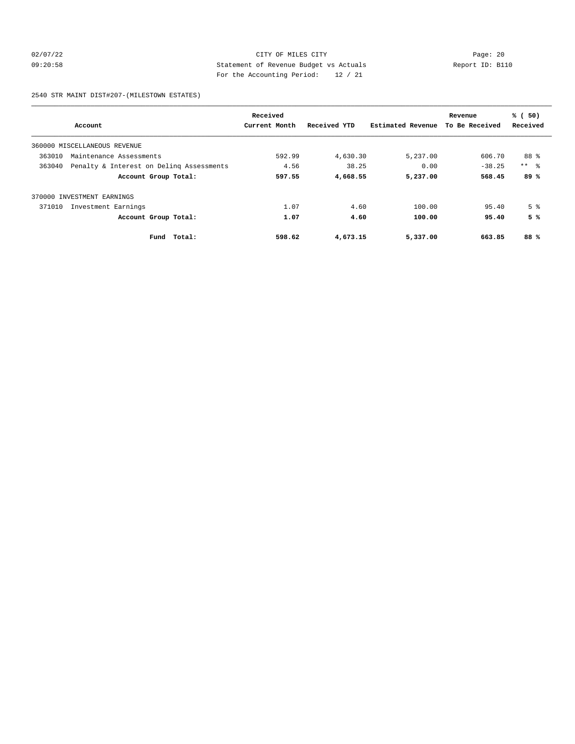CITY OF MILES CITY
Statement of Revenue Budget vs Actuals
For the Accounting Period: 12 / 21

2540 STR MAINT DIST#207-(MILESTOWN ESTATES)

| Account | Received Current Month | Received YTD | Estimated Revenue | Revenue To Be Received | % ( 50) Received |
|---|---|---|---|---|---|
| 360000 MISCELLANEOUS REVENUE | | | | | |
| 363010 Maintenance Assessments | 592.99 | 4,630.30 | 5,237.00 | 606.70 | 88 % |
| 363040 Penalty & Interest on Delinq Assessments | 4.56 | 38.25 | 0.00 | -38.25 | ** % |
| **Account Group Total:** | **597.55** | **4,668.55** | **5,237.00** | **568.45** | **89 %** |
| 370000 INVESTMENT EARNINGS | | | | | |
| 371010 Investment Earnings | 1.07 | 4.60 | 100.00 | 95.40 | 5 % |
| **Account Group Total:** | **1.07** | **4.60** | **100.00** | **95.40** | **5 %** |
| **Fund Total:** | **598.62** | **4,673.15** | **5,337.00** | **663.85** | **88 %** |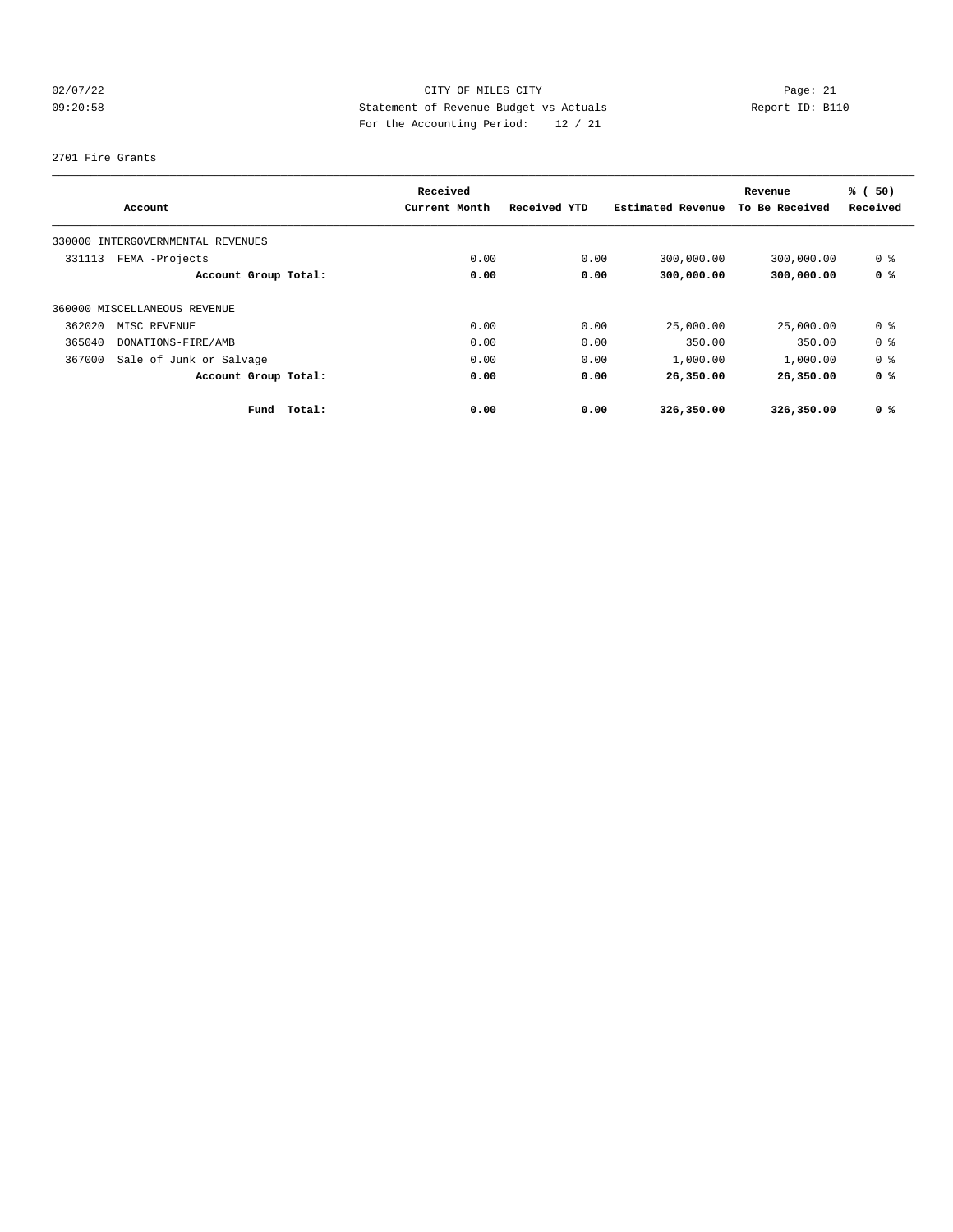CITY OF MILES CITY
Statement of Revenue Budget vs Actuals
For the Accounting Period: 12 / 21

02/07/22
09:20:58

Report ID: B110

2701 Fire Grants

| Account | Received Current Month | Received YTD | Estimated Revenue | Revenue To Be Received | % ( 50) Received |
|---|---|---|---|---|---|
| 330000 INTERGOVERNMENTAL REVENUES | | | | | |
| 331113 FEMA -Projects | 0.00 | 0.00 | 300,000.00 | 300,000.00 | 0 % |
| **Account Group Total:** | **0.00** | **0.00** | **300,000.00** | **300,000.00** | **0 %** |
| 360000 MISCELLANEOUS REVENUE | | | | | |
| 362020 MISC REVENUE | 0.00 | 0.00 | 25,000.00 | 25,000.00 | 0 % |
| 365040 DONATIONS-FIRE/AMB | 0.00 | 0.00 | 350.00 | 350.00 | 0 % |
| 367000 Sale of Junk or Salvage | 0.00 | 0.00 | 1,000.00 | 1,000.00 | 0 % |
| **Account Group Total:** | **0.00** | **0.00** | **26,350.00** | **26,350.00** | **0 %** |
| **Fund Total:** | **0.00** | **0.00** | **326,350.00** | **326,350.00** | **0 %** |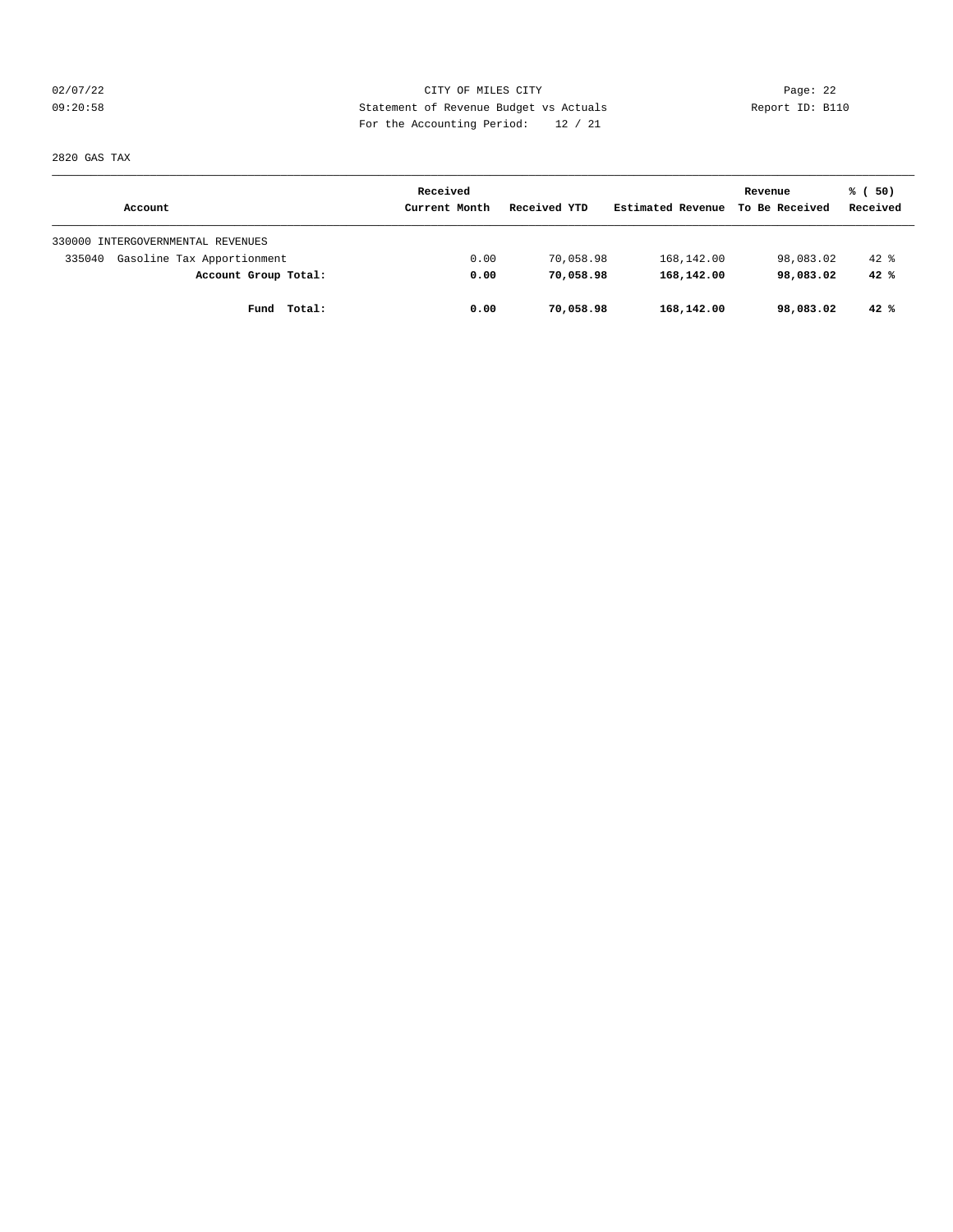2820 GAS TAX

| Account | Received Current Month | Received YTD | Estimated Revenue | Revenue To Be Received | % ( 50) Received |
|---|---|---|---|---|---|
| 330000 INTERGOVERNMENTAL REVENUES | | | | | |
| 335040 Gasoline Tax Apportionment | 0.00 | 70,058.98 | 168,142.00 | 98,083.02 | 42 % |
| **Account Group Total:** | **0.00** | **70,058.98** | **168,142.00** | **98,083.02** | **42 %** |
| **Fund Total:** | **0.00** | **70,058.98** | **168,142.00** | **98,083.02** | **42 %** |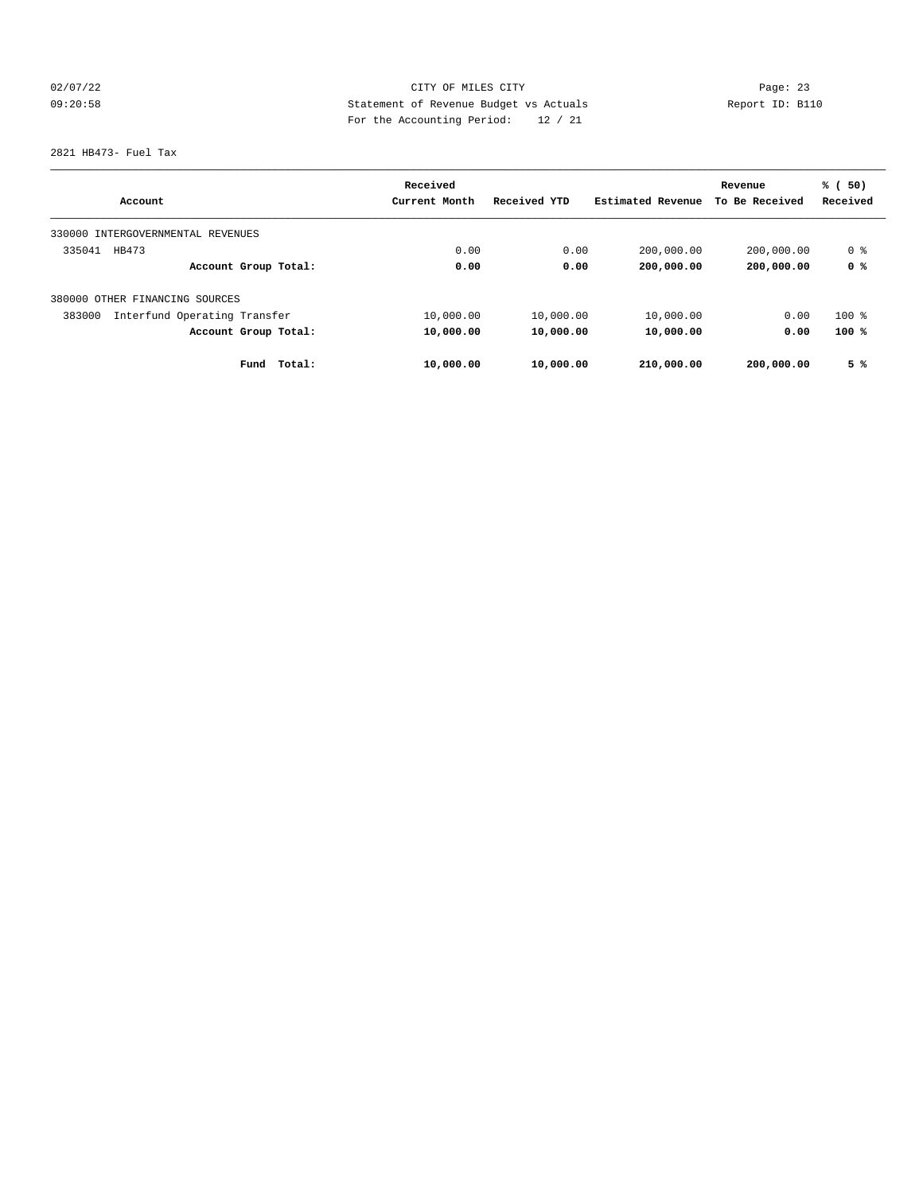CITY OF MILES CITY

Statement of Revenue Budget vs Actuals

For the Accounting Period: 12 / 21

2821 HB473- Fuel Tax

| Account | Received Current Month | Received YTD | Estimated Revenue | Revenue To Be Received | % ( 50) Received |
|---|---|---|---|---|---|
| 330000 INTERGOVERNMENTAL REVENUES | | | | | |
| 335041 HB473 | 0.00 | 0.00 | 200,000.00 | 200,000.00 | 0 % |
| **Account Group Total:** | **0.00** | **0.00** | **200,000.00** | **200,000.00** | **0 %** |
| 380000 OTHER FINANCING SOURCES | | | | | |
| 383000 Interfund Operating Transfer | 10,000.00 | 10,000.00 | 10,000.00 | 0.00 | 100 % |
| **Account Group Total:** | **10,000.00** | **10,000.00** | **10,000.00** | **0.00** | **100 %** |
| **Fund Total:** | **10,000.00** | **10,000.00** | **210,000.00** | **200,000.00** | **5 %** |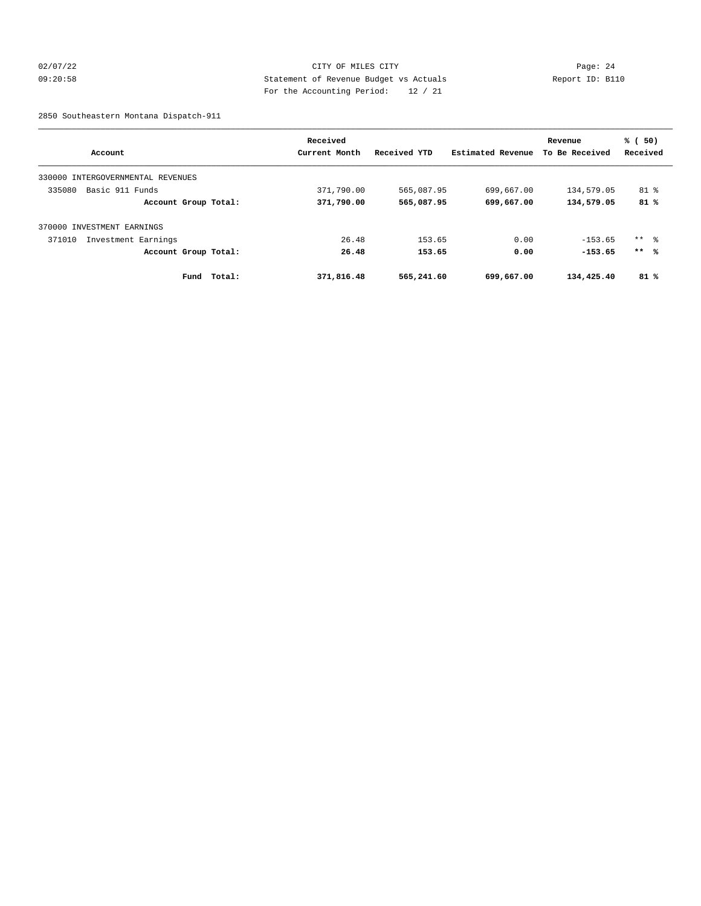CITY OF MILES CITY
Statement of Revenue Budget vs Actuals
For the Accounting Period: 12 / 21

02/07/22 09:20:58 Report ID: B110

2850 Southeastern Montana Dispatch-911

| Account | Received Current Month | Received YTD | Estimated Revenue | Revenue To Be Received | % ( 50) Received |
|---|---|---|---|---|---|
| 330000 INTERGOVERNMENTAL REVENUES | | | | | |
| 335080 Basic 911 Funds | 371,790.00 | 565,087.95 | 699,667.00 | 134,579.05 | 81 % |
| **Account Group Total:** | **371,790.00** | **565,087.95** | **699,667.00** | **134,579.05** | **81 %** |
| 370000 INVESTMENT EARNINGS | | | | | |
| 371010 Investment Earnings | 26.48 | 153.65 | 0.00 | -153.65 | ** % |
| **Account Group Total:** | **26.48** | **153.65** | **0.00** | **-153.65** | **\*\* %** |
| **Fund Total:** | **371,816.48** | **565,241.60** | **699,667.00** | **134,425.40** | **81 %** |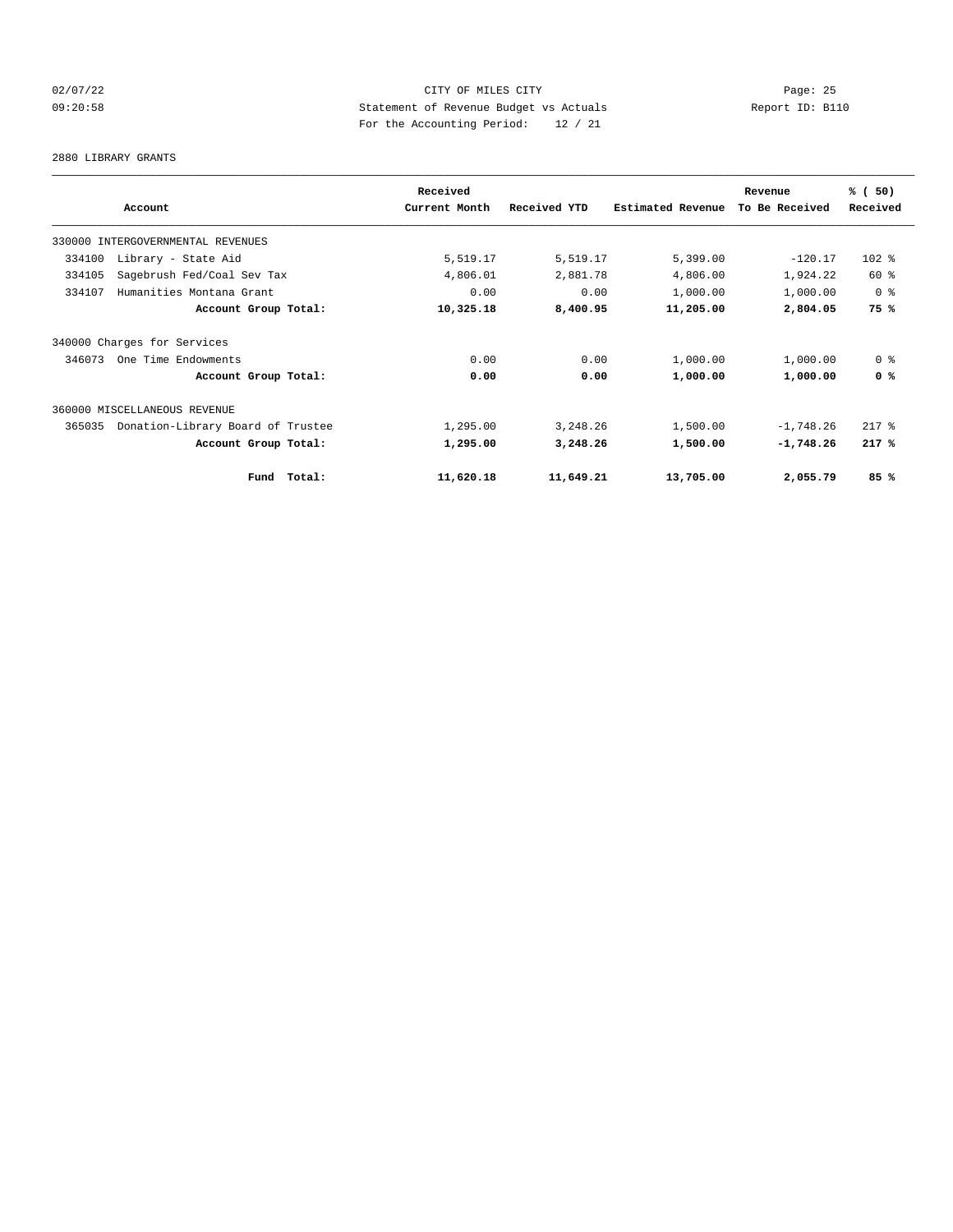CITY OF MILES CITY
Statement of Revenue Budget vs Actuals
For the Accounting Period: 12 / 21

Report ID: B110

2880 LIBRARY GRANTS

| Account | Received Current Month | Received YTD | Estimated Revenue | Revenue To Be Received | % ( 50) Received |
|---|---|---|---|---|---|
| 330000 INTERGOVERNMENTAL REVENUES | | | | | |
| 334100 Library - State Aid | 5,519.17 | 5,519.17 | 5,399.00 | -120.17 | 102 % |
| 334105 Sagebrush Fed/Coal Sev Tax | 4,806.01 | 2,881.78 | 4,806.00 | 1,924.22 | 60 % |
| 334107 Humanities Montana Grant | 0.00 | 0.00 | 1,000.00 | 1,000.00 | 0 % |
| **Account Group Total:** | **10,325.18** | **8,400.95** | **11,205.00** | **2,804.05** | **75 %** |
| 340000 Charges for Services | | | | | |
| 346073 One Time Endowments | 0.00 | 0.00 | 1,000.00 | 1,000.00 | 0 % |
| **Account Group Total:** | **0.00** | **0.00** | **1,000.00** | **1,000.00** | **0 %** |
| 360000 MISCELLANEOUS REVENUE | | | | | |
| 365035 Donation-Library Board of Trustee | 1,295.00 | 3,248.26 | 1,500.00 | -1,748.26 | 217 % |
| **Account Group Total:** | **1,295.00** | **3,248.26** | **1,500.00** | **-1,748.26** | **217 %** |
| **Fund Total:** | **11,620.18** | **11,649.21** | **13,705.00** | **2,055.79** | **85 %** |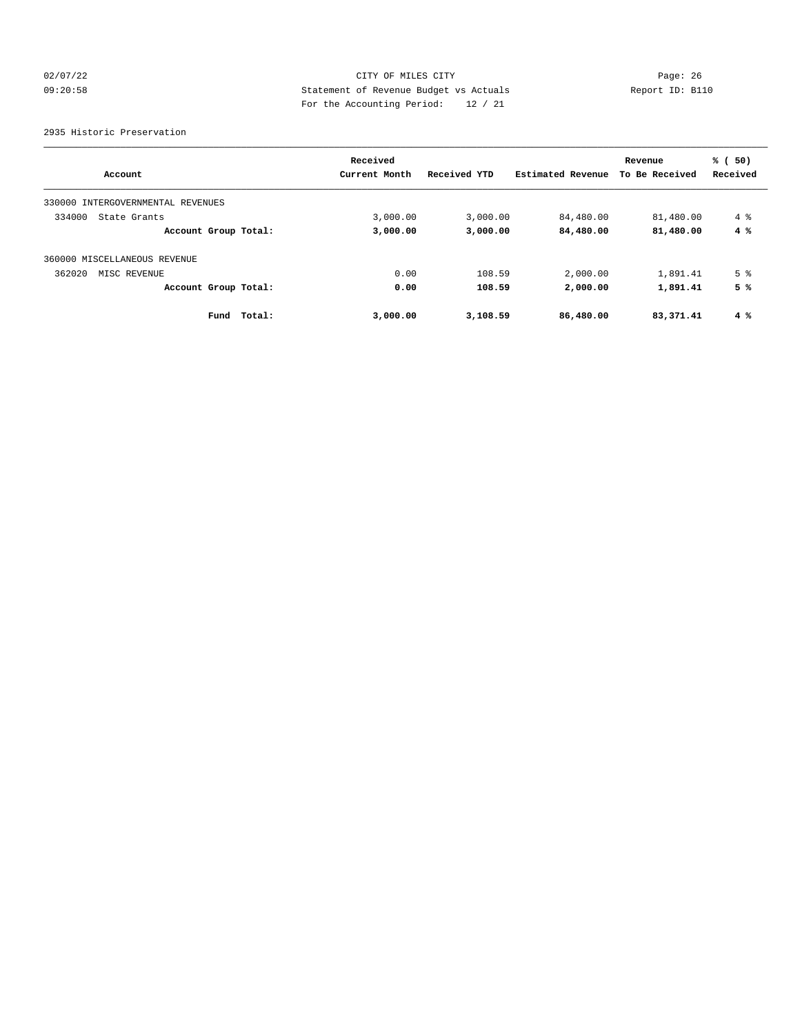CITY OF MILES CITY
Statement of Revenue Budget vs Actuals
For the Accounting Period: 12 / 21

2935 Historic Preservation

| Account | Received Current Month | Received YTD | Estimated Revenue | Revenue To Be Received | % ( 50) Received |
|---|---|---|---|---|---|
| 330000 INTERGOVERNMENTAL REVENUES | | | | | |
| 334000 State Grants | 3,000.00 | 3,000.00 | 84,480.00 | 81,480.00 | 4 % |
| **Account Group Total:** | **3,000.00** | **3,000.00** | **84,480.00** | **81,480.00** | **4 %** |
| 360000 MISCELLANEOUS REVENUE | | | | | |
| 362020 MISC REVENUE | 0.00 | 108.59 | 2,000.00 | 1,891.41 | 5 % |
| **Account Group Total:** | **0.00** | **108.59** | **2,000.00** | **1,891.41** | **5 %** |
| **Fund Total:** | **3,000.00** | **3,108.59** | **86,480.00** | **83,371.41** | **4 %** |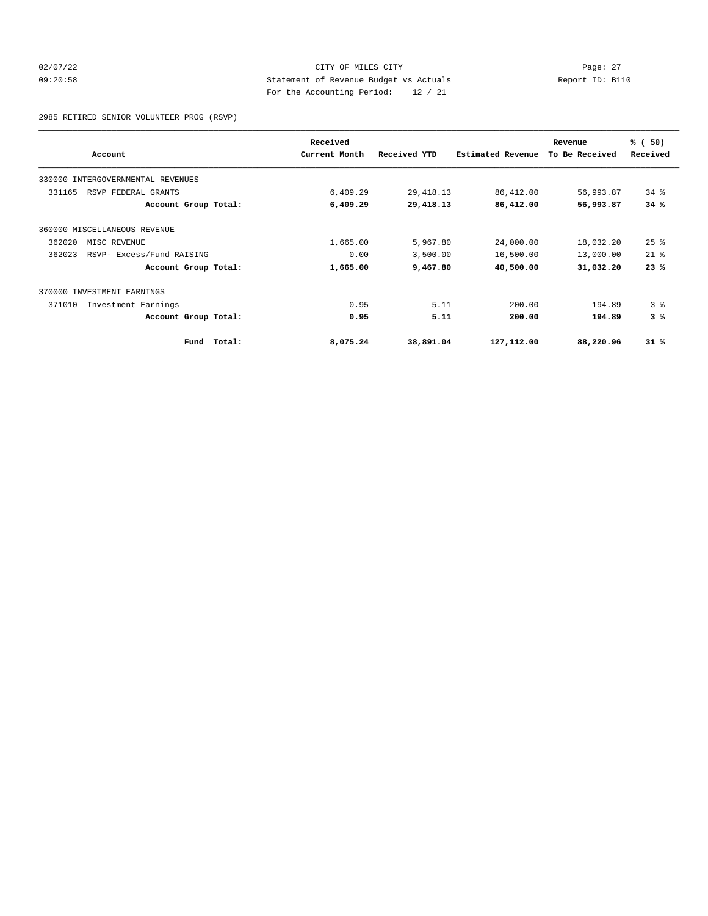CITY OF MILES CITY
Statement of Revenue Budget vs Actuals
For the Accounting Period: 12 / 21

2985 RETIRED SENIOR VOLUNTEER PROG (RSVP)

| Account | Received Current Month | Received YTD | Estimated Revenue | Revenue To Be Received | % ( 50) Received |
|---|---|---|---|---|---|
| 330000 INTERGOVERNMENTAL REVENUES | | | | | |
| 331165 RSVP FEDERAL GRANTS | 6,409.29 | 29,418.13 | 86,412.00 | 56,993.87 | 34 % |
| **Account Group Total:** | **6,409.29** | **29,418.13** | **86,412.00** | **56,993.87** | **34 %** |
| 360000 MISCELLANEOUS REVENUE | | | | | |
| 362020 MISC REVENUE | 1,665.00 | 5,967.80 | 24,000.00 | 18,032.20 | 25 % |
| 362023 RSVP- Excess/Fund RAISING | 0.00 | 3,500.00 | 16,500.00 | 13,000.00 | 21 % |
| **Account Group Total:** | **1,665.00** | **9,467.80** | **40,500.00** | **31,032.20** | **23 %** |
| 370000 INVESTMENT EARNINGS | | | | | |
| 371010 Investment Earnings | 0.95 | 5.11 | 200.00 | 194.89 | 3 % |
| **Account Group Total:** | **0.95** | **5.11** | **200.00** | **194.89** | **3 %** |
| **Fund Total:** | **8,075.24** | **38,891.04** | **127,112.00** | **88,220.96** | **31 %** |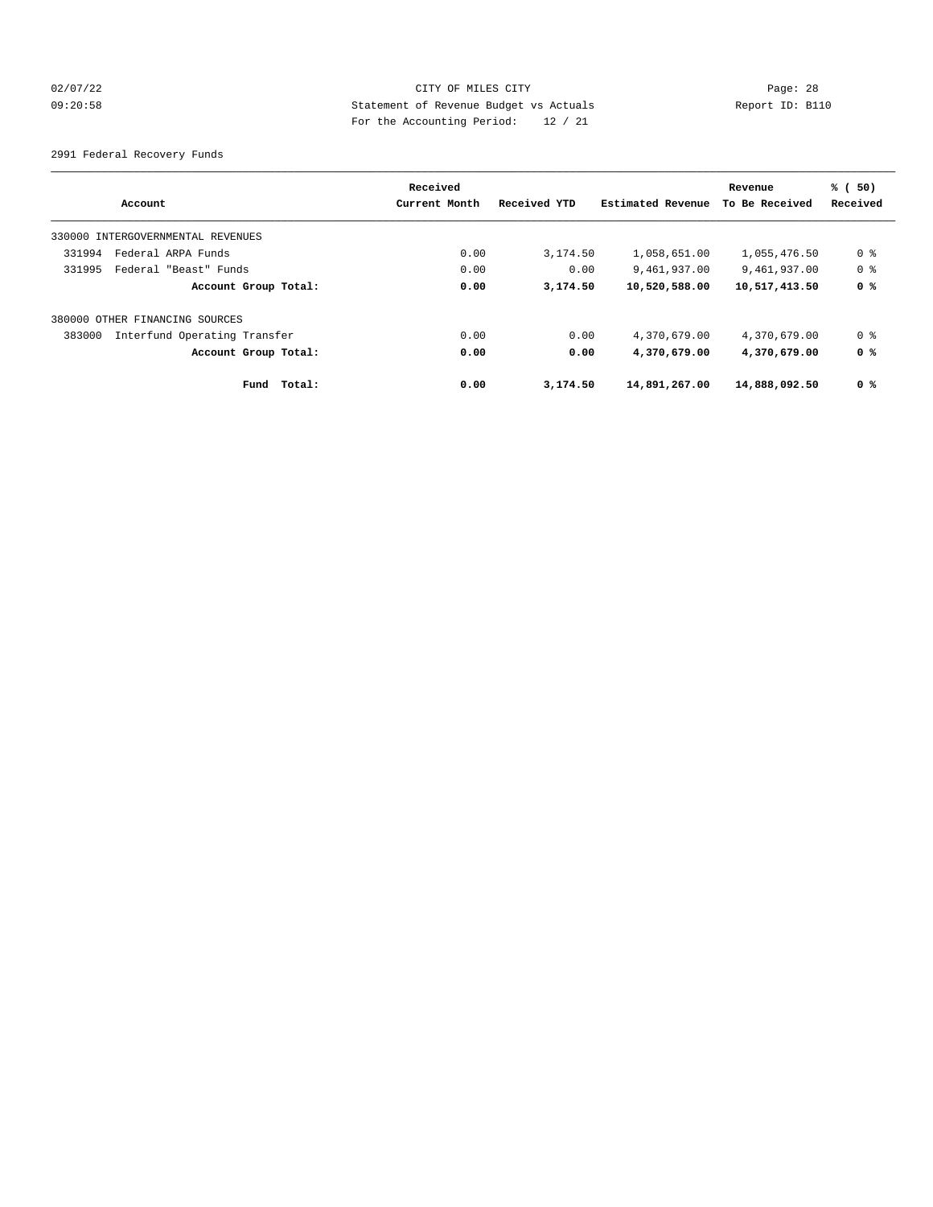CITY OF MILES CITY

Statement of Revenue Budget vs Actuals

For the Accounting Period: 12 / 21

02/07/22 09:20:58 Report ID: B110

2991 Federal Recovery Funds

| Account | Received Current Month | Received YTD | Estimated Revenue | Revenue To Be Received | % ( 50) Received |
|---|---|---|---|---|---|
| 330000 INTERGOVERNMENTAL REVENUES | | | | | |
| 331994 Federal ARPA Funds | 0.00 | 3,174.50 | 1,058,651.00 | 1,055,476.50 | 0 % |
| 331995 Federal "Beast" Funds | 0.00 | 0.00 | 9,461,937.00 | 9,461,937.00 | 0 % |
| **Account Group Total:** | **0.00** | **3,174.50** | **10,520,588.00** | **10,517,413.50** | **0 %** |
| 380000 OTHER FINANCING SOURCES | | | | | |
| 383000 Interfund Operating Transfer | 0.00 | 0.00 | 4,370,679.00 | 4,370,679.00 | 0 % |
| **Account Group Total:** | **0.00** | **0.00** | **4,370,679.00** | **4,370,679.00** | **0 %** |
| **Fund Total:** | **0.00** | **3,174.50** | **14,891,267.00** | **14,888,092.50** | **0 %** |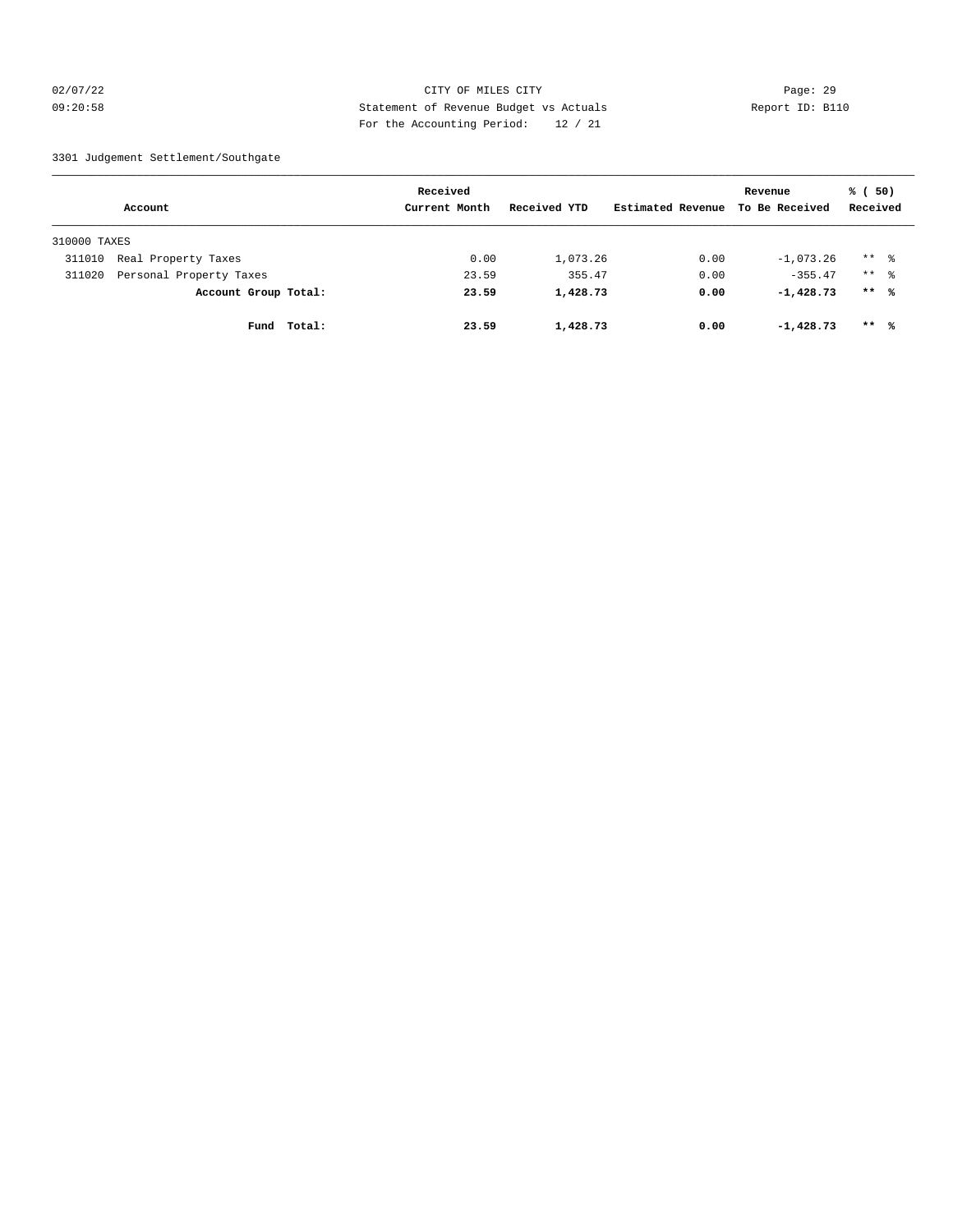02/07/22 CITY OF MILES CITY

09:20:58 Statement of Revenue Budget vs Actuals Report ID: B110

For the Accounting Period: 12 / 21

3301 Judgement Settlement/Southgate

| Account | Received Current Month | Received YTD | Estimated Revenue | Revenue To Be Received | % ( 50) Received |
|---|---|---|---|---|---|
| 310000 TAXES | | | | | |
| 311010 Real Property Taxes | 0.00 | 1,073.26 | 0.00 | -1,073.26 | ** % |
| 311020 Personal Property Taxes | 23.59 | 355.47 | 0.00 | -355.47 | ** % |
| **Account Group Total:** | **23.59** | **1,428.73** | **0.00** | **-1,428.73** | **\*\* %** |
| **Fund Total:** | **23.59** | **1,428.73** | **0.00** | **-1,428.73** | **\*\* %** |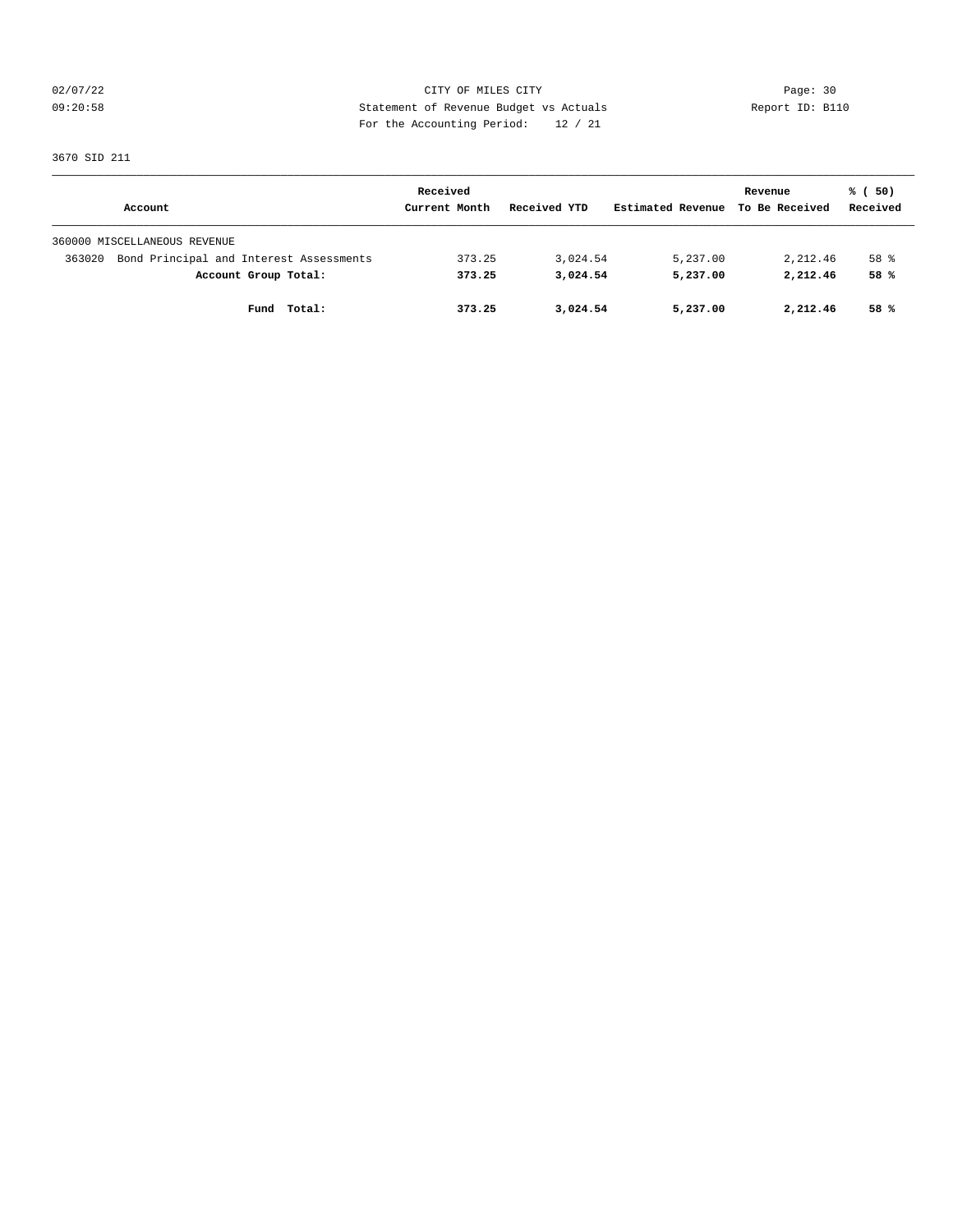CITY OF MILES CITY
Statement of Revenue Budget vs Actuals
For the Accounting Period: 12 / 21

02/07/22
09:20:58

Report ID: B110

3670 SID 211

| Account | Received Current Month | Received YTD | Estimated Revenue | Revenue To Be Received | % ( 50) Received |
|---|---|---|---|---|---|
| 360000 MISCELLANEOUS REVENUE | | | | | |
| 363020 Bond Principal and Interest Assessments | 373.25 | 3,024.54 | 5,237.00 | 2,212.46 | 58 % |
| **Account Group Total:** | **373.25** | **3,024.54** | **5,237.00** | **2,212.46** | **58 %** |
| **Fund Total:** | **373.25** | **3,024.54** | **5,237.00** | **2,212.46** | **58 %** |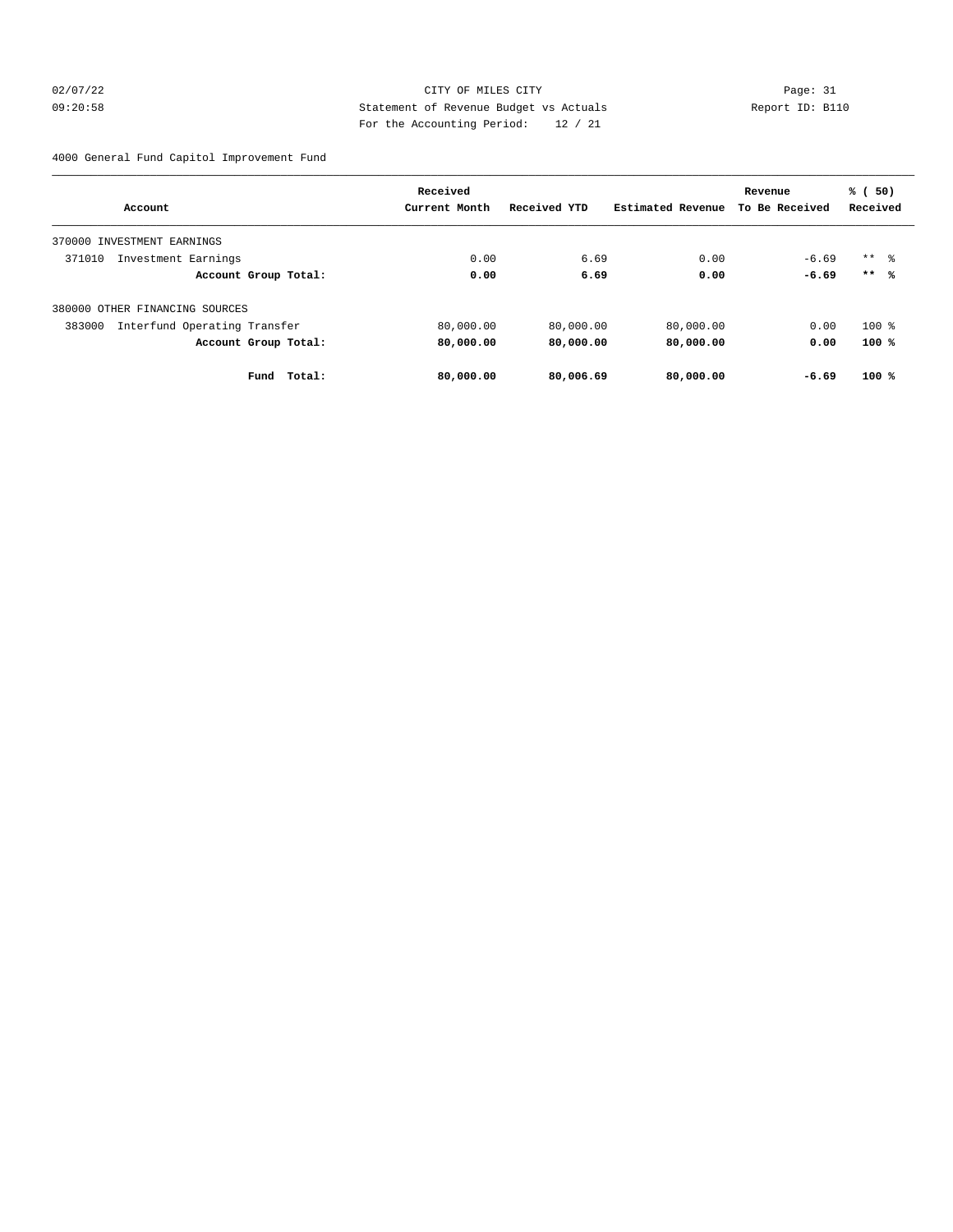CITY OF MILES CITY
Statement of Revenue Budget vs Actuals
For the Accounting Period: 12 / 21

4000 General Fund Capitol Improvement Fund

| Account | Received Current Month | Received YTD | Estimated Revenue | Revenue To Be Received | % ( 50) Received |
|---|---|---|---|---|---|
| 370000 INVESTMENT EARNINGS | | | | | |
| 371010 Investment Earnings | 0.00 | 6.69 | 0.00 | -6.69 | ** % |
| **Account Group Total:** | **0.00** | **6.69** | **0.00** | **-6.69** | **\*\* %** |
| 380000 OTHER FINANCING SOURCES | | | | | |
| 383000 Interfund Operating Transfer | 80,000.00 | 80,000.00 | 80,000.00 | 0.00 | 100 % |
| **Account Group Total:** | **80,000.00** | **80,000.00** | **80,000.00** | **0.00** | **100 %** |
| **Fund Total:** | **80,000.00** | **80,006.69** | **80,000.00** | **-6.69** | **100 %** |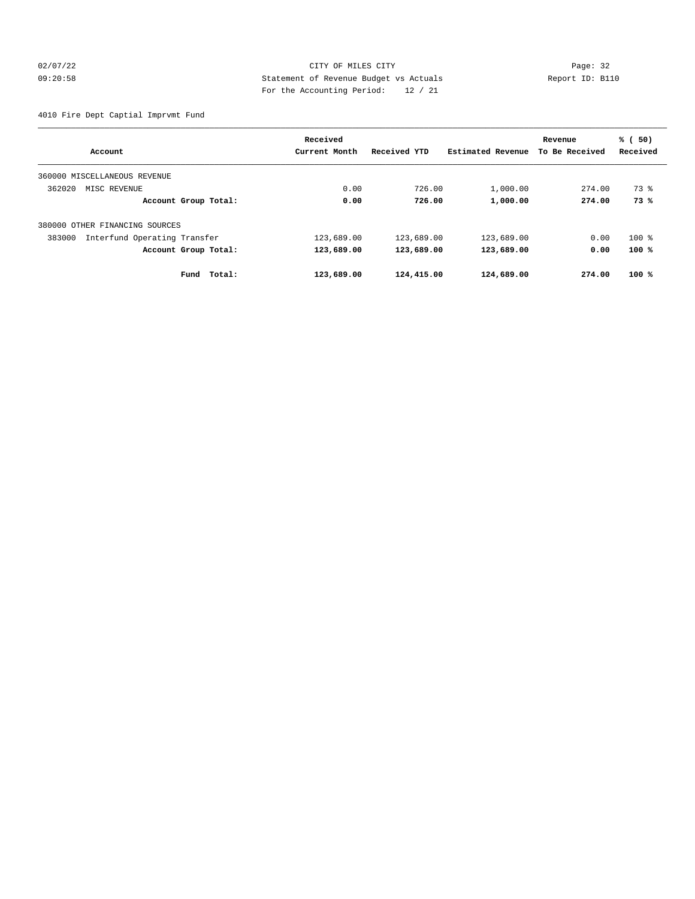CITY OF MILES CITY
Statement of Revenue Budget vs Actuals
For the Accounting Period: 12 / 21

02/07/22 09:20:58 Page: 32 Report ID: B110

4010 Fire Dept Captial Imprvmt Fund

| Account | Received Current Month | Received YTD | Estimated Revenue | Revenue To Be Received | % ( 50) Received |
|---|---|---|---|---|---|
| 360000 MISCELLANEOUS REVENUE | | | | | |
| 362020 MISC REVENUE | 0.00 | 726.00 | 1,000.00 | 274.00 | 73 % |
| **Account Group Total:** | **0.00** | **726.00** | **1,000.00** | **274.00** | **73 %** |
| 380000 OTHER FINANCING SOURCES | | | | | |
| 383000 Interfund Operating Transfer | 123,689.00 | 123,689.00 | 123,689.00 | 0.00 | 100 % |
| **Account Group Total:** | **123,689.00** | **123,689.00** | **123,689.00** | **0.00** | **100 %** |
| **Fund Total:** | **123,689.00** | **124,415.00** | **124,689.00** | **274.00** | **100 %** |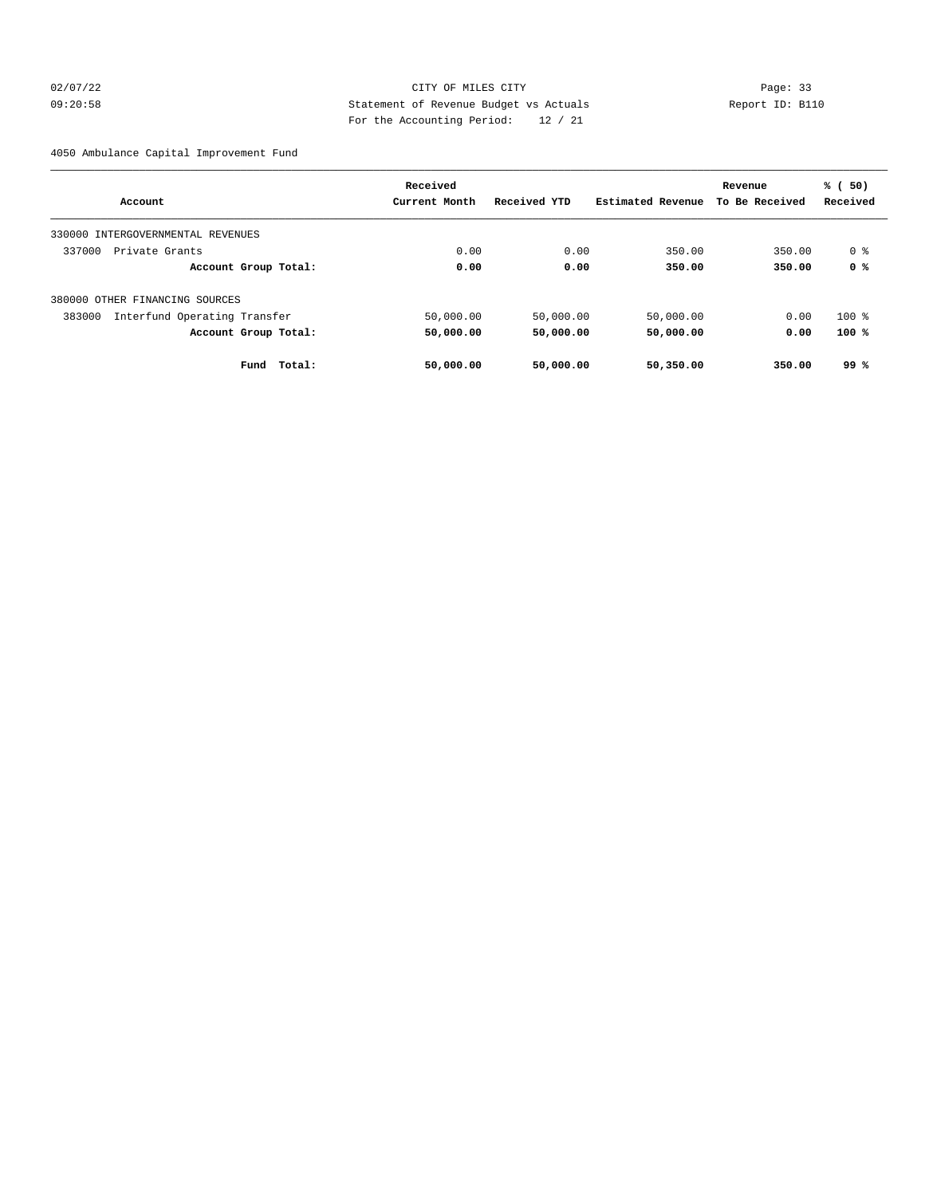CITY OF MILES CITY
Statement of Revenue Budget vs Actuals
For the Accounting Period: 12 / 21

02/07/22 09:20:58 — Report ID: B110

4050 Ambulance Capital Improvement Fund

| Account | Received Current Month | Received YTD | Estimated Revenue | Revenue To Be Received | % ( 50) Received |
|---|---|---|---|---|---|
| 330000 INTERGOVERNMENTAL REVENUES | | | | | |
| 337000 Private Grants | 0.00 | 0.00 | 350.00 | 350.00 | 0 % |
| **Account Group Total:** | **0.00** | **0.00** | **350.00** | **350.00** | **0 %** |
| 380000 OTHER FINANCING SOURCES | | | | | |
| 383000 Interfund Operating Transfer | 50,000.00 | 50,000.00 | 50,000.00 | 0.00 | 100 % |
| **Account Group Total:** | **50,000.00** | **50,000.00** | **50,000.00** | **0.00** | **100 %** |
| **Fund Total:** | **50,000.00** | **50,000.00** | **50,350.00** | **350.00** | **99 %** |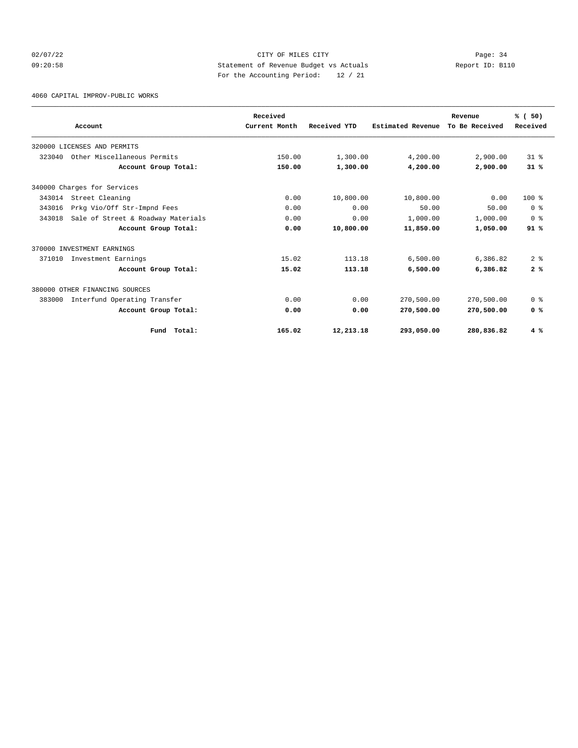CITY OF MILES CITY

Statement of Revenue Budget vs Actuals

For the Accounting Period: 12 / 21

4060 CAPITAL IMPROV-PUBLIC WORKS

| Account | Received Current Month | Received YTD | Estimated Revenue | Revenue To Be Received | % ( 50) Received |
|---|---|---|---|---|---|
| 320000 LICENSES AND PERMITS | | | | | |
| 323040 Other Miscellaneous Permits | 150.00 | 1,300.00 | 4,200.00 | 2,900.00 | 31 % |
| **Account Group Total:** | **150.00** | **1,300.00** | **4,200.00** | **2,900.00** | **31 %** |
| 340000 Charges for Services | | | | | |
| 343014 Street Cleaning | 0.00 | 10,800.00 | 10,800.00 | 0.00 | 100 % |
| 343016 Prkg Vio/Off Str-Impnd Fees | 0.00 | 0.00 | 50.00 | 50.00 | 0 % |
| 343018 Sale of Street & Roadway Materials | 0.00 | 0.00 | 1,000.00 | 1,000.00 | 0 % |
| **Account Group Total:** | **0.00** | **10,800.00** | **11,850.00** | **1,050.00** | **91 %** |
| 370000 INVESTMENT EARNINGS | | | | | |
| 371010 Investment Earnings | 15.02 | 113.18 | 6,500.00 | 6,386.82 | 2 % |
| **Account Group Total:** | **15.02** | **113.18** | **6,500.00** | **6,386.82** | **2 %** |
| 380000 OTHER FINANCING SOURCES | | | | | |
| 383000 Interfund Operating Transfer | 0.00 | 0.00 | 270,500.00 | 270,500.00 | 0 % |
| **Account Group Total:** | **0.00** | **0.00** | **270,500.00** | **270,500.00** | **0 %** |
| **Fund Total:** | **165.02** | **12,213.18** | **293,050.00** | **280,836.82** | **4 %** |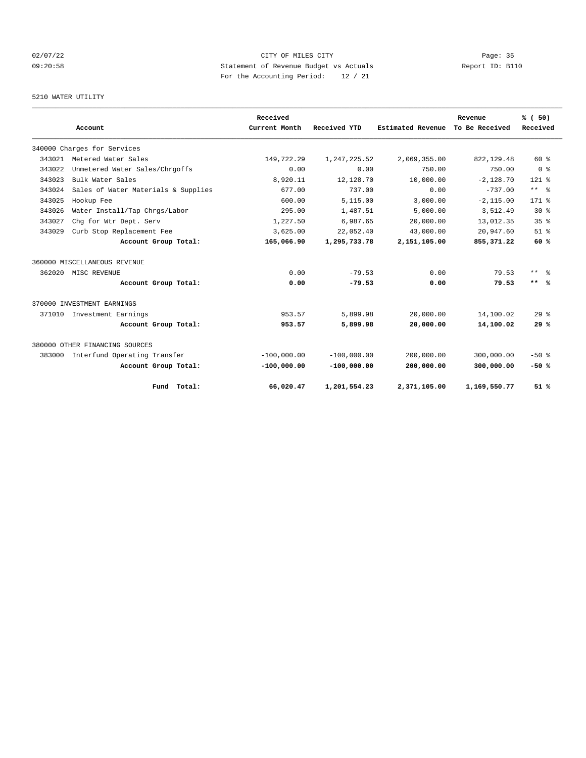CITY OF MILES CITY
Statement of Revenue Budget vs Actuals
For the Accounting Period: 12 / 21

02/07/22 09:20:58 — Report ID: B110

5210 WATER UTILITY

| Account | | Received Current Month | Received YTD | Estimated Revenue | Revenue To Be Received | % ( 50) Received |
|---|---|---|---|---|---|---|
| 340000 Charges for Services | | | | | | |
| 343021 | Metered Water Sales | 149,722.29 | 1,247,225.52 | 2,069,355.00 | 822,129.48 | 60 % |
| 343022 | Unmetered Water Sales/Chrgoffs | 0.00 | 0.00 | 750.00 | 750.00 | 0 % |
| 343023 | Bulk Water Sales | 8,920.11 | 12,128.70 | 10,000.00 | -2,128.70 | 121 % |
| 343024 | Sales of Water Materials & Supplies | 677.00 | 737.00 | 0.00 | -737.00 | ** % |
| 343025 | Hookup Fee | 600.00 | 5,115.00 | 3,000.00 | -2,115.00 | 171 % |
| 343026 | Water Install/Tap Chrgs/Labor | 295.00 | 1,487.51 | 5,000.00 | 3,512.49 | 30 % |
| 343027 | Chg for Wtr Dept. Serv | 1,227.50 | 6,987.65 | 20,000.00 | 13,012.35 | 35 % |
| 343029 | Curb Stop Replacement Fee | 3,625.00 | 22,052.40 | 43,000.00 | 20,947.60 | 51 % |
| | **Account Group Total:** | **165,066.90** | **1,295,733.78** | **2,151,105.00** | **855,371.22** | **60 %** |
| 360000 MISCELLANEOUS REVENUE | | | | | | |
| 362020 | MISC REVENUE | 0.00 | -79.53 | 0.00 | 79.53 | ** % |
| | **Account Group Total:** | **0.00** | **-79.53** | **0.00** | **79.53** | **** %** |
| 370000 INVESTMENT EARNINGS | | | | | | |
| 371010 | Investment Earnings | 953.57 | 5,899.98 | 20,000.00 | 14,100.02 | 29 % |
| | **Account Group Total:** | **953.57** | **5,899.98** | **20,000.00** | **14,100.02** | **29 %** |
| 380000 OTHER FINANCING SOURCES | | | | | | |
| 383000 | Interfund Operating Transfer | -100,000.00 | -100,000.00 | 200,000.00 | 300,000.00 | -50 % |
| | **Account Group Total:** | **-100,000.00** | **-100,000.00** | **200,000.00** | **300,000.00** | **-50 %** |
| | **Fund Total:** | **66,020.47** | **1,201,554.23** | **2,371,105.00** | **1,169,550.77** | **51 %** |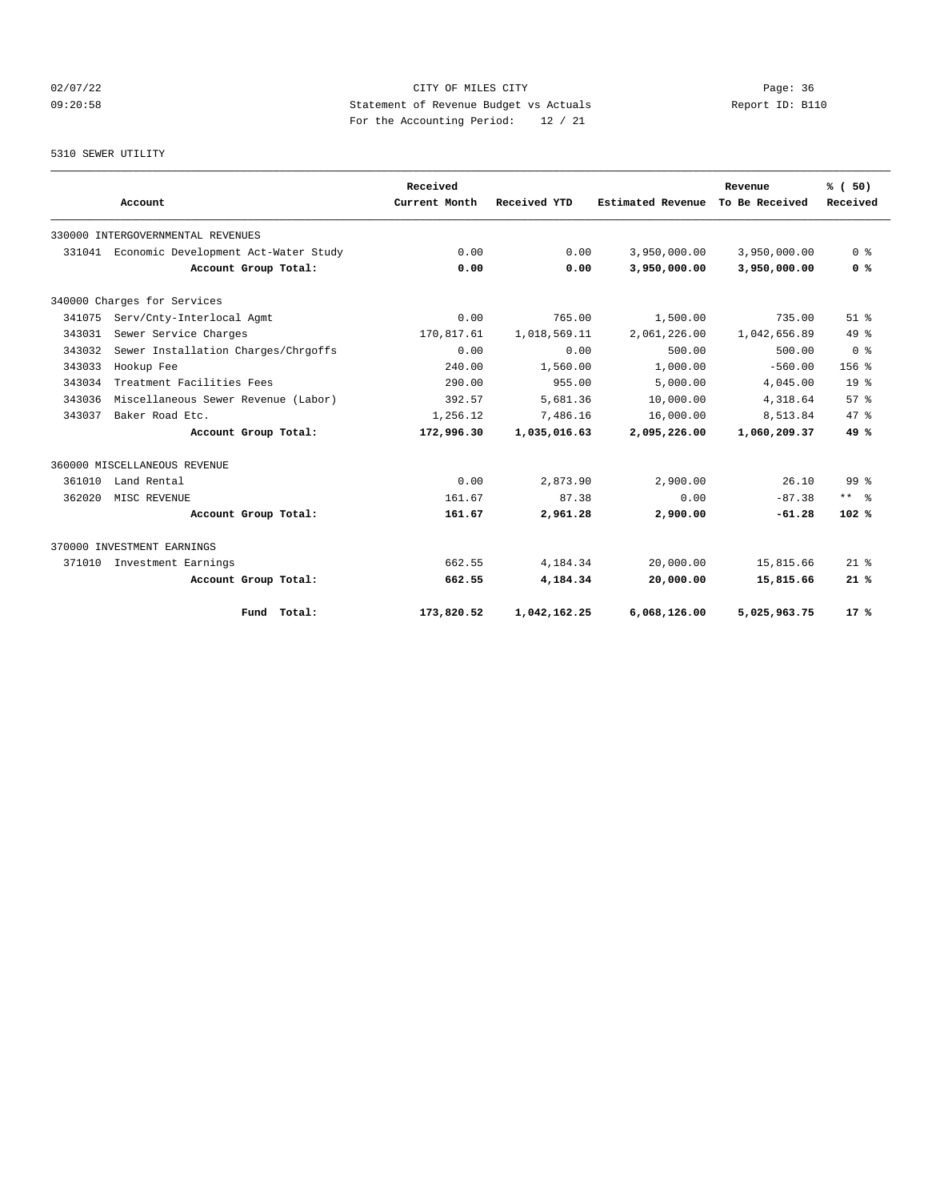CITY OF MILES CITY

Statement of Revenue Budget vs Actuals

For the Accounting Period: 12 / 21

5310 SEWER UTILITY

| Account | | Received Current Month | Received YTD | Estimated Revenue | Revenue To Be Received | % ( 50) Received |
|---|---|---|---|---|---|---|
| 330000 INTERGOVERNMENTAL REVENUES | | | | | | |
| 331041 | Economic Development Act-Water Study | 0.00 | 0.00 | 3,950,000.00 | 3,950,000.00 | 0 % |
| | **Account Group Total:** | **0.00** | **0.00** | **3,950,000.00** | **3,950,000.00** | **0 %** |
| 340000 Charges for Services | | | | | | |
| 341075 | Serv/Cnty-Interlocal Agmt | 0.00 | 765.00 | 1,500.00 | 735.00 | 51 % |
| 343031 | Sewer Service Charges | 170,817.61 | 1,018,569.11 | 2,061,226.00 | 1,042,656.89 | 49 % |
| 343032 | Sewer Installation Charges/Chrgoffs | 0.00 | 0.00 | 500.00 | 500.00 | 0 % |
| 343033 | Hookup Fee | 240.00 | 1,560.00 | 1,000.00 | -560.00 | 156 % |
| 343034 | Treatment Facilities Fees | 290.00 | 955.00 | 5,000.00 | 4,045.00 | 19 % |
| 343036 | Miscellaneous Sewer Revenue (Labor) | 392.57 | 5,681.36 | 10,000.00 | 4,318.64 | 57 % |
| 343037 | Baker Road Etc. | 1,256.12 | 7,486.16 | 16,000.00 | 8,513.84 | 47 % |
| | **Account Group Total:** | **172,996.30** | **1,035,016.63** | **2,095,226.00** | **1,060,209.37** | **49 %** |
| 360000 MISCELLANEOUS REVENUE | | | | | | |
| 361010 | Land Rental | 0.00 | 2,873.90 | 2,900.00 | 26.10 | 99 % |
| 362020 | MISC REVENUE | 161.67 | 87.38 | 0.00 | -87.38 | ** % |
| | **Account Group Total:** | **161.67** | **2,961.28** | **2,900.00** | **-61.28** | **102 %** |
| 370000 INVESTMENT EARNINGS | | | | | | |
| 371010 | Investment Earnings | 662.55 | 4,184.34 | 20,000.00 | 15,815.66 | 21 % |
| | **Account Group Total:** | **662.55** | **4,184.34** | **20,000.00** | **15,815.66** | **21 %** |
| | **Fund Total:** | **173,820.52** | **1,042,162.25** | **6,068,126.00** | **5,025,963.75** | **17 %** |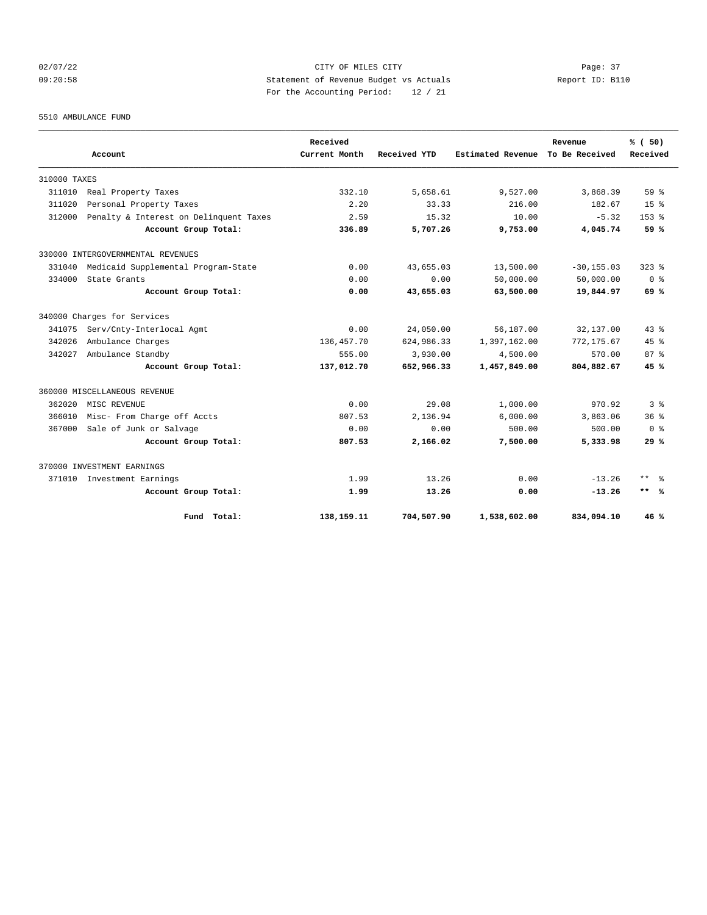CITY OF MILES CITY
Statement of Revenue Budget vs Actuals
For the Accounting Period: 12 / 21

02/07/22 09:20:58 — Report ID: B110

5510 AMBULANCE FUND

| Account | Received Current Month | Received YTD | Estimated Revenue | Revenue To Be Received | % ( 50) Received |
|---|---|---|---|---|---|
| 310000 TAXES | | | | | |
| 311010 Real Property Taxes | 332.10 | 5,658.61 | 9,527.00 | 3,868.39 | 59 % |
| 311020 Personal Property Taxes | 2.20 | 33.33 | 216.00 | 182.67 | 15 % |
| 312000 Penalty & Interest on Delinquent Taxes | 2.59 | 15.32 | 10.00 | -5.32 | 153 % |
| **Account Group Total:** | **336.89** | **5,707.26** | **9,753.00** | **4,045.74** | **59 %** |
| 330000 INTERGOVERNMENTAL REVENUES | | | | | |
| 331040 Medicaid Supplemental Program-State | 0.00 | 43,655.03 | 13,500.00 | -30,155.03 | 323 % |
| 334000 State Grants | 0.00 | 0.00 | 50,000.00 | 50,000.00 | 0 % |
| **Account Group Total:** | **0.00** | **43,655.03** | **63,500.00** | **19,844.97** | **69 %** |
| 340000 Charges for Services | | | | | |
| 341075 Serv/Cnty-Interlocal Agmt | 0.00 | 24,050.00 | 56,187.00 | 32,137.00 | 43 % |
| 342026 Ambulance Charges | 136,457.70 | 624,986.33 | 1,397,162.00 | 772,175.67 | 45 % |
| 342027 Ambulance Standby | 555.00 | 3,930.00 | 4,500.00 | 570.00 | 87 % |
| **Account Group Total:** | **137,012.70** | **652,966.33** | **1,457,849.00** | **804,882.67** | **45 %** |
| 360000 MISCELLANEOUS REVENUE | | | | | |
| 362020 MISC REVENUE | 0.00 | 29.08 | 1,000.00 | 970.92 | 3 % |
| 366010 Misc- From Charge off Accts | 807.53 | 2,136.94 | 6,000.00 | 3,863.06 | 36 % |
| 367000 Sale of Junk or Salvage | 0.00 | 0.00 | 500.00 | 500.00 | 0 % |
| **Account Group Total:** | **807.53** | **2,166.02** | **7,500.00** | **5,333.98** | **29 %** |
| 370000 INVESTMENT EARNINGS | | | | | |
| 371010 Investment Earnings | 1.99 | 13.26 | 0.00 | -13.26 | ** % |
| **Account Group Total:** | **1.99** | **13.26** | **0.00** | **-13.26** | **** %** |
| **Fund Total:** | **138,159.11** | **704,507.90** | **1,538,602.00** | **834,094.10** | **46 %** |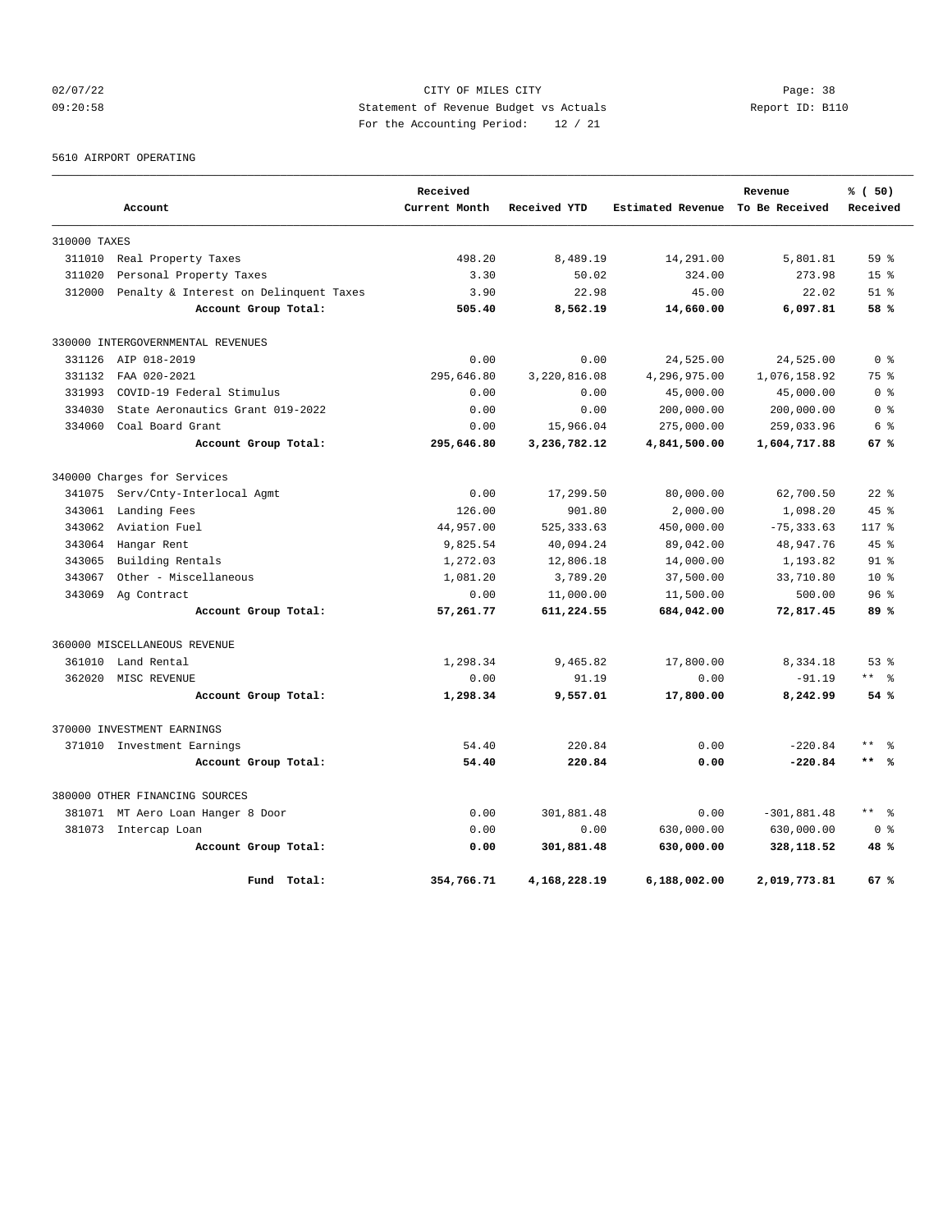CITY OF MILES CITY
Statement of Revenue Budget vs Actuals
For the Accounting Period: 12 / 21

02/07/22 09:20:58 — Report ID: B110

5610 AIRPORT OPERATING

| Account | | Received Current Month | Received YTD | Estimated Revenue | Revenue To Be Received | % ( 50) Received |
|---|---|---|---|---|---|---|
| 310000 TAXES | | | | | | |
| 311010 | Real Property Taxes | 498.20 | 8,489.19 | 14,291.00 | 5,801.81 | 59 % |
| 311020 | Personal Property Taxes | 3.30 | 50.02 | 324.00 | 273.98 | 15 % |
| 312000 | Penalty & Interest on Delinquent Taxes | 3.90 | 22.98 | 45.00 | 22.02 | 51 % |
| | **Account Group Total:** | **505.40** | **8,562.19** | **14,660.00** | **6,097.81** | **58 %** |
| 330000 INTERGOVERNMENTAL REVENUES | | | | | | |
| 331126 | AIP 018-2019 | 0.00 | 0.00 | 24,525.00 | 24,525.00 | 0 % |
| 331132 | FAA 020-2021 | 295,646.80 | 3,220,816.08 | 4,296,975.00 | 1,076,158.92 | 75 % |
| 331993 | COVID-19 Federal Stimulus | 0.00 | 0.00 | 45,000.00 | 45,000.00 | 0 % |
| 334030 | State Aeronautics Grant 019-2022 | 0.00 | 0.00 | 200,000.00 | 200,000.00 | 0 % |
| 334060 | Coal Board Grant | 0.00 | 15,966.04 | 275,000.00 | 259,033.96 | 6 % |
| | **Account Group Total:** | **295,646.80** | **3,236,782.12** | **4,841,500.00** | **1,604,717.88** | **67 %** |
| 340000 Charges for Services | | | | | | |
| 341075 | Serv/Cnty-Interlocal Agmt | 0.00 | 17,299.50 | 80,000.00 | 62,700.50 | 22 % |
| 343061 | Landing Fees | 126.00 | 901.80 | 2,000.00 | 1,098.20 | 45 % |
| 343062 | Aviation Fuel | 44,957.00 | 525,333.63 | 450,000.00 | -75,333.63 | 117 % |
| 343064 | Hangar Rent | 9,825.54 | 40,094.24 | 89,042.00 | 48,947.76 | 45 % |
| 343065 | Building Rentals | 1,272.03 | 12,806.18 | 14,000.00 | 1,193.82 | 91 % |
| 343067 | Other - Miscellaneous | 1,081.20 | 3,789.20 | 37,500.00 | 33,710.80 | 10 % |
| 343069 | Ag Contract | 0.00 | 11,000.00 | 11,500.00 | 500.00 | 96 % |
| | **Account Group Total:** | **57,261.77** | **611,224.55** | **684,042.00** | **72,817.45** | **89 %** |
| 360000 MISCELLANEOUS REVENUE | | | | | | |
| 361010 | Land Rental | 1,298.34 | 9,465.82 | 17,800.00 | 8,334.18 | 53 % |
| 362020 | MISC REVENUE | 0.00 | 91.19 | 0.00 | -91.19 | ** % |
| | **Account Group Total:** | **1,298.34** | **9,557.01** | **17,800.00** | **8,242.99** | **54 %** |
| 370000 INVESTMENT EARNINGS | | | | | | |
| 371010 | Investment Earnings | 54.40 | 220.84 | 0.00 | -220.84 | ** % |
| | **Account Group Total:** | **54.40** | **220.84** | **0.00** | **-220.84** | **** %** |
| 380000 OTHER FINANCING SOURCES | | | | | | |
| 381071 | MT Aero Loan Hanger 8 Door | 0.00 | 301,881.48 | 0.00 | -301,881.48 | ** % |
| 381073 | Intercap Loan | 0.00 | 0.00 | 630,000.00 | 630,000.00 | 0 % |
| | **Account Group Total:** | **0.00** | **301,881.48** | **630,000.00** | **328,118.52** | **48 %** |
| | **Fund Total:** | **354,766.71** | **4,168,228.19** | **6,188,002.00** | **2,019,773.81** | **67 %** |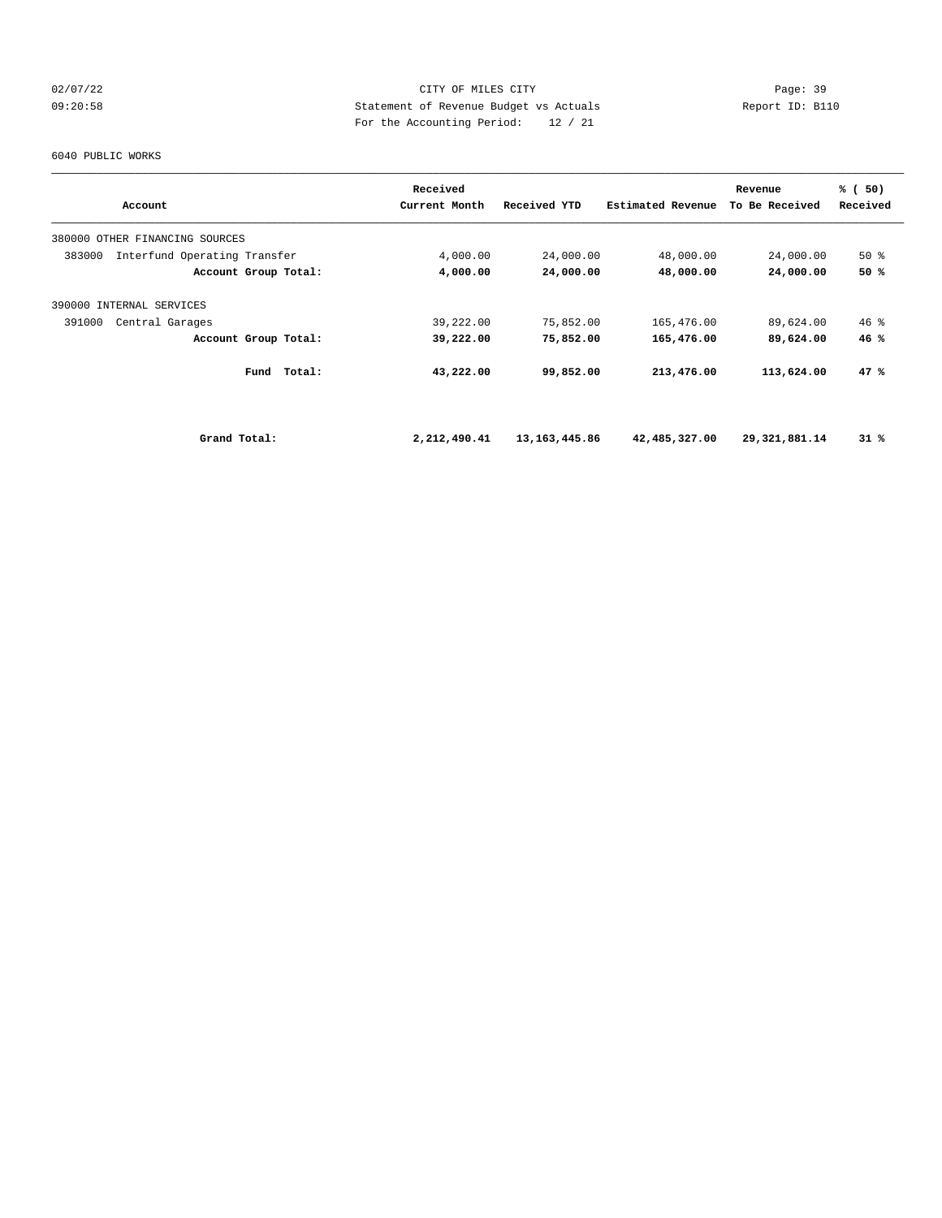CITY OF MILES CITY
Statement of Revenue Budget vs Actuals
For the Accounting Period: 12 / 21

6040 PUBLIC WORKS

| Account | Received Current Month | Received YTD | Estimated Revenue | Revenue To Be Received | % ( 50) Received |
|---|---|---|---|---|---|
| 380000 OTHER FINANCING SOURCES | | | | | |
| 383000 Interfund Operating Transfer | 4,000.00 | 24,000.00 | 48,000.00 | 24,000.00 | 50 % |
| **Account Group Total:** | **4,000.00** | **24,000.00** | **48,000.00** | **24,000.00** | **50 %** |
| 390000 INTERNAL SERVICES | | | | | |
| 391000 Central Garages | 39,222.00 | 75,852.00 | 165,476.00 | 89,624.00 | 46 % |
| **Account Group Total:** | **39,222.00** | **75,852.00** | **165,476.00** | **89,624.00** | **46 %** |
| **Fund Total:** | **43,222.00** | **99,852.00** | **213,476.00** | **113,624.00** | **47 %** |
| **Grand Total:** | **2,212,490.41** | **13,163,445.86** | **42,485,327.00** | **29,321,881.14** | **31 %** |